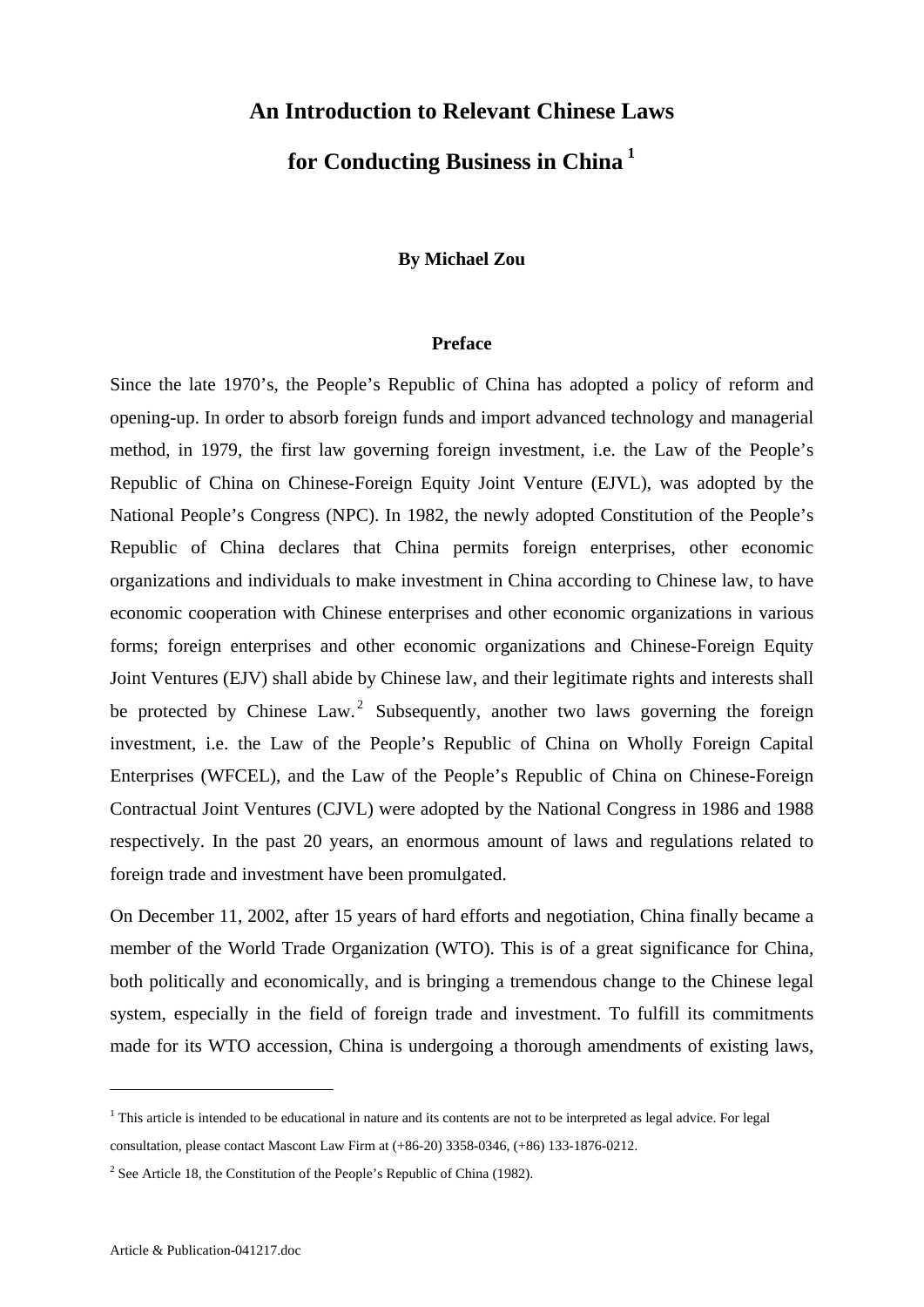# An Introduction to Relevant Chinese Laws for Conducting Business in China [1]

**By Michael Zou**

## Preface

Since the late 1970's, the People's Republic of China has adopted a policy of reform and opening-up. In order to absorb foreign funds and import advanced technology and managerial method, in 1979, the first law governing foreign investment, i.e. the Law of the People's Republic of China on Chinese-Foreign Equity Joint Venture (EJVL), was adopted by the National People's Congress (NPC). In 1982, the newly adopted Constitution of the People's Republic of China declares that China permits foreign enterprises, other economic organizations and individuals to make investment in China according to Chinese law, to have economic cooperation with Chinese enterprises and other economic organizations in various forms; foreign enterprises and other economic organizations and Chinese-Foreign Equity Joint Ventures (EJV) shall abide by Chinese law, and their legitimate rights and interests shall be protected by Chinese Law.[2] Subsequently, another two laws governing the foreign investment, i.e. the Law of the People's Republic of China on Wholly Foreign Capital Enterprises (WFCEL), and the Law of the People's Republic of China on Chinese-Foreign Contractual Joint Ventures (CJVL) were adopted by the National Congress in 1986 and 1988 respectively. In the past 20 years, an enormous amount of laws and regulations related to foreign trade and investment have been promulgated.

On December 11, 2002, after 15 years of hard efforts and negotiation, China finally became a member of the World Trade Organization (WTO). This is of a great significance for China, both politically and economically, and is bringing a tremendous change to the Chinese legal system, especially in the field of foreign trade and investment. To fulfill its commitments made for its WTO accession, China is undergoing a thorough amendments of existing laws,

---

[1] This article is intended to be educational in nature and its contents are not to be interpreted as legal advice. For legal consultation, please contact Mascont Law Firm at (+86-20) 3358-0346, (+86) 133-1876-0212.

[2] See Article 18, the Constitution of the People's Republic of China (1982).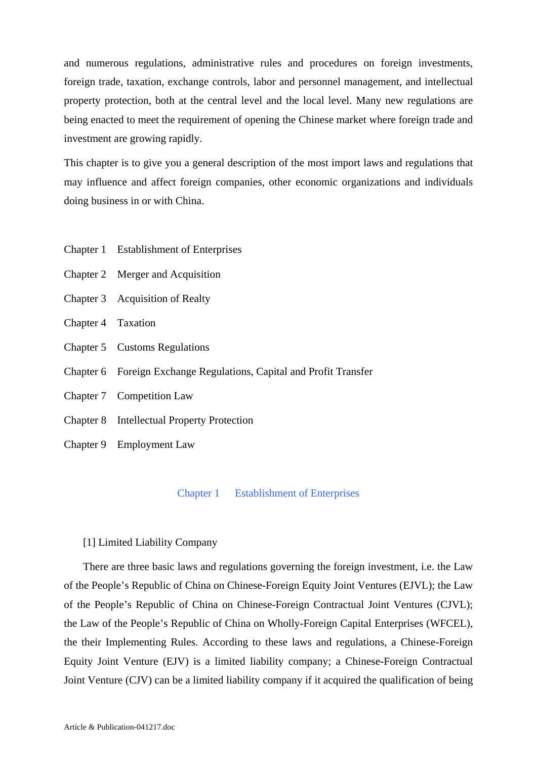and numerous regulations, administrative rules and procedures on foreign investments, foreign trade, taxation, exchange controls, labor and personnel management, and intellectual property protection, both at the central level and the local level. Many new regulations are being enacted to meet the requirement of opening the Chinese market where foreign trade and investment are growing rapidly.

This chapter is to give you a general description of the most import laws and regulations that may influence and affect foreign companies, other economic organizations and individuals doing business in or with China.

Chapter 1 Establishment of Enterprises

Chapter 2 Merger and Acquisition

Chapter 3 Acquisition of Realty

Chapter 4 Taxation

Chapter 5 Customs Regulations

Chapter 6 Foreign Exchange Regulations, Capital and Profit Transfer

Chapter 7 Competition Law

Chapter 8 Intellectual Property Protection

Chapter 9 Employment Law

## Chapter 1 Establishment of Enterprises

### [1] Limited Liability Company

There are three basic laws and regulations governing the foreign investment, i.e. the Law of the People's Republic of China on Chinese-Foreign Equity Joint Ventures (EJVL); the Law of the People's Republic of China on Chinese-Foreign Contractual Joint Ventures (CJVL); the Law of the People's Republic of China on Wholly-Foreign Capital Enterprises (WFCEL), the their Implementing Rules. According to these laws and regulations, a Chinese-Foreign Equity Joint Venture (EJV) is a limited liability company; a Chinese-Foreign Contractual Joint Venture (CJV) can be a limited liability company if it acquired the qualification of being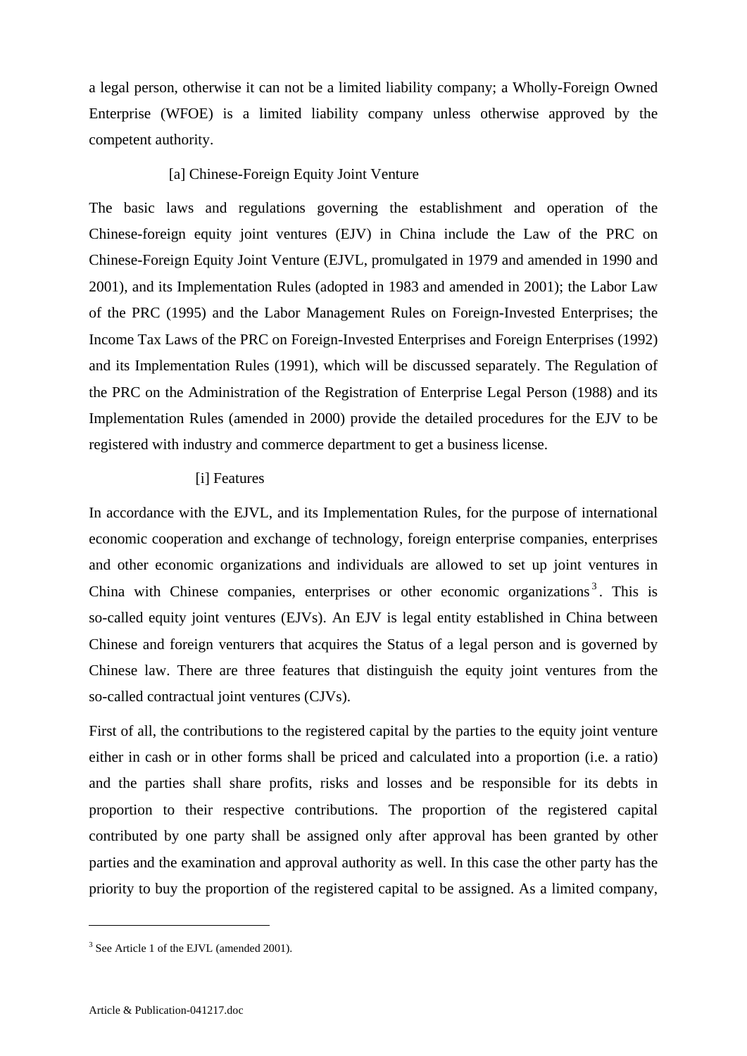a legal person, otherwise it can not be a limited liability company; a Wholly-Foreign Owned Enterprise (WFOE) is a limited liability company unless otherwise approved by the competent authority.

### [a] Chinese-Foreign Equity Joint Venture

The basic laws and regulations governing the establishment and operation of the Chinese-foreign equity joint ventures (EJV) in China include the Law of the PRC on Chinese-Foreign Equity Joint Venture (EJVL, promulgated in 1979 and amended in 1990 and 2001), and its Implementation Rules (adopted in 1983 and amended in 2001); the Labor Law of the PRC (1995) and the Labor Management Rules on Foreign-Invested Enterprises; the Income Tax Laws of the PRC on Foreign-Invested Enterprises and Foreign Enterprises (1992) and its Implementation Rules (1991), which will be discussed separately. The Regulation of the PRC on the Administration of the Registration of Enterprise Legal Person (1988) and its Implementation Rules (amended in 2000) provide the detailed procedures for the EJV to be registered with industry and commerce department to get a business license.

#### [i] Features

In accordance with the EJVL, and its Implementation Rules, for the purpose of international economic cooperation and exchange of technology, foreign enterprise companies, enterprises and other economic organizations and individuals are allowed to set up joint ventures in China with Chinese companies, enterprises or other economic organizations[3]. This is so-called equity joint ventures (EJVs). An EJV is legal entity established in China between Chinese and foreign venturers that acquires the Status of a legal person and is governed by Chinese law. There are three features that distinguish the equity joint ventures from the so-called contractual joint ventures (CJVs).

First of all, the contributions to the registered capital by the parties to the equity joint venture either in cash or in other forms shall be priced and calculated into a proportion (i.e. a ratio) and the parties shall share profits, risks and losses and be responsible for its debts in proportion to their respective contributions. The proportion of the registered capital contributed by one party shall be assigned only after approval has been granted by other parties and the examination and approval authority as well. In this case the other party has the priority to buy the proportion of the registered capital to be assigned. As a limited company,

---

[3] See Article 1 of the EJVL (amended 2001).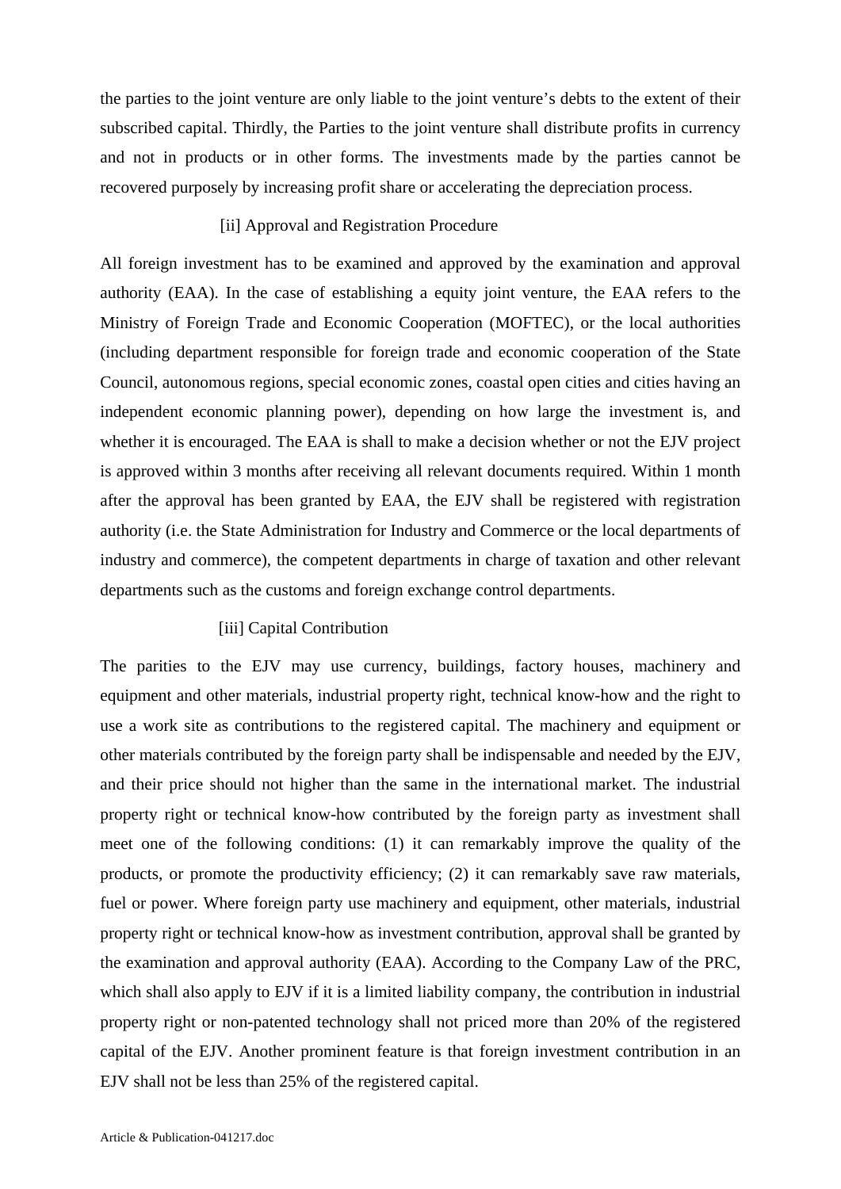the parties to the joint venture are only liable to the joint venture's debts to the extent of their subscribed capital. Thirdly, the Parties to the joint venture shall distribute profits in currency and not in products or in other forms. The investments made by the parties cannot be recovered purposely by increasing profit share or accelerating the depreciation process.

[ii] Approval and Registration Procedure

All foreign investment has to be examined and approved by the examination and approval authority (EAA). In the case of establishing a equity joint venture, the EAA refers to the Ministry of Foreign Trade and Economic Cooperation (MOFTEC), or the local authorities (including department responsible for foreign trade and economic cooperation of the State Council, autonomous regions, special economic zones, coastal open cities and cities having an independent economic planning power), depending on how large the investment is, and whether it is encouraged. The EAA is shall to make a decision whether or not the EJV project is approved within 3 months after receiving all relevant documents required. Within 1 month after the approval has been granted by EAA, the EJV shall be registered with registration authority (i.e. the State Administration for Industry and Commerce or the local departments of industry and commerce), the competent departments in charge of taxation and other relevant departments such as the customs and foreign exchange control departments.

[iii] Capital Contribution

The parities to the EJV may use currency, buildings, factory houses, machinery and equipment and other materials, industrial property right, technical know-how and the right to use a work site as contributions to the registered capital. The machinery and equipment or other materials contributed by the foreign party shall be indispensable and needed by the EJV, and their price should not higher than the same in the international market. The industrial property right or technical know-how contributed by the foreign party as investment shall meet one of the following conditions: (1) it can remarkably improve the quality of the products, or promote the productivity efficiency; (2) it can remarkably save raw materials, fuel or power. Where foreign party use machinery and equipment, other materials, industrial property right or technical know-how as investment contribution, approval shall be granted by the examination and approval authority (EAA). According to the Company Law of the PRC, which shall also apply to EJV if it is a limited liability company, the contribution in industrial property right or non-patented technology shall not priced more than 20% of the registered capital of the EJV. Another prominent feature is that foreign investment contribution in an EJV shall not be less than 25% of the registered capital.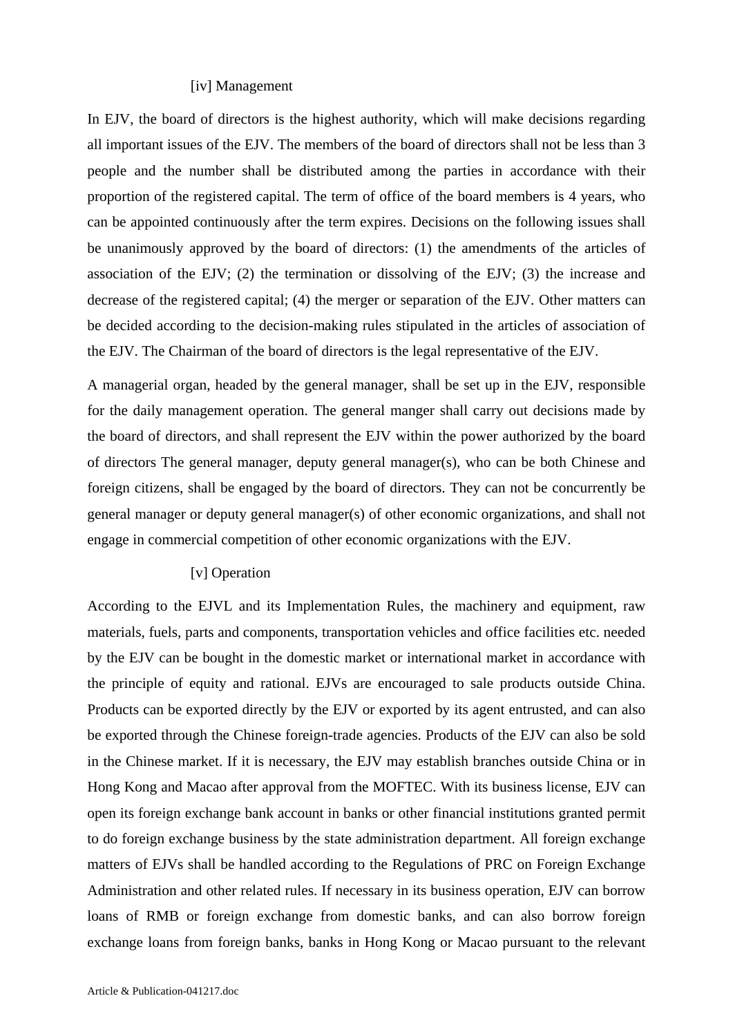[iv] Management

In EJV, the board of directors is the highest authority, which will make decisions regarding all important issues of the EJV. The members of the board of directors shall not be less than 3 people and the number shall be distributed among the parties in accordance with their proportion of the registered capital. The term of office of the board members is 4 years, who can be appointed continuously after the term expires. Decisions on the following issues shall be unanimously approved by the board of directors: (1) the amendments of the articles of association of the EJV; (2) the termination or dissolving of the EJV; (3) the increase and decrease of the registered capital; (4) the merger or separation of the EJV. Other matters can be decided according to the decision-making rules stipulated in the articles of association of the EJV. The Chairman of the board of directors is the legal representative of the EJV.

A managerial organ, headed by the general manager, shall be set up in the EJV, responsible for the daily management operation. The general manger shall carry out decisions made by the board of directors, and shall represent the EJV within the power authorized by the board of directors The general manager, deputy general manager(s), who can be both Chinese and foreign citizens, shall be engaged by the board of directors. They can not be concurrently be general manager or deputy general manager(s) of other economic organizations, and shall not engage in commercial competition of other economic organizations with the EJV.

[v] Operation

According to the EJVL and its Implementation Rules, the machinery and equipment, raw materials, fuels, parts and components, transportation vehicles and office facilities etc. needed by the EJV can be bought in the domestic market or international market in accordance with the principle of equity and rational. EJVs are encouraged to sale products outside China. Products can be exported directly by the EJV or exported by its agent entrusted, and can also be exported through the Chinese foreign-trade agencies. Products of the EJV can also be sold in the Chinese market. If it is necessary, the EJV may establish branches outside China or in Hong Kong and Macao after approval from the MOFTEC. With its business license, EJV can open its foreign exchange bank account in banks or other financial institutions granted permit to do foreign exchange business by the state administration department. All foreign exchange matters of EJVs shall be handled according to the Regulations of PRC on Foreign Exchange Administration and other related rules. If necessary in its business operation, EJV can borrow loans of RMB or foreign exchange from domestic banks, and can also borrow foreign exchange loans from foreign banks, banks in Hong Kong or Macao pursuant to the relevant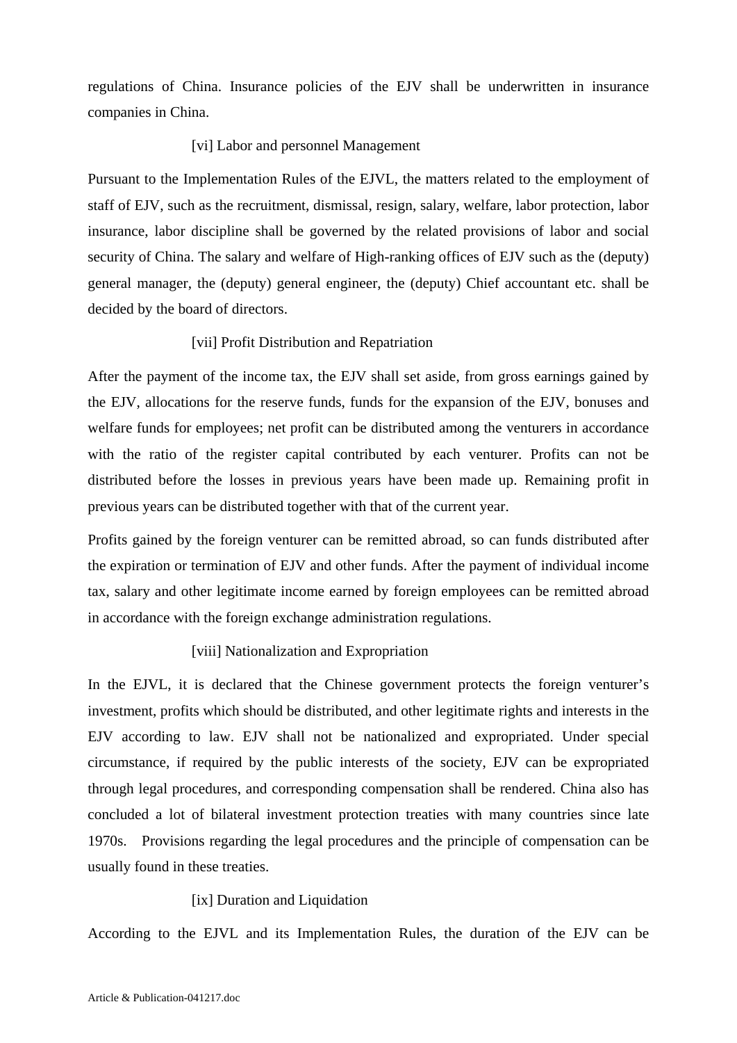regulations of China. Insurance policies of the EJV shall be underwritten in insurance companies in China.

[vi] Labor and personnel Management

Pursuant to the Implementation Rules of the EJVL, the matters related to the employment of staff of EJV, such as the recruitment, dismissal, resign, salary, welfare, labor protection, labor insurance, labor discipline shall be governed by the related provisions of labor and social security of China. The salary and welfare of High-ranking offices of EJV such as the (deputy) general manager, the (deputy) general engineer, the (deputy) Chief accountant etc. shall be decided by the board of directors.

[vii] Profit Distribution and Repatriation

After the payment of the income tax, the EJV shall set aside, from gross earnings gained by the EJV, allocations for the reserve funds, funds for the expansion of the EJV, bonuses and welfare funds for employees; net profit can be distributed among the venturers in accordance with the ratio of the register capital contributed by each venturer. Profits can not be distributed before the losses in previous years have been made up. Remaining profit in previous years can be distributed together with that of the current year.

Profits gained by the foreign venturer can be remitted abroad, so can funds distributed after the expiration or termination of EJV and other funds. After the payment of individual income tax, salary and other legitimate income earned by foreign employees can be remitted abroad in accordance with the foreign exchange administration regulations.

[viii] Nationalization and Expropriation

In the EJVL, it is declared that the Chinese government protects the foreign venturer's investment, profits which should be distributed, and other legitimate rights and interests in the EJV according to law. EJV shall not be nationalized and expropriated. Under special circumstance, if required by the public interests of the society, EJV can be expropriated through legal procedures, and corresponding compensation shall be rendered. China also has concluded a lot of bilateral investment protection treaties with many countries since late 1970s. Provisions regarding the legal procedures and the principle of compensation can be usually found in these treaties.

[ix] Duration and Liquidation

According to the EJVL and its Implementation Rules, the duration of the EJV can be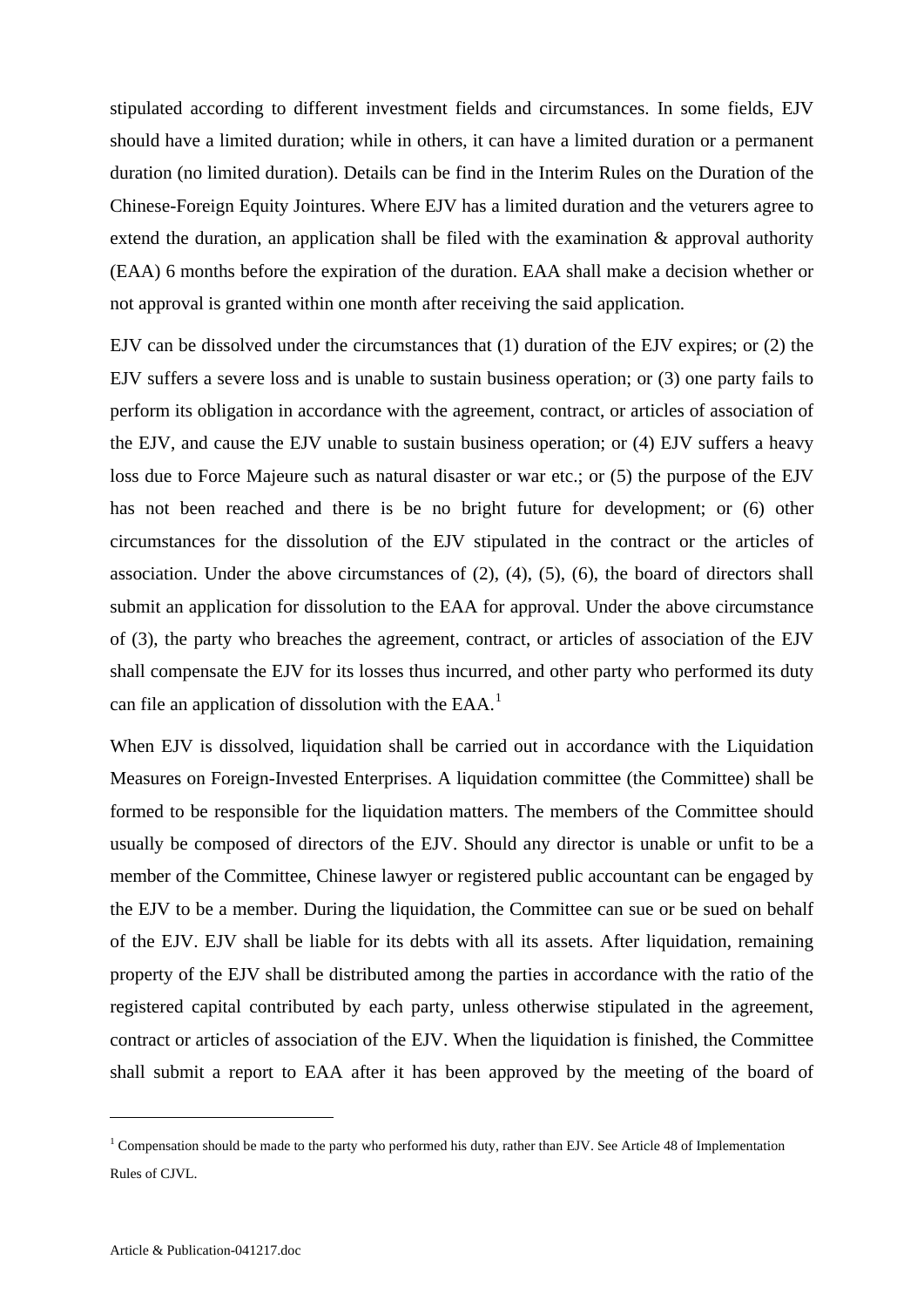stipulated according to different investment fields and circumstances. In some fields, EJV should have a limited duration; while in others, it can have a limited duration or a permanent duration (no limited duration). Details can be find in the Interim Rules on the Duration of the Chinese-Foreign Equity Jointures. Where EJV has a limited duration and the veturers agree to extend the duration, an application shall be filed with the examination & approval authority (EAA) 6 months before the expiration of the duration. EAA shall make a decision whether or not approval is granted within one month after receiving the said application.

EJV can be dissolved under the circumstances that (1) duration of the EJV expires; or (2) the EJV suffers a severe loss and is unable to sustain business operation; or (3) one party fails to perform its obligation in accordance with the agreement, contract, or articles of association of the EJV, and cause the EJV unable to sustain business operation; or (4) EJV suffers a heavy loss due to Force Majeure such as natural disaster or war etc.; or (5) the purpose of the EJV has not been reached and there is be no bright future for development; or (6) other circumstances for the dissolution of the EJV stipulated in the contract or the articles of association. Under the above circumstances of (2), (4), (5), (6), the board of directors shall submit an application for dissolution to the EAA for approval. Under the above circumstance of (3), the party who breaches the agreement, contract, or articles of association of the EJV shall compensate the EJV for its losses thus incurred, and other party who performed its duty can file an application of dissolution with the EAA.[1]

When EJV is dissolved, liquidation shall be carried out in accordance with the Liquidation Measures on Foreign-Invested Enterprises. A liquidation committee (the Committee) shall be formed to be responsible for the liquidation matters. The members of the Committee should usually be composed of directors of the EJV. Should any director is unable or unfit to be a member of the Committee, Chinese lawyer or registered public accountant can be engaged by the EJV to be a member. During the liquidation, the Committee can sue or be sued on behalf of the EJV. EJV shall be liable for its debts with all its assets. After liquidation, remaining property of the EJV shall be distributed among the parties in accordance with the ratio of the registered capital contributed by each party, unless otherwise stipulated in the agreement, contract or articles of association of the EJV. When the liquidation is finished, the Committee shall submit a report to EAA after it has been approved by the meeting of the board of

[1] Compensation should be made to the party who performed his duty, rather than EJV. See Article 48 of Implementation Rules of CJVL.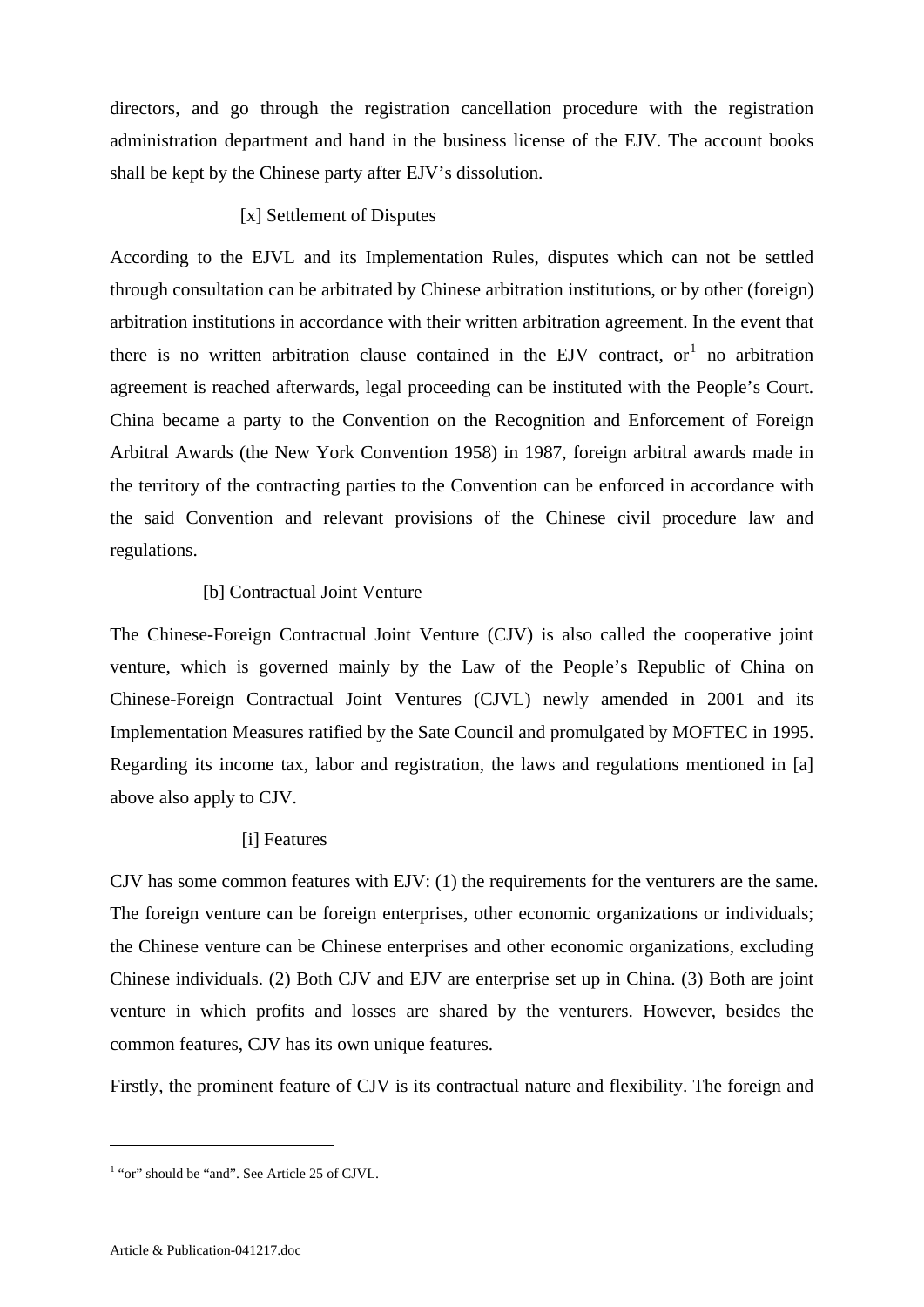directors, and go through the registration cancellation procedure with the registration administration department and hand in the business license of the EJV. The account books shall be kept by the Chinese party after EJV's dissolution.

#### [x] Settlement of Disputes

According to the EJVL and its Implementation Rules, disputes which can not be settled through consultation can be arbitrated by Chinese arbitration institutions, or by other (foreign) arbitration institutions in accordance with their written arbitration agreement. In the event that there is no written arbitration clause contained in the EJV contract, or[1] no arbitration agreement is reached afterwards, legal proceeding can be instituted with the People's Court. China became a party to the Convention on the Recognition and Enforcement of Foreign Arbitral Awards (the New York Convention 1958) in 1987, foreign arbitral awards made in the territory of the contracting parties to the Convention can be enforced in accordance with the said Convention and relevant provisions of the Chinese civil procedure law and regulations.

### [b] Contractual Joint Venture

The Chinese-Foreign Contractual Joint Venture (CJV) is also called the cooperative joint venture, which is governed mainly by the Law of the People's Republic of China on Chinese-Foreign Contractual Joint Ventures (CJVL) newly amended in 2001 and its Implementation Measures ratified by the Sate Council and promulgated by MOFTEC in 1995. Regarding its income tax, labor and registration, the laws and regulations mentioned in [a] above also apply to CJV.

#### [i] Features

CJV has some common features with EJV: (1) the requirements for the venturers are the same. The foreign venture can be foreign enterprises, other economic organizations or individuals; the Chinese venture can be Chinese enterprises and other economic organizations, excluding Chinese individuals. (2) Both CJV and EJV are enterprise set up in China. (3) Both are joint venture in which profits and losses are shared by the venturers. However, besides the common features, CJV has its own unique features.

Firstly, the prominent feature of CJV is its contractual nature and flexibility. The foreign and

---

[1] "or" should be "and". See Article 25 of CJVL.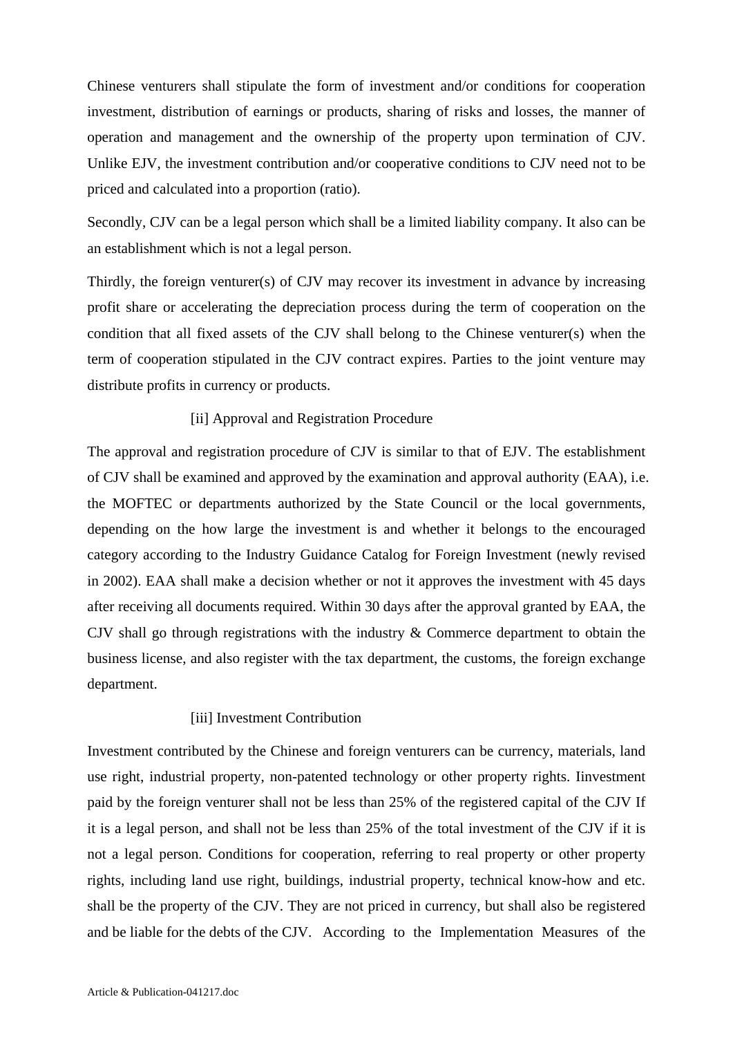Chinese venturers shall stipulate the form of investment and/or conditions for cooperation investment, distribution of earnings or products, sharing of risks and losses, the manner of operation and management and the ownership of the property upon termination of CJV. Unlike EJV, the investment contribution and/or cooperative conditions to CJV need not to be priced and calculated into a proportion (ratio).

Secondly, CJV can be a legal person which shall be a limited liability company. It also can be an establishment which is not a legal person.

Thirdly, the foreign venturer(s) of CJV may recover its investment in advance by increasing profit share or accelerating the depreciation process during the term of cooperation on the condition that all fixed assets of the CJV shall belong to the Chinese venturer(s) when the term of cooperation stipulated in the CJV contract expires. Parties to the joint venture may distribute profits in currency or products.

[ii] Approval and Registration Procedure

The approval and registration procedure of CJV is similar to that of EJV. The establishment of CJV shall be examined and approved by the examination and approval authority (EAA), i.e. the MOFTEC or departments authorized by the State Council or the local governments, depending on the how large the investment is and whether it belongs to the encouraged category according to the Industry Guidance Catalog for Foreign Investment (newly revised in 2002). EAA shall make a decision whether or not it approves the investment with 45 days after receiving all documents required. Within 30 days after the approval granted by EAA, the CJV shall go through registrations with the industry & Commerce department to obtain the business license, and also register with the tax department, the customs, the foreign exchange department.

[iii] Investment Contribution

Investment contributed by the Chinese and foreign venturers can be currency, materials, land use right, industrial property, non-patented technology or other property rights. Iinvestment paid by the foreign venturer shall not be less than 25% of the registered capital of the CJV If it is a legal person, and shall not be less than 25% of the total investment of the CJV if it is not a legal person. Conditions for cooperation, referring to real property or other property rights, including land use right, buildings, industrial property, technical know-how and etc. shall be the property of the CJV. They are not priced in currency, but shall also be registered and be liable for the debts of the CJV. According to the Implementation Measures of the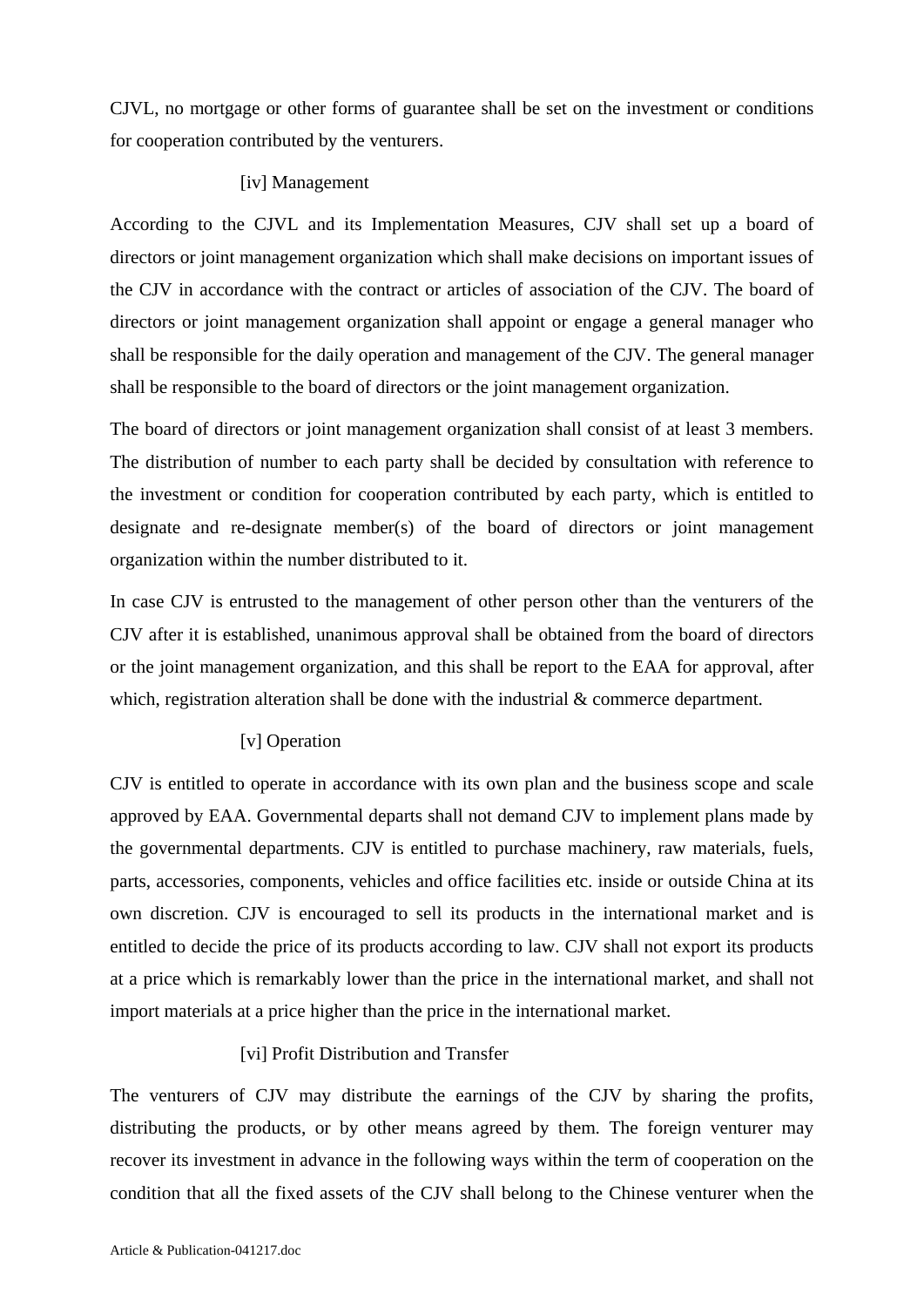CJVL, no mortgage or other forms of guarantee shall be set on the investment or conditions for cooperation contributed by the venturers.

[iv] Management

According to the CJVL and its Implementation Measures, CJV shall set up a board of directors or joint management organization which shall make decisions on important issues of the CJV in accordance with the contract or articles of association of the CJV. The board of directors or joint management organization shall appoint or engage a general manager who shall be responsible for the daily operation and management of the CJV. The general manager shall be responsible to the board of directors or the joint management organization.

The board of directors or joint management organization shall consist of at least 3 members. The distribution of number to each party shall be decided by consultation with reference to the investment or condition for cooperation contributed by each party, which is entitled to designate and re-designate member(s) of the board of directors or joint management organization within the number distributed to it.

In case CJV is entrusted to the management of other person other than the venturers of the CJV after it is established, unanimous approval shall be obtained from the board of directors or the joint management organization, and this shall be report to the EAA for approval, after which, registration alteration shall be done with the industrial & commerce department.

[v] Operation

CJV is entitled to operate in accordance with its own plan and the business scope and scale approved by EAA. Governmental departs shall not demand CJV to implement plans made by the governmental departments. CJV is entitled to purchase machinery, raw materials, fuels, parts, accessories, components, vehicles and office facilities etc. inside or outside China at its own discretion. CJV is encouraged to sell its products in the international market and is entitled to decide the price of its products according to law. CJV shall not export its products at a price which is remarkably lower than the price in the international market, and shall not import materials at a price higher than the price in the international market.

[vi] Profit Distribution and Transfer

The venturers of CJV may distribute the earnings of the CJV by sharing the profits, distributing the products, or by other means agreed by them. The foreign venturer may recover its investment in advance in the following ways within the term of cooperation on the condition that all the fixed assets of the CJV shall belong to the Chinese venturer when the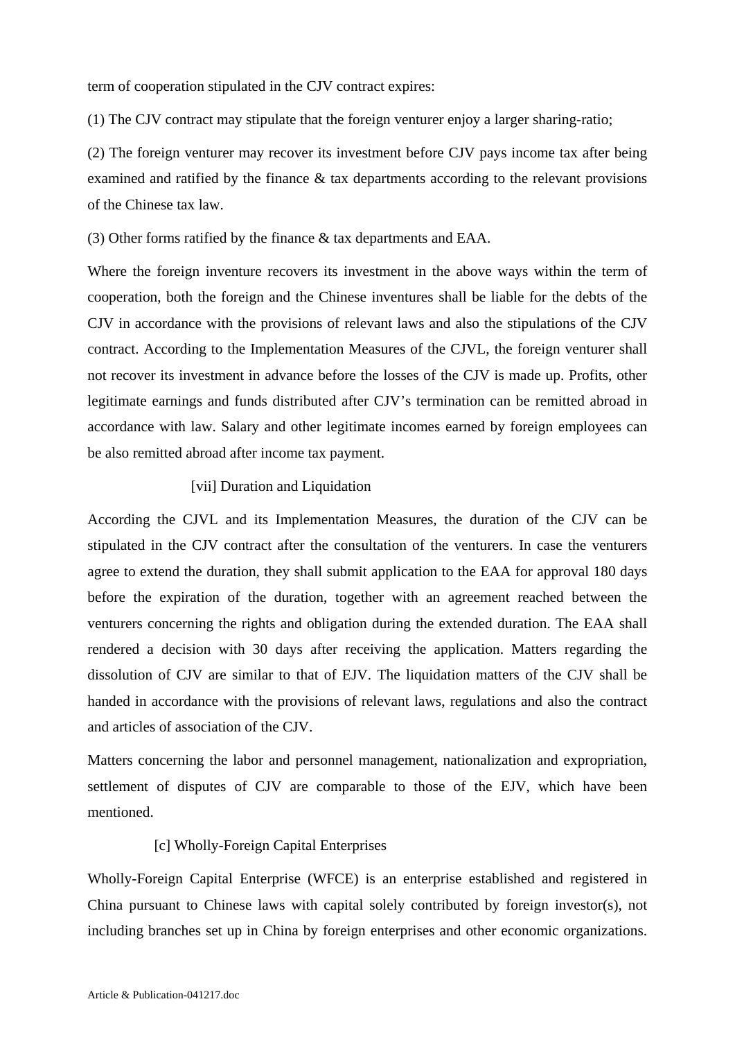term of cooperation stipulated in the CJV contract expires:

(1) The CJV contract may stipulate that the foreign venturer enjoy a larger sharing-ratio;

(2) The foreign venturer may recover its investment before CJV pays income tax after being examined and ratified by the finance & tax departments according to the relevant provisions of the Chinese tax law.

(3) Other forms ratified by the finance & tax departments and EAA.

Where the foreign inventure recovers its investment in the above ways within the term of cooperation, both the foreign and the Chinese inventures shall be liable for the debts of the CJV in accordance with the provisions of relevant laws and also the stipulations of the CJV contract. According to the Implementation Measures of the CJVL, the foreign venturer shall not recover its investment in advance before the losses of the CJV is made up. Profits, other legitimate earnings and funds distributed after CJV's termination can be remitted abroad in accordance with law. Salary and other legitimate incomes earned by foreign employees can be also remitted abroad after income tax payment.

[vii] Duration and Liquidation

According the CJVL and its Implementation Measures, the duration of the CJV can be stipulated in the CJV contract after the consultation of the venturers. In case the venturers agree to extend the duration, they shall submit application to the EAA for approval 180 days before the expiration of the duration, together with an agreement reached between the venturers concerning the rights and obligation during the extended duration. The EAA shall rendered a decision with 30 days after receiving the application. Matters regarding the dissolution of CJV are similar to that of EJV. The liquidation matters of the CJV shall be handed in accordance with the provisions of relevant laws, regulations and also the contract and articles of association of the CJV.

Matters concerning the labor and personnel management, nationalization and expropriation, settlement of disputes of CJV are comparable to those of the EJV, which have been mentioned.

[c] Wholly-Foreign Capital Enterprises

Wholly-Foreign Capital Enterprise (WFCE) is an enterprise established and registered in China pursuant to Chinese laws with capital solely contributed by foreign investor(s), not including branches set up in China by foreign enterprises and other economic organizations.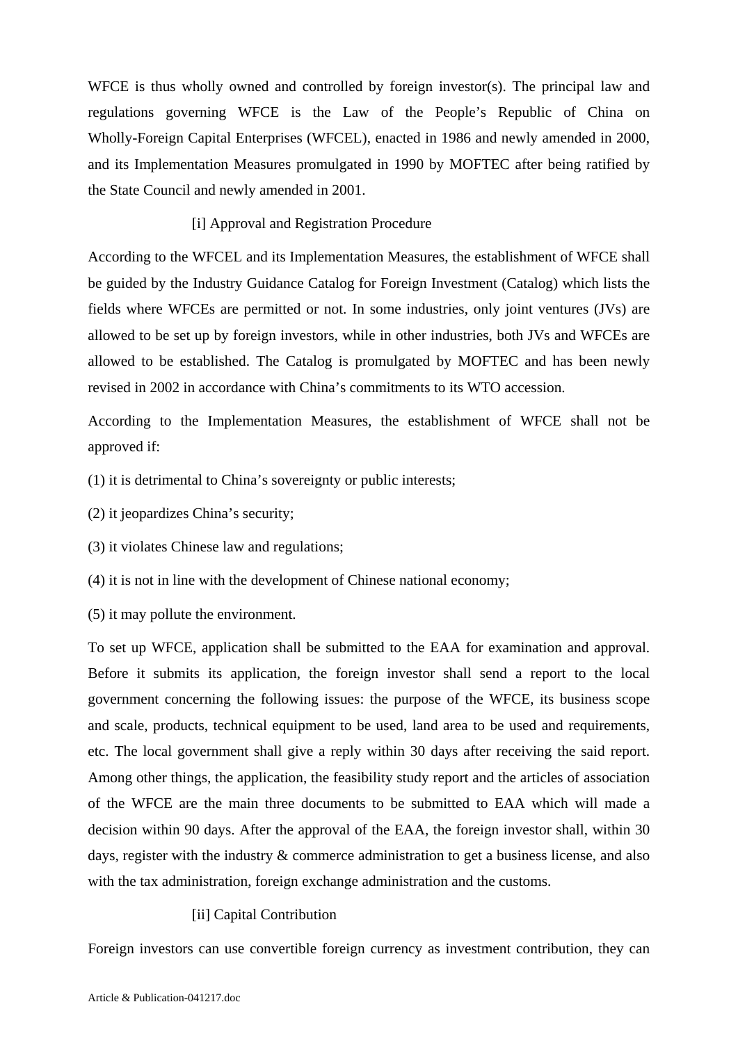WFCE is thus wholly owned and controlled by foreign investor(s). The principal law and regulations governing WFCE is the Law of the People's Republic of China on Wholly-Foreign Capital Enterprises (WFCEL), enacted in 1986 and newly amended in 2000, and its Implementation Measures promulgated in 1990 by MOFTEC after being ratified by the State Council and newly amended in 2001.

#### [i] Approval and Registration Procedure

According to the WFCEL and its Implementation Measures, the establishment of WFCE shall be guided by the Industry Guidance Catalog for Foreign Investment (Catalog) which lists the fields where WFCEs are permitted or not. In some industries, only joint ventures (JVs) are allowed to be set up by foreign investors, while in other industries, both JVs and WFCEs are allowed to be established. The Catalog is promulgated by MOFTEC and has been newly revised in 2002 in accordance with China's commitments to its WTO accession.

According to the Implementation Measures, the establishment of WFCE shall not be approved if:

(1) it is detrimental to China's sovereignty or public interests;

(2) it jeopardizes China's security;

(3) it violates Chinese law and regulations;

(4) it is not in line with the development of Chinese national economy;

(5) it may pollute the environment.

To set up WFCE, application shall be submitted to the EAA for examination and approval. Before it submits its application, the foreign investor shall send a report to the local government concerning the following issues: the purpose of the WFCE, its business scope and scale, products, technical equipment to be used, land area to be used and requirements, etc. The local government shall give a reply within 30 days after receiving the said report. Among other things, the application, the feasibility study report and the articles of association of the WFCE are the main three documents to be submitted to EAA which will made a decision within 90 days. After the approval of the EAA, the foreign investor shall, within 30 days, register with the industry & commerce administration to get a business license, and also with the tax administration, foreign exchange administration and the customs.

#### [ii] Capital Contribution

Foreign investors can use convertible foreign currency as investment contribution, they can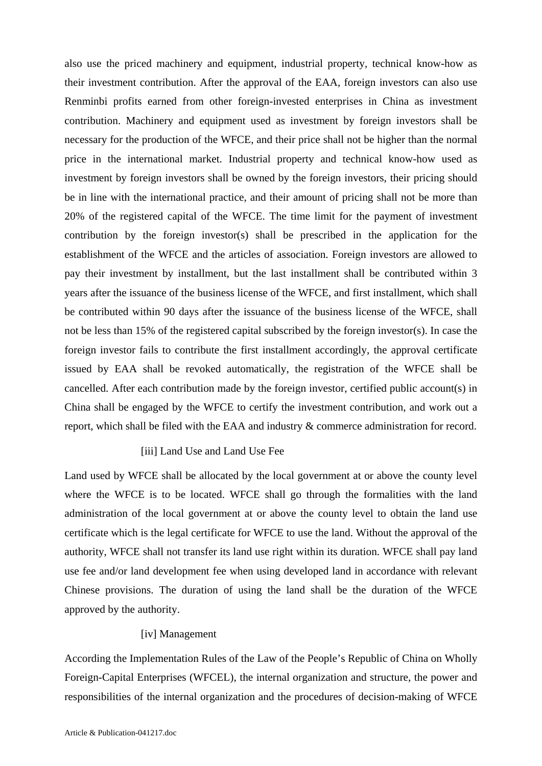also use the priced machinery and equipment, industrial property, technical know-how as their investment contribution. After the approval of the EAA, foreign investors can also use Renminbi profits earned from other foreign-invested enterprises in China as investment contribution. Machinery and equipment used as investment by foreign investors shall be necessary for the production of the WFCE, and their price shall not be higher than the normal price in the international market. Industrial property and technical know-how used as investment by foreign investors shall be owned by the foreign investors, their pricing should be in line with the international practice, and their amount of pricing shall not be more than 20% of the registered capital of the WFCE. The time limit for the payment of investment contribution by the foreign investor(s) shall be prescribed in the application for the establishment of the WFCE and the articles of association. Foreign investors are allowed to pay their investment by installment, but the last installment shall be contributed within 3 years after the issuance of the business license of the WFCE, and first installment, which shall be contributed within 90 days after the issuance of the business license of the WFCE, shall not be less than 15% of the registered capital subscribed by the foreign investor(s). In case the foreign investor fails to contribute the first installment accordingly, the approval certificate issued by EAA shall be revoked automatically, the registration of the WFCE shall be cancelled. After each contribution made by the foreign investor, certified public account(s) in China shall be engaged by the WFCE to certify the investment contribution, and work out a report, which shall be filed with the EAA and industry & commerce administration for record.

[iii] Land Use and Land Use Fee

Land used by WFCE shall be allocated by the local government at or above the county level where the WFCE is to be located. WFCE shall go through the formalities with the land administration of the local government at or above the county level to obtain the land use certificate which is the legal certificate for WFCE to use the land. Without the approval of the authority, WFCE shall not transfer its land use right within its duration. WFCE shall pay land use fee and/or land development fee when using developed land in accordance with relevant Chinese provisions. The duration of using the land shall be the duration of the WFCE approved by the authority.

[iv] Management

According the Implementation Rules of the Law of the People's Republic of China on Wholly Foreign-Capital Enterprises (WFCEL), the internal organization and structure, the power and responsibilities of the internal organization and the procedures of decision-making of WFCE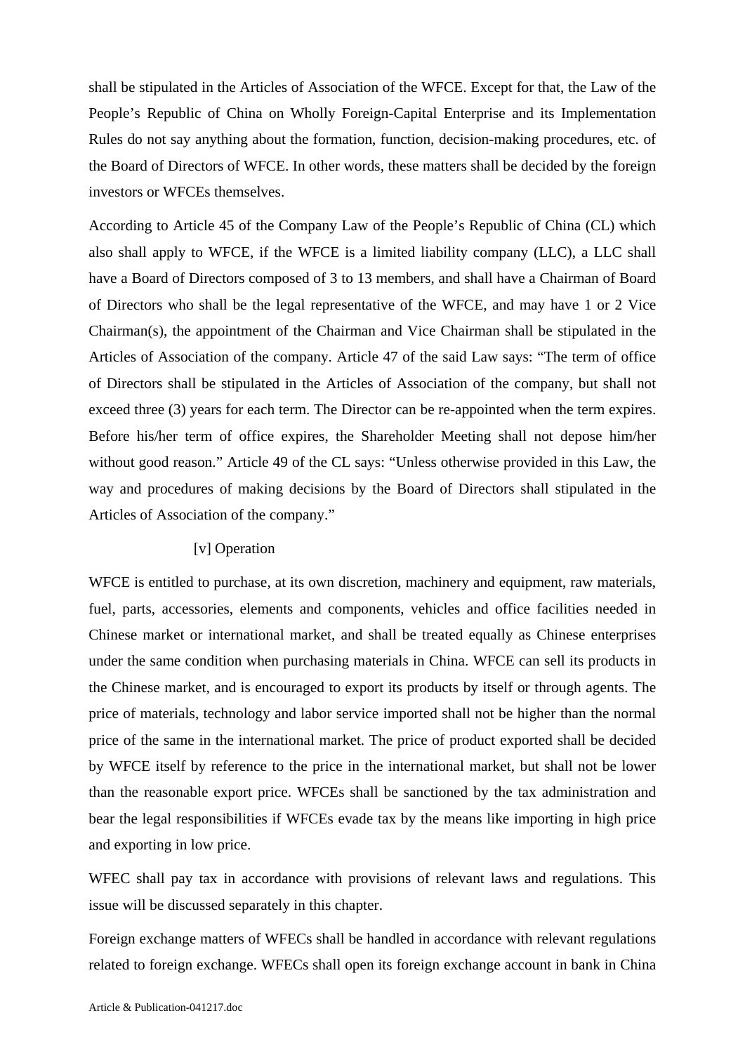shall be stipulated in the Articles of Association of the WFCE. Except for that, the Law of the People's Republic of China on Wholly Foreign-Capital Enterprise and its Implementation Rules do not say anything about the formation, function, decision-making procedures, etc. of the Board of Directors of WFCE. In other words, these matters shall be decided by the foreign investors or WFCEs themselves.

According to Article 45 of the Company Law of the People's Republic of China (CL) which also shall apply to WFCE, if the WFCE is a limited liability company (LLC), a LLC shall have a Board of Directors composed of 3 to 13 members, and shall have a Chairman of Board of Directors who shall be the legal representative of the WFCE, and may have 1 or 2 Vice Chairman(s), the appointment of the Chairman and Vice Chairman shall be stipulated in the Articles of Association of the company. Article 47 of the said Law says: "The term of office of Directors shall be stipulated in the Articles of Association of the company, but shall not exceed three (3) years for each term. The Director can be re-appointed when the term expires. Before his/her term of office expires, the Shareholder Meeting shall not depose him/her without good reason." Article 49 of the CL says: "Unless otherwise provided in this Law, the way and procedures of making decisions by the Board of Directors shall stipulated in the Articles of Association of the company."

[v] Operation

WFCE is entitled to purchase, at its own discretion, machinery and equipment, raw materials, fuel, parts, accessories, elements and components, vehicles and office facilities needed in Chinese market or international market, and shall be treated equally as Chinese enterprises under the same condition when purchasing materials in China. WFCE can sell its products in the Chinese market, and is encouraged to export its products by itself or through agents. The price of materials, technology and labor service imported shall not be higher than the normal price of the same in the international market. The price of product exported shall be decided by WFCE itself by reference to the price in the international market, but shall not be lower than the reasonable export price. WFCEs shall be sanctioned by the tax administration and bear the legal responsibilities if WFCEs evade tax by the means like importing in high price and exporting in low price.

WFEC shall pay tax in accordance with provisions of relevant laws and regulations. This issue will be discussed separately in this chapter.

Foreign exchange matters of WFECs shall be handled in accordance with relevant regulations related to foreign exchange. WFECs shall open its foreign exchange account in bank in China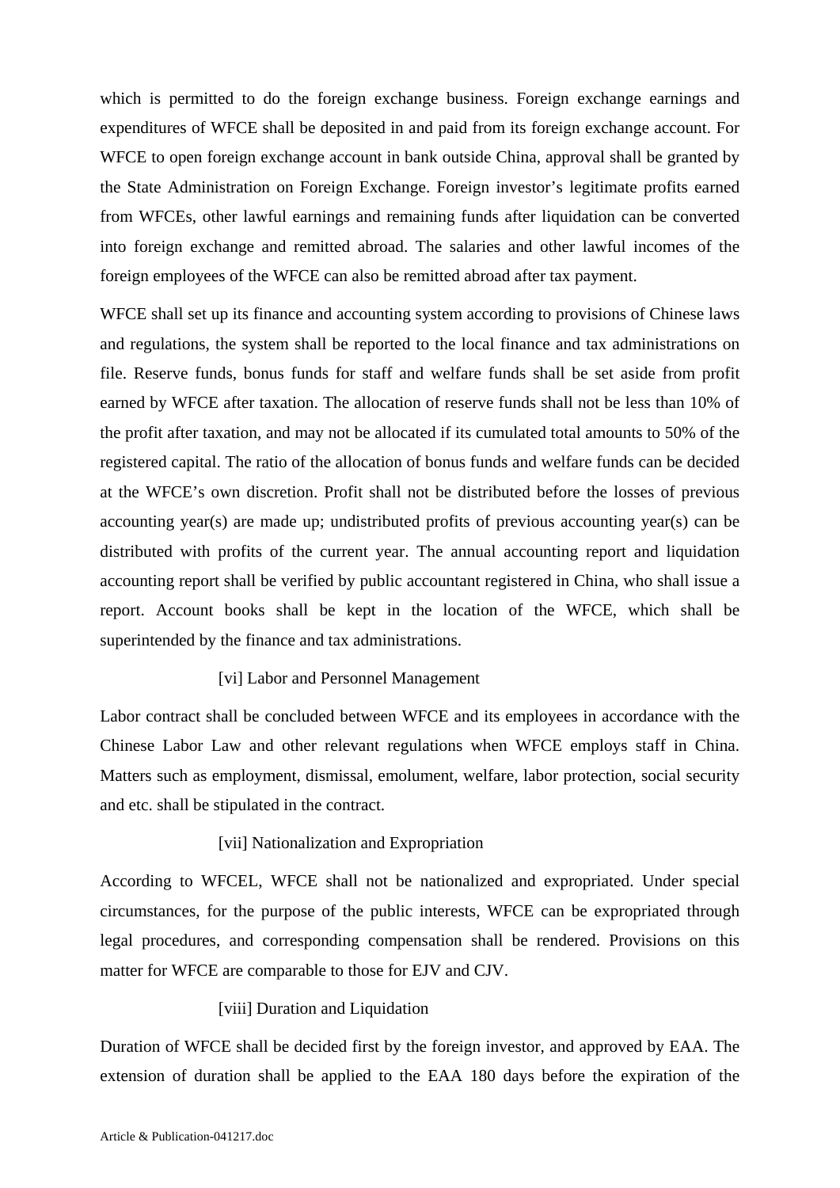which is permitted to do the foreign exchange business. Foreign exchange earnings and expenditures of WFCE shall be deposited in and paid from its foreign exchange account. For WFCE to open foreign exchange account in bank outside China, approval shall be granted by the State Administration on Foreign Exchange. Foreign investor's legitimate profits earned from WFCEs, other lawful earnings and remaining funds after liquidation can be converted into foreign exchange and remitted abroad. The salaries and other lawful incomes of the foreign employees of the WFCE can also be remitted abroad after tax payment.

WFCE shall set up its finance and accounting system according to provisions of Chinese laws and regulations, the system shall be reported to the local finance and tax administrations on file. Reserve funds, bonus funds for staff and welfare funds shall be set aside from profit earned by WFCE after taxation. The allocation of reserve funds shall not be less than 10% of the profit after taxation, and may not be allocated if its cumulated total amounts to 50% of the registered capital. The ratio of the allocation of bonus funds and welfare funds can be decided at the WFCE's own discretion. Profit shall not be distributed before the losses of previous accounting year(s) are made up; undistributed profits of previous accounting year(s) can be distributed with profits of the current year. The annual accounting report and liquidation accounting report shall be verified by public accountant registered in China, who shall issue a report. Account books shall be kept in the location of the WFCE, which shall be superintended by the finance and tax administrations.

[vi] Labor and Personnel Management

Labor contract shall be concluded between WFCE and its employees in accordance with the Chinese Labor Law and other relevant regulations when WFCE employs staff in China. Matters such as employment, dismissal, emolument, welfare, labor protection, social security and etc. shall be stipulated in the contract.

[vii] Nationalization and Expropriation

According to WFCEL, WFCE shall not be nationalized and expropriated. Under special circumstances, for the purpose of the public interests, WFCE can be expropriated through legal procedures, and corresponding compensation shall be rendered. Provisions on this matter for WFCE are comparable to those for EJV and CJV.

[viii] Duration and Liquidation

Duration of WFCE shall be decided first by the foreign investor, and approved by EAA. The extension of duration shall be applied to the EAA 180 days before the expiration of the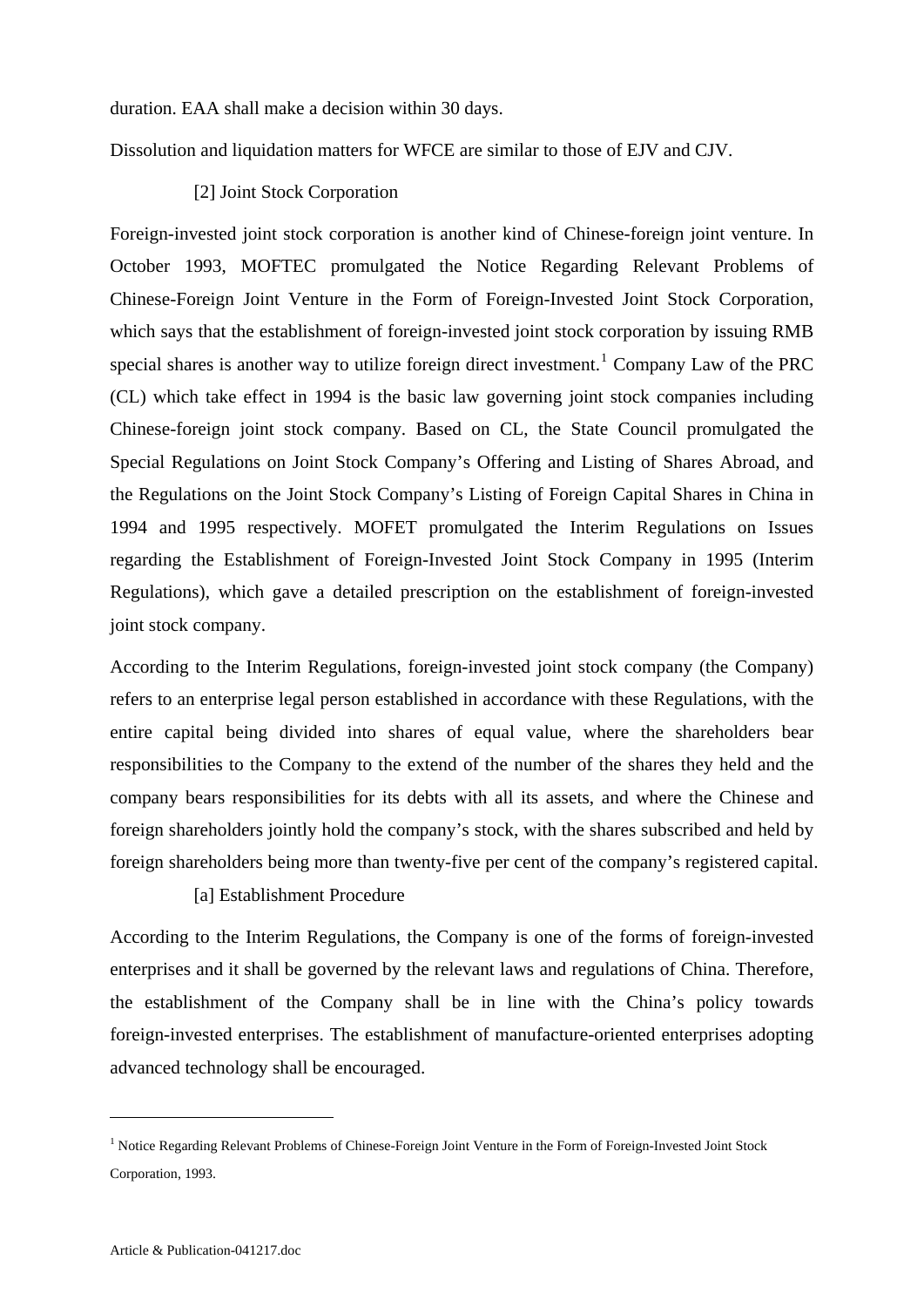duration. EAA shall make a decision within 30 days.

Dissolution and liquidation matters for WFCE are similar to those of EJV and CJV.

[2] Joint Stock Corporation

Foreign-invested joint stock corporation is another kind of Chinese-foreign joint venture. In October 1993, MOFTEC promulgated the Notice Regarding Relevant Problems of Chinese-Foreign Joint Venture in the Form of Foreign-Invested Joint Stock Corporation, which says that the establishment of foreign-invested joint stock corporation by issuing RMB special shares is another way to utilize foreign direct investment.[1] Company Law of the PRC (CL) which take effect in 1994 is the basic law governing joint stock companies including Chinese-foreign joint stock company. Based on CL, the State Council promulgated the Special Regulations on Joint Stock Company's Offering and Listing of Shares Abroad, and the Regulations on the Joint Stock Company's Listing of Foreign Capital Shares in China in 1994 and 1995 respectively. MOFET promulgated the Interim Regulations on Issues regarding the Establishment of Foreign-Invested Joint Stock Company in 1995 (Interim Regulations), which gave a detailed prescription on the establishment of foreign-invested joint stock company.

According to the Interim Regulations, foreign-invested joint stock company (the Company) refers to an enterprise legal person established in accordance with these Regulations, with the entire capital being divided into shares of equal value, where the shareholders bear responsibilities to the Company to the extend of the number of the shares they held and the company bears responsibilities for its debts with all its assets, and where the Chinese and foreign shareholders jointly hold the company's stock, with the shares subscribed and held by foreign shareholders being more than twenty-five per cent of the company's registered capital.

[a] Establishment Procedure

According to the Interim Regulations, the Company is one of the forms of foreign-invested enterprises and it shall be governed by the relevant laws and regulations of China. Therefore, the establishment of the Company shall be in line with the China's policy towards foreign-invested enterprises. The establishment of manufacture-oriented enterprises adopting advanced technology shall be encouraged.

---

[1] Notice Regarding Relevant Problems of Chinese-Foreign Joint Venture in the Form of Foreign-Invested Joint Stock Corporation, 1993.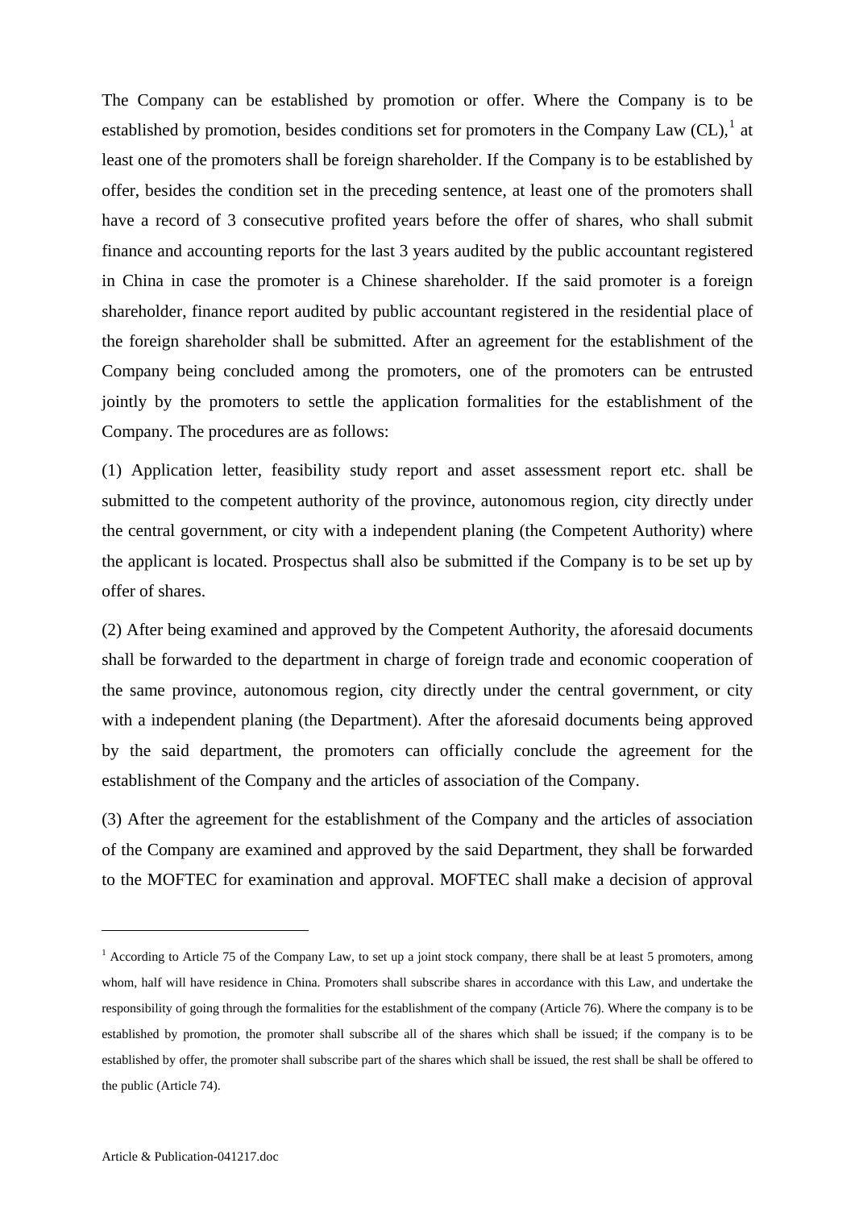The Company can be established by promotion or offer. Where the Company is to be established by promotion, besides conditions set for promoters in the Company Law (CL),[1] at least one of the promoters shall be foreign shareholder. If the Company is to be established by offer, besides the condition set in the preceding sentence, at least one of the promoters shall have a record of 3 consecutive profited years before the offer of shares, who shall submit finance and accounting reports for the last 3 years audited by the public accountant registered in China in case the promoter is a Chinese shareholder. If the said promoter is a foreign shareholder, finance report audited by public accountant registered in the residential place of the foreign shareholder shall be submitted. After an agreement for the establishment of the Company being concluded among the promoters, one of the promoters can be entrusted jointly by the promoters to settle the application formalities for the establishment of the Company. The procedures are as follows:

(1) Application letter, feasibility study report and asset assessment report etc. shall be submitted to the competent authority of the province, autonomous region, city directly under the central government, or city with a independent planing (the Competent Authority) where the applicant is located. Prospectus shall also be submitted if the Company is to be set up by offer of shares.

(2) After being examined and approved by the Competent Authority, the aforesaid documents shall be forwarded to the department in charge of foreign trade and economic cooperation of the same province, autonomous region, city directly under the central government, or city with a independent planing (the Department). After the aforesaid documents being approved by the said department, the promoters can officially conclude the agreement for the establishment of the Company and the articles of association of the Company.

(3) After the agreement for the establishment of the Company and the articles of association of the Company are examined and approved by the said Department, they shall be forwarded to the MOFTEC for examination and approval. MOFTEC shall make a decision of approval

---

[1] According to Article 75 of the Company Law, to set up a joint stock company, there shall be at least 5 promoters, among whom, half will have residence in China. Promoters shall subscribe shares in accordance with this Law, and undertake the responsibility of going through the formalities for the establishment of the company (Article 76). Where the company is to be established by promotion, the promoter shall subscribe all of the shares which shall be issued; if the company is to be established by offer, the promoter shall subscribe part of the shares which shall be issued, the rest shall be shall be offered to the public (Article 74).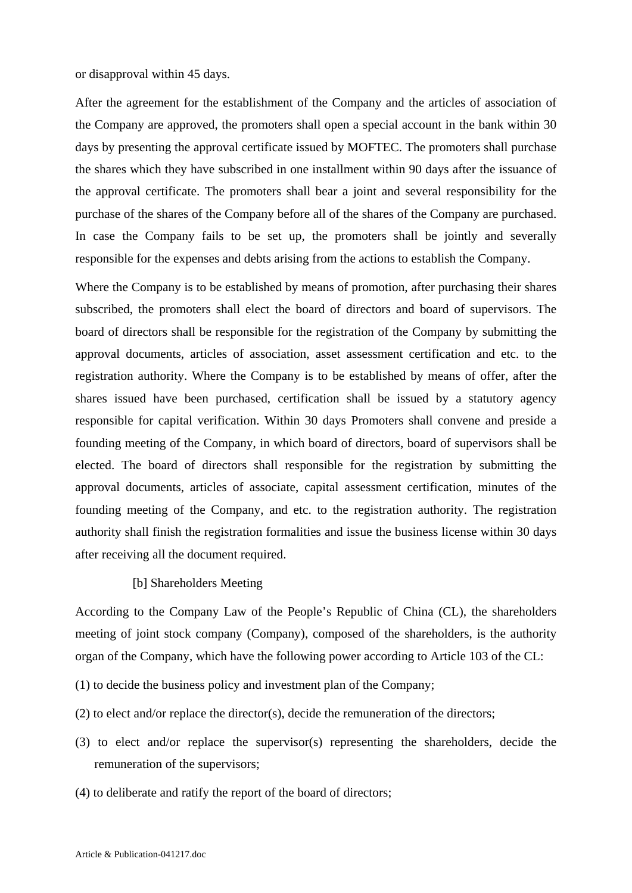or disapproval within 45 days.

After the agreement for the establishment of the Company and the articles of association of the Company are approved, the promoters shall open a special account in the bank within 30 days by presenting the approval certificate issued by MOFTEC. The promoters shall purchase the shares which they have subscribed in one installment within 90 days after the issuance of the approval certificate. The promoters shall bear a joint and several responsibility for the purchase of the shares of the Company before all of the shares of the Company are purchased. In case the Company fails to be set up, the promoters shall be jointly and severally responsible for the expenses and debts arising from the actions to establish the Company.

Where the Company is to be established by means of promotion, after purchasing their shares subscribed, the promoters shall elect the board of directors and board of supervisors. The board of directors shall be responsible for the registration of the Company by submitting the approval documents, articles of association, asset assessment certification and etc. to the registration authority. Where the Company is to be established by means of offer, after the shares issued have been purchased, certification shall be issued by a statutory agency responsible for capital verification. Within 30 days Promoters shall convene and preside a founding meeting of the Company, in which board of directors, board of supervisors shall be elected. The board of directors shall responsible for the registration by submitting the approval documents, articles of associate, capital assessment certification, minutes of the founding meeting of the Company, and etc. to the registration authority. The registration authority shall finish the registration formalities and issue the business license within 30 days after receiving all the document required.

[b] Shareholders Meeting

According to the Company Law of the People's Republic of China (CL), the shareholders meeting of joint stock company (Company), composed of the shareholders, is the authority organ of the Company, which have the following power according to Article 103 of the CL:

(1) to decide the business policy and investment plan of the Company;

(2) to elect and/or replace the director(s), decide the remuneration of the directors;

(3) to elect and/or replace the supervisor(s) representing the shareholders, decide the remuneration of the supervisors;

(4) to deliberate and ratify the report of the board of directors;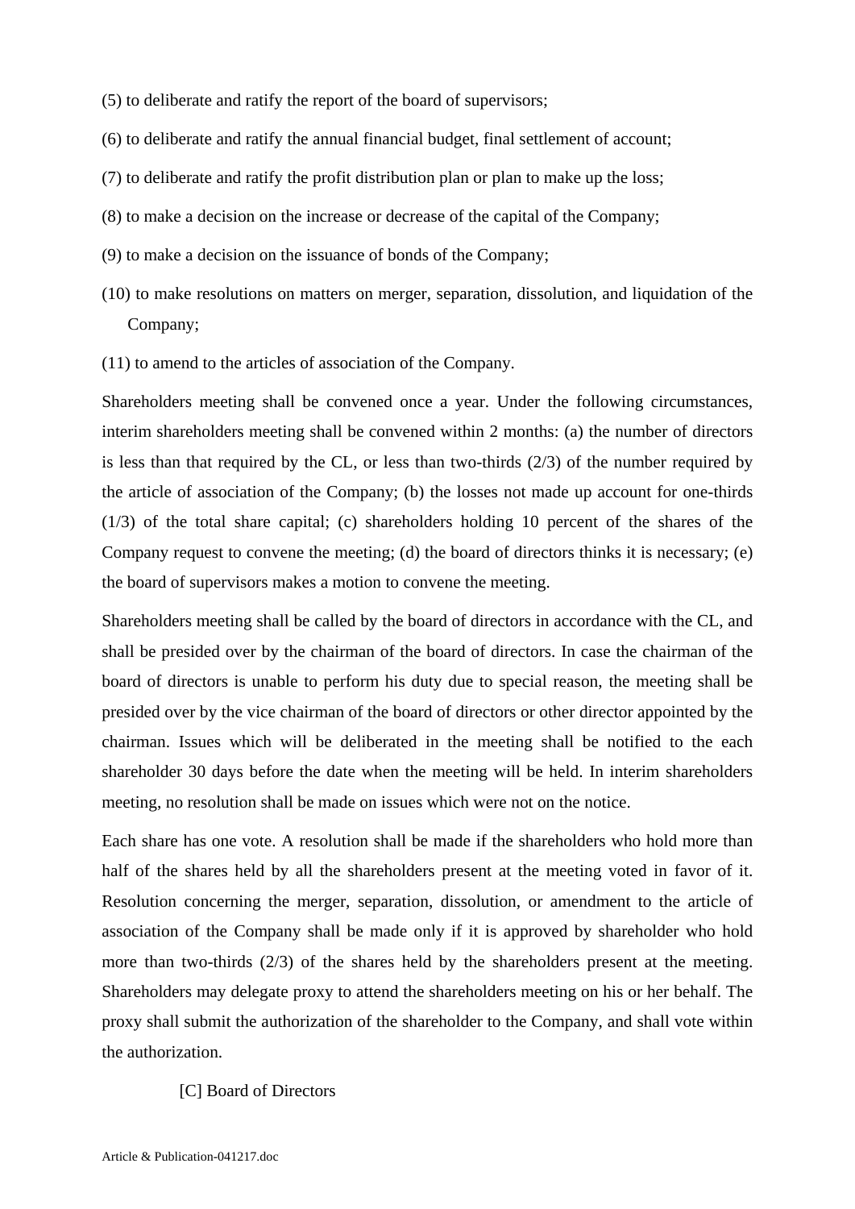(5) to deliberate and ratify the report of the board of supervisors;

(6) to deliberate and ratify the annual financial budget, final settlement of account;

(7) to deliberate and ratify the profit distribution plan or plan to make up the loss;

(8) to make a decision on the increase or decrease of the capital of the Company;

(9) to make a decision on the issuance of bonds of the Company;

(10) to make resolutions on matters on merger, separation, dissolution, and liquidation of the Company;

(11) to amend to the articles of association of the Company.

Shareholders meeting shall be convened once a year. Under the following circumstances, interim shareholders meeting shall be convened within 2 months: (a) the number of directors is less than that required by the CL, or less than two-thirds (2/3) of the number required by the article of association of the Company; (b) the losses not made up account for one-thirds (1/3) of the total share capital; (c) shareholders holding 10 percent of the shares of the Company request to convene the meeting; (d) the board of directors thinks it is necessary; (e) the board of supervisors makes a motion to convene the meeting.

Shareholders meeting shall be called by the board of directors in accordance with the CL, and shall be presided over by the chairman of the board of directors. In case the chairman of the board of directors is unable to perform his duty due to special reason, the meeting shall be presided over by the vice chairman of the board of directors or other director appointed by the chairman. Issues which will be deliberated in the meeting shall be notified to the each shareholder 30 days before the date when the meeting will be held. In interim shareholders meeting, no resolution shall be made on issues which were not on the notice.

Each share has one vote. A resolution shall be made if the shareholders who hold more than half of the shares held by all the shareholders present at the meeting voted in favor of it. Resolution concerning the merger, separation, dissolution, or amendment to the article of association of the Company shall be made only if it is approved by shareholder who hold more than two-thirds (2/3) of the shares held by the shareholders present at the meeting. Shareholders may delegate proxy to attend the shareholders meeting on his or her behalf. The proxy shall submit the authorization of the shareholder to the Company, and shall vote within the authorization.

[C] Board of Directors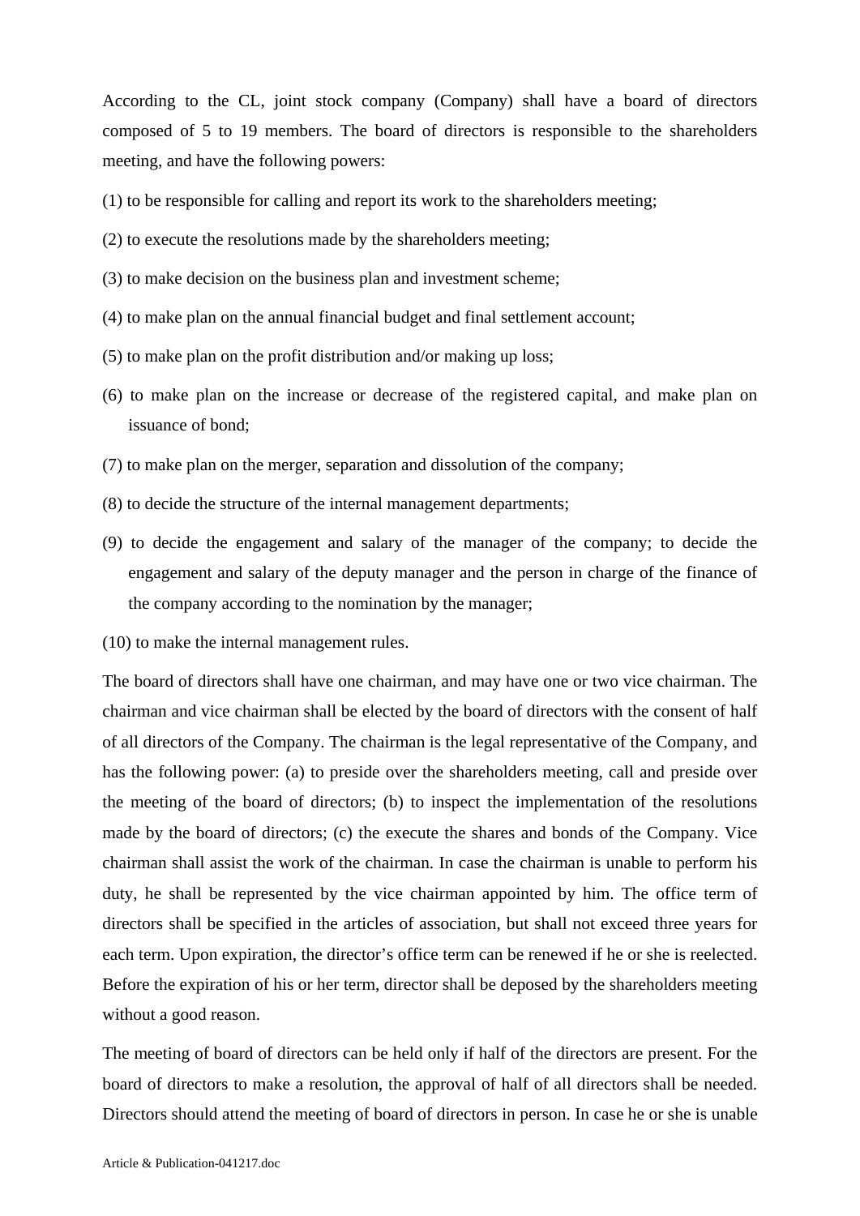According to the CL, joint stock company (Company) shall have a board of directors composed of 5 to 19 members. The board of directors is responsible to the shareholders meeting, and have the following powers:

(1) to be responsible for calling and report its work to the shareholders meeting;

(2) to execute the resolutions made by the shareholders meeting;

(3) to make decision on the business plan and investment scheme;

(4) to make plan on the annual financial budget and final settlement account;

(5) to make plan on the profit distribution and/or making up loss;

(6) to make plan on the increase or decrease of the registered capital, and make plan on issuance of bond;

(7) to make plan on the merger, separation and dissolution of the company;

(8) to decide the structure of the internal management departments;

(9) to decide the engagement and salary of the manager of the company; to decide the engagement and salary of the deputy manager and the person in charge of the finance of the company according to the nomination by the manager;

(10) to make the internal management rules.

The board of directors shall have one chairman, and may have one or two vice chairman. The chairman and vice chairman shall be elected by the board of directors with the consent of half of all directors of the Company. The chairman is the legal representative of the Company, and has the following power: (a) to preside over the shareholders meeting, call and preside over the meeting of the board of directors; (b) to inspect the implementation of the resolutions made by the board of directors; (c) the execute the shares and bonds of the Company. Vice chairman shall assist the work of the chairman. In case the chairman is unable to perform his duty, he shall be represented by the vice chairman appointed by him. The office term of directors shall be specified in the articles of association, but shall not exceed three years for each term. Upon expiration, the director's office term can be renewed if he or she is reelected. Before the expiration of his or her term, director shall be deposed by the shareholders meeting without a good reason.

The meeting of board of directors can be held only if half of the directors are present. For the board of directors to make a resolution, the approval of half of all directors shall be needed. Directors should attend the meeting of board of directors in person. In case he or she is unable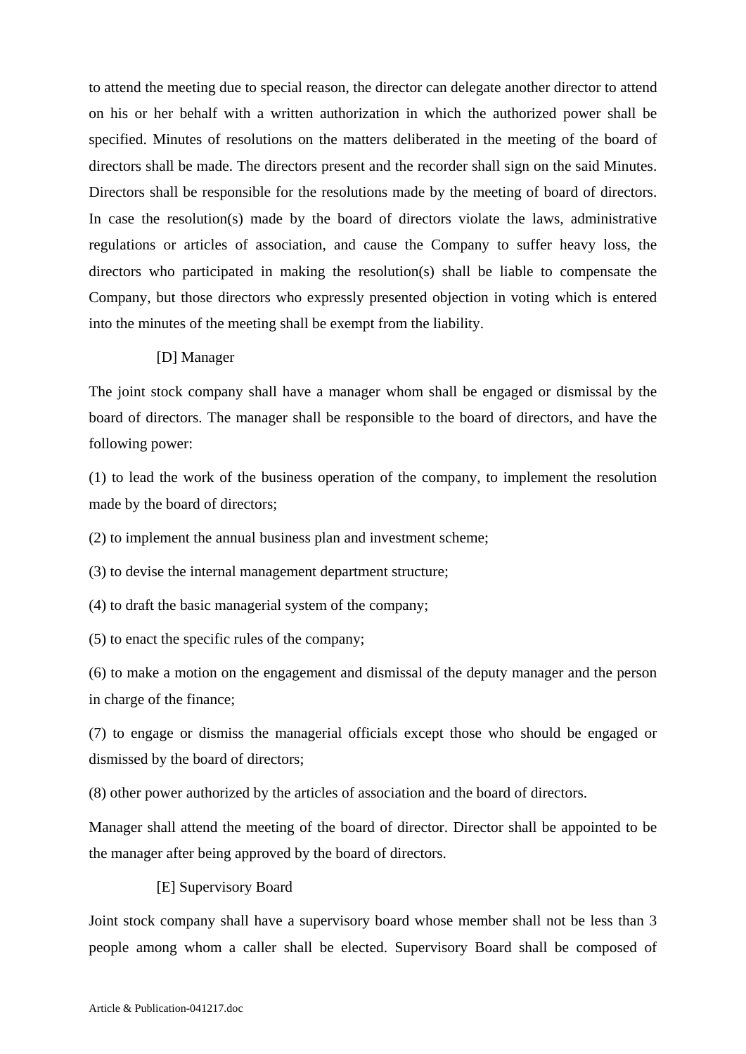to attend the meeting due to special reason, the director can delegate another director to attend on his or her behalf with a written authorization in which the authorized power shall be specified. Minutes of resolutions on the matters deliberated in the meeting of the board of directors shall be made. The directors present and the recorder shall sign on the said Minutes. Directors shall be responsible for the resolutions made by the meeting of board of directors. In case the resolution(s) made by the board of directors violate the laws, administrative regulations or articles of association, and cause the Company to suffer heavy loss, the directors who participated in making the resolution(s) shall be liable to compensate the Company, but those directors who expressly presented objection in voting which is entered into the minutes of the meeting shall be exempt from the liability.

[D] Manager

The joint stock company shall have a manager whom shall be engaged or dismissal by the board of directors. The manager shall be responsible to the board of directors, and have the following power:

(1) to lead the work of the business operation of the company, to implement the resolution made by the board of directors;

(2) to implement the annual business plan and investment scheme;

(3) to devise the internal management department structure;

(4) to draft the basic managerial system of the company;

(5) to enact the specific rules of the company;

(6) to make a motion on the engagement and dismissal of the deputy manager and the person in charge of the finance;

(7) to engage or dismiss the managerial officials except those who should be engaged or dismissed by the board of directors;

(8) other power authorized by the articles of association and the board of directors.

Manager shall attend the meeting of the board of director. Director shall be appointed to be the manager after being approved by the board of directors.

[E] Supervisory Board

Joint stock company shall have a supervisory board whose member shall not be less than 3 people among whom a caller shall be elected. Supervisory Board shall be composed of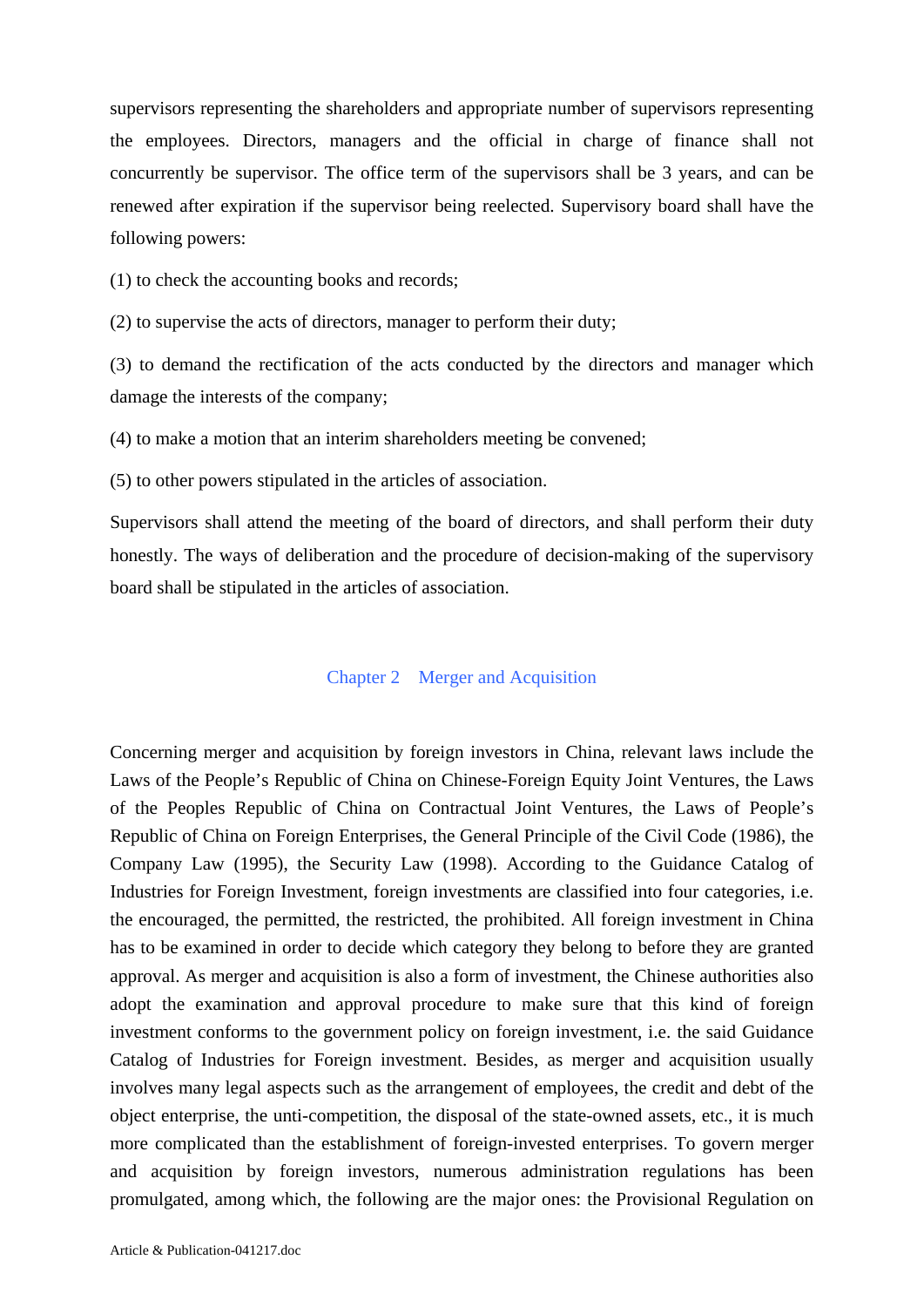supervisors representing the shareholders and appropriate number of supervisors representing the employees. Directors, managers and the official in charge of finance shall not concurrently be supervisor. The office term of the supervisors shall be 3 years, and can be renewed after expiration if the supervisor being reelected. Supervisory board shall have the following powers:

(1) to check the accounting books and records;

(2) to supervise the acts of directors, manager to perform their duty;

(3) to demand the rectification of the acts conducted by the directors and manager which damage the interests of the company;

(4) to make a motion that an interim shareholders meeting be convened;

(5) to other powers stipulated in the articles of association.

Supervisors shall attend the meeting of the board of directors, and shall perform their duty honestly. The ways of deliberation and the procedure of decision-making of the supervisory board shall be stipulated in the articles of association.

## Chapter 2　Merger and Acquisition

Concerning merger and acquisition by foreign investors in China, relevant laws include the Laws of the People's Republic of China on Chinese-Foreign Equity Joint Ventures, the Laws of the Peoples Republic of China on Contractual Joint Ventures, the Laws of People's Republic of China on Foreign Enterprises, the General Principle of the Civil Code (1986), the Company Law (1995), the Security Law (1998). According to the Guidance Catalog of Industries for Foreign Investment, foreign investments are classified into four categories, i.e. the encouraged, the permitted, the restricted, the prohibited. All foreign investment in China has to be examined in order to decide which category they belong to before they are granted approval. As merger and acquisition is also a form of investment, the Chinese authorities also adopt the examination and approval procedure to make sure that this kind of foreign investment conforms to the government policy on foreign investment, i.e. the said Guidance Catalog of Industries for Foreign investment. Besides, as merger and acquisition usually involves many legal aspects such as the arrangement of employees, the credit and debt of the object enterprise, the unti-competition, the disposal of the state-owned assets, etc., it is much more complicated than the establishment of foreign-invested enterprises. To govern merger and acquisition by foreign investors, numerous administration regulations has been promulgated, among which, the following are the major ones: the Provisional Regulation on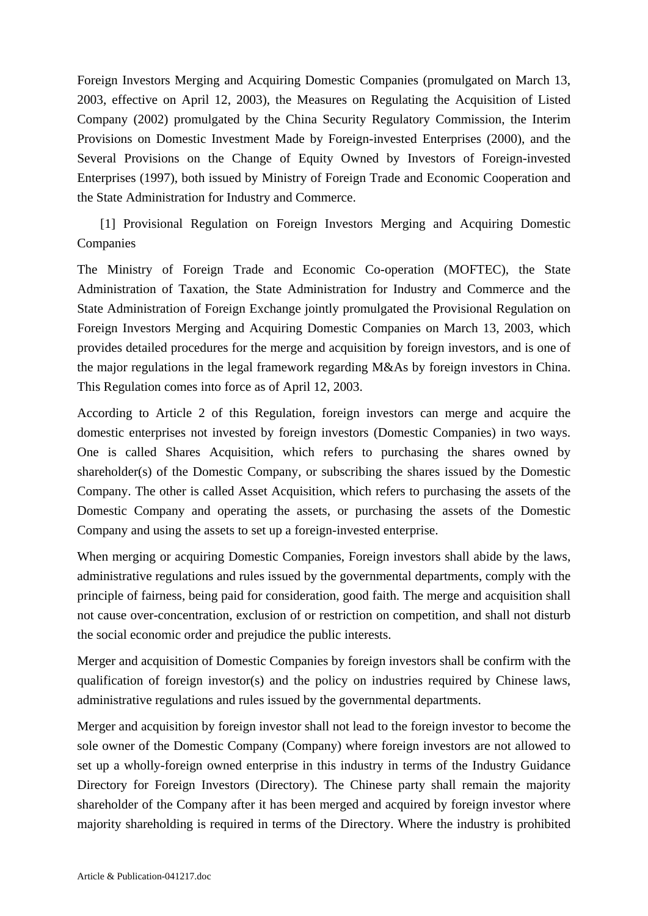Foreign Investors Merging and Acquiring Domestic Companies (promulgated on March 13, 2003, effective on April 12, 2003), the Measures on Regulating the Acquisition of Listed Company (2002) promulgated by the China Security Regulatory Commission, the Interim Provisions on Domestic Investment Made by Foreign-invested Enterprises (2000), and the Several Provisions on the Change of Equity Owned by Investors of Foreign-invested Enterprises (1997), both issued by Ministry of Foreign Trade and Economic Cooperation and the State Administration for Industry and Commerce.

[1] Provisional Regulation on Foreign Investors Merging and Acquiring Domestic Companies

The Ministry of Foreign Trade and Economic Co-operation (MOFTEC), the State Administration of Taxation, the State Administration for Industry and Commerce and the State Administration of Foreign Exchange jointly promulgated the Provisional Regulation on Foreign Investors Merging and Acquiring Domestic Companies on March 13, 2003, which provides detailed procedures for the merge and acquisition by foreign investors, and is one of the major regulations in the legal framework regarding M&As by foreign investors in China. This Regulation comes into force as of April 12, 2003.

According to Article 2 of this Regulation, foreign investors can merge and acquire the domestic enterprises not invested by foreign investors (Domestic Companies) in two ways. One is called Shares Acquisition, which refers to purchasing the shares owned by shareholder(s) of the Domestic Company, or subscribing the shares issued by the Domestic Company. The other is called Asset Acquisition, which refers to purchasing the assets of the Domestic Company and operating the assets, or purchasing the assets of the Domestic Company and using the assets to set up a foreign-invested enterprise.

When merging or acquiring Domestic Companies, Foreign investors shall abide by the laws, administrative regulations and rules issued by the governmental departments, comply with the principle of fairness, being paid for consideration, good faith. The merge and acquisition shall not cause over-concentration, exclusion of or restriction on competition, and shall not disturb the social economic order and prejudice the public interests.

Merger and acquisition of Domestic Companies by foreign investors shall be confirm with the qualification of foreign investor(s) and the policy on industries required by Chinese laws, administrative regulations and rules issued by the governmental departments.

Merger and acquisition by foreign investor shall not lead to the foreign investor to become the sole owner of the Domestic Company (Company) where foreign investors are not allowed to set up a wholly-foreign owned enterprise in this industry in terms of the Industry Guidance Directory for Foreign Investors (Directory). The Chinese party shall remain the majority shareholder of the Company after it has been merged and acquired by foreign investor where majority shareholding is required in terms of the Directory. Where the industry is prohibited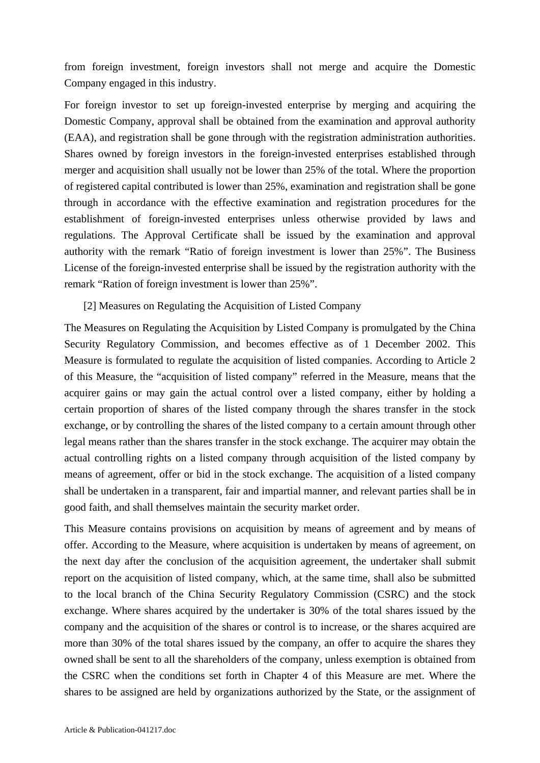from foreign investment, foreign investors shall not merge and acquire the Domestic Company engaged in this industry.

For foreign investor to set up foreign-invested enterprise by merging and acquiring the Domestic Company, approval shall be obtained from the examination and approval authority (EAA), and registration shall be gone through with the registration administration authorities. Shares owned by foreign investors in the foreign-invested enterprises established through merger and acquisition shall usually not be lower than 25% of the total. Where the proportion of registered capital contributed is lower than 25%, examination and registration shall be gone through in accordance with the effective examination and registration procedures for the establishment of foreign-invested enterprises unless otherwise provided by laws and regulations. The Approval Certificate shall be issued by the examination and approval authority with the remark "Ratio of foreign investment is lower than 25%". The Business License of the foreign-invested enterprise shall be issued by the registration authority with the remark "Ration of foreign investment is lower than 25%".

[2] Measures on Regulating the Acquisition of Listed Company

The Measures on Regulating the Acquisition by Listed Company is promulgated by the China Security Regulatory Commission, and becomes effective as of 1 December 2002. This Measure is formulated to regulate the acquisition of listed companies. According to Article 2 of this Measure, the "acquisition of listed company" referred in the Measure, means that the acquirer gains or may gain the actual control over a listed company, either by holding a certain proportion of shares of the listed company through the shares transfer in the stock exchange, or by controlling the shares of the listed company to a certain amount through other legal means rather than the shares transfer in the stock exchange. The acquirer may obtain the actual controlling rights on a listed company through acquisition of the listed company by means of agreement, offer or bid in the stock exchange. The acquisition of a listed company shall be undertaken in a transparent, fair and impartial manner, and relevant parties shall be in good faith, and shall themselves maintain the security market order.

This Measure contains provisions on acquisition by means of agreement and by means of offer. According to the Measure, where acquisition is undertaken by means of agreement, on the next day after the conclusion of the acquisition agreement, the undertaker shall submit report on the acquisition of listed company, which, at the same time, shall also be submitted to the local branch of the China Security Regulatory Commission (CSRC) and the stock exchange. Where shares acquired by the undertaker is 30% of the total shares issued by the company and the acquisition of the shares or control is to increase, or the shares acquired are more than 30% of the total shares issued by the company, an offer to acquire the shares they owned shall be sent to all the shareholders of the company, unless exemption is obtained from the CSRC when the conditions set forth in Chapter 4 of this Measure are met. Where the shares to be assigned are held by organizations authorized by the State, or the assignment of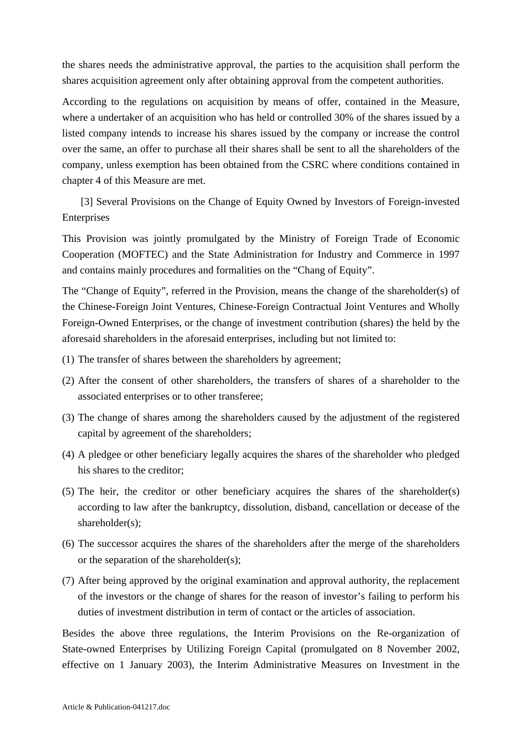the shares needs the administrative approval, the parties to the acquisition shall perform the shares acquisition agreement only after obtaining approval from the competent authorities.

According to the regulations on acquisition by means of offer, contained in the Measure, where a undertaker of an acquisition who has held or controlled 30% of the shares issued by a listed company intends to increase his shares issued by the company or increase the control over the same, an offer to purchase all their shares shall be sent to all the shareholders of the company, unless exemption has been obtained from the CSRC where conditions contained in chapter 4 of this Measure are met.

[3] Several Provisions on the Change of Equity Owned by Investors of Foreign-invested Enterprises

This Provision was jointly promulgated by the Ministry of Foreign Trade of Economic Cooperation (MOFTEC) and the State Administration for Industry and Commerce in 1997 and contains mainly procedures and formalities on the "Chang of Equity".

The "Change of Equity", referred in the Provision, means the change of the shareholder(s) of the Chinese-Foreign Joint Ventures, Chinese-Foreign Contractual Joint Ventures and Wholly Foreign-Owned Enterprises, or the change of investment contribution (shares) the held by the aforesaid shareholders in the aforesaid enterprises, including but not limited to:

(1) The transfer of shares between the shareholders by agreement;

(2) After the consent of other shareholders, the transfers of shares of a shareholder to the associated enterprises or to other transferee;

(3) The change of shares among the shareholders caused by the adjustment of the registered capital by agreement of the shareholders;

(4) A pledgee or other beneficiary legally acquires the shares of the shareholder who pledged his shares to the creditor;

(5) The heir, the creditor or other beneficiary acquires the shares of the shareholder(s) according to law after the bankruptcy, dissolution, disband, cancellation or decease of the shareholder(s);

(6) The successor acquires the shares of the shareholders after the merge of the shareholders or the separation of the shareholder(s);

(7) After being approved by the original examination and approval authority, the replacement of the investors or the change of shares for the reason of investor's failing to perform his duties of investment distribution in term of contact or the articles of association.

Besides the above three regulations, the Interim Provisions on the Re-organization of State-owned Enterprises by Utilizing Foreign Capital (promulgated on 8 November 2002, effective on 1 January 2003), the Interim Administrative Measures on Investment in the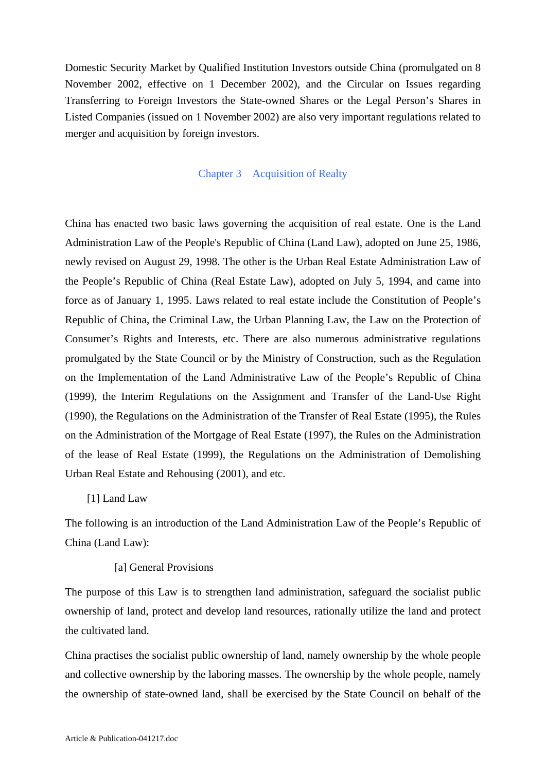Domestic Security Market by Qualified Institution Investors outside China (promulgated on 8 November 2002, effective on 1 December 2002), and the Circular on Issues regarding Transferring to Foreign Investors the State-owned Shares or the Legal Person's Shares in Listed Companies (issued on 1 November 2002) are also very important regulations related to merger and acquisition by foreign investors.

## Chapter 3 Acquisition of Realty

China has enacted two basic laws governing the acquisition of real estate. One is the Land Administration Law of the People's Republic of China (Land Law), adopted on June 25, 1986, newly revised on August 29, 1998. The other is the Urban Real Estate Administration Law of the People's Republic of China (Real Estate Law), adopted on July 5, 1994, and came into force as of January 1, 1995. Laws related to real estate include the Constitution of People's Republic of China, the Criminal Law, the Urban Planning Law, the Law on the Protection of Consumer's Rights and Interests, etc. There are also numerous administrative regulations promulgated by the State Council or by the Ministry of Construction, such as the Regulation on the Implementation of the Land Administrative Law of the People's Republic of China (1999), the Interim Regulations on the Assignment and Transfer of the Land-Use Right (1990), the Regulations on the Administration of the Transfer of Real Estate (1995), the Rules on the Administration of the Mortgage of Real Estate (1997), the Rules on the Administration of the lease of Real Estate (1999), the Regulations on the Administration of Demolishing Urban Real Estate and Rehousing (2001), and etc.

### [1] Land Law

The following is an introduction of the Land Administration Law of the People's Republic of China (Land Law):

#### [a] General Provisions

The purpose of this Law is to strengthen land administration, safeguard the socialist public ownership of land, protect and develop land resources, rationally utilize the land and protect the cultivated land.

China practises the socialist public ownership of land, namely ownership by the whole people and collective ownership by the laboring masses. The ownership by the whole people, namely the ownership of state-owned land, shall be exercised by the State Council on behalf of the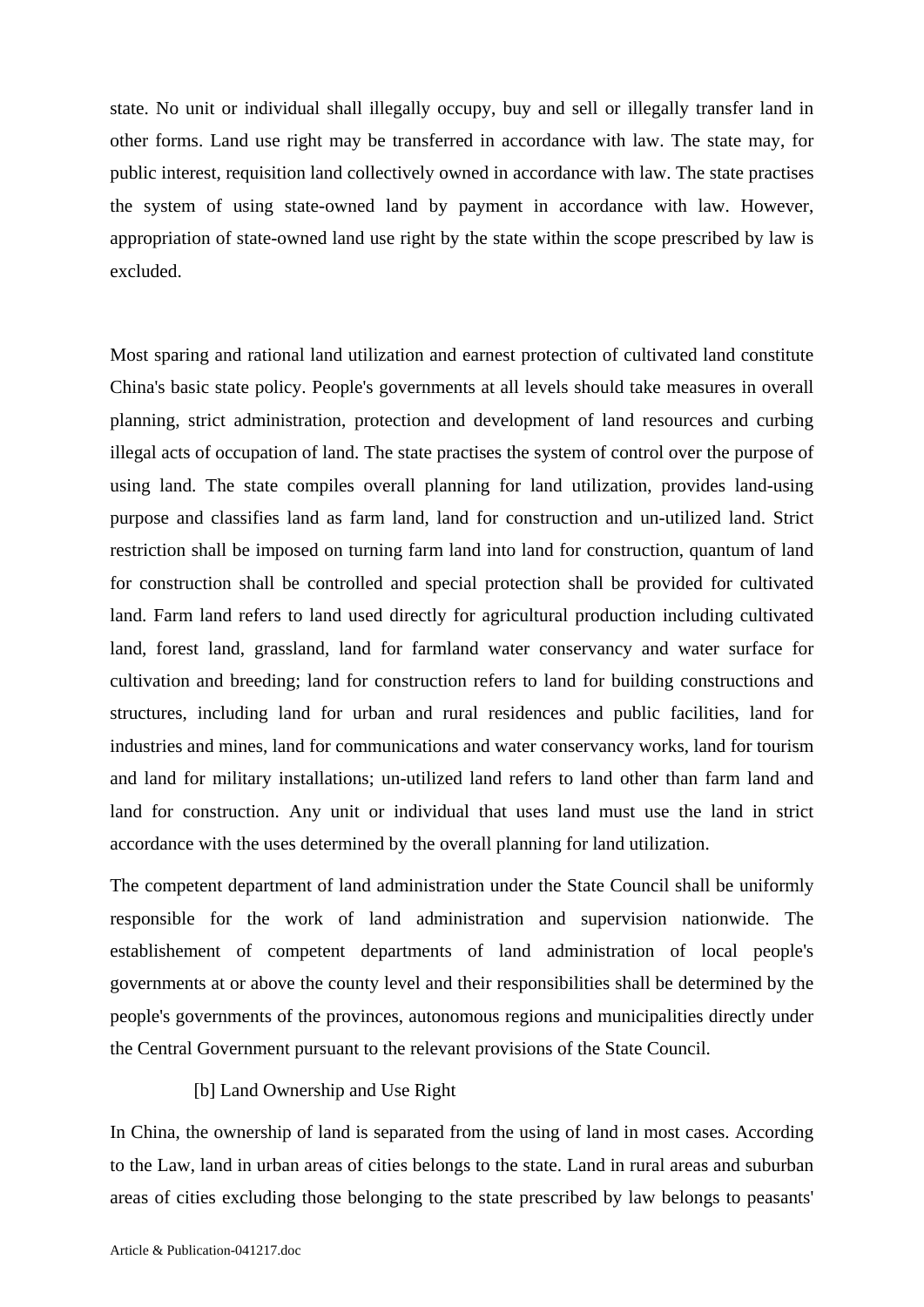state. No unit or individual shall illegally occupy, buy and sell or illegally transfer land in other forms. Land use right may be transferred in accordance with law. The state may, for public interest, requisition land collectively owned in accordance with law. The state practises the system of using state-owned land by payment in accordance with law. However, appropriation of state-owned land use right by the state within the scope prescribed by law is excluded.

Most sparing and rational land utilization and earnest protection of cultivated land constitute China's basic state policy. People's governments at all levels should take measures in overall planning, strict administration, protection and development of land resources and curbing illegal acts of occupation of land. The state practises the system of control over the purpose of using land. The state compiles overall planning for land utilization, provides land-using purpose and classifies land as farm land, land for construction and un-utilized land. Strict restriction shall be imposed on turning farm land into land for construction, quantum of land for construction shall be controlled and special protection shall be provided for cultivated land. Farm land refers to land used directly for agricultural production including cultivated land, forest land, grassland, land for farmland water conservancy and water surface for cultivation and breeding; land for construction refers to land for building constructions and structures, including land for urban and rural residences and public facilities, land for industries and mines, land for communications and water conservancy works, land for tourism and land for military installations; un-utilized land refers to land other than farm land and land for construction. Any unit or individual that uses land must use the land in strict accordance with the uses determined by the overall planning for land utilization.

The competent department of land administration under the State Council shall be uniformly responsible for the work of land administration and supervision nationwide. The establishement of competent departments of land administration of local people's governments at or above the county level and their responsibilities shall be determined by the people's governments of the provinces, autonomous regions and municipalities directly under the Central Government pursuant to the relevant provisions of the State Council.

### [b] Land Ownership and Use Right

In China, the ownership of land is separated from the using of land in most cases. According to the Law, land in urban areas of cities belongs to the state. Land in rural areas and suburban areas of cities excluding those belonging to the state prescribed by law belongs to peasants'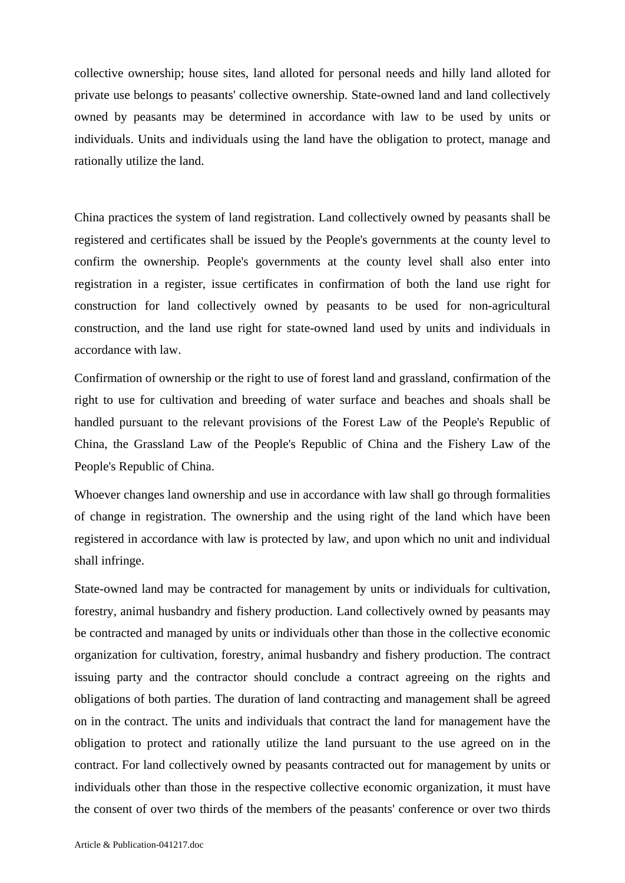collective ownership; house sites, land alloted for personal needs and hilly land alloted for private use belongs to peasants' collective ownership. State-owned land and land collectively owned by peasants may be determined in accordance with law to be used by units or individuals. Units and individuals using the land have the obligation to protect, manage and rationally utilize the land.

China practices the system of land registration. Land collectively owned by peasants shall be registered and certificates shall be issued by the People's governments at the county level to confirm the ownership. People's governments at the county level shall also enter into registration in a register, issue certificates in confirmation of both the land use right for construction for land collectively owned by peasants to be used for non-agricultural construction, and the land use right for state-owned land used by units and individuals in accordance with law.

Confirmation of ownership or the right to use of forest land and grassland, confirmation of the right to use for cultivation and breeding of water surface and beaches and shoals shall be handled pursuant to the relevant provisions of the Forest Law of the People's Republic of China, the Grassland Law of the People's Republic of China and the Fishery Law of the People's Republic of China.

Whoever changes land ownership and use in accordance with law shall go through formalities of change in registration. The ownership and the using right of the land which have been registered in accordance with law is protected by law, and upon which no unit and individual shall infringe.

State-owned land may be contracted for management by units or individuals for cultivation, forestry, animal husbandry and fishery production. Land collectively owned by peasants may be contracted and managed by units or individuals other than those in the collective economic organization for cultivation, forestry, animal husbandry and fishery production. The contract issuing party and the contractor should conclude a contract agreeing on the rights and obligations of both parties. The duration of land contracting and management shall be agreed on in the contract. The units and individuals that contract the land for management have the obligation to protect and rationally utilize the land pursuant to the use agreed on in the contract. For land collectively owned by peasants contracted out for management by units or individuals other than those in the respective collective economic organization, it must have the consent of over two thirds of the members of the peasants' conference or over two thirds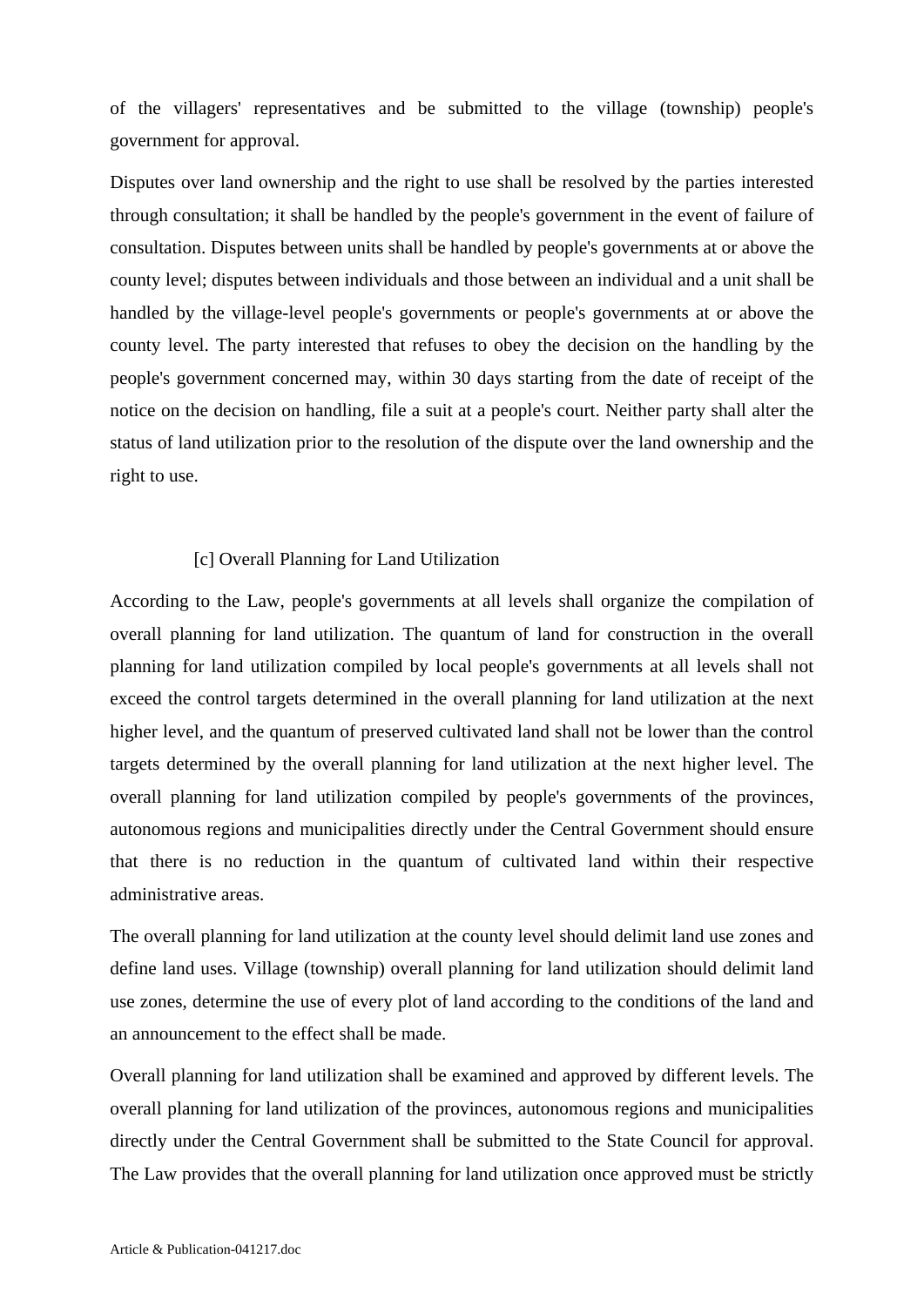of the villagers' representatives and be submitted to the village (township) people's government for approval.

Disputes over land ownership and the right to use shall be resolved by the parties interested through consultation; it shall be handled by the people's government in the event of failure of consultation. Disputes between units shall be handled by people's governments at or above the county level; disputes between individuals and those between an individual and a unit shall be handled by the village-level people's governments or people's governments at or above the county level. The party interested that refuses to obey the decision on the handling by the people's government concerned may, within 30 days starting from the date of receipt of the notice on the decision on handling, file a suit at a people's court. Neither party shall alter the status of land utilization prior to the resolution of the dispute over the land ownership and the right to use.

### [c] Overall Planning for Land Utilization

According to the Law, people's governments at all levels shall organize the compilation of overall planning for land utilization. The quantum of land for construction in the overall planning for land utilization compiled by local people's governments at all levels shall not exceed the control targets determined in the overall planning for land utilization at the next higher level, and the quantum of preserved cultivated land shall not be lower than the control targets determined by the overall planning for land utilization at the next higher level. The overall planning for land utilization compiled by people's governments of the provinces, autonomous regions and municipalities directly under the Central Government should ensure that there is no reduction in the quantum of cultivated land within their respective administrative areas.

The overall planning for land utilization at the county level should delimit land use zones and define land uses. Village (township) overall planning for land utilization should delimit land use zones, determine the use of every plot of land according to the conditions of the land and an announcement to the effect shall be made.

Overall planning for land utilization shall be examined and approved by different levels. The overall planning for land utilization of the provinces, autonomous regions and municipalities directly under the Central Government shall be submitted to the State Council for approval. The Law provides that the overall planning for land utilization once approved must be strictly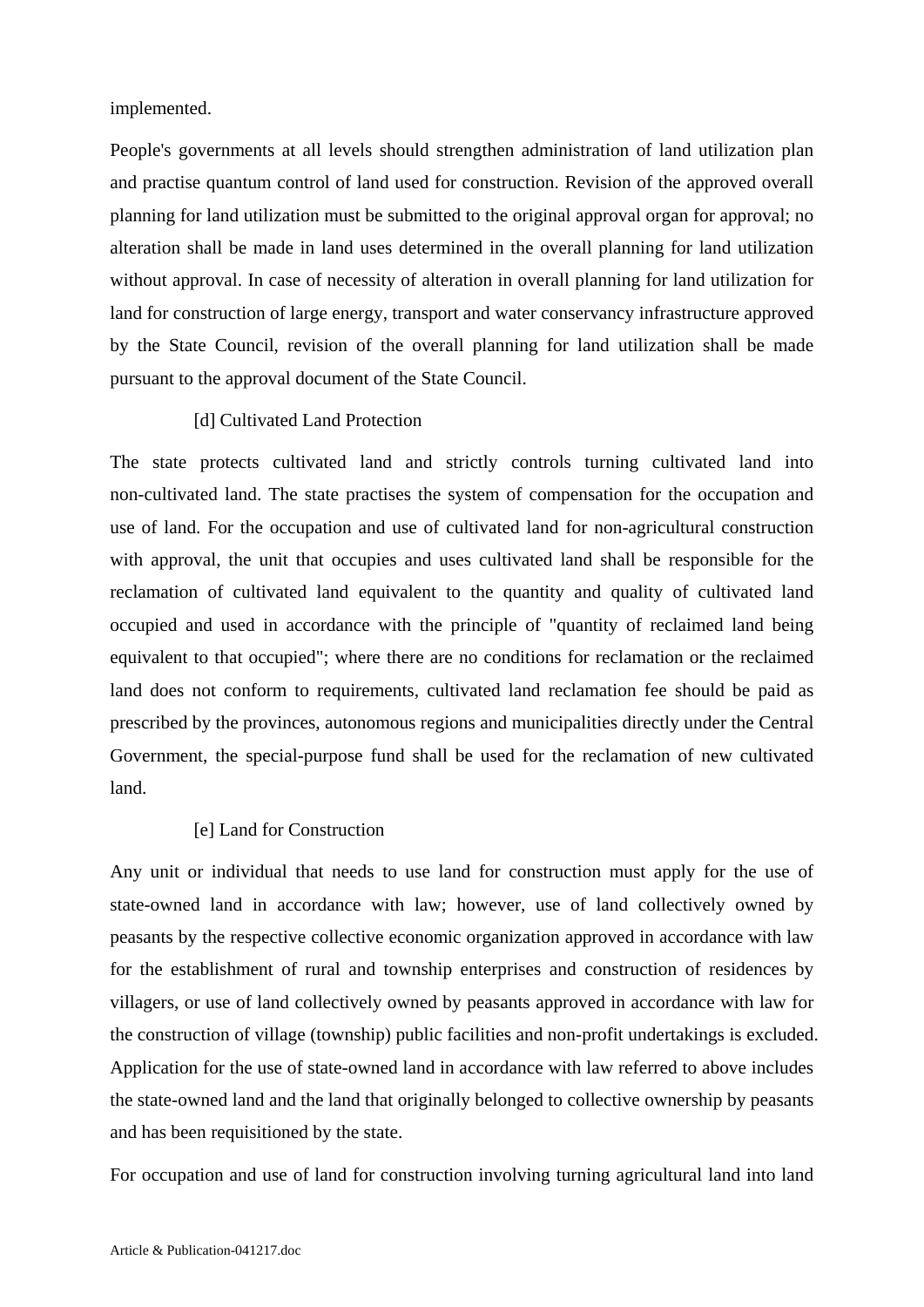implemented.

People's governments at all levels should strengthen administration of land utilization plan and practise quantum control of land used for construction. Revision of the approved overall planning for land utilization must be submitted to the original approval organ for approval; no alteration shall be made in land uses determined in the overall planning for land utilization without approval. In case of necessity of alteration in overall planning for land utilization for land for construction of large energy, transport and water conservancy infrastructure approved by the State Council, revision of the overall planning for land utilization shall be made pursuant to the approval document of the State Council.

[d] Cultivated Land Protection

The state protects cultivated land and strictly controls turning cultivated land into non-cultivated land. The state practises the system of compensation for the occupation and use of land. For the occupation and use of cultivated land for non-agricultural construction with approval, the unit that occupies and uses cultivated land shall be responsible for the reclamation of cultivated land equivalent to the quantity and quality of cultivated land occupied and used in accordance with the principle of "quantity of reclaimed land being equivalent to that occupied"; where there are no conditions for reclamation or the reclaimed land does not conform to requirements, cultivated land reclamation fee should be paid as prescribed by the provinces, autonomous regions and municipalities directly under the Central Government, the special-purpose fund shall be used for the reclamation of new cultivated land.

[e] Land for Construction

Any unit or individual that needs to use land for construction must apply for the use of state-owned land in accordance with law; however, use of land collectively owned by peasants by the respective collective economic organization approved in accordance with law for the establishment of rural and township enterprises and construction of residences by villagers, or use of land collectively owned by peasants approved in accordance with law for the construction of village (township) public facilities and non-profit undertakings is excluded. Application for the use of state-owned land in accordance with law referred to above includes the state-owned land and the land that originally belonged to collective ownership by peasants and has been requisitioned by the state.

For occupation and use of land for construction involving turning agricultural land into land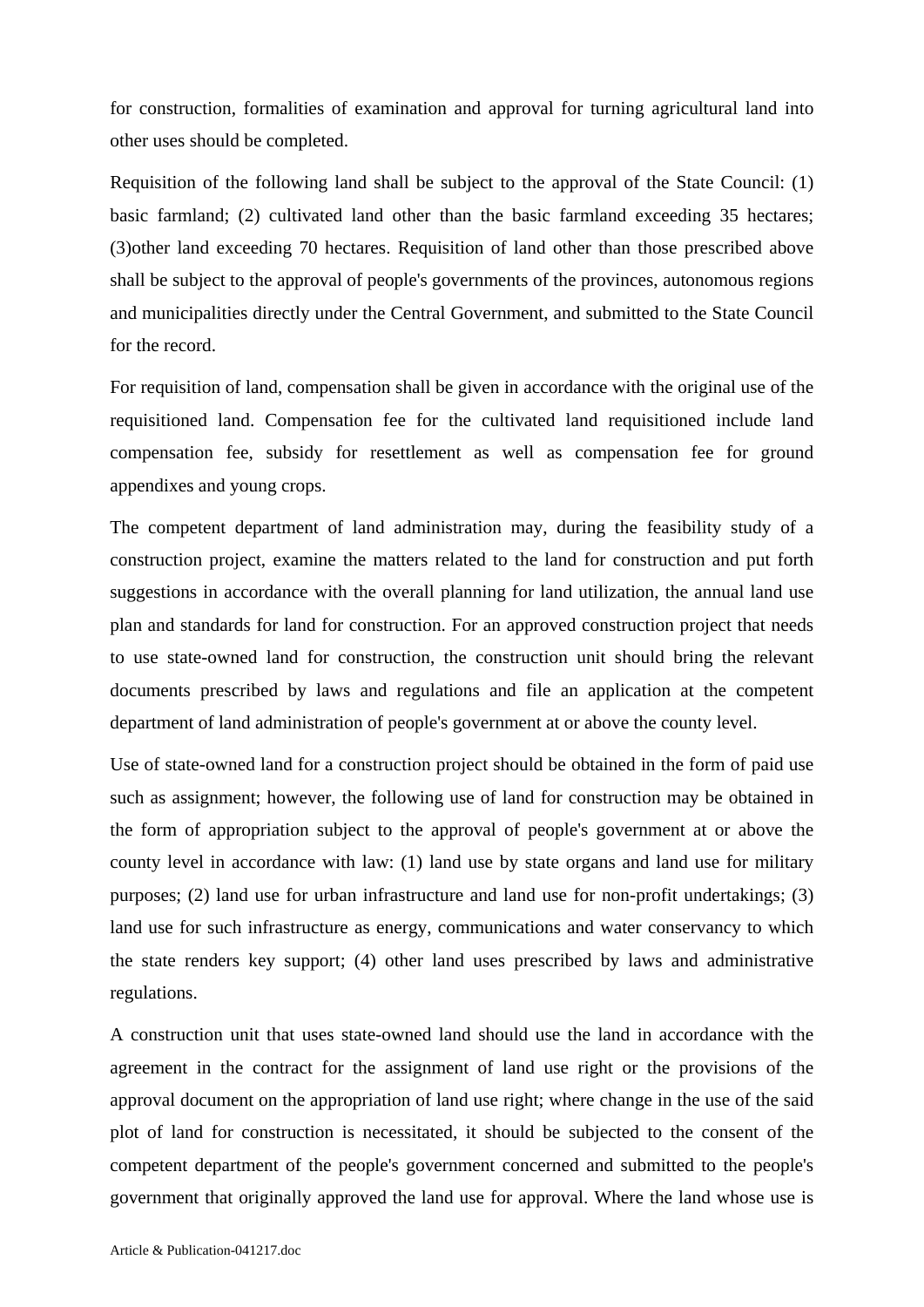for construction, formalities of examination and approval for turning agricultural land into other uses should be completed.

Requisition of the following land shall be subject to the approval of the State Council: (1) basic farmland; (2) cultivated land other than the basic farmland exceeding 35 hectares; (3)other land exceeding 70 hectares. Requisition of land other than those prescribed above shall be subject to the approval of people's governments of the provinces, autonomous regions and municipalities directly under the Central Government, and submitted to the State Council for the record.

For requisition of land, compensation shall be given in accordance with the original use of the requisitioned land. Compensation fee for the cultivated land requisitioned include land compensation fee, subsidy for resettlement as well as compensation fee for ground appendixes and young crops.

The competent department of land administration may, during the feasibility study of a construction project, examine the matters related to the land for construction and put forth suggestions in accordance with the overall planning for land utilization, the annual land use plan and standards for land for construction. For an approved construction project that needs to use state-owned land for construction, the construction unit should bring the relevant documents prescribed by laws and regulations and file an application at the competent department of land administration of people's government at or above the county level.

Use of state-owned land for a construction project should be obtained in the form of paid use such as assignment; however, the following use of land for construction may be obtained in the form of appropriation subject to the approval of people's government at or above the county level in accordance with law: (1) land use by state organs and land use for military purposes; (2) land use for urban infrastructure and land use for non-profit undertakings; (3) land use for such infrastructure as energy, communications and water conservancy to which the state renders key support; (4) other land uses prescribed by laws and administrative regulations.

A construction unit that uses state-owned land should use the land in accordance with the agreement in the contract for the assignment of land use right or the provisions of the approval document on the appropriation of land use right; where change in the use of the said plot of land for construction is necessitated, it should be subjected to the consent of the competent department of the people's government concerned and submitted to the people's government that originally approved the land use for approval. Where the land whose use is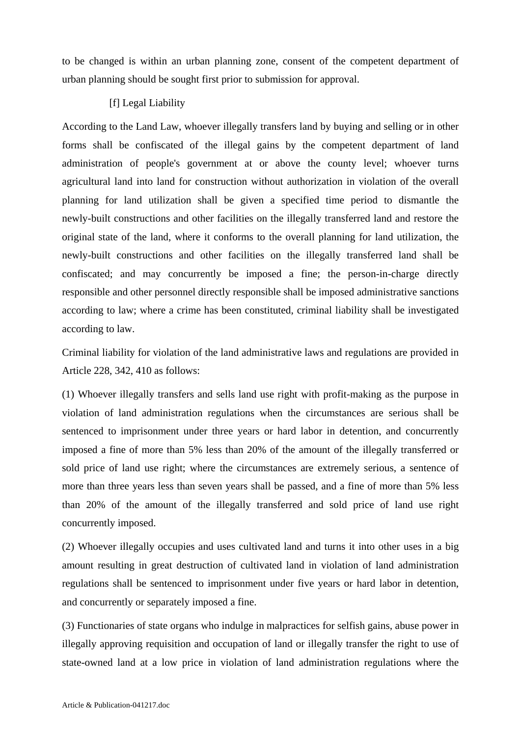to be changed is within an urban planning zone, consent of the competent department of urban planning should be sought first prior to submission for approval.

[f] Legal Liability

According to the Land Law, whoever illegally transfers land by buying and selling or in other forms shall be confiscated of the illegal gains by the competent department of land administration of people's government at or above the county level; whoever turns agricultural land into land for construction without authorization in violation of the overall planning for land utilization shall be given a specified time period to dismantle the newly-built constructions and other facilities on the illegally transferred land and restore the original state of the land, where it conforms to the overall planning for land utilization, the newly-built constructions and other facilities on the illegally transferred land shall be confiscated; and may concurrently be imposed a fine; the person-in-charge directly responsible and other personnel directly responsible shall be imposed administrative sanctions according to law; where a crime has been constituted, criminal liability shall be investigated according to law.

Criminal liability for violation of the land administrative laws and regulations are provided in Article 228, 342, 410 as follows:

(1) Whoever illegally transfers and sells land use right with profit-making as the purpose in violation of land administration regulations when the circumstances are serious shall be sentenced to imprisonment under three years or hard labor in detention, and concurrently imposed a fine of more than 5% less than 20% of the amount of the illegally transferred or sold price of land use right; where the circumstances are extremely serious, a sentence of more than three years less than seven years shall be passed, and a fine of more than 5% less than 20% of the amount of the illegally transferred and sold price of land use right concurrently imposed.

(2) Whoever illegally occupies and uses cultivated land and turns it into other uses in a big amount resulting in great destruction of cultivated land in violation of land administration regulations shall be sentenced to imprisonment under five years or hard labor in detention, and concurrently or separately imposed a fine.

(3) Functionaries of state organs who indulge in malpractices for selfish gains, abuse power in illegally approving requisition and occupation of land or illegally transfer the right to use of state-owned land at a low price in violation of land administration regulations where the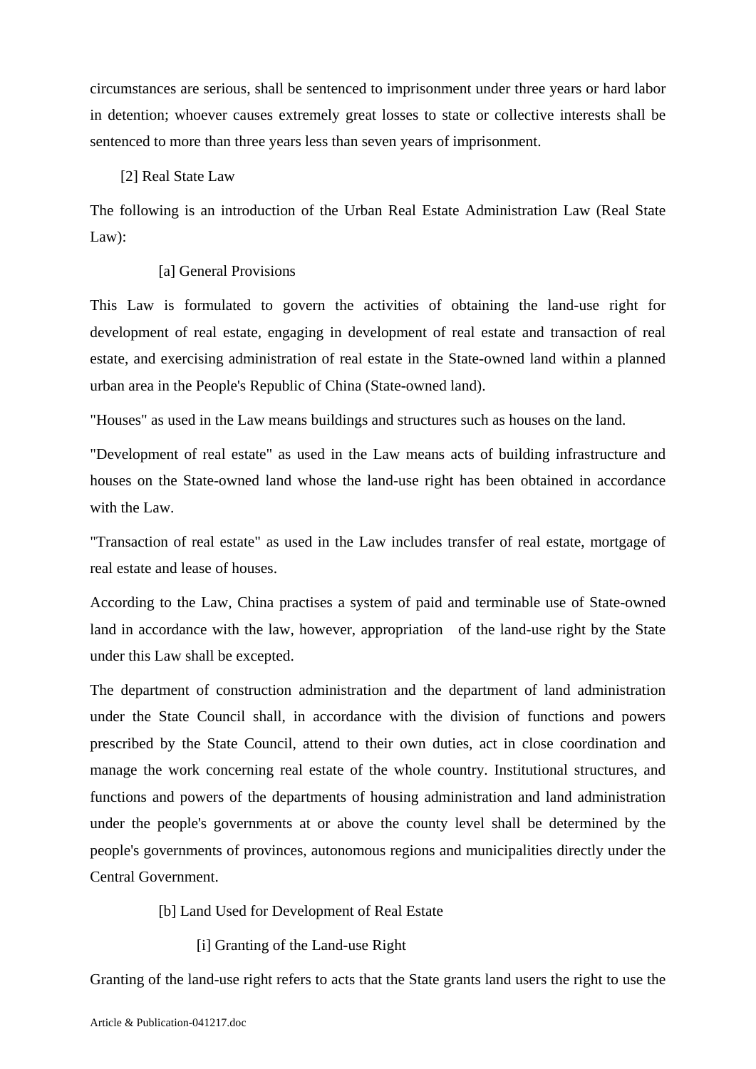circumstances are serious, shall be sentenced to imprisonment under three years or hard labor in detention; whoever causes extremely great losses to state or collective interests shall be sentenced to more than three years less than seven years of imprisonment.

### [2] Real State Law

The following is an introduction of the Urban Real Estate Administration Law (Real State Law):

#### [a] General Provisions

This Law is formulated to govern the activities of obtaining the land-use right for development of real estate, engaging in development of real estate and transaction of real estate, and exercising administration of real estate in the State-owned land within a planned urban area in the People's Republic of China (State-owned land).

"Houses" as used in the Law means buildings and structures such as houses on the land.

"Development of real estate" as used in the Law means acts of building infrastructure and houses on the State-owned land whose the land-use right has been obtained in accordance with the Law.

"Transaction of real estate" as used in the Law includes transfer of real estate, mortgage of real estate and lease of houses.

According to the Law, China practises a system of paid and terminable use of State-owned land in accordance with the law, however, appropriation of the land-use right by the State under this Law shall be excepted.

The department of construction administration and the department of land administration under the State Council shall, in accordance with the division of functions and powers prescribed by the State Council, attend to their own duties, act in close coordination and manage the work concerning real estate of the whole country. Institutional structures, and functions and powers of the departments of housing administration and land administration under the people's governments at or above the county level shall be determined by the people's governments of provinces, autonomous regions and municipalities directly under the Central Government.

#### [b] Land Used for Development of Real Estate

##### [i] Granting of the Land-use Right

Granting of the land-use right refers to acts that the State grants land users the right to use the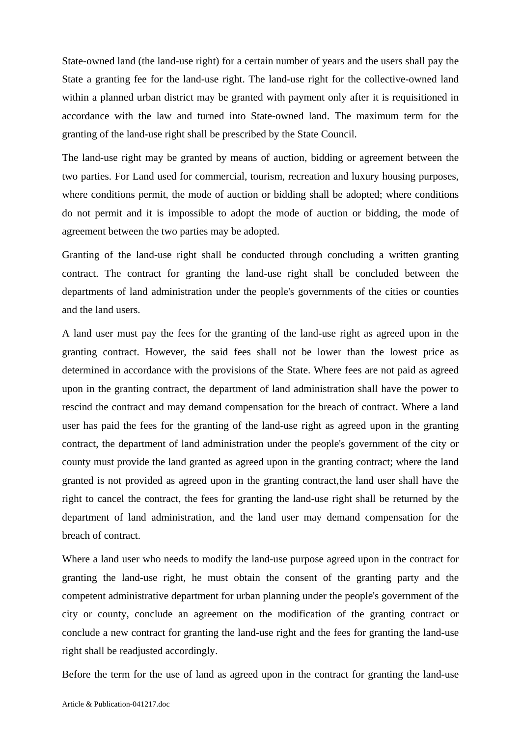State-owned land (the land-use right) for a certain number of years and the users shall pay the State a granting fee for the land-use right. The land-use right for the collective-owned land within a planned urban district may be granted with payment only after it is requisitioned in accordance with the law and turned into State-owned land. The maximum term for the granting of the land-use right shall be prescribed by the State Council.

The land-use right may be granted by means of auction, bidding or agreement between the two parties. For Land used for commercial, tourism, recreation and luxury housing purposes, where conditions permit, the mode of auction or bidding shall be adopted; where conditions do not permit and it is impossible to adopt the mode of auction or bidding, the mode of agreement between the two parties may be adopted.

Granting of the land-use right shall be conducted through concluding a written granting contract. The contract for granting the land-use right shall be concluded between the departments of land administration under the people's governments of the cities or counties and the land users.

A land user must pay the fees for the granting of the land-use right as agreed upon in the granting contract. However, the said fees shall not be lower than the lowest price as determined in accordance with the provisions of the State. Where fees are not paid as agreed upon in the granting contract, the department of land administration shall have the power to rescind the contract and may demand compensation for the breach of contract. Where a land user has paid the fees for the granting of the land-use right as agreed upon in the granting contract, the department of land administration under the people's government of the city or county must provide the land granted as agreed upon in the granting contract; where the land granted is not provided as agreed upon in the granting contract,the land user shall have the right to cancel the contract, the fees for granting the land-use right shall be returned by the department of land administration, and the land user may demand compensation for the breach of contract.

Where a land user who needs to modify the land-use purpose agreed upon in the contract for granting the land-use right, he must obtain the consent of the granting party and the competent administrative department for urban planning under the people's government of the city or county, conclude an agreement on the modification of the granting contract or conclude a new contract for granting the land-use right and the fees for granting the land-use right shall be readjusted accordingly.

Before the term for the use of land as agreed upon in the contract for granting the land-use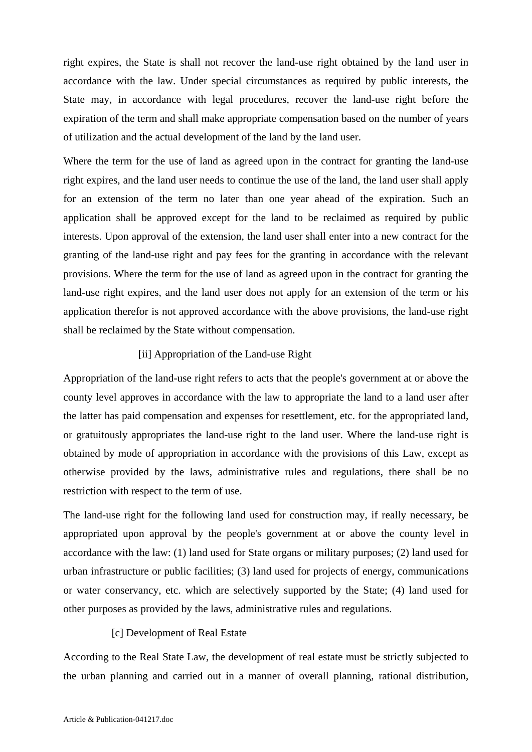right expires, the State is shall not recover the land-use right obtained by the land user in accordance with the law. Under special circumstances as required by public interests, the State may, in accordance with legal procedures, recover the land-use right before the expiration of the term and shall make appropriate compensation based on the number of years of utilization and the actual development of the land by the land user.

Where the term for the use of land as agreed upon in the contract for granting the land-use right expires, and the land user needs to continue the use of the land, the land user shall apply for an extension of the term no later than one year ahead of the expiration. Such an application shall be approved except for the land to be reclaimed as required by public interests. Upon approval of the extension, the land user shall enter into a new contract for the granting of the land-use right and pay fees for the granting in accordance with the relevant provisions. Where the term for the use of land as agreed upon in the contract for granting the land-use right expires, and the land user does not apply for an extension of the term or his application therefor is not approved accordance with the above provisions, the land-use right shall be reclaimed by the State without compensation.

[ii] Appropriation of the Land-use Right

Appropriation of the land-use right refers to acts that the people's government at or above the county level approves in accordance with the law to appropriate the land to a land user after the latter has paid compensation and expenses for resettlement, etc. for the appropriated land, or gratuitously appropriates the land-use right to the land user. Where the land-use right is obtained by mode of appropriation in accordance with the provisions of this Law, except as otherwise provided by the laws, administrative rules and regulations, there shall be no restriction with respect to the term of use.

The land-use right for the following land used for construction may, if really necessary, be appropriated upon approval by the people's government at or above the county level in accordance with the law: (1) land used for State organs or military purposes; (2) land used for urban infrastructure or public facilities; (3) land used for projects of energy, communications or water conservancy, etc. which are selectively supported by the State; (4) land used for other purposes as provided by the laws, administrative rules and regulations.

[c] Development of Real Estate

According to the Real State Law, the development of real estate must be strictly subjected to the urban planning and carried out in a manner of overall planning, rational distribution,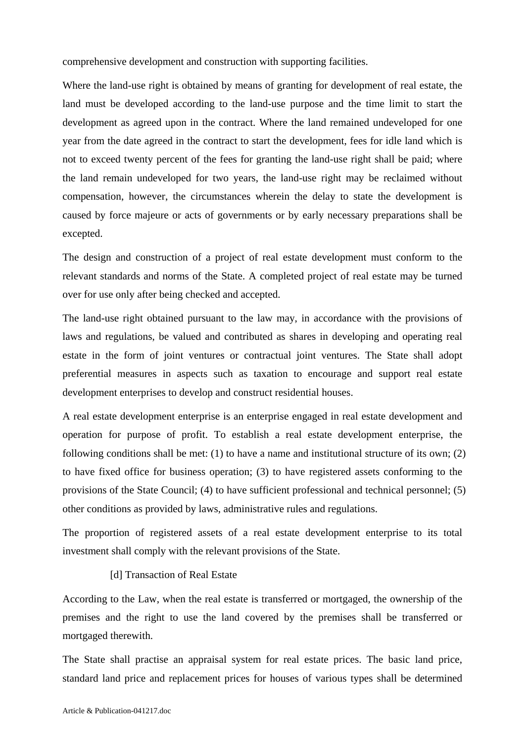comprehensive development and construction with supporting facilities.

Where the land-use right is obtained by means of granting for development of real estate, the land must be developed according to the land-use purpose and the time limit to start the development as agreed upon in the contract. Where the land remained undeveloped for one year from the date agreed in the contract to start the development, fees for idle land which is not to exceed twenty percent of the fees for granting the land-use right shall be paid; where the land remain undeveloped for two years, the land-use right may be reclaimed without compensation, however, the circumstances wherein the delay to state the development is caused by force majeure or acts of governments or by early necessary preparations shall be excepted.

The design and construction of a project of real estate development must conform to the relevant standards and norms of the State. A completed project of real estate may be turned over for use only after being checked and accepted.

The land-use right obtained pursuant to the law may, in accordance with the provisions of laws and regulations, be valued and contributed as shares in developing and operating real estate in the form of joint ventures or contractual joint ventures. The State shall adopt preferential measures in aspects such as taxation to encourage and support real estate development enterprises to develop and construct residential houses.

A real estate development enterprise is an enterprise engaged in real estate development and operation for purpose of profit. To establish a real estate development enterprise, the following conditions shall be met: (1) to have a name and institutional structure of its own; (2) to have fixed office for business operation; (3) to have registered assets conforming to the provisions of the State Council; (4) to have sufficient professional and technical personnel; (5) other conditions as provided by laws, administrative rules and regulations.

The proportion of registered assets of a real estate development enterprise to its total investment shall comply with the relevant provisions of the State.

[d] Transaction of Real Estate

According to the Law, when the real estate is transferred or mortgaged, the ownership of the premises and the right to use the land covered by the premises shall be transferred or mortgaged therewith.

The State shall practise an appraisal system for real estate prices. The basic land price, standard land price and replacement prices for houses of various types shall be determined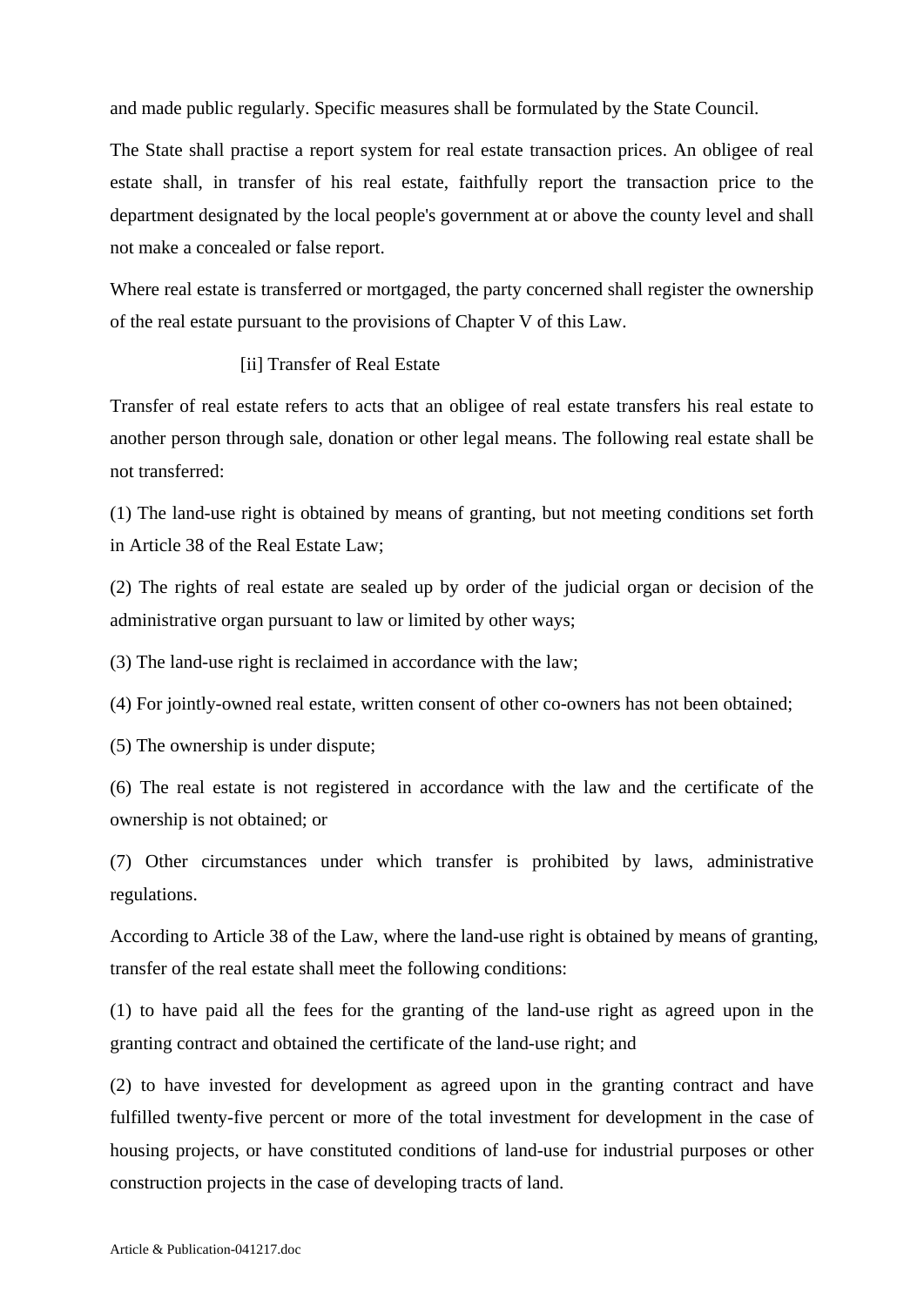and made public regularly. Specific measures shall be formulated by the State Council.

The State shall practise a report system for real estate transaction prices. An obligee of real estate shall, in transfer of his real estate, faithfully report the transaction price to the department designated by the local people's government at or above the county level and shall not make a concealed or false report.

Where real estate is transferred or mortgaged, the party concerned shall register the ownership of the real estate pursuant to the provisions of Chapter V of this Law.

### [ii] Transfer of Real Estate

Transfer of real estate refers to acts that an obligee of real estate transfers his real estate to another person through sale, donation or other legal means. The following real estate shall be not transferred:

(1) The land-use right is obtained by means of granting, but not meeting conditions set forth in Article 38 of the Real Estate Law;

(2) The rights of real estate are sealed up by order of the judicial organ or decision of the administrative organ pursuant to law or limited by other ways;

(3) The land-use right is reclaimed in accordance with the law;

(4) For jointly-owned real estate, written consent of other co-owners has not been obtained;

(5) The ownership is under dispute;

(6) The real estate is not registered in accordance with the law and the certificate of the ownership is not obtained; or

(7) Other circumstances under which transfer is prohibited by laws, administrative regulations.

According to Article 38 of the Law, where the land-use right is obtained by means of granting, transfer of the real estate shall meet the following conditions:

(1) to have paid all the fees for the granting of the land-use right as agreed upon in the granting contract and obtained the certificate of the land-use right; and

(2) to have invested for development as agreed upon in the granting contract and have fulfilled twenty-five percent or more of the total investment for development in the case of housing projects, or have constituted conditions of land-use for industrial purposes or other construction projects in the case of developing tracts of land.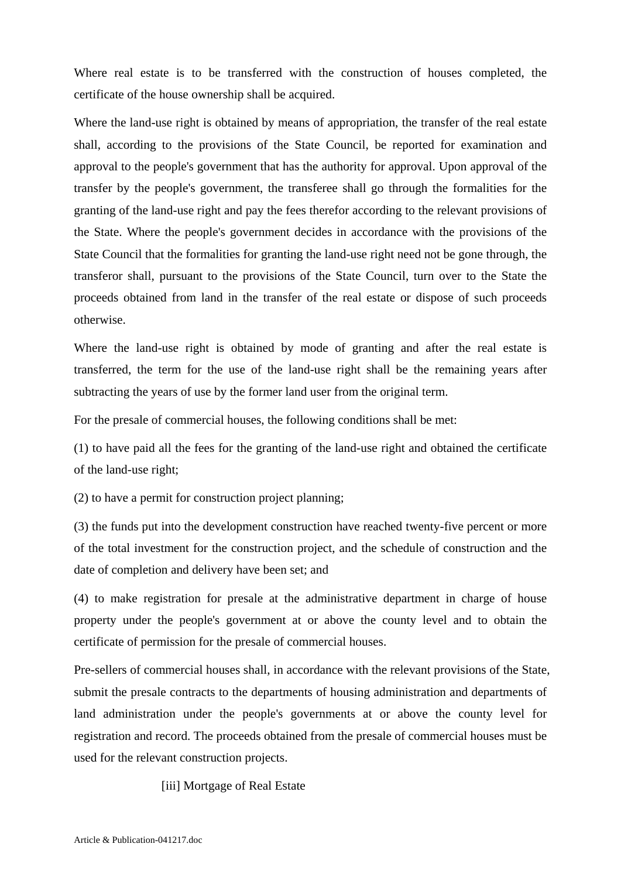Where real estate is to be transferred with the construction of houses completed, the certificate of the house ownership shall be acquired.

Where the land-use right is obtained by means of appropriation, the transfer of the real estate shall, according to the provisions of the State Council, be reported for examination and approval to the people's government that has the authority for approval. Upon approval of the transfer by the people's government, the transferee shall go through the formalities for the granting of the land-use right and pay the fees therefor according to the relevant provisions of the State. Where the people's government decides in accordance with the provisions of the State Council that the formalities for granting the land-use right need not be gone through, the transferor shall, pursuant to the provisions of the State Council, turn over to the State the proceeds obtained from land in the transfer of the real estate or dispose of such proceeds otherwise.

Where the land-use right is obtained by mode of granting and after the real estate is transferred, the term for the use of the land-use right shall be the remaining years after subtracting the years of use by the former land user from the original term.

For the presale of commercial houses, the following conditions shall be met:

(1) to have paid all the fees for the granting of the land-use right and obtained the certificate of the land-use right;

(2) to have a permit for construction project planning;

(3) the funds put into the development construction have reached twenty-five percent or more of the total investment for the construction project, and the schedule of construction and the date of completion and delivery have been set; and

(4) to make registration for presale at the administrative department in charge of house property under the people's government at or above the county level and to obtain the certificate of permission for the presale of commercial houses.

Pre-sellers of commercial houses shall, in accordance with the relevant provisions of the State, submit the presale contracts to the departments of housing administration and departments of land administration under the people's governments at or above the county level for registration and record. The proceeds obtained from the presale of commercial houses must be used for the relevant construction projects.

[iii] Mortgage of Real Estate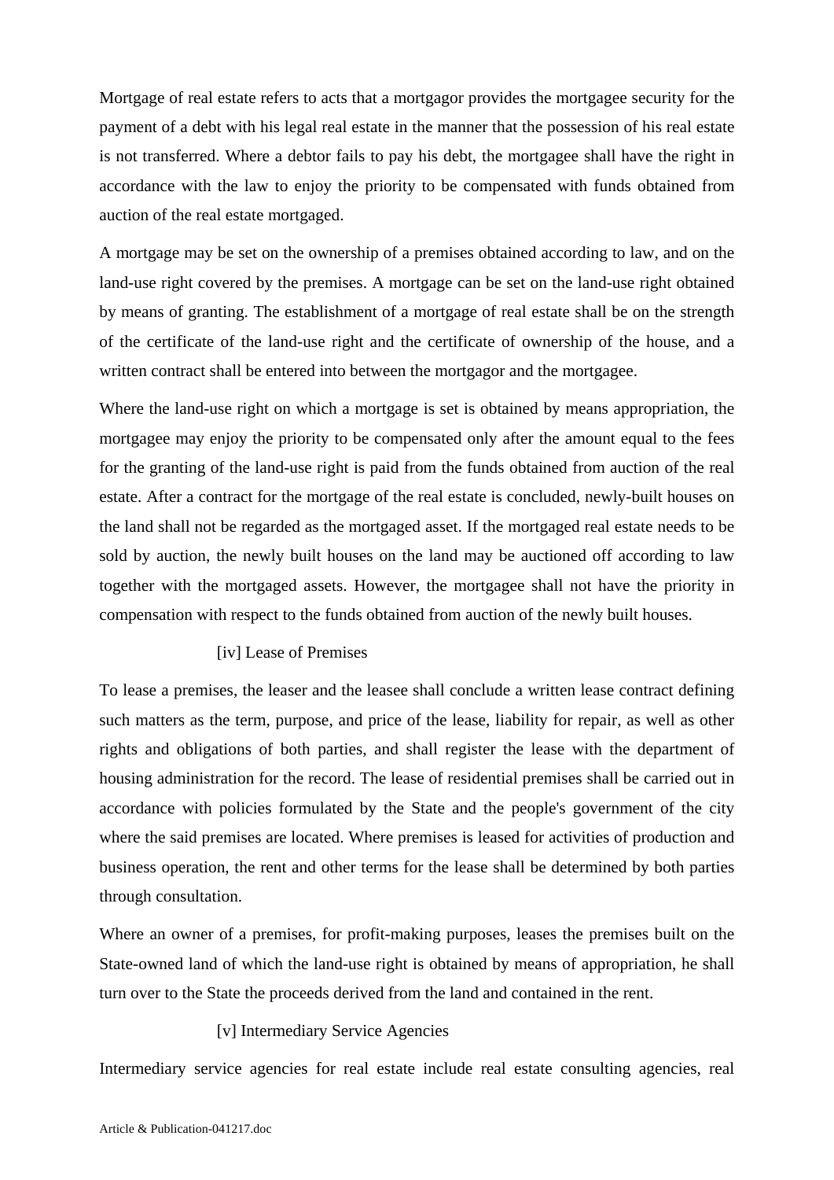Mortgage of real estate refers to acts that a mortgagor provides the mortgagee security for the payment of a debt with his legal real estate in the manner that the possession of his real estate is not transferred. Where a debtor fails to pay his debt, the mortgagee shall have the right in accordance with the law to enjoy the priority to be compensated with funds obtained from auction of the real estate mortgaged.

A mortgage may be set on the ownership of a premises obtained according to law, and on the land-use right covered by the premises. A mortgage can be set on the land-use right obtained by means of granting. The establishment of a mortgage of real estate shall be on the strength of the certificate of the land-use right and the certificate of ownership of the house, and a written contract shall be entered into between the mortgagor and the mortgagee.

Where the land-use right on which a mortgage is set is obtained by means appropriation, the mortgagee may enjoy the priority to be compensated only after the amount equal to the fees for the granting of the land-use right is paid from the funds obtained from auction of the real estate. After a contract for the mortgage of the real estate is concluded, newly-built houses on the land shall not be regarded as the mortgaged asset. If the mortgaged real estate needs to be sold by auction, the newly built houses on the land may be auctioned off according to law together with the mortgaged assets. However, the mortgagee shall not have the priority in compensation with respect to the funds obtained from auction of the newly built houses.

### [iv] Lease of Premises

To lease a premises, the leaser and the leasee shall conclude a written lease contract defining such matters as the term, purpose, and price of the lease, liability for repair, as well as other rights and obligations of both parties, and shall register the lease with the department of housing administration for the record. The lease of residential premises shall be carried out in accordance with policies formulated by the State and the people's government of the city where the said premises are located. Where premises is leased for activities of production and business operation, the rent and other terms for the lease shall be determined by both parties through consultation.

Where an owner of a premises, for profit-making purposes, leases the premises built on the State-owned land of which the land-use right is obtained by means of appropriation, he shall turn over to the State the proceeds derived from the land and contained in the rent.

### [v] Intermediary Service Agencies

Intermediary service agencies for real estate include real estate consulting agencies, real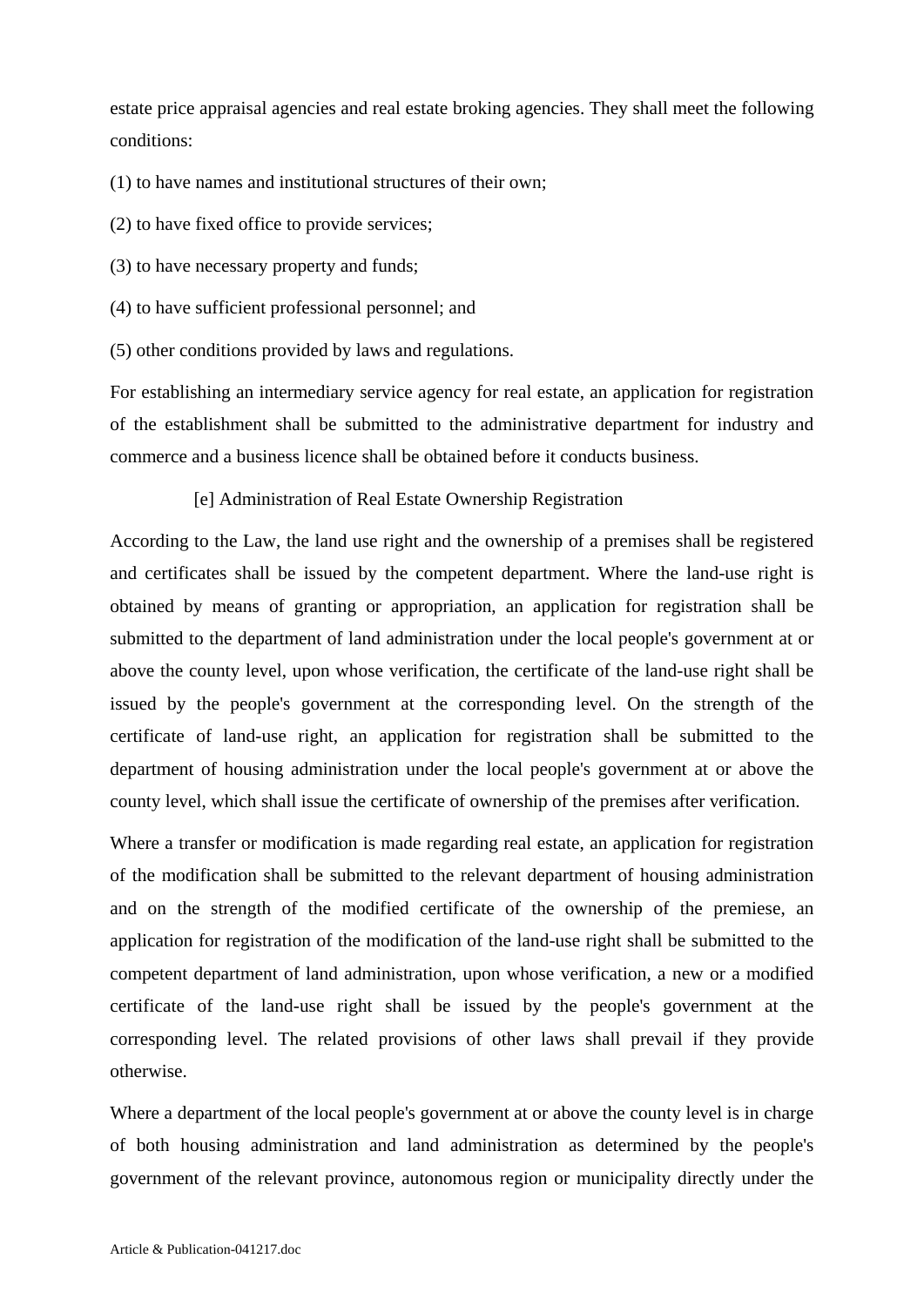estate price appraisal agencies and real estate broking agencies. They shall meet the following conditions:

(1) to have names and institutional structures of their own;

(2) to have fixed office to provide services;

(3) to have necessary property and funds;

(4) to have sufficient professional personnel; and

(5) other conditions provided by laws and regulations.

For establishing an intermediary service agency for real estate, an application for registration of the establishment shall be submitted to the administrative department for industry and commerce and a business licence shall be obtained before it conducts business.

[e] Administration of Real Estate Ownership Registration

According to the Law, the land use right and the ownership of a premises shall be registered and certificates shall be issued by the competent department. Where the land-use right is obtained by means of granting or appropriation, an application for registration shall be submitted to the department of land administration under the local people's government at or above the county level, upon whose verification, the certificate of the land-use right shall be issued by the people's government at the corresponding level. On the strength of the certificate of land-use right, an application for registration shall be submitted to the department of housing administration under the local people's government at or above the county level, which shall issue the certificate of ownership of the premises after verification.

Where a transfer or modification is made regarding real estate, an application for registration of the modification shall be submitted to the relevant department of housing administration and on the strength of the modified certificate of the ownership of the premiese, an application for registration of the modification of the land-use right shall be submitted to the competent department of land administration, upon whose verification, a new or a modified certificate of the land-use right shall be issued by the people's government at the corresponding level. The related provisions of other laws shall prevail if they provide otherwise.

Where a department of the local people's government at or above the county level is in charge of both housing administration and land administration as determined by the people's government of the relevant province, autonomous region or municipality directly under the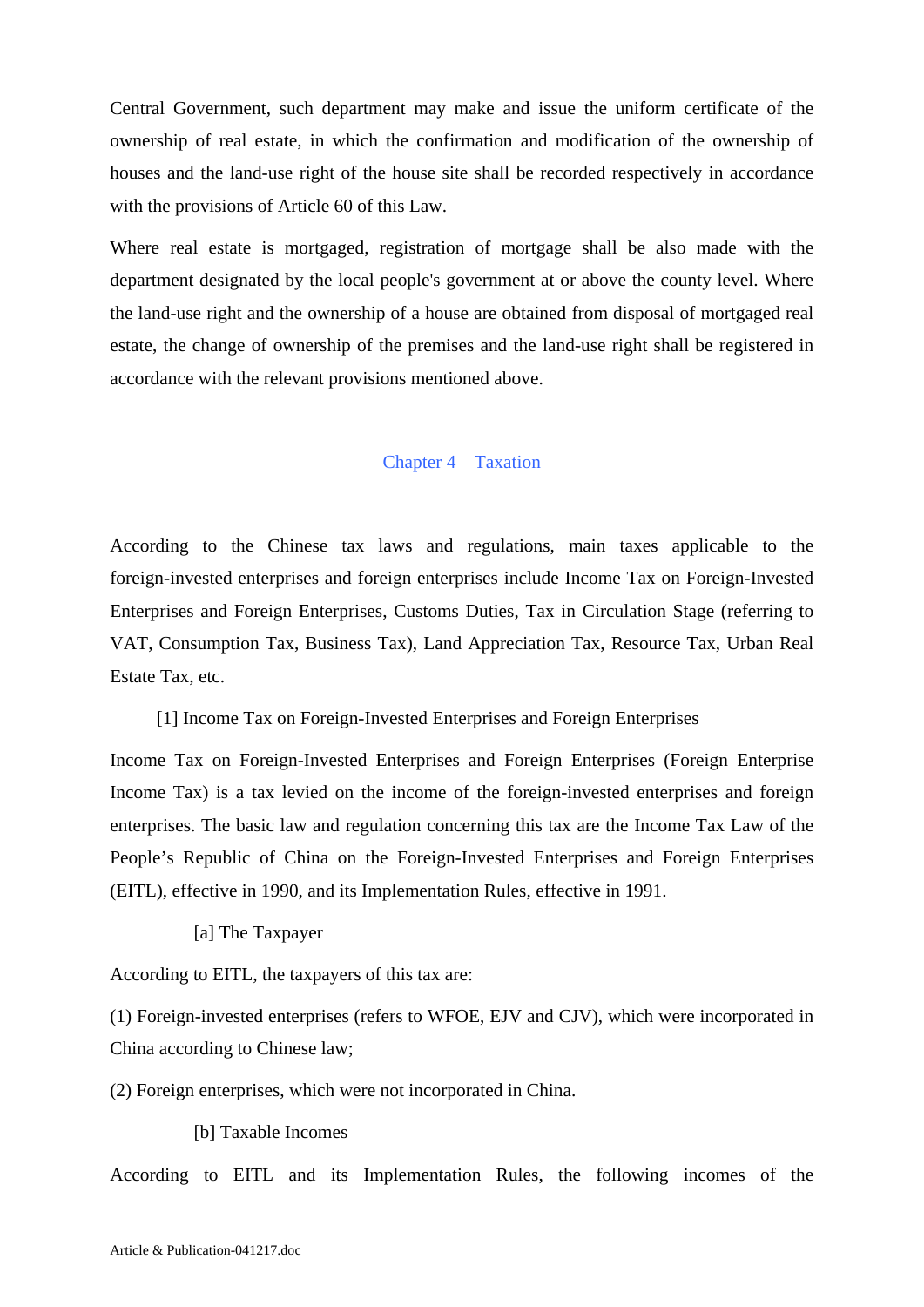Central Government, such department may make and issue the uniform certificate of the ownership of real estate, in which the confirmation and modification of the ownership of houses and the land-use right of the house site shall be recorded respectively in accordance with the provisions of Article 60 of this Law.

Where real estate is mortgaged, registration of mortgage shall be also made with the department designated by the local people's government at or above the county level. Where the land-use right and the ownership of a house are obtained from disposal of mortgaged real estate, the change of ownership of the premises and the land-use right shall be registered in accordance with the relevant provisions mentioned above.

## Chapter 4 Taxation

According to the Chinese tax laws and regulations, main taxes applicable to the foreign-invested enterprises and foreign enterprises include Income Tax on Foreign-Invested Enterprises and Foreign Enterprises, Customs Duties, Tax in Circulation Stage (referring to VAT, Consumption Tax, Business Tax), Land Appreciation Tax, Resource Tax, Urban Real Estate Tax, etc.

### [1] Income Tax on Foreign-Invested Enterprises and Foreign Enterprises

Income Tax on Foreign-Invested Enterprises and Foreign Enterprises (Foreign Enterprise Income Tax) is a tax levied on the income of the foreign-invested enterprises and foreign enterprises. The basic law and regulation concerning this tax are the Income Tax Law of the People's Republic of China on the Foreign-Invested Enterprises and Foreign Enterprises (EITL), effective in 1990, and its Implementation Rules, effective in 1991.

#### [a] The Taxpayer

According to EITL, the taxpayers of this tax are:

(1) Foreign-invested enterprises (refers to WFOE, EJV and CJV), which were incorporated in China according to Chinese law;

(2) Foreign enterprises, which were not incorporated in China.

#### [b] Taxable Incomes

According to EITL and its Implementation Rules, the following incomes of the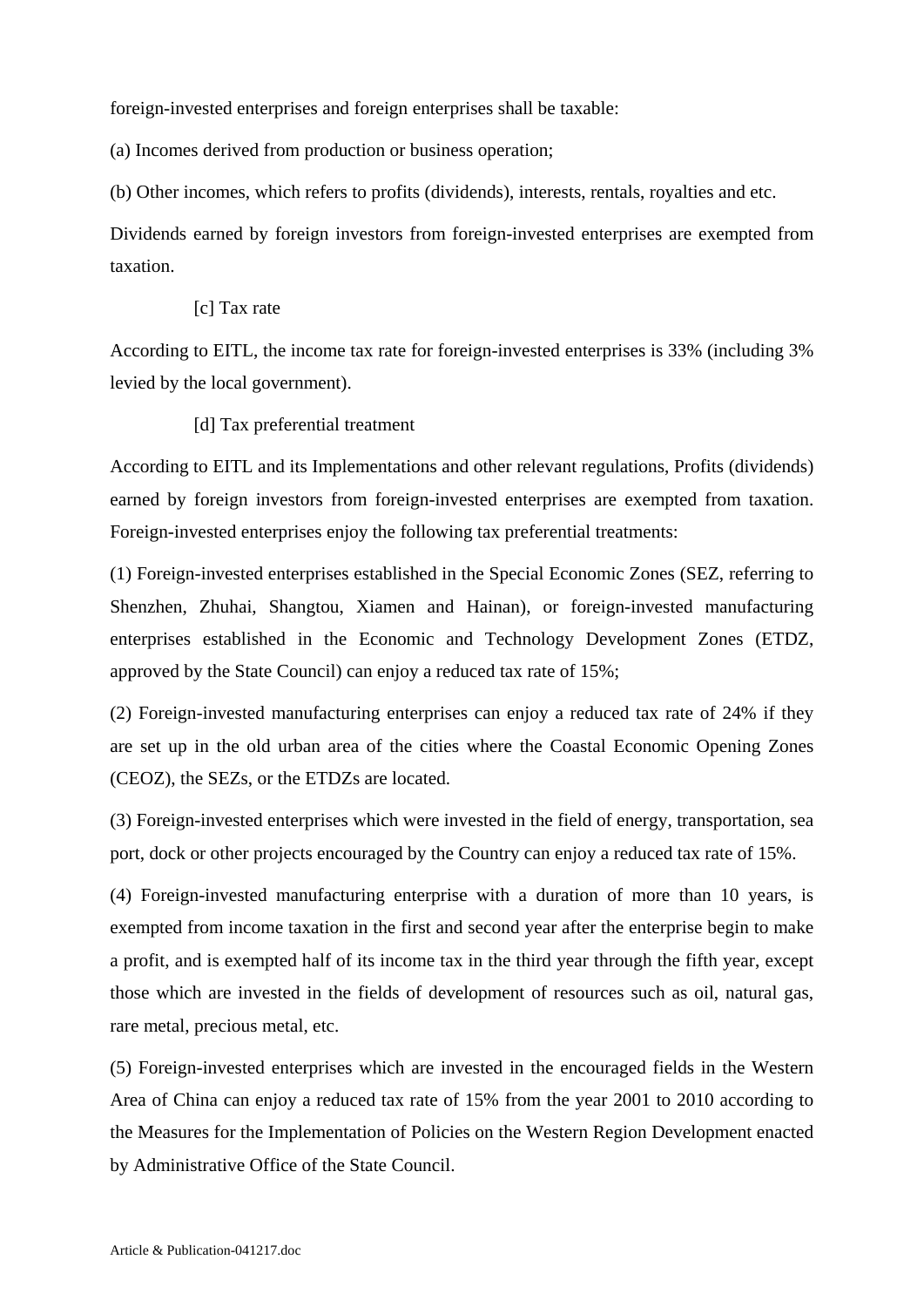foreign-invested enterprises and foreign enterprises shall be taxable:

(a) Incomes derived from production or business operation;

(b) Other incomes, which refers to profits (dividends), interests, rentals, royalties and etc.

Dividends earned by foreign investors from foreign-invested enterprises are exempted from taxation.

[c] Tax rate

According to EITL, the income tax rate for foreign-invested enterprises is 33% (including 3% levied by the local government).

[d] Tax preferential treatment

According to EITL and its Implementations and other relevant regulations, Profits (dividends) earned by foreign investors from foreign-invested enterprises are exempted from taxation. Foreign-invested enterprises enjoy the following tax preferential treatments:

(1) Foreign-invested enterprises established in the Special Economic Zones (SEZ, referring to Shenzhen, Zhuhai, Shangtou, Xiamen and Hainan), or foreign-invested manufacturing enterprises established in the Economic and Technology Development Zones (ETDZ, approved by the State Council) can enjoy a reduced tax rate of 15%;

(2) Foreign-invested manufacturing enterprises can enjoy a reduced tax rate of 24% if they are set up in the old urban area of the cities where the Coastal Economic Opening Zones (CEOZ), the SEZs, or the ETDZs are located.

(3) Foreign-invested enterprises which were invested in the field of energy, transportation, sea port, dock or other projects encouraged by the Country can enjoy a reduced tax rate of 15%.

(4) Foreign-invested manufacturing enterprise with a duration of more than 10 years, is exempted from income taxation in the first and second year after the enterprise begin to make a profit, and is exempted half of its income tax in the third year through the fifth year, except those which are invested in the fields of development of resources such as oil, natural gas, rare metal, precious metal, etc.

(5) Foreign-invested enterprises which are invested in the encouraged fields in the Western Area of China can enjoy a reduced tax rate of 15% from the year 2001 to 2010 according to the Measures for the Implementation of Policies on the Western Region Development enacted by Administrative Office of the State Council.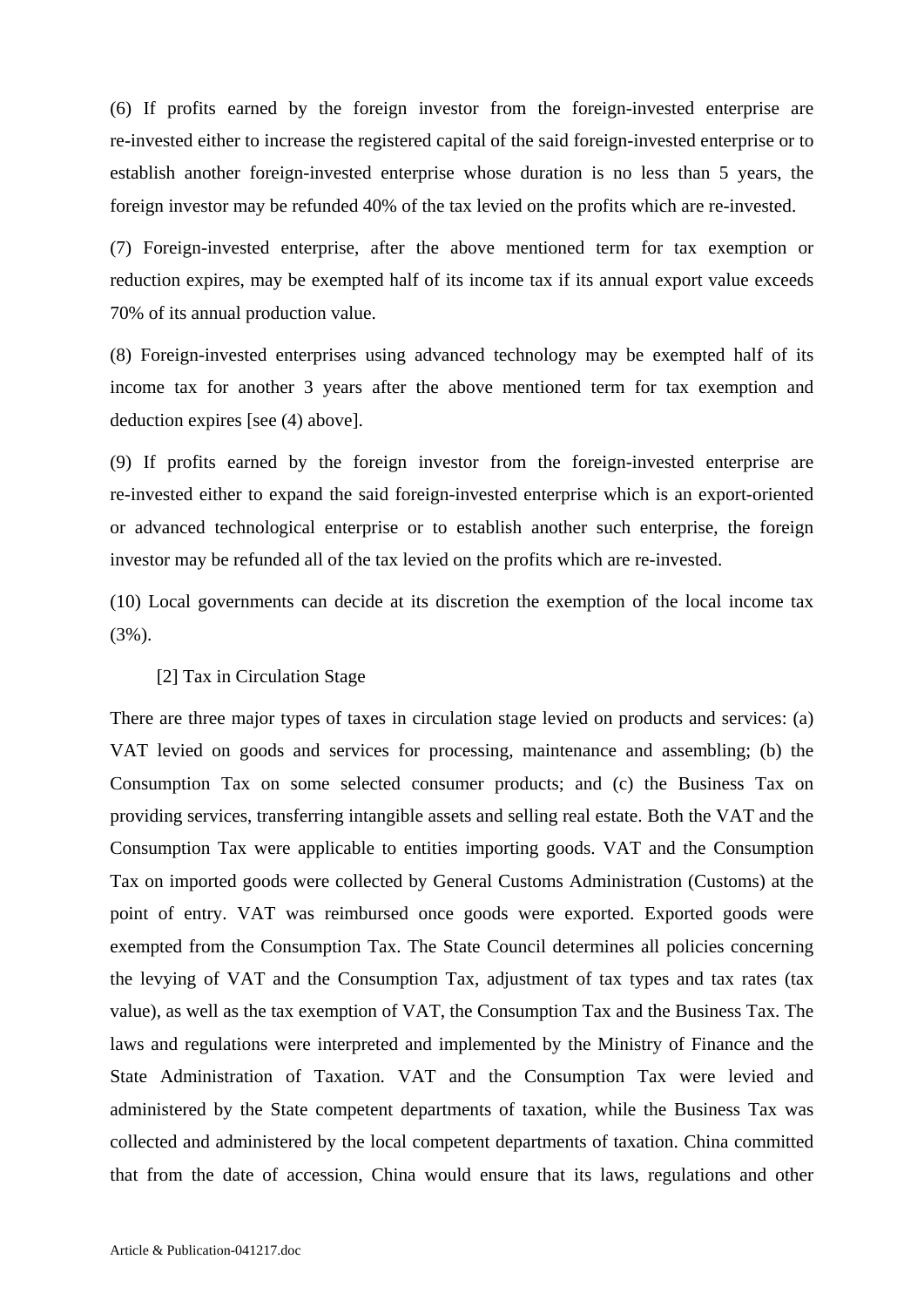(6) If profits earned by the foreign investor from the foreign-invested enterprise are re-invested either to increase the registered capital of the said foreign-invested enterprise or to establish another foreign-invested enterprise whose duration is no less than 5 years, the foreign investor may be refunded 40% of the tax levied on the profits which are re-invested.

(7) Foreign-invested enterprise, after the above mentioned term for tax exemption or reduction expires, may be exempted half of its income tax if its annual export value exceeds 70% of its annual production value.

(8) Foreign-invested enterprises using advanced technology may be exempted half of its income tax for another 3 years after the above mentioned term for tax exemption and deduction expires [see (4) above].

(9) If profits earned by the foreign investor from the foreign-invested enterprise are re-invested either to expand the said foreign-invested enterprise which is an export-oriented or advanced technological enterprise or to establish another such enterprise, the foreign investor may be refunded all of the tax levied on the profits which are re-invested.

(10) Local governments can decide at its discretion the exemption of the local income tax (3%).

[2] Tax in Circulation Stage

There are three major types of taxes in circulation stage levied on products and services: (a) VAT levied on goods and services for processing, maintenance and assembling; (b) the Consumption Tax on some selected consumer products; and (c) the Business Tax on providing services, transferring intangible assets and selling real estate. Both the VAT and the Consumption Tax were applicable to entities importing goods. VAT and the Consumption Tax on imported goods were collected by General Customs Administration (Customs) at the point of entry. VAT was reimbursed once goods were exported. Exported goods were exempted from the Consumption Tax. The State Council determines all policies concerning the levying of VAT and the Consumption Tax, adjustment of tax types and tax rates (tax value), as well as the tax exemption of VAT, the Consumption Tax and the Business Tax. The laws and regulations were interpreted and implemented by the Ministry of Finance and the State Administration of Taxation. VAT and the Consumption Tax were levied and administered by the State competent departments of taxation, while the Business Tax was collected and administered by the local competent departments of taxation. China committed that from the date of accession, China would ensure that its laws, regulations and other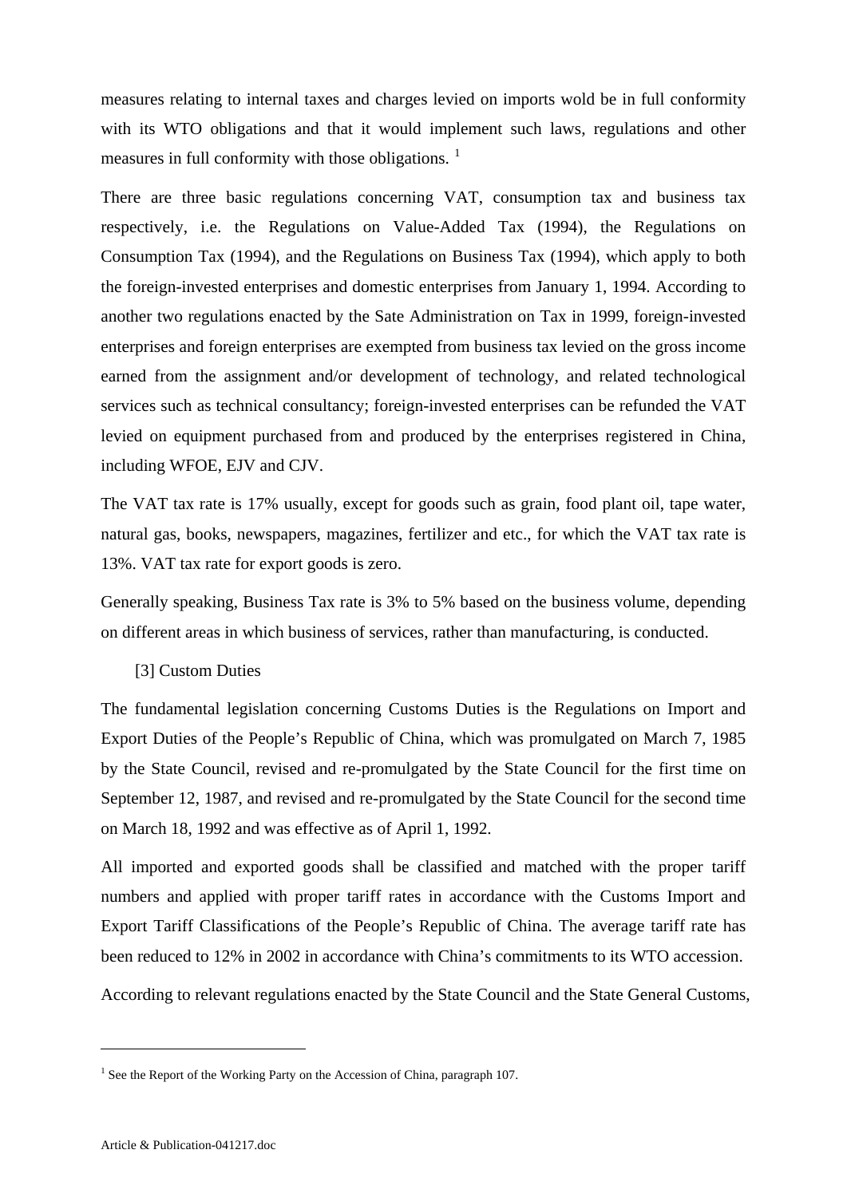measures relating to internal taxes and charges levied on imports wold be in full conformity with its WTO obligations and that it would implement such laws, regulations and other measures in full conformity with those obligations. [1]

There are three basic regulations concerning VAT, consumption tax and business tax respectively, i.e. the Regulations on Value-Added Tax (1994), the Regulations on Consumption Tax (1994), and the Regulations on Business Tax (1994), which apply to both the foreign-invested enterprises and domestic enterprises from January 1, 1994. According to another two regulations enacted by the Sate Administration on Tax in 1999, foreign-invested enterprises and foreign enterprises are exempted from business tax levied on the gross income earned from the assignment and/or development of technology, and related technological services such as technical consultancy; foreign-invested enterprises can be refunded the VAT levied on equipment purchased from and produced by the enterprises registered in China, including WFOE, EJV and CJV.

The VAT tax rate is 17% usually, except for goods such as grain, food plant oil, tape water, natural gas, books, newspapers, magazines, fertilizer and etc., for which the VAT tax rate is 13%. VAT tax rate for export goods is zero.

Generally speaking, Business Tax rate is 3% to 5% based on the business volume, depending on different areas in which business of services, rather than manufacturing, is conducted.

[3] Custom Duties

The fundamental legislation concerning Customs Duties is the Regulations on Import and Export Duties of the People's Republic of China, which was promulgated on March 7, 1985 by the State Council, revised and re-promulgated by the State Council for the first time on September 12, 1987, and revised and re-promulgated by the State Council for the second time on March 18, 1992 and was effective as of April 1, 1992.

All imported and exported goods shall be classified and matched with the proper tariff numbers and applied with proper tariff rates in accordance with the Customs Import and Export Tariff Classifications of the People's Republic of China. The average tariff rate has been reduced to 12% in 2002 in accordance with China's commitments to its WTO accession.

According to relevant regulations enacted by the State Council and the State General Customs,

---

[1] See the Report of the Working Party on the Accession of China, paragraph 107.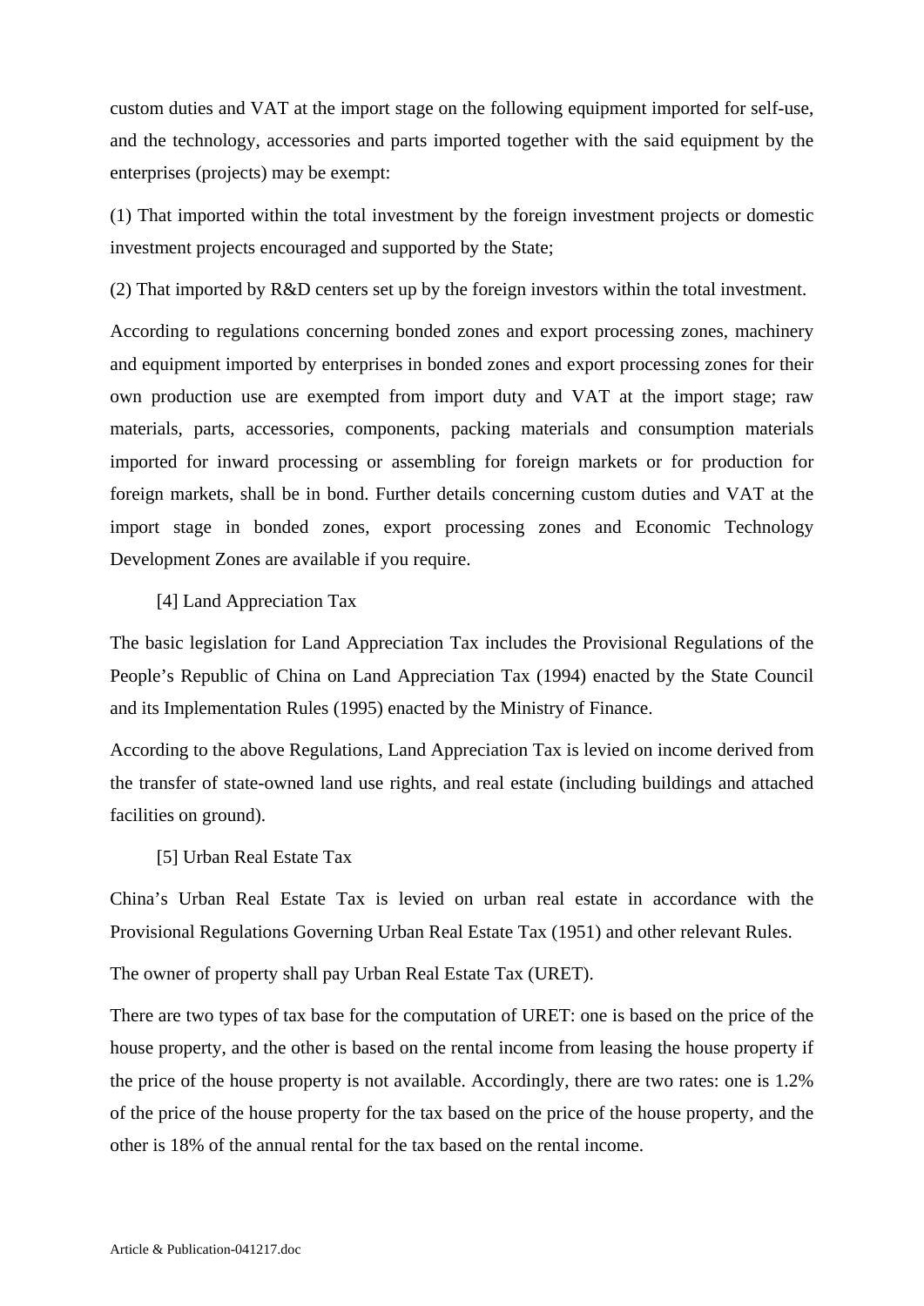custom duties and VAT at the import stage on the following equipment imported for self-use, and the technology, accessories and parts imported together with the said equipment by the enterprises (projects) may be exempt:

(1) That imported within the total investment by the foreign investment projects or domestic investment projects encouraged and supported by the State;

(2) That imported by R&D centers set up by the foreign investors within the total investment.

According to regulations concerning bonded zones and export processing zones, machinery and equipment imported by enterprises in bonded zones and export processing zones for their own production use are exempted from import duty and VAT at the import stage; raw materials, parts, accessories, components, packing materials and consumption materials imported for inward processing or assembling for foreign markets or for production for foreign markets, shall be in bond. Further details concerning custom duties and VAT at the import stage in bonded zones, export processing zones and Economic Technology Development Zones are available if you require.

[4] Land Appreciation Tax

The basic legislation for Land Appreciation Tax includes the Provisional Regulations of the People's Republic of China on Land Appreciation Tax (1994) enacted by the State Council and its Implementation Rules (1995) enacted by the Ministry of Finance.

According to the above Regulations, Land Appreciation Tax is levied on income derived from the transfer of state-owned land use rights, and real estate (including buildings and attached facilities on ground).

[5] Urban Real Estate Tax

China's Urban Real Estate Tax is levied on urban real estate in accordance with the Provisional Regulations Governing Urban Real Estate Tax (1951) and other relevant Rules.

The owner of property shall pay Urban Real Estate Tax (URET).

There are two types of tax base for the computation of URET: one is based on the price of the house property, and the other is based on the rental income from leasing the house property if the price of the house property is not available. Accordingly, there are two rates: one is 1.2% of the price of the house property for the tax based on the price of the house property, and the other is 18% of the annual rental for the tax based on the rental income.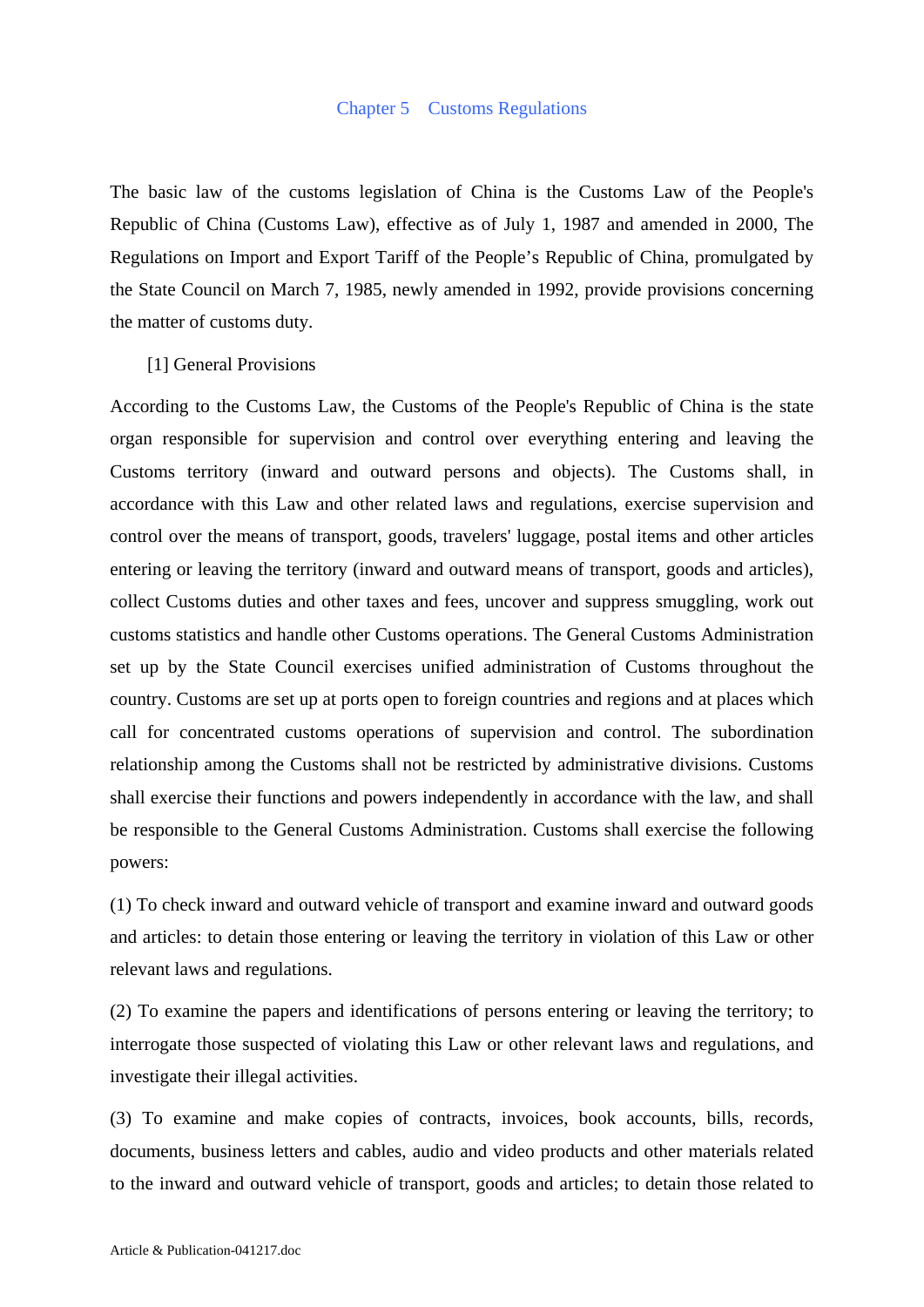# Chapter 5 Customs Regulations

The basic law of the customs legislation of China is the Customs Law of the People's Republic of China (Customs Law), effective as of July 1, 1987 and amended in 2000, The Regulations on Import and Export Tariff of the People's Republic of China, promulgated by the State Council on March 7, 1985, newly amended in 1992, provide provisions concerning the matter of customs duty.

## [1] General Provisions

According to the Customs Law, the Customs of the People's Republic of China is the state organ responsible for supervision and control over everything entering and leaving the Customs territory (inward and outward persons and objects). The Customs shall, in accordance with this Law and other related laws and regulations, exercise supervision and control over the means of transport, goods, travelers' luggage, postal items and other articles entering or leaving the territory (inward and outward means of transport, goods and articles), collect Customs duties and other taxes and fees, uncover and suppress smuggling, work out customs statistics and handle other Customs operations. The General Customs Administration set up by the State Council exercises unified administration of Customs throughout the country. Customs are set up at ports open to foreign countries and regions and at places which call for concentrated customs operations of supervision and control. The subordination relationship among the Customs shall not be restricted by administrative divisions. Customs shall exercise their functions and powers independently in accordance with the law, and shall be responsible to the General Customs Administration. Customs shall exercise the following powers:

(1) To check inward and outward vehicle of transport and examine inward and outward goods and articles: to detain those entering or leaving the territory in violation of this Law or other relevant laws and regulations.

(2) To examine the papers and identifications of persons entering or leaving the territory; to interrogate those suspected of violating this Law or other relevant laws and regulations, and investigate their illegal activities.

(3) To examine and make copies of contracts, invoices, book accounts, bills, records, documents, business letters and cables, audio and video products and other materials related to the inward and outward vehicle of transport, goods and articles; to detain those related to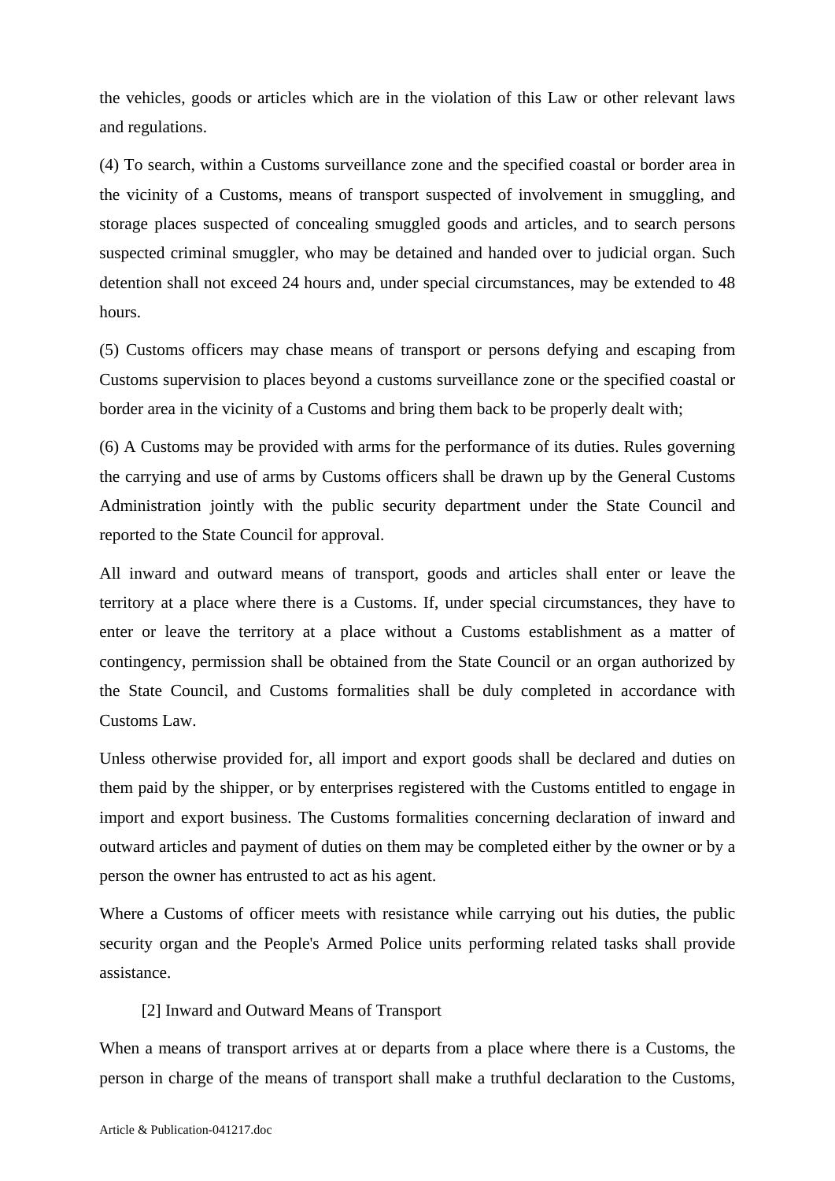the vehicles, goods or articles which are in the violation of this Law or other relevant laws and regulations.

(4) To search, within a Customs surveillance zone and the specified coastal or border area in the vicinity of a Customs, means of transport suspected of involvement in smuggling, and storage places suspected of concealing smuggled goods and articles, and to search persons suspected criminal smuggler, who may be detained and handed over to judicial organ. Such detention shall not exceed 24 hours and, under special circumstances, may be extended to 48 hours.

(5) Customs officers may chase means of transport or persons defying and escaping from Customs supervision to places beyond a customs surveillance zone or the specified coastal or border area in the vicinity of a Customs and bring them back to be properly dealt with;

(6) A Customs may be provided with arms for the performance of its duties. Rules governing the carrying and use of arms by Customs officers shall be drawn up by the General Customs Administration jointly with the public security department under the State Council and reported to the State Council for approval.

All inward and outward means of transport, goods and articles shall enter or leave the territory at a place where there is a Customs. If, under special circumstances, they have to enter or leave the territory at a place without a Customs establishment as a matter of contingency, permission shall be obtained from the State Council or an organ authorized by the State Council, and Customs formalities shall be duly completed in accordance with Customs Law.

Unless otherwise provided for, all import and export goods shall be declared and duties on them paid by the shipper, or by enterprises registered with the Customs entitled to engage in import and export business. The Customs formalities concerning declaration of inward and outward articles and payment of duties on them may be completed either by the owner or by a person the owner has entrusted to act as his agent.

Where a Customs of officer meets with resistance while carrying out his duties, the public security organ and the People's Armed Police units performing related tasks shall provide assistance.

[2] Inward and Outward Means of Transport

When a means of transport arrives at or departs from a place where there is a Customs, the person in charge of the means of transport shall make a truthful declaration to the Customs,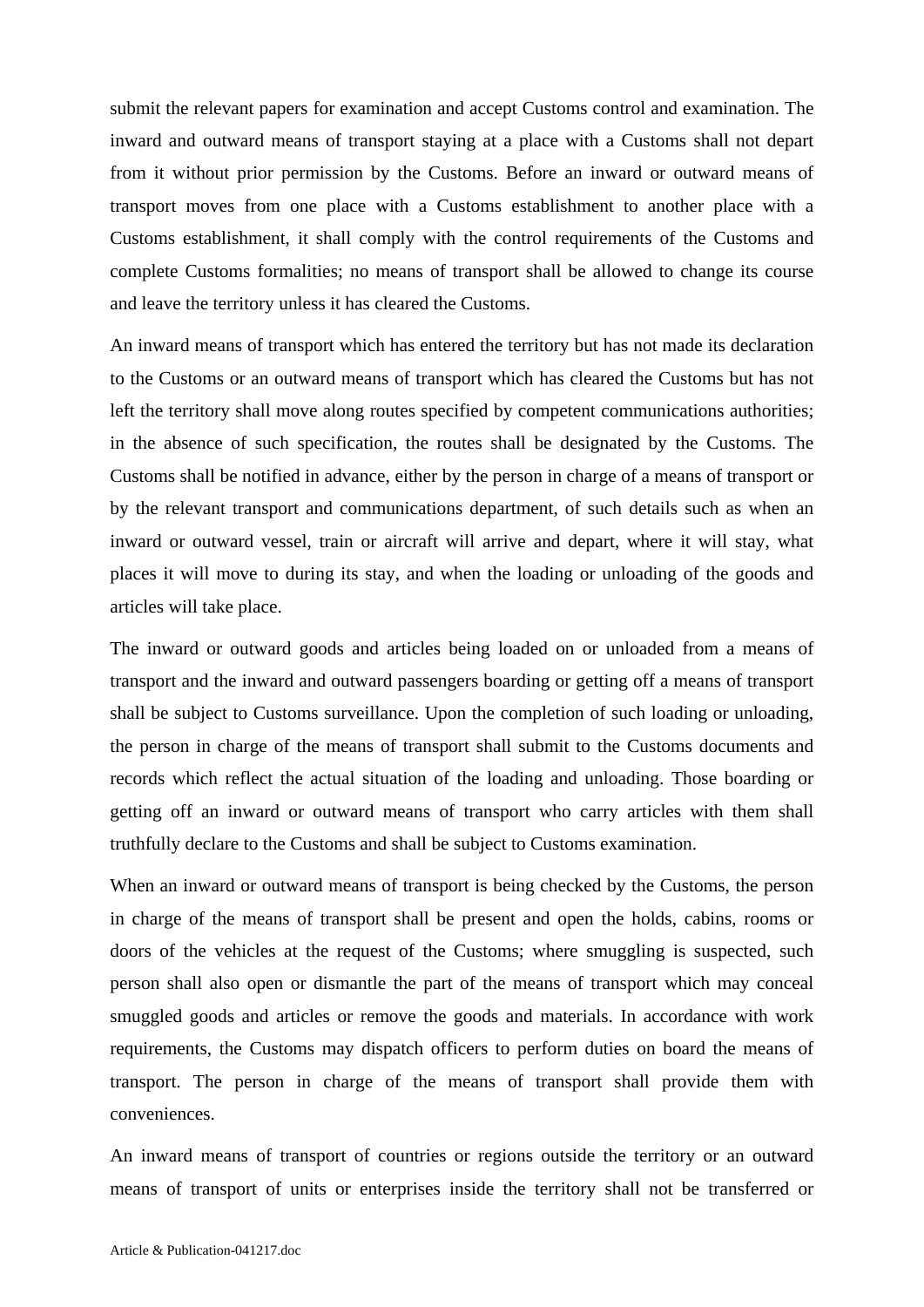submit the relevant papers for examination and accept Customs control and examination. The inward and outward means of transport staying at a place with a Customs shall not depart from it without prior permission by the Customs. Before an inward or outward means of transport moves from one place with a Customs establishment to another place with a Customs establishment, it shall comply with the control requirements of the Customs and complete Customs formalities; no means of transport shall be allowed to change its course and leave the territory unless it has cleared the Customs.

An inward means of transport which has entered the territory but has not made its declaration to the Customs or an outward means of transport which has cleared the Customs but has not left the territory shall move along routes specified by competent communications authorities; in the absence of such specification, the routes shall be designated by the Customs. The Customs shall be notified in advance, either by the person in charge of a means of transport or by the relevant transport and communications department, of such details such as when an inward or outward vessel, train or aircraft will arrive and depart, where it will stay, what places it will move to during its stay, and when the loading or unloading of the goods and articles will take place.

The inward or outward goods and articles being loaded on or unloaded from a means of transport and the inward and outward passengers boarding or getting off a means of transport shall be subject to Customs surveillance. Upon the completion of such loading or unloading, the person in charge of the means of transport shall submit to the Customs documents and records which reflect the actual situation of the loading and unloading. Those boarding or getting off an inward or outward means of transport who carry articles with them shall truthfully declare to the Customs and shall be subject to Customs examination.

When an inward or outward means of transport is being checked by the Customs, the person in charge of the means of transport shall be present and open the holds, cabins, rooms or doors of the vehicles at the request of the Customs; where smuggling is suspected, such person shall also open or dismantle the part of the means of transport which may conceal smuggled goods and articles or remove the goods and materials. In accordance with work requirements, the Customs may dispatch officers to perform duties on board the means of transport. The person in charge of the means of transport shall provide them with conveniences.

An inward means of transport of countries or regions outside the territory or an outward means of transport of units or enterprises inside the territory shall not be transferred or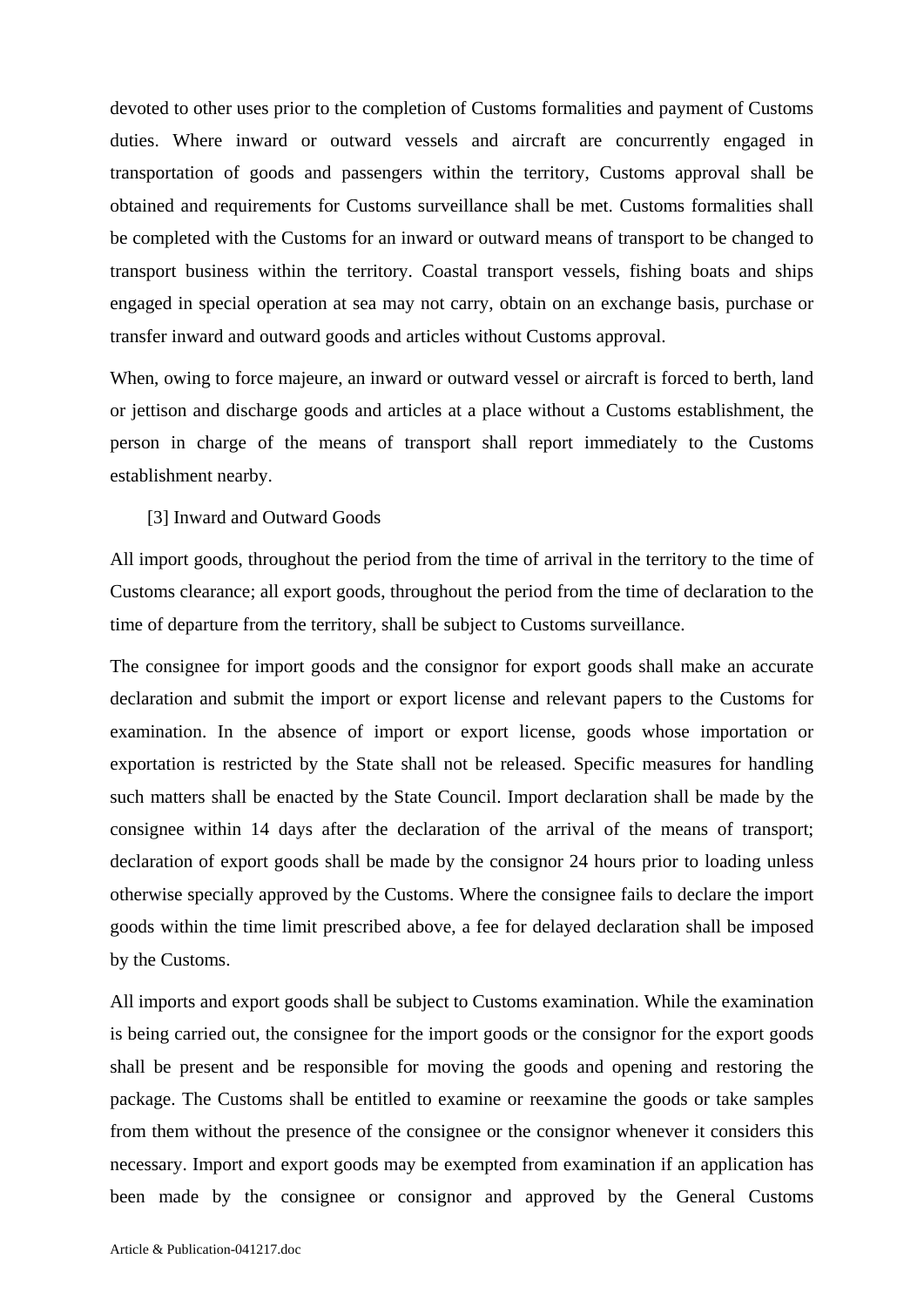devoted to other uses prior to the completion of Customs formalities and payment of Customs duties. Where inward or outward vessels and aircraft are concurrently engaged in transportation of goods and passengers within the territory, Customs approval shall be obtained and requirements for Customs surveillance shall be met. Customs formalities shall be completed with the Customs for an inward or outward means of transport to be changed to transport business within the territory. Coastal transport vessels, fishing boats and ships engaged in special operation at sea may not carry, obtain on an exchange basis, purchase or transfer inward and outward goods and articles without Customs approval.

When, owing to force majeure, an inward or outward vessel or aircraft is forced to berth, land or jettison and discharge goods and articles at a place without a Customs establishment, the person in charge of the means of transport shall report immediately to the Customs establishment nearby.

[3] Inward and Outward Goods

All import goods, throughout the period from the time of arrival in the territory to the time of Customs clearance; all export goods, throughout the period from the time of declaration to the time of departure from the territory, shall be subject to Customs surveillance.

The consignee for import goods and the consignor for export goods shall make an accurate declaration and submit the import or export license and relevant papers to the Customs for examination. In the absence of import or export license, goods whose importation or exportation is restricted by the State shall not be released. Specific measures for handling such matters shall be enacted by the State Council. Import declaration shall be made by the consignee within 14 days after the declaration of the arrival of the means of transport; declaration of export goods shall be made by the consignor 24 hours prior to loading unless otherwise specially approved by the Customs. Where the consignee fails to declare the import goods within the time limit prescribed above, a fee for delayed declaration shall be imposed by the Customs.

All imports and export goods shall be subject to Customs examination. While the examination is being carried out, the consignee for the import goods or the consignor for the export goods shall be present and be responsible for moving the goods and opening and restoring the package. The Customs shall be entitled to examine or reexamine the goods or take samples from them without the presence of the consignee or the consignor whenever it considers this necessary. Import and export goods may be exempted from examination if an application has been made by the consignee or consignor and approved by the General Customs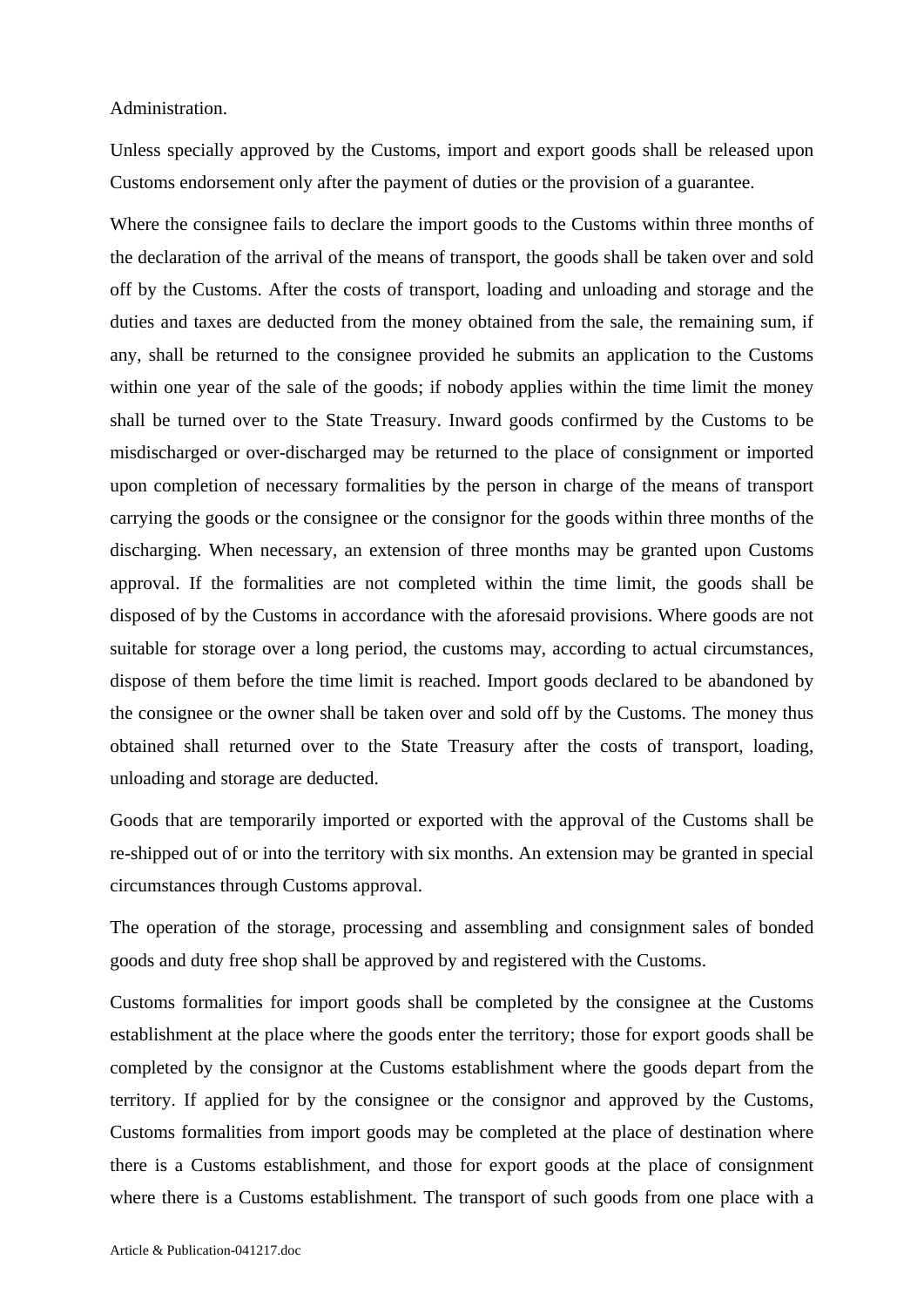Administration.

Unless specially approved by the Customs, import and export goods shall be released upon Customs endorsement only after the payment of duties or the provision of a guarantee.

Where the consignee fails to declare the import goods to the Customs within three months of the declaration of the arrival of the means of transport, the goods shall be taken over and sold off by the Customs. After the costs of transport, loading and unloading and storage and the duties and taxes are deducted from the money obtained from the sale, the remaining sum, if any, shall be returned to the consignee provided he submits an application to the Customs within one year of the sale of the goods; if nobody applies within the time limit the money shall be turned over to the State Treasury. Inward goods confirmed by the Customs to be misdischarged or over-discharged may be returned to the place of consignment or imported upon completion of necessary formalities by the person in charge of the means of transport carrying the goods or the consignee or the consignor for the goods within three months of the discharging. When necessary, an extension of three months may be granted upon Customs approval. If the formalities are not completed within the time limit, the goods shall be disposed of by the Customs in accordance with the aforesaid provisions. Where goods are not suitable for storage over a long period, the customs may, according to actual circumstances, dispose of them before the time limit is reached. Import goods declared to be abandoned by the consignee or the owner shall be taken over and sold off by the Customs. The money thus obtained shall returned over to the State Treasury after the costs of transport, loading, unloading and storage are deducted.

Goods that are temporarily imported or exported with the approval of the Customs shall be re-shipped out of or into the territory with six months. An extension may be granted in special circumstances through Customs approval.

The operation of the storage, processing and assembling and consignment sales of bonded goods and duty free shop shall be approved by and registered with the Customs.

Customs formalities for import goods shall be completed by the consignee at the Customs establishment at the place where the goods enter the territory; those for export goods shall be completed by the consignor at the Customs establishment where the goods depart from the territory. If applied for by the consignee or the consignor and approved by the Customs, Customs formalities from import goods may be completed at the place of destination where there is a Customs establishment, and those for export goods at the place of consignment where there is a Customs establishment. The transport of such goods from one place with a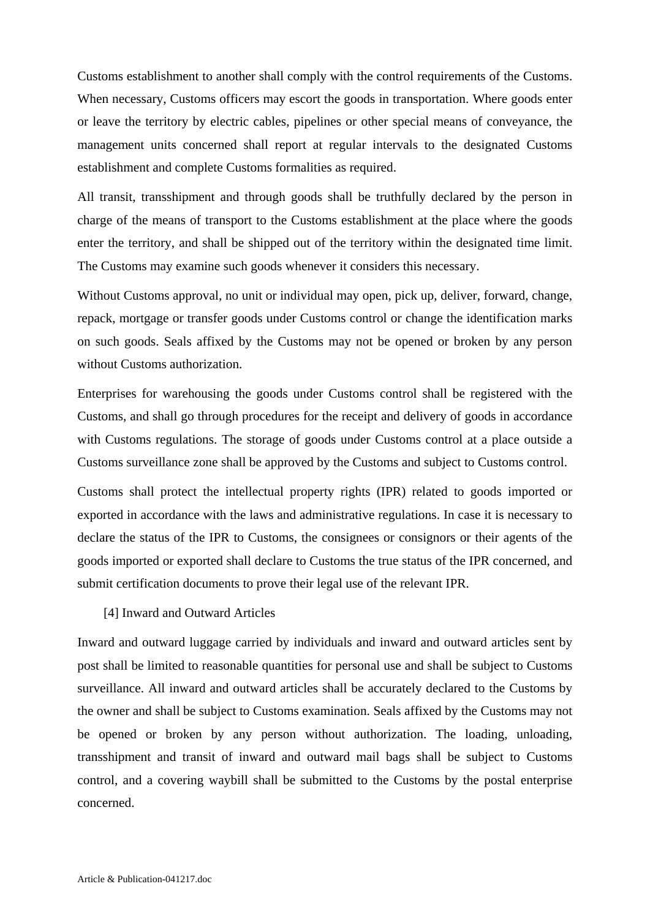Customs establishment to another shall comply with the control requirements of the Customs. When necessary, Customs officers may escort the goods in transportation. Where goods enter or leave the territory by electric cables, pipelines or other special means of conveyance, the management units concerned shall report at regular intervals to the designated Customs establishment and complete Customs formalities as required.

All transit, transshipment and through goods shall be truthfully declared by the person in charge of the means of transport to the Customs establishment at the place where the goods enter the territory, and shall be shipped out of the territory within the designated time limit. The Customs may examine such goods whenever it considers this necessary.

Without Customs approval, no unit or individual may open, pick up, deliver, forward, change, repack, mortgage or transfer goods under Customs control or change the identification marks on such goods. Seals affixed by the Customs may not be opened or broken by any person without Customs authorization.

Enterprises for warehousing the goods under Customs control shall be registered with the Customs, and shall go through procedures for the receipt and delivery of goods in accordance with Customs regulations. The storage of goods under Customs control at a place outside a Customs surveillance zone shall be approved by the Customs and subject to Customs control.

Customs shall protect the intellectual property rights (IPR) related to goods imported or exported in accordance with the laws and administrative regulations. In case it is necessary to declare the status of the IPR to Customs, the consignees or consignors or their agents of the goods imported or exported shall declare to Customs the true status of the IPR concerned, and submit certification documents to prove their legal use of the relevant IPR.

[4] Inward and Outward Articles

Inward and outward luggage carried by individuals and inward and outward articles sent by post shall be limited to reasonable quantities for personal use and shall be subject to Customs surveillance. All inward and outward articles shall be accurately declared to the Customs by the owner and shall be subject to Customs examination. Seals affixed by the Customs may not be opened or broken by any person without authorization. The loading, unloading, transshipment and transit of inward and outward mail bags shall be subject to Customs control, and a covering waybill shall be submitted to the Customs by the postal enterprise concerned.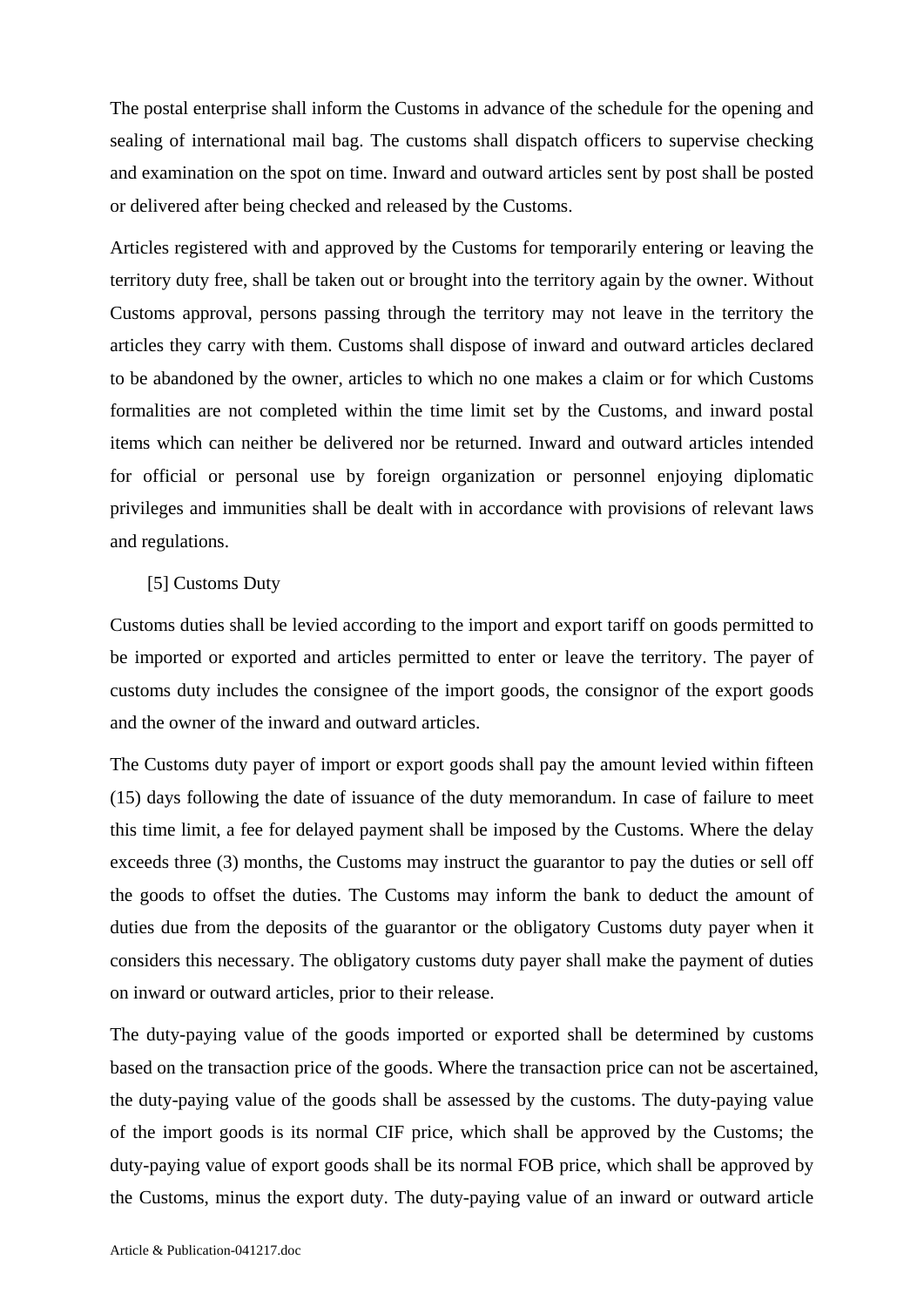The postal enterprise shall inform the Customs in advance of the schedule for the opening and sealing of international mail bag. The customs shall dispatch officers to supervise checking and examination on the spot on time. Inward and outward articles sent by post shall be posted or delivered after being checked and released by the Customs.

Articles registered with and approved by the Customs for temporarily entering or leaving the territory duty free, shall be taken out or brought into the territory again by the owner. Without Customs approval, persons passing through the territory may not leave in the territory the articles they carry with them. Customs shall dispose of inward and outward articles declared to be abandoned by the owner, articles to which no one makes a claim or for which Customs formalities are not completed within the time limit set by the Customs, and inward postal items which can neither be delivered nor be returned. Inward and outward articles intended for official or personal use by foreign organization or personnel enjoying diplomatic privileges and immunities shall be dealt with in accordance with provisions of relevant laws and regulations.

[5] Customs Duty

Customs duties shall be levied according to the import and export tariff on goods permitted to be imported or exported and articles permitted to enter or leave the territory. The payer of customs duty includes the consignee of the import goods, the consignor of the export goods and the owner of the inward and outward articles.

The Customs duty payer of import or export goods shall pay the amount levied within fifteen (15) days following the date of issuance of the duty memorandum. In case of failure to meet this time limit, a fee for delayed payment shall be imposed by the Customs. Where the delay exceeds three (3) months, the Customs may instruct the guarantor to pay the duties or sell off the goods to offset the duties. The Customs may inform the bank to deduct the amount of duties due from the deposits of the guarantor or the obligatory Customs duty payer when it considers this necessary. The obligatory customs duty payer shall make the payment of duties on inward or outward articles, prior to their release.

The duty-paying value of the goods imported or exported shall be determined by customs based on the transaction price of the goods. Where the transaction price can not be ascertained, the duty-paying value of the goods shall be assessed by the customs. The duty-paying value of the import goods is its normal CIF price, which shall be approved by the Customs; the duty-paying value of export goods shall be its normal FOB price, which shall be approved by the Customs, minus the export duty. The duty-paying value of an inward or outward article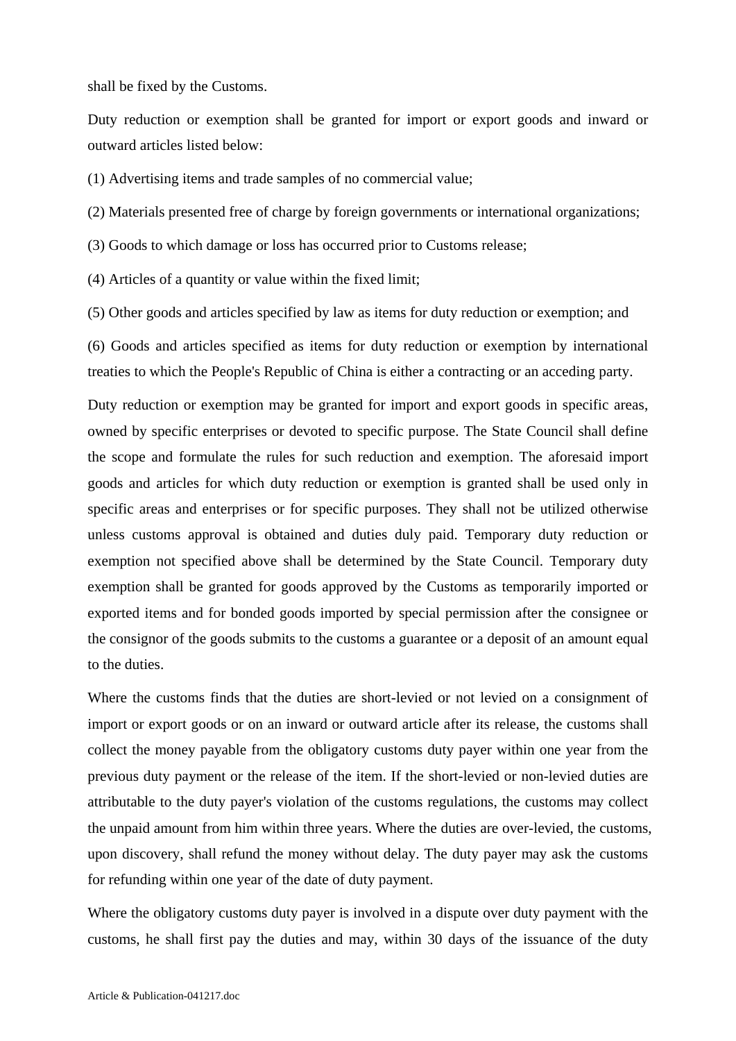shall be fixed by the Customs.

Duty reduction or exemption shall be granted for import or export goods and inward or outward articles listed below:

(1) Advertising items and trade samples of no commercial value;

(2) Materials presented free of charge by foreign governments or international organizations;

(3) Goods to which damage or loss has occurred prior to Customs release;

(4) Articles of a quantity or value within the fixed limit;

(5) Other goods and articles specified by law as items for duty reduction or exemption; and

(6) Goods and articles specified as items for duty reduction or exemption by international treaties to which the People's Republic of China is either a contracting or an acceding party.

Duty reduction or exemption may be granted for import and export goods in specific areas, owned by specific enterprises or devoted to specific purpose. The State Council shall define the scope and formulate the rules for such reduction and exemption. The aforesaid import goods and articles for which duty reduction or exemption is granted shall be used only in specific areas and enterprises or for specific purposes. They shall not be utilized otherwise unless customs approval is obtained and duties duly paid. Temporary duty reduction or exemption not specified above shall be determined by the State Council. Temporary duty exemption shall be granted for goods approved by the Customs as temporarily imported or exported items and for bonded goods imported by special permission after the consignee or the consignor of the goods submits to the customs a guarantee or a deposit of an amount equal to the duties.

Where the customs finds that the duties are short-levied or not levied on a consignment of import or export goods or on an inward or outward article after its release, the customs shall collect the money payable from the obligatory customs duty payer within one year from the previous duty payment or the release of the item. If the short-levied or non-levied duties are attributable to the duty payer's violation of the customs regulations, the customs may collect the unpaid amount from him within three years. Where the duties are over-levied, the customs, upon discovery, shall refund the money without delay. The duty payer may ask the customs for refunding within one year of the date of duty payment.

Where the obligatory customs duty payer is involved in a dispute over duty payment with the customs, he shall first pay the duties and may, within 30 days of the issuance of the duty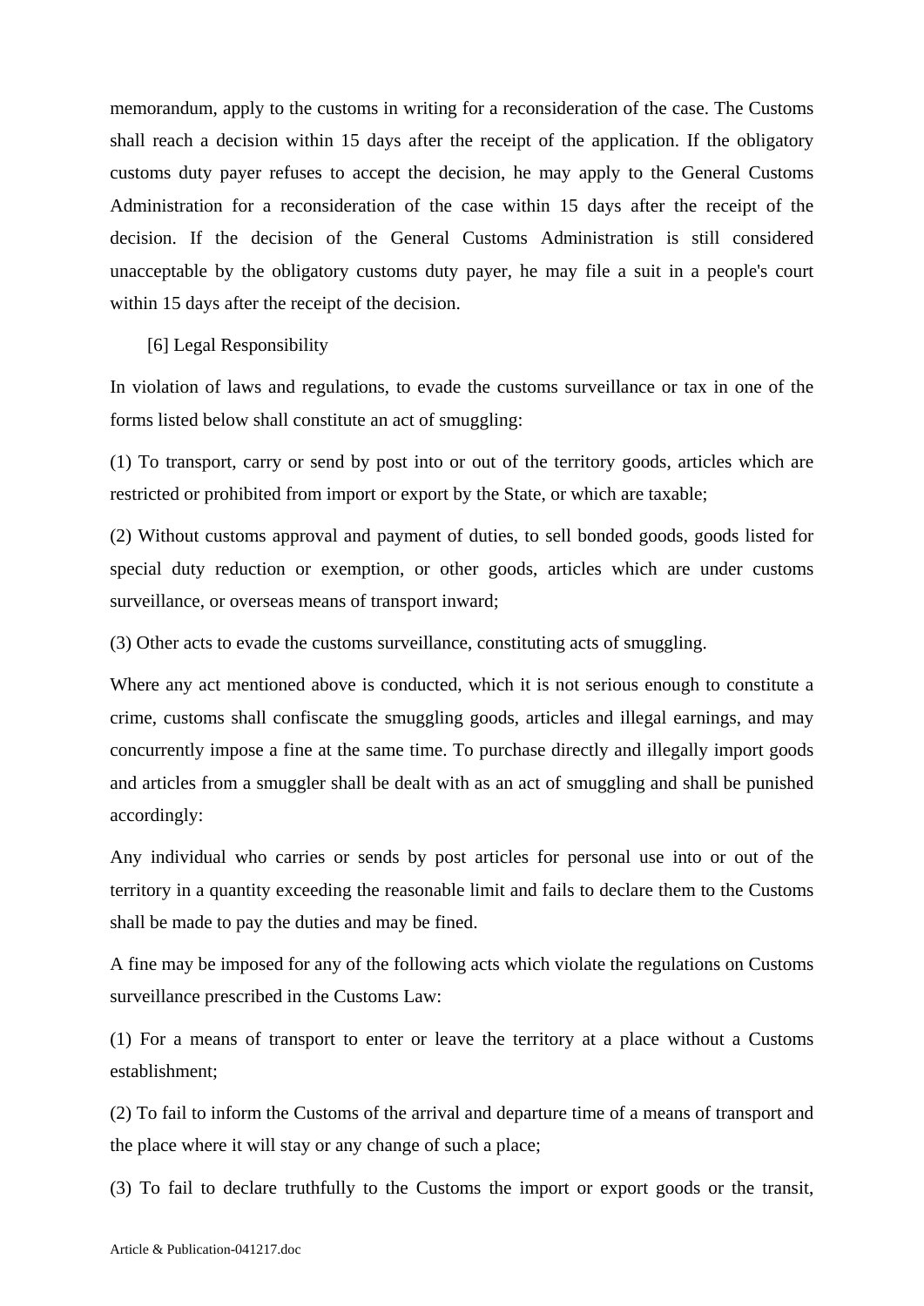memorandum, apply to the customs in writing for a reconsideration of the case. The Customs shall reach a decision within 15 days after the receipt of the application. If the obligatory customs duty payer refuses to accept the decision, he may apply to the General Customs Administration for a reconsideration of the case within 15 days after the receipt of the decision. If the decision of the General Customs Administration is still considered unacceptable by the obligatory customs duty payer, he may file a suit in a people's court within 15 days after the receipt of the decision.

[6] Legal Responsibility

In violation of laws and regulations, to evade the customs surveillance or tax in one of the forms listed below shall constitute an act of smuggling:

(1) To transport, carry or send by post into or out of the territory goods, articles which are restricted or prohibited from import or export by the State, or which are taxable;

(2) Without customs approval and payment of duties, to sell bonded goods, goods listed for special duty reduction or exemption, or other goods, articles which are under customs surveillance, or overseas means of transport inward;

(3) Other acts to evade the customs surveillance, constituting acts of smuggling.

Where any act mentioned above is conducted, which it is not serious enough to constitute a crime, customs shall confiscate the smuggling goods, articles and illegal earnings, and may concurrently impose a fine at the same time. To purchase directly and illegally import goods and articles from a smuggler shall be dealt with as an act of smuggling and shall be punished accordingly:

Any individual who carries or sends by post articles for personal use into or out of the territory in a quantity exceeding the reasonable limit and fails to declare them to the Customs shall be made to pay the duties and may be fined.

A fine may be imposed for any of the following acts which violate the regulations on Customs surveillance prescribed in the Customs Law:

(1) For a means of transport to enter or leave the territory at a place without a Customs establishment;

(2) To fail to inform the Customs of the arrival and departure time of a means of transport and the place where it will stay or any change of such a place;

(3) To fail to declare truthfully to the Customs the import or export goods or the transit,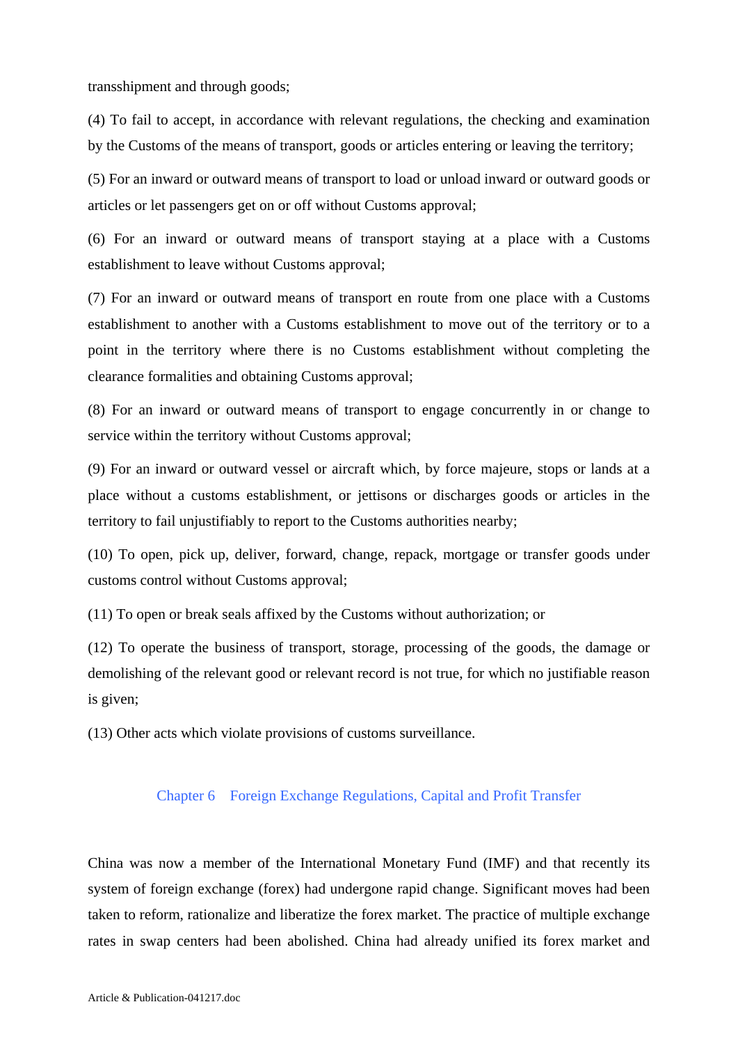transshipment and through goods;

(4) To fail to accept, in accordance with relevant regulations, the checking and examination by the Customs of the means of transport, goods or articles entering or leaving the territory;

(5) For an inward or outward means of transport to load or unload inward or outward goods or articles or let passengers get on or off without Customs approval;

(6) For an inward or outward means of transport staying at a place with a Customs establishment to leave without Customs approval;

(7) For an inward or outward means of transport en route from one place with a Customs establishment to another with a Customs establishment to move out of the territory or to a point in the territory where there is no Customs establishment without completing the clearance formalities and obtaining Customs approval;

(8) For an inward or outward means of transport to engage concurrently in or change to service within the territory without Customs approval;

(9) For an inward or outward vessel or aircraft which, by force majeure, stops or lands at a place without a customs establishment, or jettisons or discharges goods or articles in the territory to fail unjustifiably to report to the Customs authorities nearby;

(10) To open, pick up, deliver, forward, change, repack, mortgage or transfer goods under customs control without Customs approval;

(11) To open or break seals affixed by the Customs without authorization; or

(12) To operate the business of transport, storage, processing of the goods, the damage or demolishing of the relevant good or relevant record is not true, for which no justifiable reason is given;

(13) Other acts which violate provisions of customs surveillance.

## Chapter 6 Foreign Exchange Regulations, Capital and Profit Transfer

China was now a member of the International Monetary Fund (IMF) and that recently its system of foreign exchange (forex) had undergone rapid change. Significant moves had been taken to reform, rationalize and liberatize the forex market. The practice of multiple exchange rates in swap centers had been abolished. China had already unified its forex market and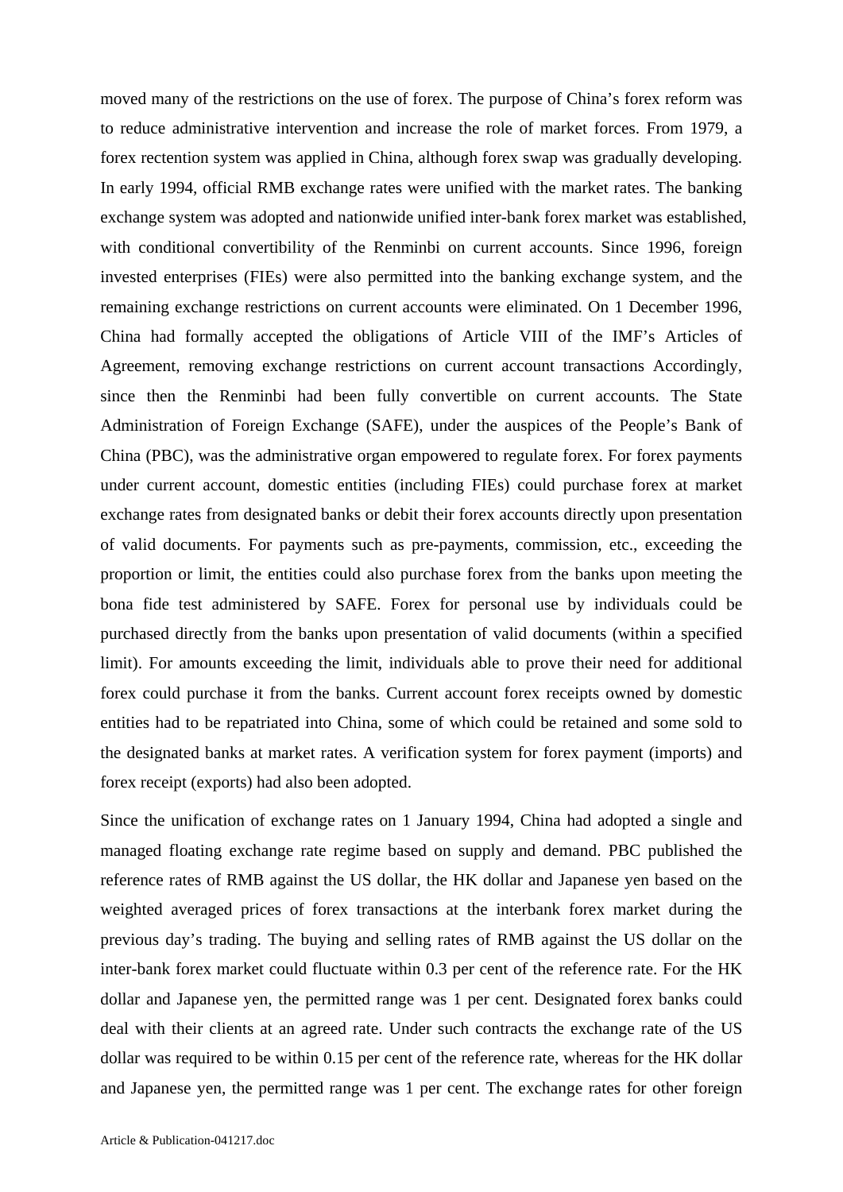moved many of the restrictions on the use of forex. The purpose of China's forex reform was to reduce administrative intervention and increase the role of market forces. From 1979, a forex rectention system was applied in China, although forex swap was gradually developing. In early 1994, official RMB exchange rates were unified with the market rates. The banking exchange system was adopted and nationwide unified inter-bank forex market was established, with conditional convertibility of the Renminbi on current accounts. Since 1996, foreign invested enterprises (FIEs) were also permitted into the banking exchange system, and the remaining exchange restrictions on current accounts were eliminated. On 1 December 1996, China had formally accepted the obligations of Article VIII of the IMF's Articles of Agreement, removing exchange restrictions on current account transactions Accordingly, since then the Renminbi had been fully convertible on current accounts. The State Administration of Foreign Exchange (SAFE), under the auspices of the People's Bank of China (PBC), was the administrative organ empowered to regulate forex. For forex payments under current account, domestic entities (including FIEs) could purchase forex at market exchange rates from designated banks or debit their forex accounts directly upon presentation of valid documents. For payments such as pre-payments, commission, etc., exceeding the proportion or limit, the entities could also purchase forex from the banks upon meeting the bona fide test administered by SAFE. Forex for personal use by individuals could be purchased directly from the banks upon presentation of valid documents (within a specified limit). For amounts exceeding the limit, individuals able to prove their need for additional forex could purchase it from the banks. Current account forex receipts owned by domestic entities had to be repatriated into China, some of which could be retained and some sold to the designated banks at market rates. A verification system for forex payment (imports) and forex receipt (exports) had also been adopted.

Since the unification of exchange rates on 1 January 1994, China had adopted a single and managed floating exchange rate regime based on supply and demand. PBC published the reference rates of RMB against the US dollar, the HK dollar and Japanese yen based on the weighted averaged prices of forex transactions at the interbank forex market during the previous day's trading. The buying and selling rates of RMB against the US dollar on the inter-bank forex market could fluctuate within 0.3 per cent of the reference rate. For the HK dollar and Japanese yen, the permitted range was 1 per cent. Designated forex banks could deal with their clients at an agreed rate. Under such contracts the exchange rate of the US dollar was required to be within 0.15 per cent of the reference rate, whereas for the HK dollar and Japanese yen, the permitted range was 1 per cent. The exchange rates for other foreign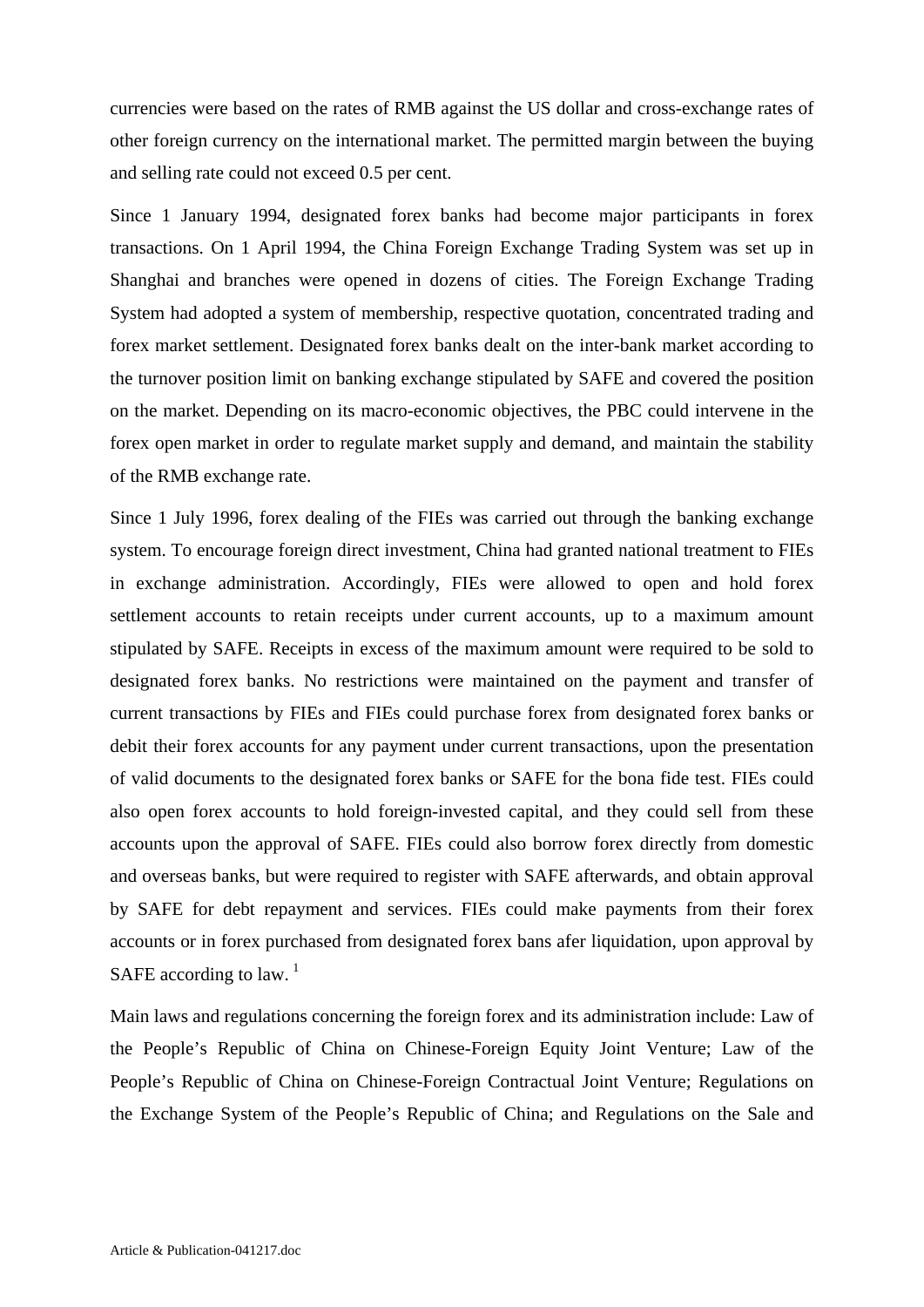currencies were based on the rates of RMB against the US dollar and cross-exchange rates of other foreign currency on the international market. The permitted margin between the buying and selling rate could not exceed 0.5 per cent.

Since 1 January 1994, designated forex banks had become major participants in forex transactions. On 1 April 1994, the China Foreign Exchange Trading System was set up in Shanghai and branches were opened in dozens of cities. The Foreign Exchange Trading System had adopted a system of membership, respective quotation, concentrated trading and forex market settlement. Designated forex banks dealt on the inter-bank market according to the turnover position limit on banking exchange stipulated by SAFE and covered the position on the market. Depending on its macro-economic objectives, the PBC could intervene in the forex open market in order to regulate market supply and demand, and maintain the stability of the RMB exchange rate.

Since 1 July 1996, forex dealing of the FIEs was carried out through the banking exchange system. To encourage foreign direct investment, China had granted national treatment to FIEs in exchange administration. Accordingly, FIEs were allowed to open and hold forex settlement accounts to retain receipts under current accounts, up to a maximum amount stipulated by SAFE. Receipts in excess of the maximum amount were required to be sold to designated forex banks. No restrictions were maintained on the payment and transfer of current transactions by FIEs and FIEs could purchase forex from designated forex banks or debit their forex accounts for any payment under current transactions, upon the presentation of valid documents to the designated forex banks or SAFE for the bona fide test. FIEs could also open forex accounts to hold foreign-invested capital, and they could sell from these accounts upon the approval of SAFE. FIEs could also borrow forex directly from domestic and overseas banks, but were required to register with SAFE afterwards, and obtain approval by SAFE for debt repayment and services. FIEs could make payments from their forex accounts or in forex purchased from designated forex bans afer liquidation, upon approval by SAFE according to law. [1]

Main laws and regulations concerning the foreign forex and its administration include: Law of the People's Republic of China on Chinese-Foreign Equity Joint Venture; Law of the People's Republic of China on Chinese-Foreign Contractual Joint Venture; Regulations on the Exchange System of the People's Republic of China; and Regulations on the Sale and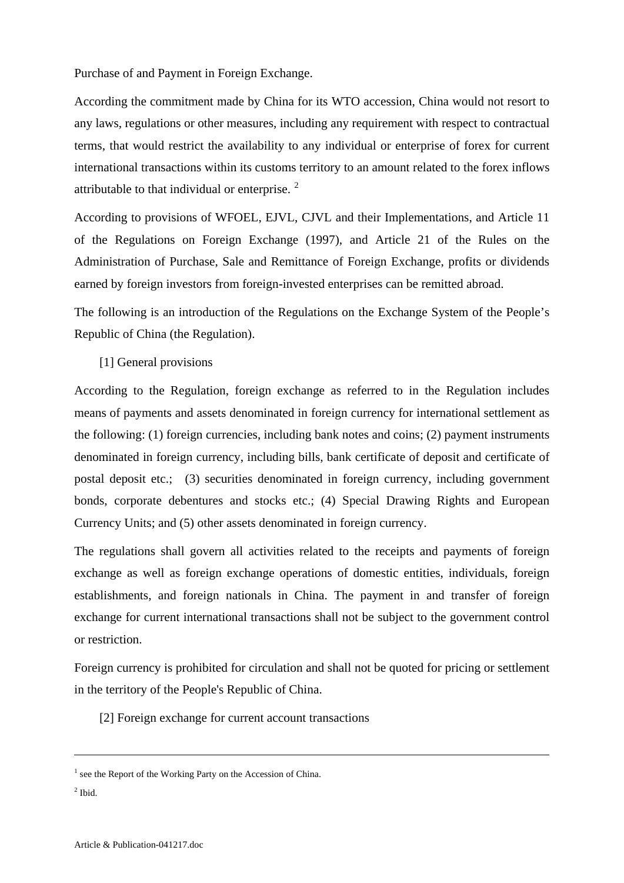Purchase of and Payment in Foreign Exchange.

According the commitment made by China for its WTO accession, China would not resort to any laws, regulations or other measures, including any requirement with respect to contractual terms, that would restrict the availability to any individual or enterprise of forex for current international transactions within its customs territory to an amount related to the forex inflows attributable to that individual or enterprise. [2]

According to provisions of WFOEL, EJVL, CJVL and their Implementations, and Article 11 of the Regulations on Foreign Exchange (1997), and Article 21 of the Rules on the Administration of Purchase, Sale and Remittance of Foreign Exchange, profits or dividends earned by foreign investors from foreign-invested enterprises can be remitted abroad.

The following is an introduction of the Regulations on the Exchange System of the People's Republic of China (the Regulation).

[1] General provisions

According to the Regulation, foreign exchange as referred to in the Regulation includes means of payments and assets denominated in foreign currency for international settlement as the following: (1) foreign currencies, including bank notes and coins; (2) payment instruments denominated in foreign currency, including bills, bank certificate of deposit and certificate of postal deposit etc.; (3) securities denominated in foreign currency, including government bonds, corporate debentures and stocks etc.; (4) Special Drawing Rights and European Currency Units; and (5) other assets denominated in foreign currency.

The regulations shall govern all activities related to the receipts and payments of foreign exchange as well as foreign exchange operations of domestic entities, individuals, foreign establishments, and foreign nationals in China. The payment in and transfer of foreign exchange for current international transactions shall not be subject to the government control or restriction.

Foreign currency is prohibited for circulation and shall not be quoted for pricing or settlement in the territory of the People's Republic of China.

[2] Foreign exchange for current account transactions

---

[1] see the Report of the Working Party on the Accession of China.

[2] Ibid.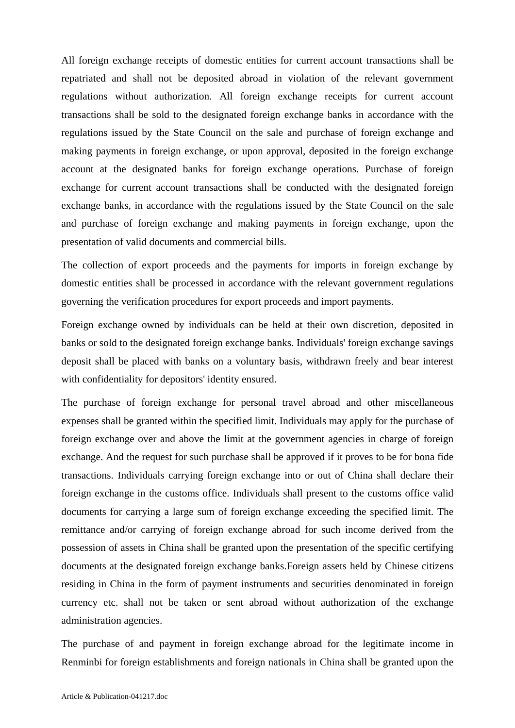All foreign exchange receipts of domestic entities for current account transactions shall be repatriated and shall not be deposited abroad in violation of the relevant government regulations without authorization. All foreign exchange receipts for current account transactions shall be sold to the designated foreign exchange banks in accordance with the regulations issued by the State Council on the sale and purchase of foreign exchange and making payments in foreign exchange, or upon approval, deposited in the foreign exchange account at the designated banks for foreign exchange operations. Purchase of foreign exchange for current account transactions shall be conducted with the designated foreign exchange banks, in accordance with the regulations issued by the State Council on the sale and purchase of foreign exchange and making payments in foreign exchange, upon the presentation of valid documents and commercial bills.

The collection of export proceeds and the payments for imports in foreign exchange by domestic entities shall be processed in accordance with the relevant government regulations governing the verification procedures for export proceeds and import payments.

Foreign exchange owned by individuals can be held at their own discretion, deposited in banks or sold to the designated foreign exchange banks. Individuals' foreign exchange savings deposit shall be placed with banks on a voluntary basis, withdrawn freely and bear interest with confidentiality for depositors' identity ensured.

The purchase of foreign exchange for personal travel abroad and other miscellaneous expenses shall be granted within the specified limit. Individuals may apply for the purchase of foreign exchange over and above the limit at the government agencies in charge of foreign exchange. And the request for such purchase shall be approved if it proves to be for bona fide transactions. Individuals carrying foreign exchange into or out of China shall declare their foreign exchange in the customs office. Individuals shall present to the customs office valid documents for carrying a large sum of foreign exchange exceeding the specified limit. The remittance and/or carrying of foreign exchange abroad for such income derived from the possession of assets in China shall be granted upon the presentation of the specific certifying documents at the designated foreign exchange banks.Foreign assets held by Chinese citizens residing in China in the form of payment instruments and securities denominated in foreign currency etc. shall not be taken or sent abroad without authorization of the exchange administration agencies.

The purchase of and payment in foreign exchange abroad for the legitimate income in Renminbi for foreign establishments and foreign nationals in China shall be granted upon the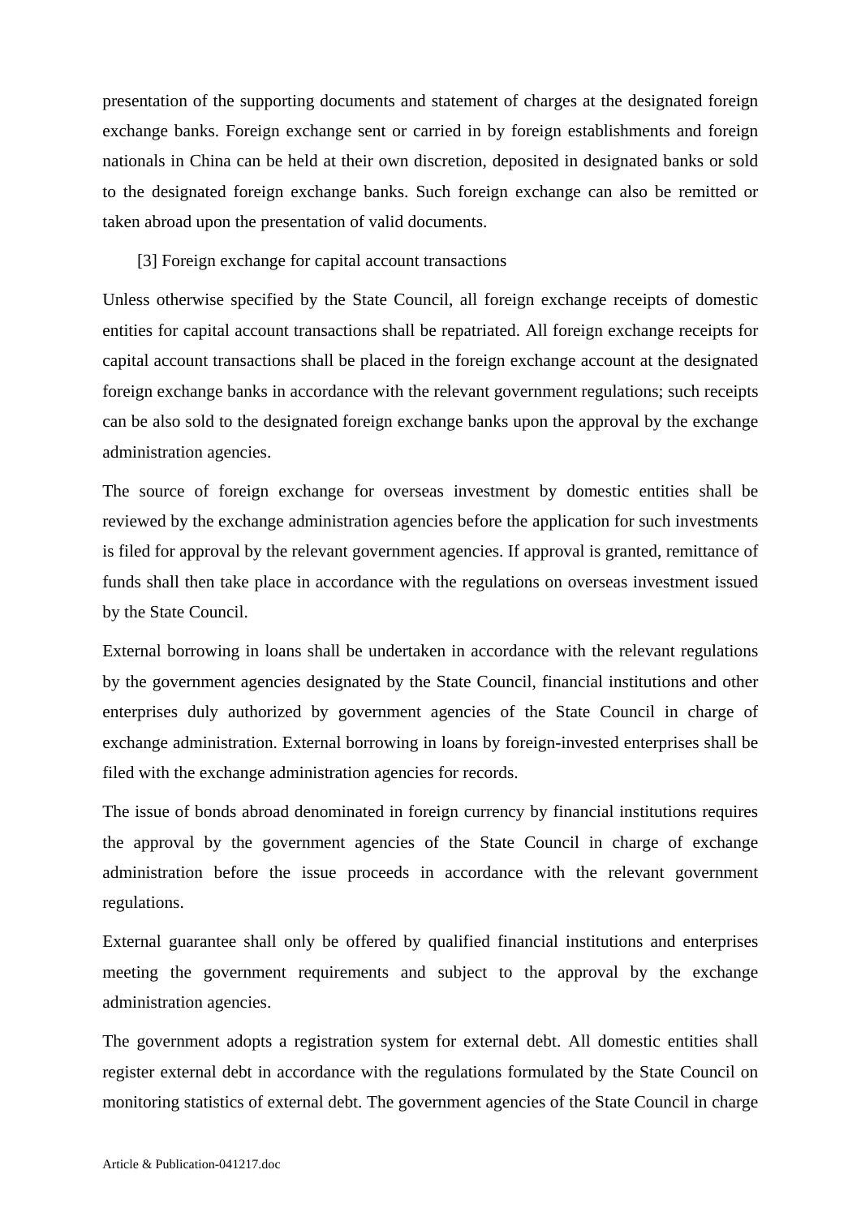presentation of the supporting documents and statement of charges at the designated foreign exchange banks. Foreign exchange sent or carried in by foreign establishments and foreign nationals in China can be held at their own discretion, deposited in designated banks or sold to the designated foreign exchange banks. Such foreign exchange can also be remitted or taken abroad upon the presentation of valid documents.

[3] Foreign exchange for capital account transactions

Unless otherwise specified by the State Council, all foreign exchange receipts of domestic entities for capital account transactions shall be repatriated. All foreign exchange receipts for capital account transactions shall be placed in the foreign exchange account at the designated foreign exchange banks in accordance with the relevant government regulations; such receipts can be also sold to the designated foreign exchange banks upon the approval by the exchange administration agencies.

The source of foreign exchange for overseas investment by domestic entities shall be reviewed by the exchange administration agencies before the application for such investments is filed for approval by the relevant government agencies. If approval is granted, remittance of funds shall then take place in accordance with the regulations on overseas investment issued by the State Council.

External borrowing in loans shall be undertaken in accordance with the relevant regulations by the government agencies designated by the State Council, financial institutions and other enterprises duly authorized by government agencies of the State Council in charge of exchange administration. External borrowing in loans by foreign-invested enterprises shall be filed with the exchange administration agencies for records.

The issue of bonds abroad denominated in foreign currency by financial institutions requires the approval by the government agencies of the State Council in charge of exchange administration before the issue proceeds in accordance with the relevant government regulations.

External guarantee shall only be offered by qualified financial institutions and enterprises meeting the government requirements and subject to the approval by the exchange administration agencies.

The government adopts a registration system for external debt. All domestic entities shall register external debt in accordance with the regulations formulated by the State Council on monitoring statistics of external debt. The government agencies of the State Council in charge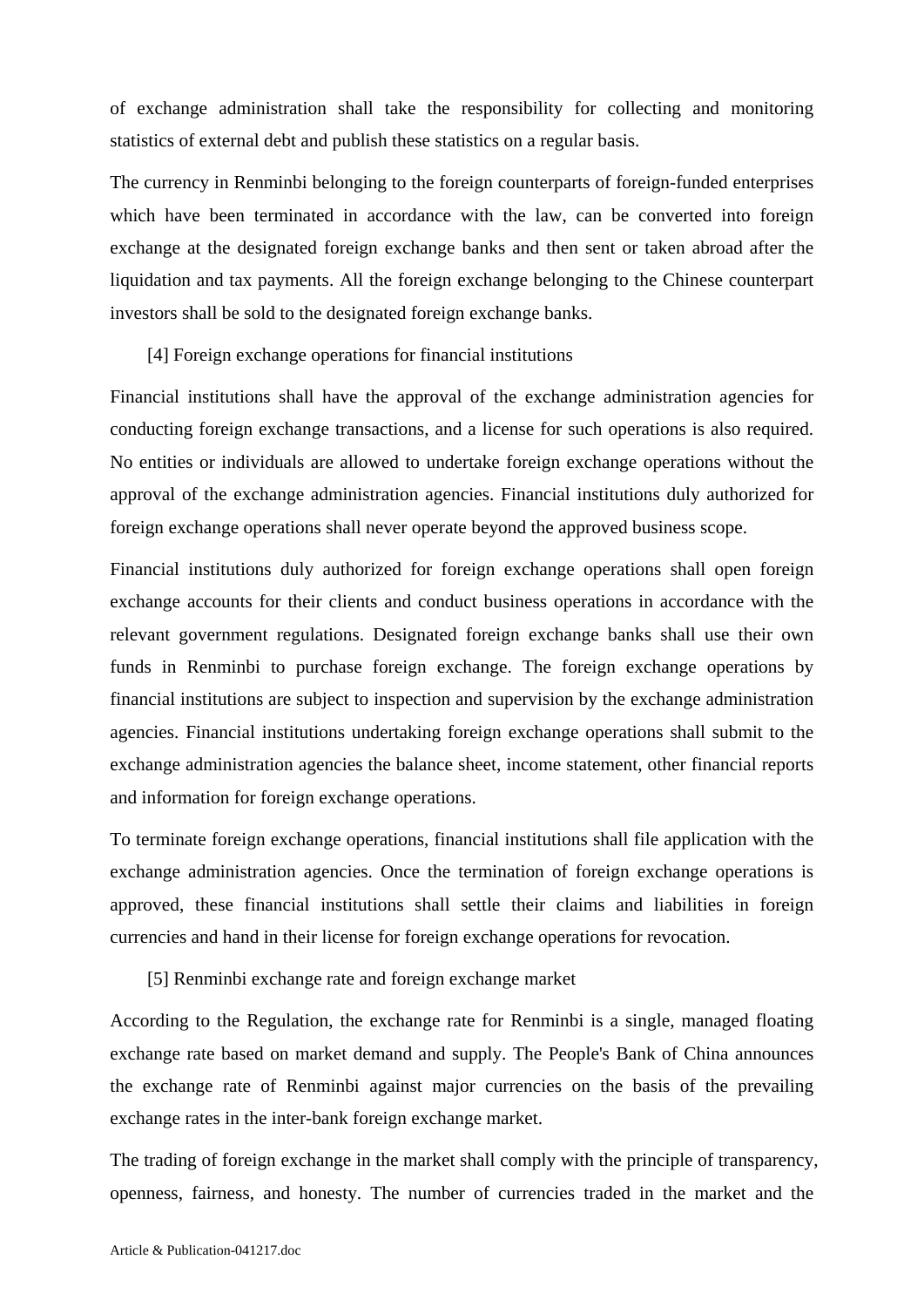of exchange administration shall take the responsibility for collecting and monitoring statistics of external debt and publish these statistics on a regular basis.

The currency in Renminbi belonging to the foreign counterparts of foreign-funded enterprises which have been terminated in accordance with the law, can be converted into foreign exchange at the designated foreign exchange banks and then sent or taken abroad after the liquidation and tax payments. All the foreign exchange belonging to the Chinese counterpart investors shall be sold to the designated foreign exchange banks.

[4] Foreign exchange operations for financial institutions

Financial institutions shall have the approval of the exchange administration agencies for conducting foreign exchange transactions, and a license for such operations is also required. No entities or individuals are allowed to undertake foreign exchange operations without the approval of the exchange administration agencies. Financial institutions duly authorized for foreign exchange operations shall never operate beyond the approved business scope.

Financial institutions duly authorized for foreign exchange operations shall open foreign exchange accounts for their clients and conduct business operations in accordance with the relevant government regulations. Designated foreign exchange banks shall use their own funds in Renminbi to purchase foreign exchange. The foreign exchange operations by financial institutions are subject to inspection and supervision by the exchange administration agencies. Financial institutions undertaking foreign exchange operations shall submit to the exchange administration agencies the balance sheet, income statement, other financial reports and information for foreign exchange operations.

To terminate foreign exchange operations, financial institutions shall file application with the exchange administration agencies. Once the termination of foreign exchange operations is approved, these financial institutions shall settle their claims and liabilities in foreign currencies and hand in their license for foreign exchange operations for revocation.

[5] Renminbi exchange rate and foreign exchange market

According to the Regulation, the exchange rate for Renminbi is a single, managed floating exchange rate based on market demand and supply. The People's Bank of China announces the exchange rate of Renminbi against major currencies on the basis of the prevailing exchange rates in the inter-bank foreign exchange market.

The trading of foreign exchange in the market shall comply with the principle of transparency, openness, fairness, and honesty. The number of currencies traded in the market and the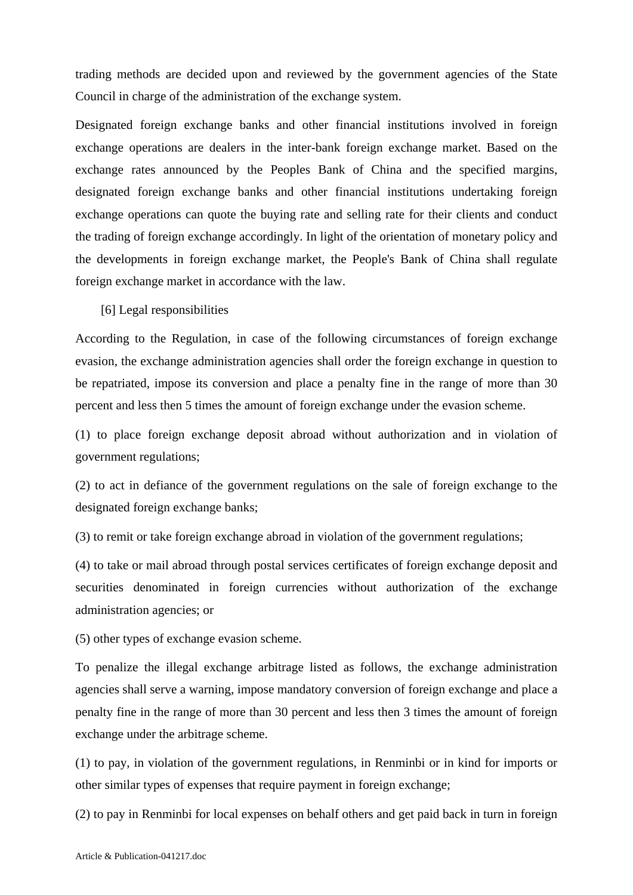trading methods are decided upon and reviewed by the government agencies of the State Council in charge of the administration of the exchange system.

Designated foreign exchange banks and other financial institutions involved in foreign exchange operations are dealers in the inter-bank foreign exchange market. Based on the exchange rates announced by the Peoples Bank of China and the specified margins, designated foreign exchange banks and other financial institutions undertaking foreign exchange operations can quote the buying rate and selling rate for their clients and conduct the trading of foreign exchange accordingly. In light of the orientation of monetary policy and the developments in foreign exchange market, the People's Bank of China shall regulate foreign exchange market in accordance with the law.

[6] Legal responsibilities

According to the Regulation, in case of the following circumstances of foreign exchange evasion, the exchange administration agencies shall order the foreign exchange in question to be repatriated, impose its conversion and place a penalty fine in the range of more than 30 percent and less then 5 times the amount of foreign exchange under the evasion scheme.

(1) to place foreign exchange deposit abroad without authorization and in violation of government regulations;

(2) to act in defiance of the government regulations on the sale of foreign exchange to the designated foreign exchange banks;

(3) to remit or take foreign exchange abroad in violation of the government regulations;

(4) to take or mail abroad through postal services certificates of foreign exchange deposit and securities denominated in foreign currencies without authorization of the exchange administration agencies; or

(5) other types of exchange evasion scheme.

To penalize the illegal exchange arbitrage listed as follows, the exchange administration agencies shall serve a warning, impose mandatory conversion of foreign exchange and place a penalty fine in the range of more than 30 percent and less then 3 times the amount of foreign exchange under the arbitrage scheme.

(1) to pay, in violation of the government regulations, in Renminbi or in kind for imports or other similar types of expenses that require payment in foreign exchange;

(2) to pay in Renminbi for local expenses on behalf others and get paid back in turn in foreign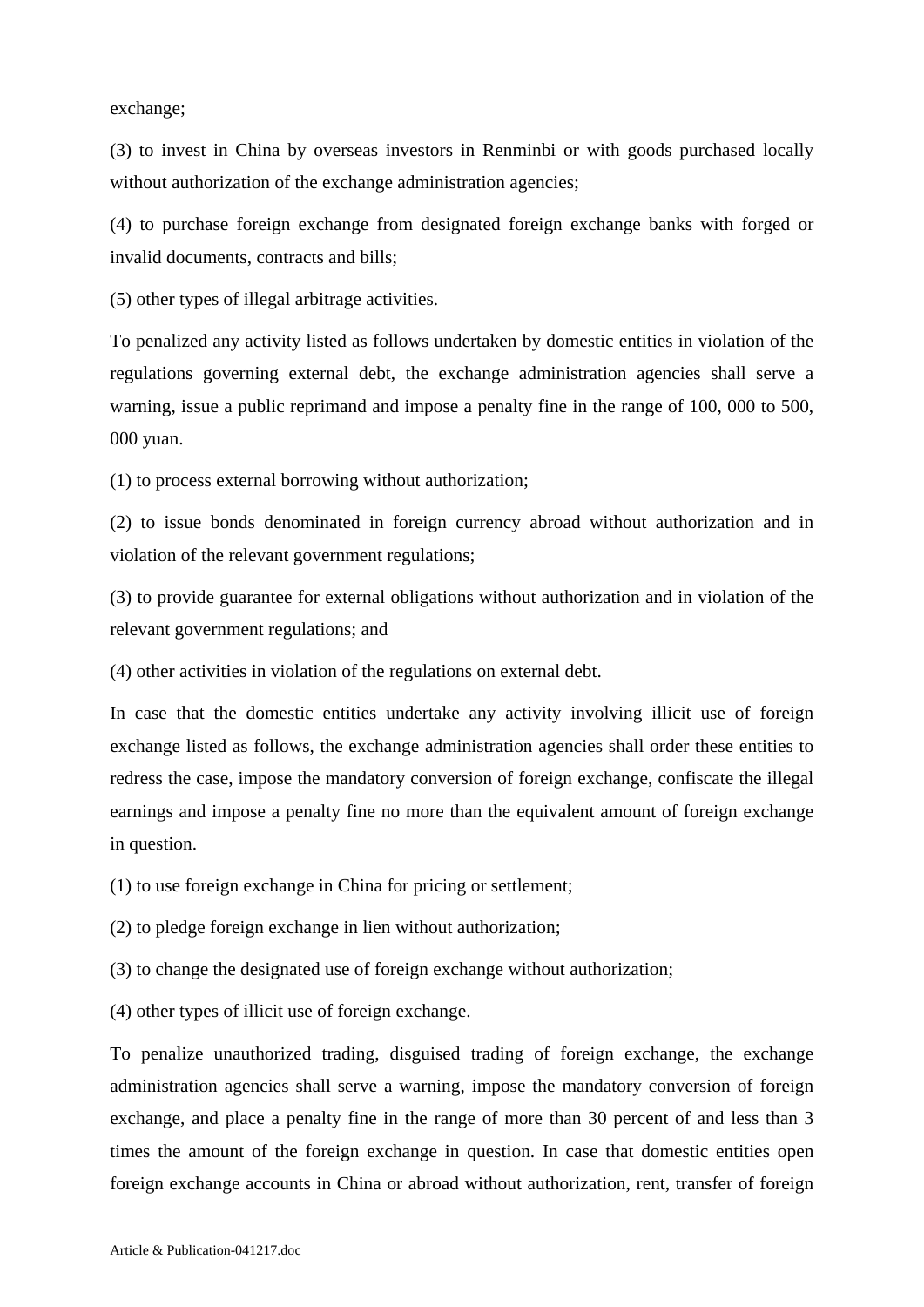exchange;

(3) to invest in China by overseas investors in Renminbi or with goods purchased locally without authorization of the exchange administration agencies;

(4) to purchase foreign exchange from designated foreign exchange banks with forged or invalid documents, contracts and bills;

(5) other types of illegal arbitrage activities.

To penalized any activity listed as follows undertaken by domestic entities in violation of the regulations governing external debt, the exchange administration agencies shall serve a warning, issue a public reprimand and impose a penalty fine in the range of 100, 000 to 500, 000 yuan.

(1) to process external borrowing without authorization;

(2) to issue bonds denominated in foreign currency abroad without authorization and in violation of the relevant government regulations;

(3) to provide guarantee for external obligations without authorization and in violation of the relevant government regulations; and

(4) other activities in violation of the regulations on external debt.

In case that the domestic entities undertake any activity involving illicit use of foreign exchange listed as follows, the exchange administration agencies shall order these entities to redress the case, impose the mandatory conversion of foreign exchange, confiscate the illegal earnings and impose a penalty fine no more than the equivalent amount of foreign exchange in question.

(1) to use foreign exchange in China for pricing or settlement;

(2) to pledge foreign exchange in lien without authorization;

(3) to change the designated use of foreign exchange without authorization;

(4) other types of illicit use of foreign exchange.

To penalize unauthorized trading, disguised trading of foreign exchange, the exchange administration agencies shall serve a warning, impose the mandatory conversion of foreign exchange, and place a penalty fine in the range of more than 30 percent of and less than 3 times the amount of the foreign exchange in question. In case that domestic entities open foreign exchange accounts in China or abroad without authorization, rent, transfer of foreign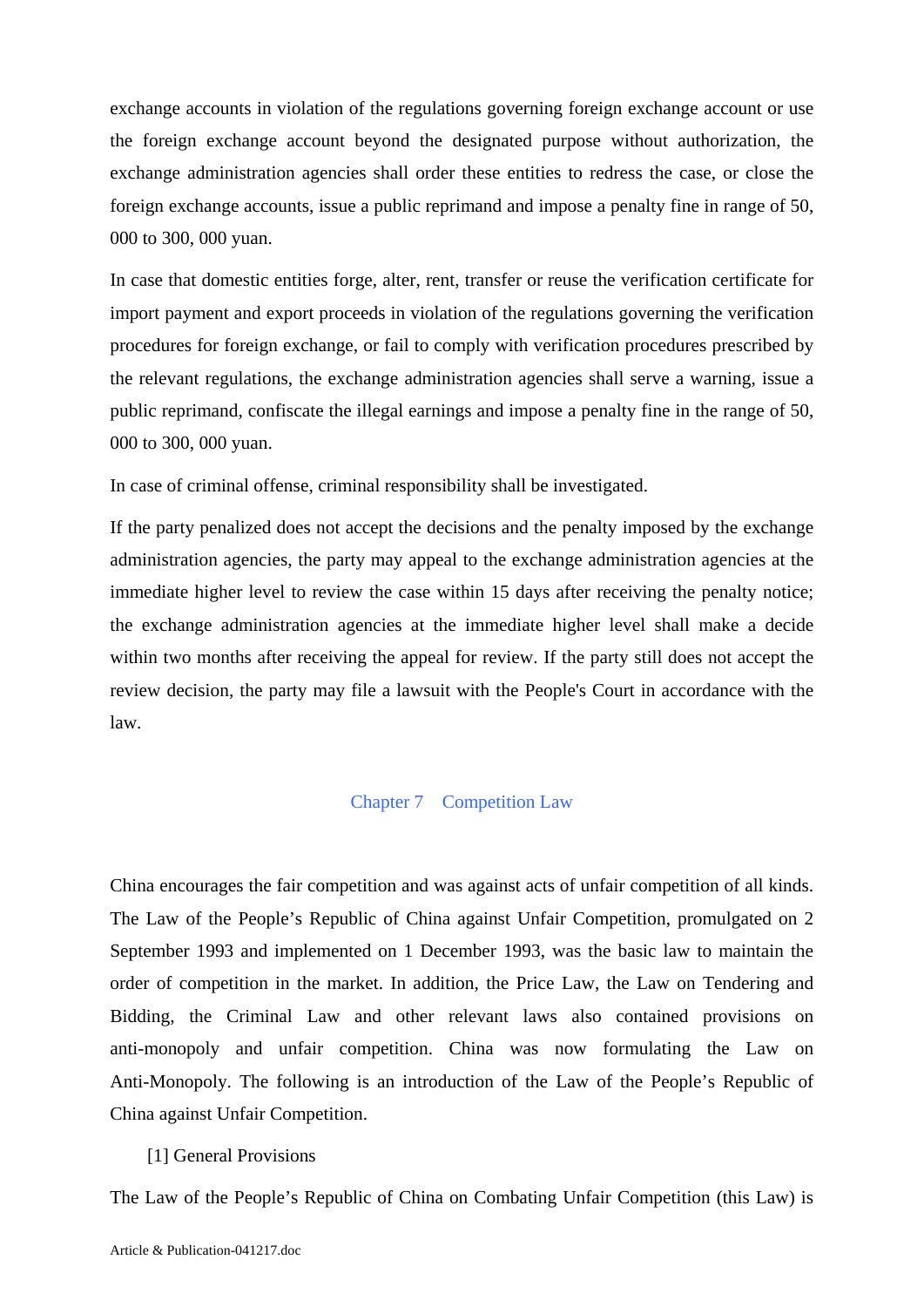exchange accounts in violation of the regulations governing foreign exchange account or use the foreign exchange account beyond the designated purpose without authorization, the exchange administration agencies shall order these entities to redress the case, or close the foreign exchange accounts, issue a public reprimand and impose a penalty fine in range of 50, 000 to 300, 000 yuan.

In case that domestic entities forge, alter, rent, transfer or reuse the verification certificate for import payment and export proceeds in violation of the regulations governing the verification procedures for foreign exchange, or fail to comply with verification procedures prescribed by the relevant regulations, the exchange administration agencies shall serve a warning, issue a public reprimand, confiscate the illegal earnings and impose a penalty fine in the range of 50, 000 to 300, 000 yuan.

In case of criminal offense, criminal responsibility shall be investigated.

If the party penalized does not accept the decisions and the penalty imposed by the exchange administration agencies, the party may appeal to the exchange administration agencies at the immediate higher level to review the case within 15 days after receiving the penalty notice; the exchange administration agencies at the immediate higher level shall make a decide within two months after receiving the appeal for review. If the party still does not accept the review decision, the party may file a lawsuit with the People's Court in accordance with the law.

## Chapter 7 Competition Law

China encourages the fair competition and was against acts of unfair competition of all kinds. The Law of the People's Republic of China against Unfair Competition, promulgated on 2 September 1993 and implemented on 1 December 1993, was the basic law to maintain the order of competition in the market. In addition, the Price Law, the Law on Tendering and Bidding, the Criminal Law and other relevant laws also contained provisions on anti-monopoly and unfair competition. China was now formulating the Law on Anti-Monopoly. The following is an introduction of the Law of the People's Republic of China against Unfair Competition.

[1] General Provisions

The Law of the People's Republic of China on Combating Unfair Competition (this Law) is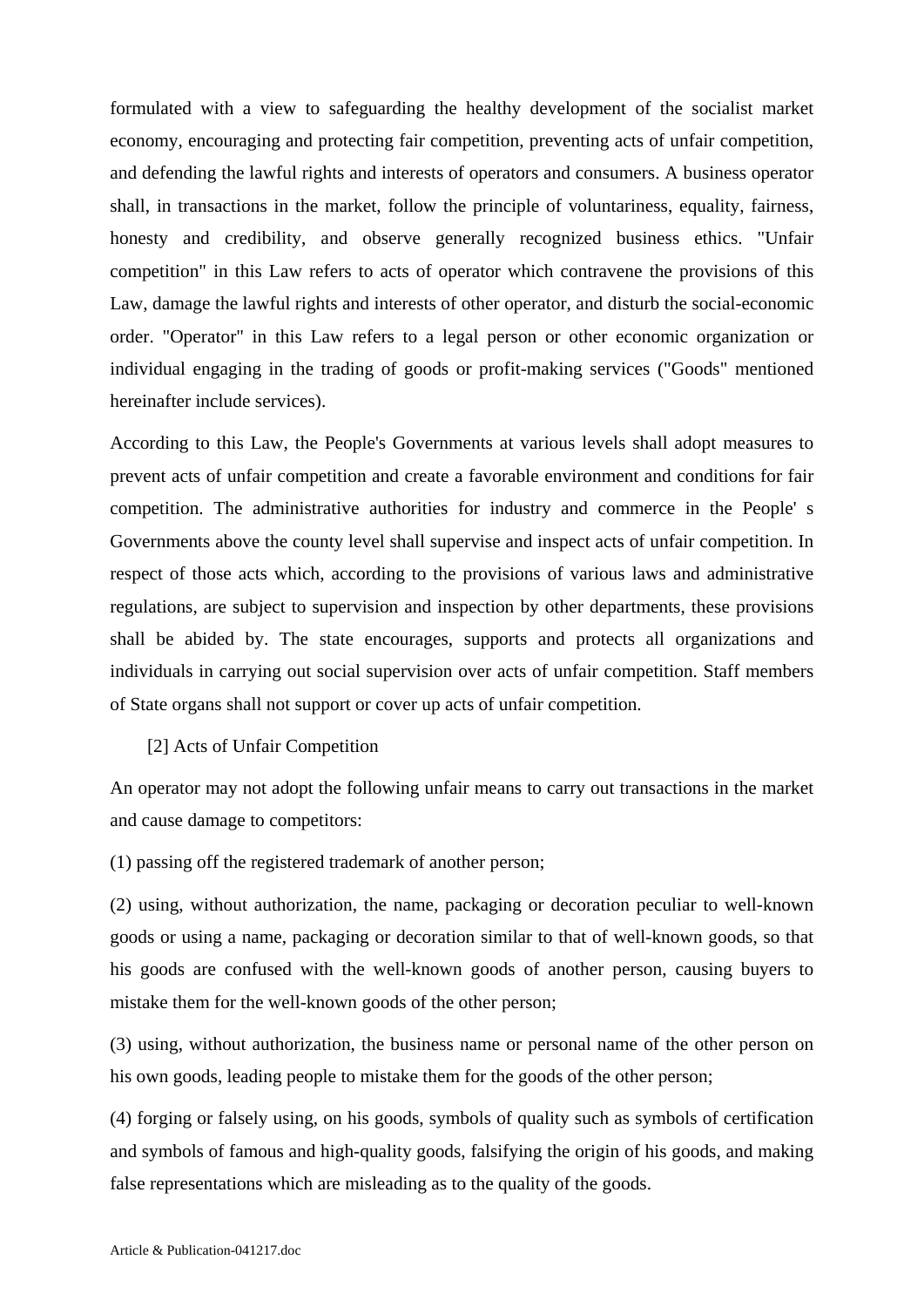formulated with a view to safeguarding the healthy development of the socialist market economy, encouraging and protecting fair competition, preventing acts of unfair competition, and defending the lawful rights and interests of operators and consumers. A business operator shall, in transactions in the market, follow the principle of voluntariness, equality, fairness, honesty and credibility, and observe generally recognized business ethics. "Unfair competition" in this Law refers to acts of operator which contravene the provisions of this Law, damage the lawful rights and interests of other operator, and disturb the social-economic order. "Operator" in this Law refers to a legal person or other economic organization or individual engaging in the trading of goods or profit-making services ("Goods" mentioned hereinafter include services).

According to this Law, the People's Governments at various levels shall adopt measures to prevent acts of unfair competition and create a favorable environment and conditions for fair competition. The administrative authorities for industry and commerce in the People' s Governments above the county level shall supervise and inspect acts of unfair competition. In respect of those acts which, according to the provisions of various laws and administrative regulations, are subject to supervision and inspection by other departments, these provisions shall be abided by. The state encourages, supports and protects all organizations and individuals in carrying out social supervision over acts of unfair competition. Staff members of State organs shall not support or cover up acts of unfair competition.

[2] Acts of Unfair Competition

An operator may not adopt the following unfair means to carry out transactions in the market and cause damage to competitors:

(1) passing off the registered trademark of another person;

(2) using, without authorization, the name, packaging or decoration peculiar to well-known goods or using a name, packaging or decoration similar to that of well-known goods, so that his goods are confused with the well-known goods of another person, causing buyers to mistake them for the well-known goods of the other person;

(3) using, without authorization, the business name or personal name of the other person on his own goods, leading people to mistake them for the goods of the other person;

(4) forging or falsely using, on his goods, symbols of quality such as symbols of certification and symbols of famous and high-quality goods, falsifying the origin of his goods, and making false representations which are misleading as to the quality of the goods.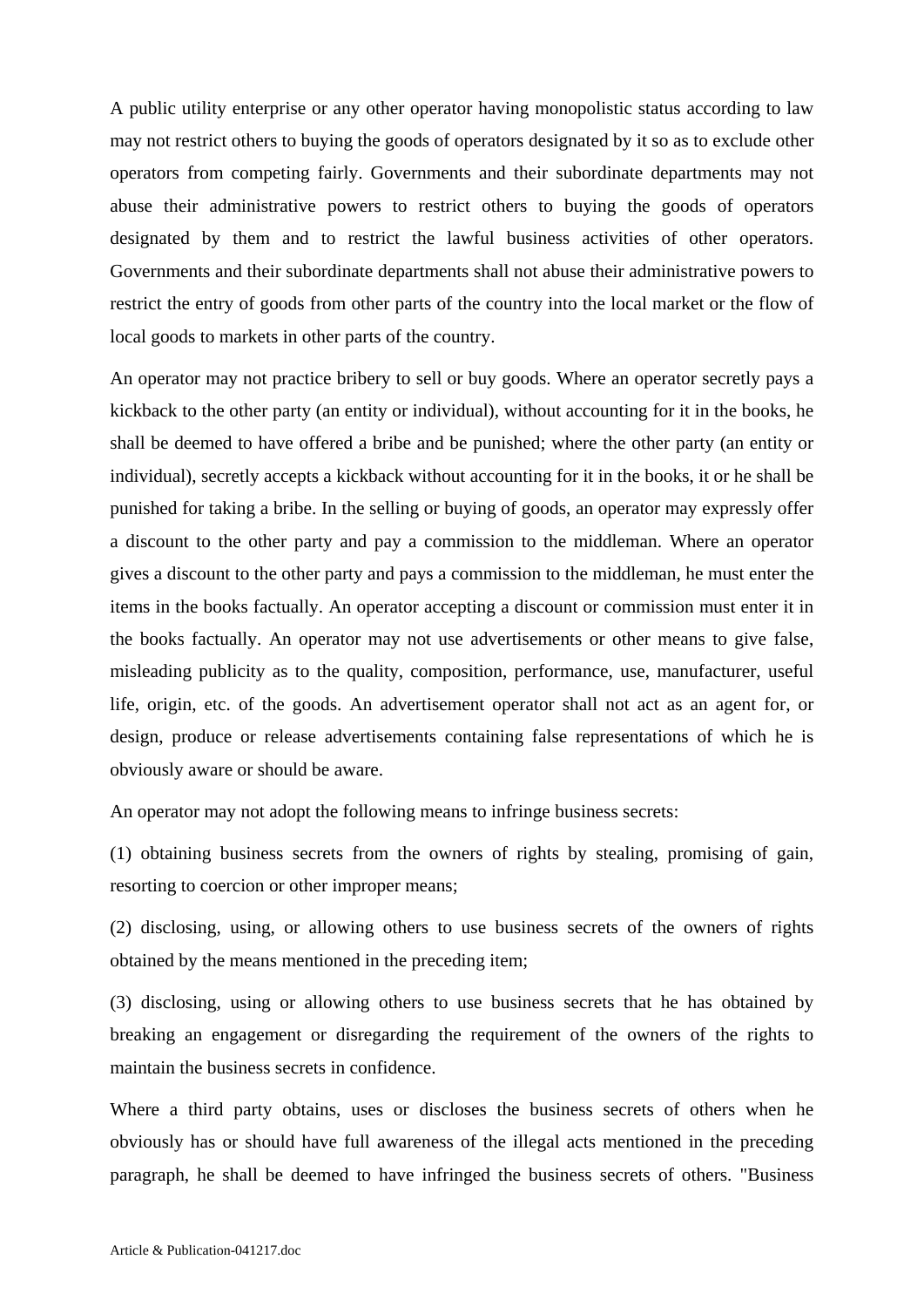A public utility enterprise or any other operator having monopolistic status according to law may not restrict others to buying the goods of operators designated by it so as to exclude other operators from competing fairly. Governments and their subordinate departments may not abuse their administrative powers to restrict others to buying the goods of operators designated by them and to restrict the lawful business activities of other operators. Governments and their subordinate departments shall not abuse their administrative powers to restrict the entry of goods from other parts of the country into the local market or the flow of local goods to markets in other parts of the country.

An operator may not practice bribery to sell or buy goods. Where an operator secretly pays a kickback to the other party (an entity or individual), without accounting for it in the books, he shall be deemed to have offered a bribe and be punished; where the other party (an entity or individual), secretly accepts a kickback without accounting for it in the books, it or he shall be punished for taking a bribe. In the selling or buying of goods, an operator may expressly offer a discount to the other party and pay a commission to the middleman. Where an operator gives a discount to the other party and pays a commission to the middleman, he must enter the items in the books factually. An operator accepting a discount or commission must enter it in the books factually. An operator may not use advertisements or other means to give false, misleading publicity as to the quality, composition, performance, use, manufacturer, useful life, origin, etc. of the goods. An advertisement operator shall not act as an agent for, or design, produce or release advertisements containing false representations of which he is obviously aware or should be aware.

An operator may not adopt the following means to infringe business secrets:

(1) obtaining business secrets from the owners of rights by stealing, promising of gain, resorting to coercion or other improper means;

(2) disclosing, using, or allowing others to use business secrets of the owners of rights obtained by the means mentioned in the preceding item;

(3) disclosing, using or allowing others to use business secrets that he has obtained by breaking an engagement or disregarding the requirement of the owners of the rights to maintain the business secrets in confidence.

Where a third party obtains, uses or discloses the business secrets of others when he obviously has or should have full awareness of the illegal acts mentioned in the preceding paragraph, he shall be deemed to have infringed the business secrets of others. "Business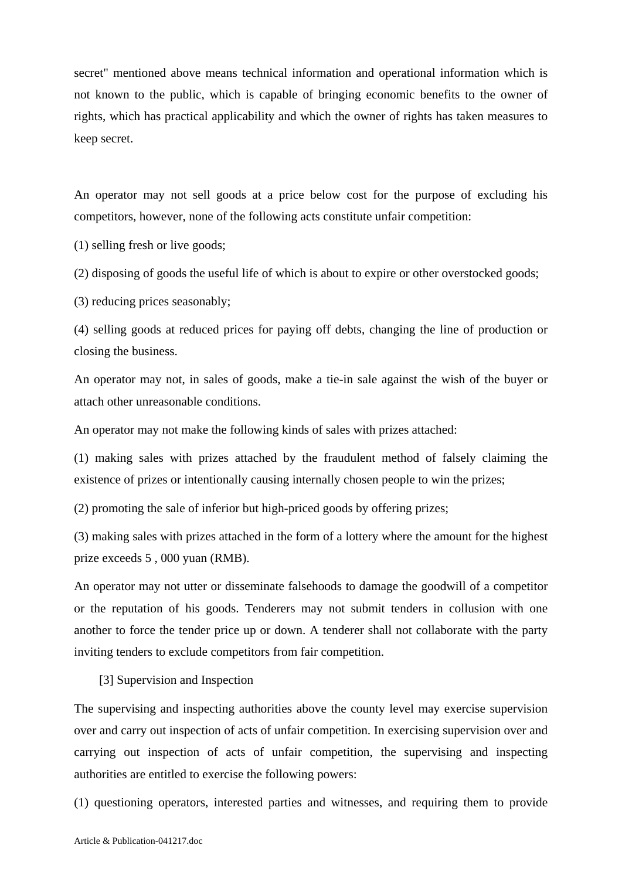secret" mentioned above means technical information and operational information which is not known to the public, which is capable of bringing economic benefits to the owner of rights, which has practical applicability and which the owner of rights has taken measures to keep secret.

An operator may not sell goods at a price below cost for the purpose of excluding his competitors, however, none of the following acts constitute unfair competition:

(1) selling fresh or live goods;

(2) disposing of goods the useful life of which is about to expire or other overstocked goods;

(3) reducing prices seasonably;

(4) selling goods at reduced prices for paying off debts, changing the line of production or closing the business.

An operator may not, in sales of goods, make a tie-in sale against the wish of the buyer or attach other unreasonable conditions.

An operator may not make the following kinds of sales with prizes attached:

(1) making sales with prizes attached by the fraudulent method of falsely claiming the existence of prizes or intentionally causing internally chosen people to win the prizes;

(2) promoting the sale of inferior but high-priced goods by offering prizes;

(3) making sales with prizes attached in the form of a lottery where the amount for the highest prize exceeds 5 , 000 yuan (RMB).

An operator may not utter or disseminate falsehoods to damage the goodwill of a competitor or the reputation of his goods. Tenderers may not submit tenders in collusion with one another to force the tender price up or down. A tenderer shall not collaborate with the party inviting tenders to exclude competitors from fair competition.

[3] Supervision and Inspection

The supervising and inspecting authorities above the county level may exercise supervision over and carry out inspection of acts of unfair competition. In exercising supervision over and carrying out inspection of acts of unfair competition, the supervising and inspecting authorities are entitled to exercise the following powers:

(1) questioning operators, interested parties and witnesses, and requiring them to provide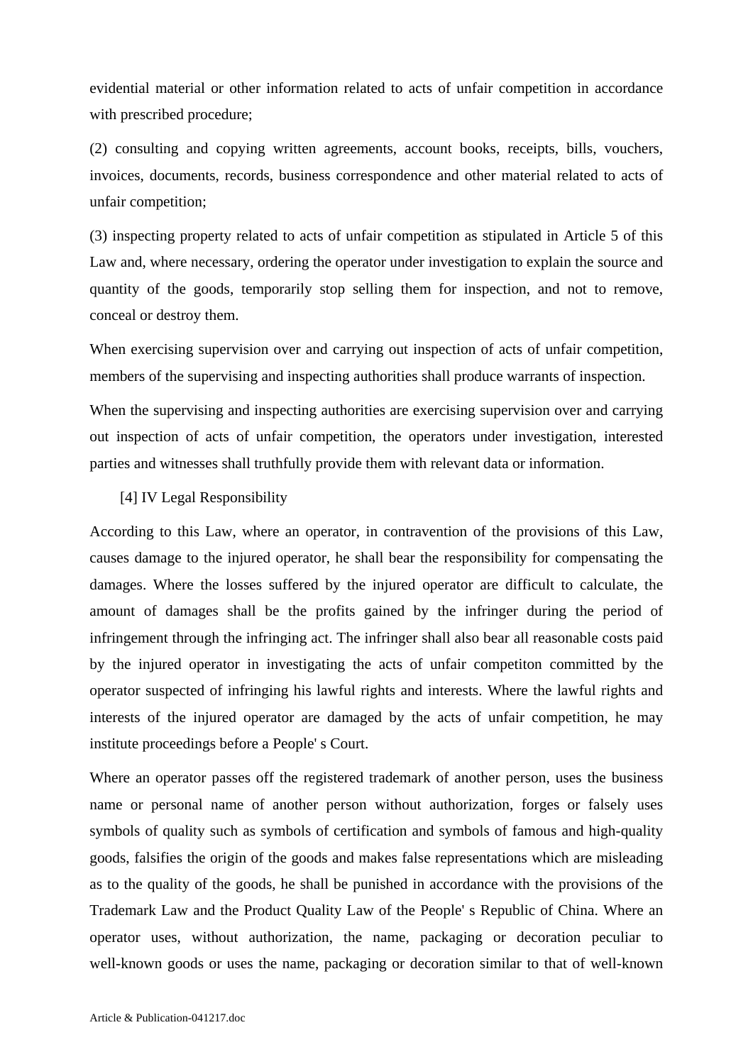evidential material or other information related to acts of unfair competition in accordance with prescribed procedure;

(2) consulting and copying written agreements, account books, receipts, bills, vouchers, invoices, documents, records, business correspondence and other material related to acts of unfair competition;

(3) inspecting property related to acts of unfair competition as stipulated in Article 5 of this Law and, where necessary, ordering the operator under investigation to explain the source and quantity of the goods, temporarily stop selling them for inspection, and not to remove, conceal or destroy them.

When exercising supervision over and carrying out inspection of acts of unfair competition, members of the supervising and inspecting authorities shall produce warrants of inspection.

When the supervising and inspecting authorities are exercising supervision over and carrying out inspection of acts of unfair competition, the operators under investigation, interested parties and witnesses shall truthfully provide them with relevant data or information.

[4] IV Legal Responsibility

According to this Law, where an operator, in contravention of the provisions of this Law, causes damage to the injured operator, he shall bear the responsibility for compensating the damages. Where the losses suffered by the injured operator are difficult to calculate, the amount of damages shall be the profits gained by the infringer during the period of infringement through the infringing act. The infringer shall also bear all reasonable costs paid by the injured operator in investigating the acts of unfair competiton committed by the operator suspected of infringing his lawful rights and interests. Where the lawful rights and interests of the injured operator are damaged by the acts of unfair competition, he may institute proceedings before a People' s Court.

Where an operator passes off the registered trademark of another person, uses the business name or personal name of another person without authorization, forges or falsely uses symbols of quality such as symbols of certification and symbols of famous and high-quality goods, falsifies the origin of the goods and makes false representations which are misleading as to the quality of the goods, he shall be punished in accordance with the provisions of the Trademark Law and the Product Quality Law of the People' s Republic of China. Where an operator uses, without authorization, the name, packaging or decoration peculiar to well-known goods or uses the name, packaging or decoration similar to that of well-known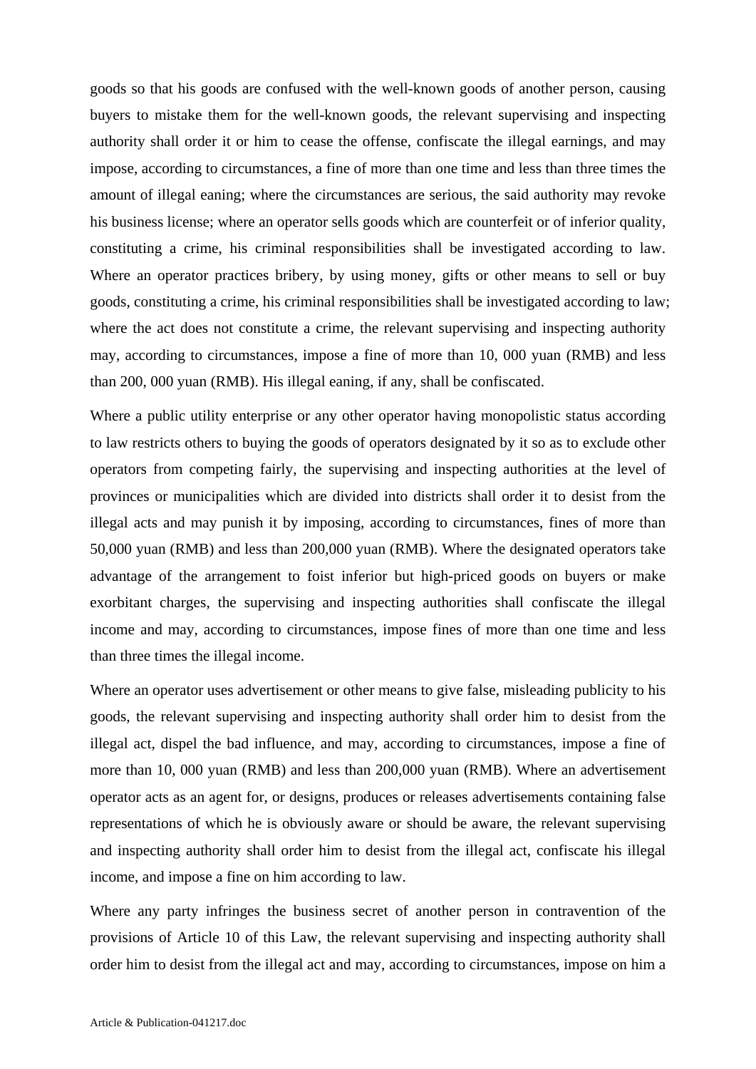goods so that his goods are confused with the well-known goods of another person, causing buyers to mistake them for the well-known goods, the relevant supervising and inspecting authority shall order it or him to cease the offense, confiscate the illegal earnings, and may impose, according to circumstances, a fine of more than one time and less than three times the amount of illegal eaning; where the circumstances are serious, the said authority may revoke his business license; where an operator sells goods which are counterfeit or of inferior quality, constituting a crime, his criminal responsibilities shall be investigated according to law. Where an operator practices bribery, by using money, gifts or other means to sell or buy goods, constituting a crime, his criminal responsibilities shall be investigated according to law; where the act does not constitute a crime, the relevant supervising and inspecting authority may, according to circumstances, impose a fine of more than 10, 000 yuan (RMB) and less than 200, 000 yuan (RMB). His illegal eaning, if any, shall be confiscated.

Where a public utility enterprise or any other operator having monopolistic status according to law restricts others to buying the goods of operators designated by it so as to exclude other operators from competing fairly, the supervising and inspecting authorities at the level of provinces or municipalities which are divided into districts shall order it to desist from the illegal acts and may punish it by imposing, according to circumstances, fines of more than 50,000 yuan (RMB) and less than 200,000 yuan (RMB). Where the designated operators take advantage of the arrangement to foist inferior but high-priced goods on buyers or make exorbitant charges, the supervising and inspecting authorities shall confiscate the illegal income and may, according to circumstances, impose fines of more than one time and less than three times the illegal income.

Where an operator uses advertisement or other means to give false, misleading publicity to his goods, the relevant supervising and inspecting authority shall order him to desist from the illegal act, dispel the bad influence, and may, according to circumstances, impose a fine of more than 10, 000 yuan (RMB) and less than 200,000 yuan (RMB). Where an advertisement operator acts as an agent for, or designs, produces or releases advertisements containing false representations of which he is obviously aware or should be aware, the relevant supervising and inspecting authority shall order him to desist from the illegal act, confiscate his illegal income, and impose a fine on him according to law.

Where any party infringes the business secret of another person in contravention of the provisions of Article 10 of this Law, the relevant supervising and inspecting authority shall order him to desist from the illegal act and may, according to circumstances, impose on him a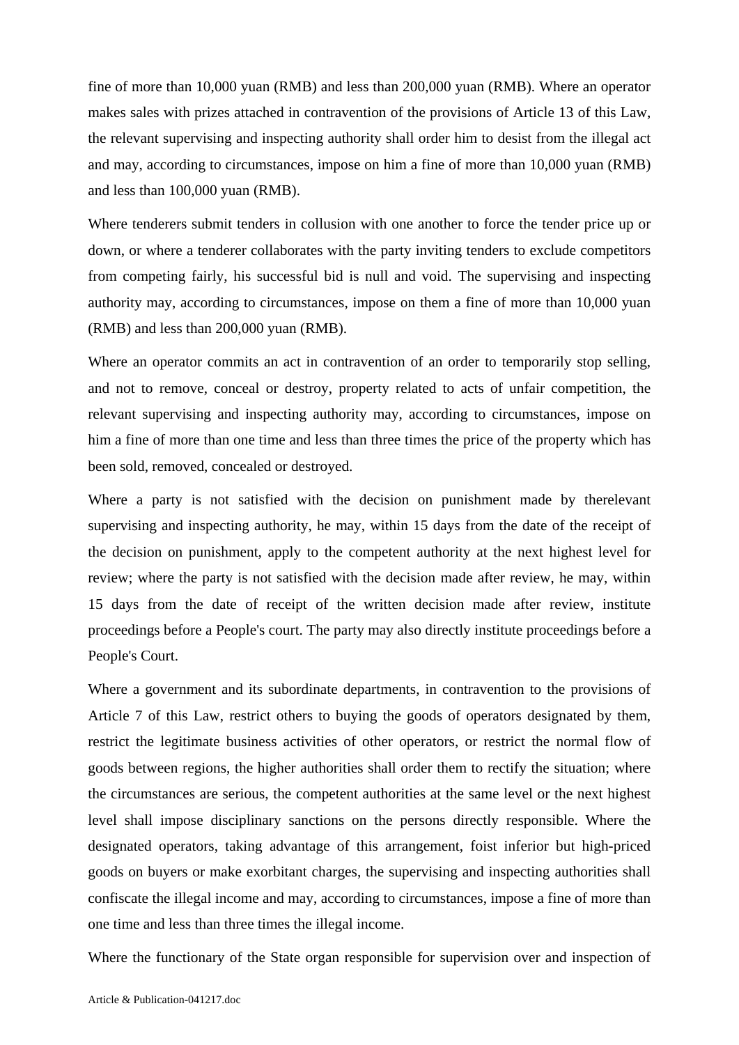fine of more than 10,000 yuan (RMB) and less than 200,000 yuan (RMB). Where an operator makes sales with prizes attached in contravention of the provisions of Article 13 of this Law, the relevant supervising and inspecting authority shall order him to desist from the illegal act and may, according to circumstances, impose on him a fine of more than 10,000 yuan (RMB) and less than 100,000 yuan (RMB).

Where tenderers submit tenders in collusion with one another to force the tender price up or down, or where a tenderer collaborates with the party inviting tenders to exclude competitors from competing fairly, his successful bid is null and void. The supervising and inspecting authority may, according to circumstances, impose on them a fine of more than 10,000 yuan (RMB) and less than 200,000 yuan (RMB).

Where an operator commits an act in contravention of an order to temporarily stop selling, and not to remove, conceal or destroy, property related to acts of unfair competition, the relevant supervising and inspecting authority may, according to circumstances, impose on him a fine of more than one time and less than three times the price of the property which has been sold, removed, concealed or destroyed.

Where a party is not satisfied with the decision on punishment made by therelevant supervising and inspecting authority, he may, within 15 days from the date of the receipt of the decision on punishment, apply to the competent authority at the next highest level for review; where the party is not satisfied with the decision made after review, he may, within 15 days from the date of receipt of the written decision made after review, institute proceedings before a People's court. The party may also directly institute proceedings before a People's Court.

Where a government and its subordinate departments, in contravention to the provisions of Article 7 of this Law, restrict others to buying the goods of operators designated by them, restrict the legitimate business activities of other operators, or restrict the normal flow of goods between regions, the higher authorities shall order them to rectify the situation; where the circumstances are serious, the competent authorities at the same level or the next highest level shall impose disciplinary sanctions on the persons directly responsible. Where the designated operators, taking advantage of this arrangement, foist inferior but high-priced goods on buyers or make exorbitant charges, the supervising and inspecting authorities shall confiscate the illegal income and may, according to circumstances, impose a fine of more than one time and less than three times the illegal income.

Where the functionary of the State organ responsible for supervision over and inspection of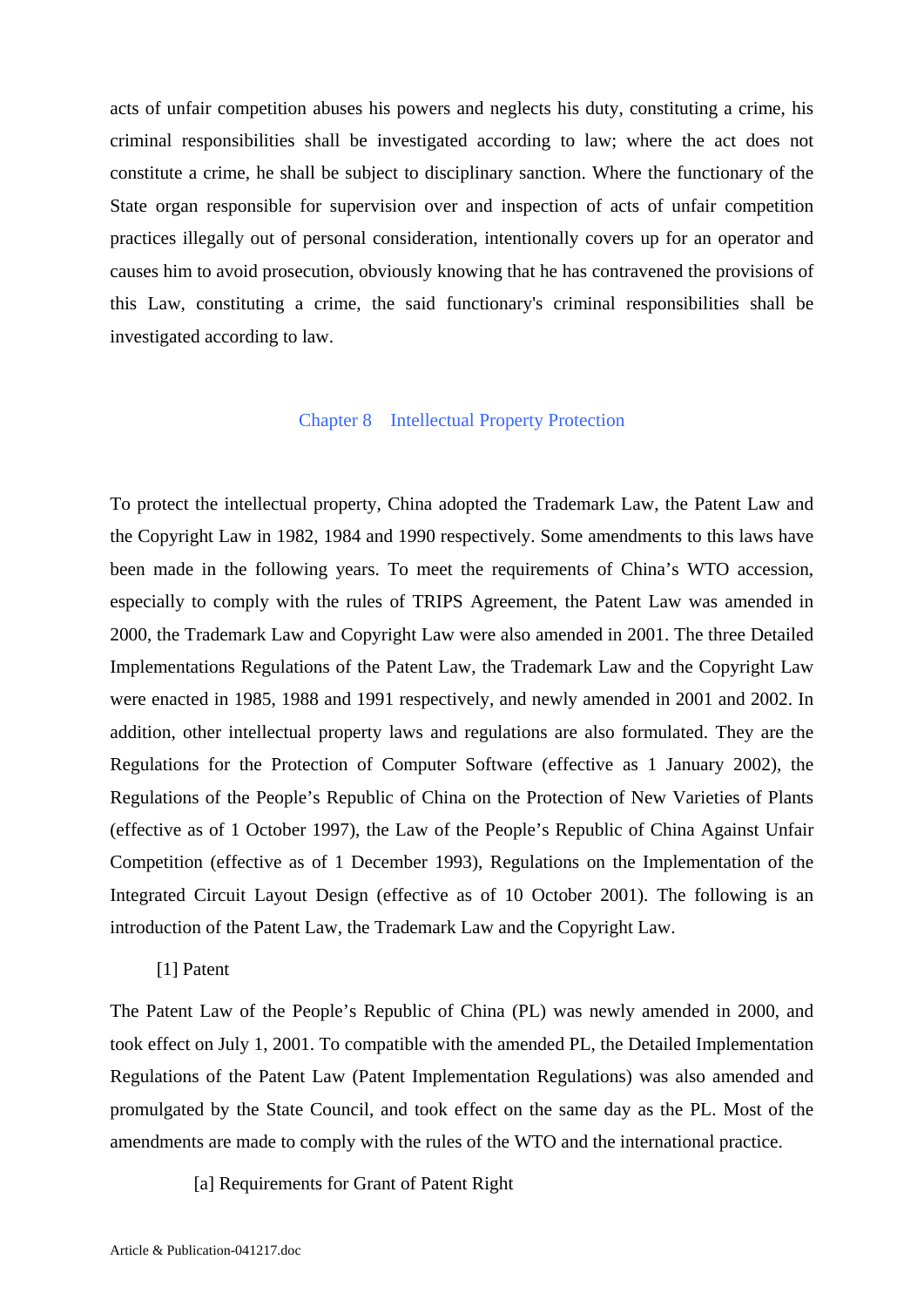acts of unfair competition abuses his powers and neglects his duty, constituting a crime, his criminal responsibilities shall be investigated according to law; where the act does not constitute a crime, he shall be subject to disciplinary sanction. Where the functionary of the State organ responsible for supervision over and inspection of acts of unfair competition practices illegally out of personal consideration, intentionally covers up for an operator and causes him to avoid prosecution, obviously knowing that he has contravened the provisions of this Law, constituting a crime, the said functionary's criminal responsibilities shall be investigated according to law.

## Chapter 8 Intellectual Property Protection

To protect the intellectual property, China adopted the Trademark Law, the Patent Law and the Copyright Law in 1982, 1984 and 1990 respectively. Some amendments to this laws have been made in the following years. To meet the requirements of China's WTO accession, especially to comply with the rules of TRIPS Agreement, the Patent Law was amended in 2000, the Trademark Law and Copyright Law were also amended in 2001. The three Detailed Implementations Regulations of the Patent Law, the Trademark Law and the Copyright Law were enacted in 1985, 1988 and 1991 respectively, and newly amended in 2001 and 2002. In addition, other intellectual property laws and regulations are also formulated. They are the Regulations for the Protection of Computer Software (effective as 1 January 2002), the Regulations of the People's Republic of China on the Protection of New Varieties of Plants (effective as of 1 October 1997), the Law of the People's Republic of China Against Unfair Competition (effective as of 1 December 1993), Regulations on the Implementation of the Integrated Circuit Layout Design (effective as of 10 October 2001). The following is an introduction of the Patent Law, the Trademark Law and the Copyright Law.

### [1] Patent

The Patent Law of the People's Republic of China (PL) was newly amended in 2000, and took effect on July 1, 2001. To compatible with the amended PL, the Detailed Implementation Regulations of the Patent Law (Patent Implementation Regulations) was also amended and promulgated by the State Council, and took effect on the same day as the PL. Most of the amendments are made to comply with the rules of the WTO and the international practice.

#### [a] Requirements for Grant of Patent Right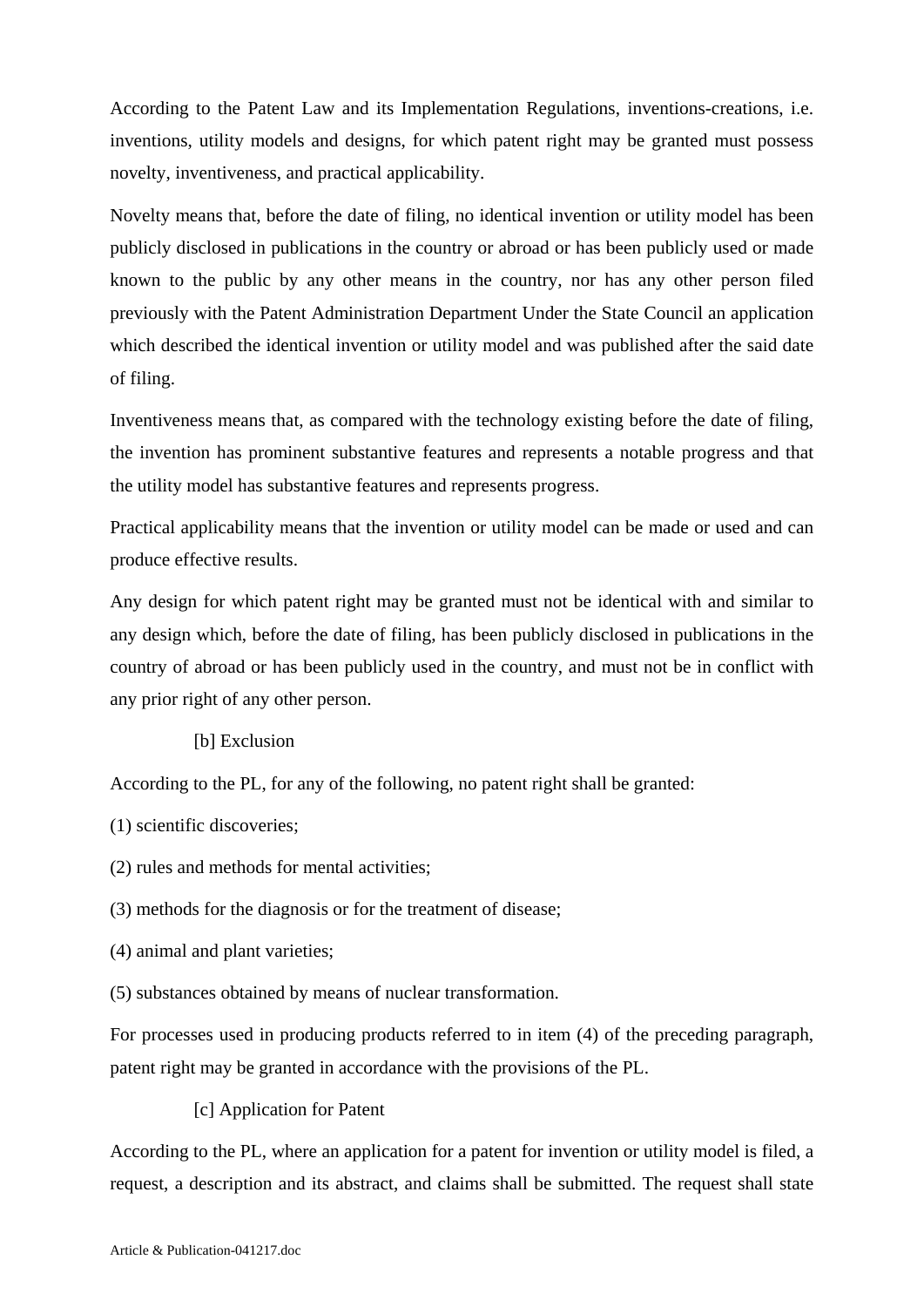According to the Patent Law and its Implementation Regulations, inventions-creations, i.e. inventions, utility models and designs, for which patent right may be granted must possess novelty, inventiveness, and practical applicability.

Novelty means that, before the date of filing, no identical invention or utility model has been publicly disclosed in publications in the country or abroad or has been publicly used or made known to the public by any other means in the country, nor has any other person filed previously with the Patent Administration Department Under the State Council an application which described the identical invention or utility model and was published after the said date of filing.

Inventiveness means that, as compared with the technology existing before the date of filing, the invention has prominent substantive features and represents a notable progress and that the utility model has substantive features and represents progress.

Practical applicability means that the invention or utility model can be made or used and can produce effective results.

Any design for which patent right may be granted must not be identical with and similar to any design which, before the date of filing, has been publicly disclosed in publications in the country of abroad or has been publicly used in the country, and must not be in conflict with any prior right of any other person.

[b] Exclusion

According to the PL, for any of the following, no patent right shall be granted:

(1) scientific discoveries;

(2) rules and methods for mental activities;

(3) methods for the diagnosis or for the treatment of disease;

(4) animal and plant varieties;

(5) substances obtained by means of nuclear transformation.

For processes used in producing products referred to in item (4) of the preceding paragraph, patent right may be granted in accordance with the provisions of the PL.

[c] Application for Patent

According to the PL, where an application for a patent for invention or utility model is filed, a request, a description and its abstract, and claims shall be submitted. The request shall state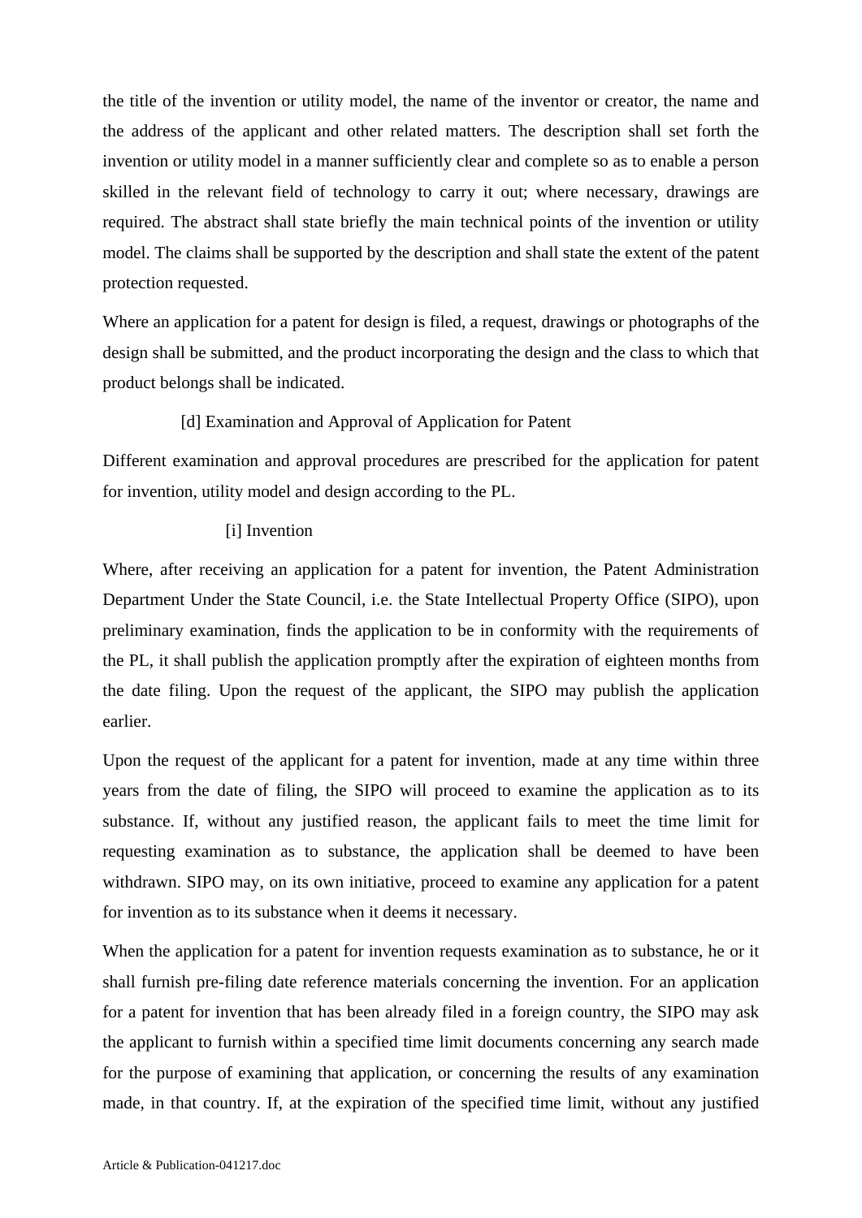the title of the invention or utility model, the name of the inventor or creator, the name and the address of the applicant and other related matters. The description shall set forth the invention or utility model in a manner sufficiently clear and complete so as to enable a person skilled in the relevant field of technology to carry it out; where necessary, drawings are required. The abstract shall state briefly the main technical points of the invention or utility model. The claims shall be supported by the description and shall state the extent of the patent protection requested.

Where an application for a patent for design is filed, a request, drawings or photographs of the design shall be submitted, and the product incorporating the design and the class to which that product belongs shall be indicated.

### [d] Examination and Approval of Application for Patent

Different examination and approval procedures are prescribed for the application for patent for invention, utility model and design according to the PL.

#### [i] Invention

Where, after receiving an application for a patent for invention, the Patent Administration Department Under the State Council, i.e. the State Intellectual Property Office (SIPO), upon preliminary examination, finds the application to be in conformity with the requirements of the PL, it shall publish the application promptly after the expiration of eighteen months from the date filing. Upon the request of the applicant, the SIPO may publish the application earlier.

Upon the request of the applicant for a patent for invention, made at any time within three years from the date of filing, the SIPO will proceed to examine the application as to its substance. If, without any justified reason, the applicant fails to meet the time limit for requesting examination as to substance, the application shall be deemed to have been withdrawn. SIPO may, on its own initiative, proceed to examine any application for a patent for invention as to its substance when it deems it necessary.

When the application for a patent for invention requests examination as to substance, he or it shall furnish pre-filing date reference materials concerning the invention. For an application for a patent for invention that has been already filed in a foreign country, the SIPO may ask the applicant to furnish within a specified time limit documents concerning any search made for the purpose of examining that application, or concerning the results of any examination made, in that country. If, at the expiration of the specified time limit, without any justified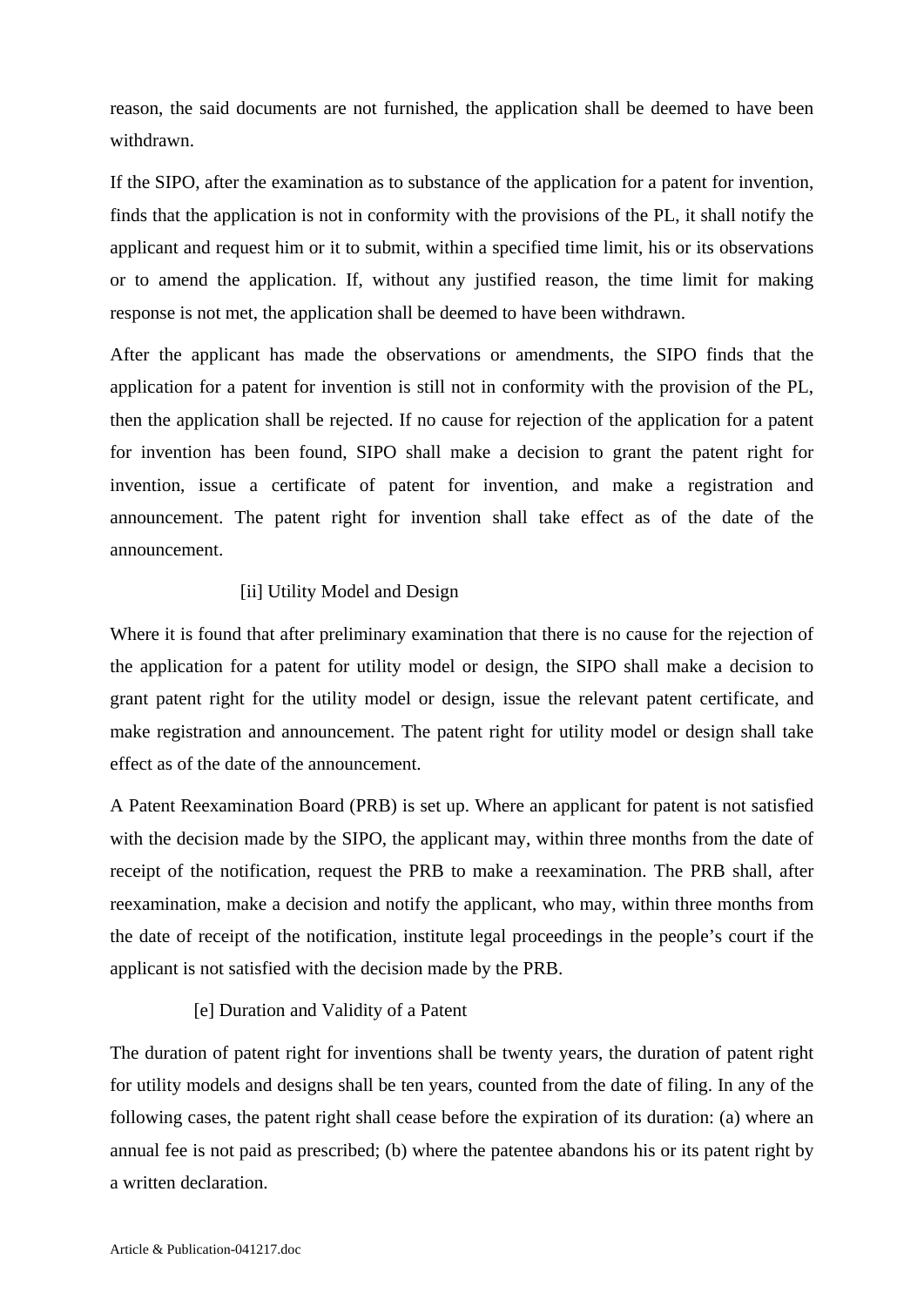reason, the said documents are not furnished, the application shall be deemed to have been withdrawn.

If the SIPO, after the examination as to substance of the application for a patent for invention, finds that the application is not in conformity with the provisions of the PL, it shall notify the applicant and request him or it to submit, within a specified time limit, his or its observations or to amend the application. If, without any justified reason, the time limit for making response is not met, the application shall be deemed to have been withdrawn.

After the applicant has made the observations or amendments, the SIPO finds that the application for a patent for invention is still not in conformity with the provision of the PL, then the application shall be rejected. If no cause for rejection of the application for a patent for invention has been found, SIPO shall make a decision to grant the patent right for invention, issue a certificate of patent for invention, and make a registration and announcement. The patent right for invention shall take effect as of the date of the announcement.

[ii] Utility Model and Design

Where it is found that after preliminary examination that there is no cause for the rejection of the application for a patent for utility model or design, the SIPO shall make a decision to grant patent right for the utility model or design, issue the relevant patent certificate, and make registration and announcement. The patent right for utility model or design shall take effect as of the date of the announcement.

A Patent Reexamination Board (PRB) is set up. Where an applicant for patent is not satisfied with the decision made by the SIPO, the applicant may, within three months from the date of receipt of the notification, request the PRB to make a reexamination. The PRB shall, after reexamination, make a decision and notify the applicant, who may, within three months from the date of receipt of the notification, institute legal proceedings in the people's court if the applicant is not satisfied with the decision made by the PRB.

[e] Duration and Validity of a Patent

The duration of patent right for inventions shall be twenty years, the duration of patent right for utility models and designs shall be ten years, counted from the date of filing. In any of the following cases, the patent right shall cease before the expiration of its duration: (a) where an annual fee is not paid as prescribed; (b) where the patentee abandons his or its patent right by a written declaration.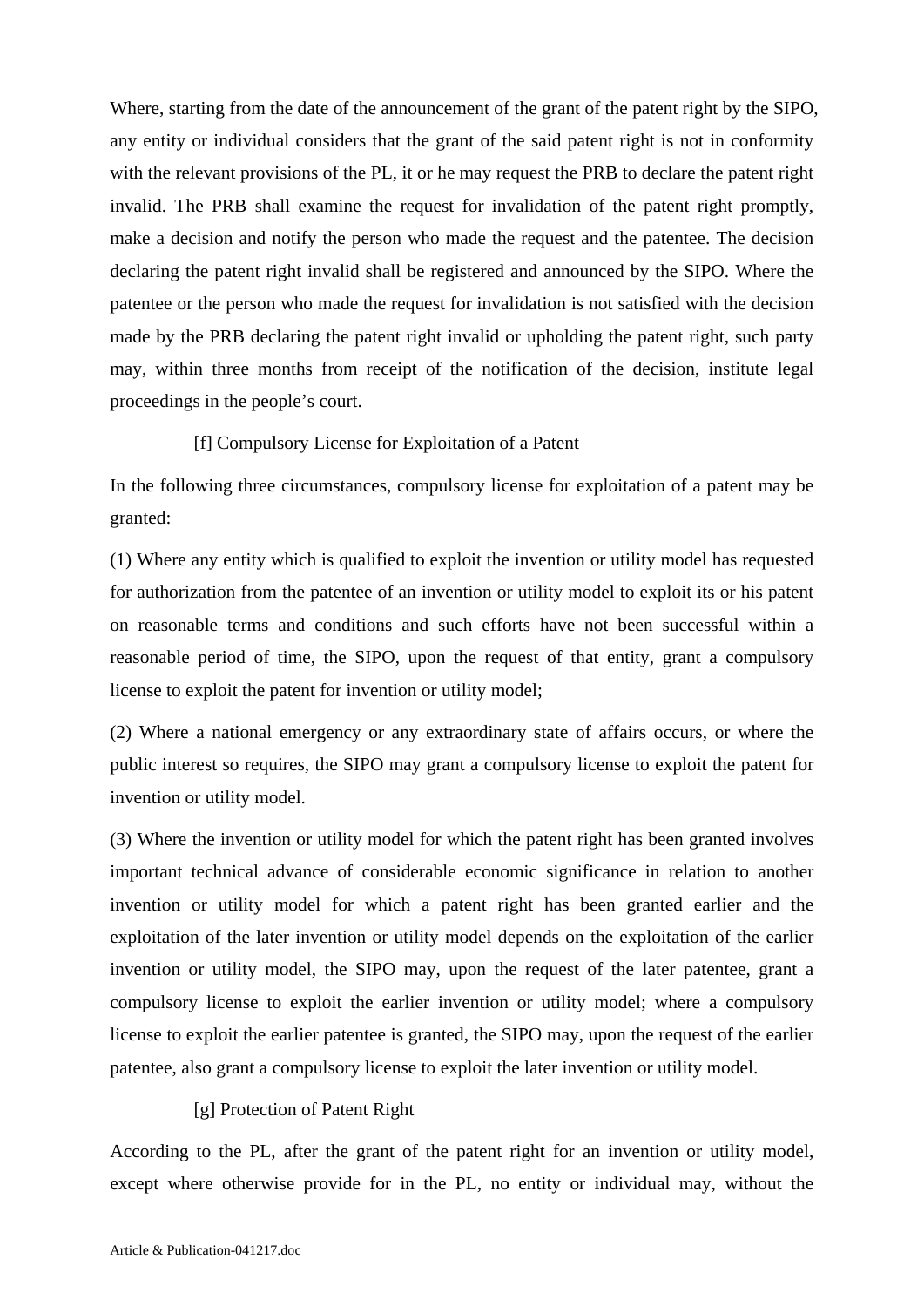Where, starting from the date of the announcement of the grant of the patent right by the SIPO, any entity or individual considers that the grant of the said patent right is not in conformity with the relevant provisions of the PL, it or he may request the PRB to declare the patent right invalid. The PRB shall examine the request for invalidation of the patent right promptly, make a decision and notify the person who made the request and the patentee. The decision declaring the patent right invalid shall be registered and announced by the SIPO. Where the patentee or the person who made the request for invalidation is not satisfied with the decision made by the PRB declaring the patent right invalid or upholding the patent right, such party may, within three months from receipt of the notification of the decision, institute legal proceedings in the people's court.

[f] Compulsory License for Exploitation of a Patent

In the following three circumstances, compulsory license for exploitation of a patent may be granted:

(1) Where any entity which is qualified to exploit the invention or utility model has requested for authorization from the patentee of an invention or utility model to exploit its or his patent on reasonable terms and conditions and such efforts have not been successful within a reasonable period of time, the SIPO, upon the request of that entity, grant a compulsory license to exploit the patent for invention or utility model;

(2) Where a national emergency or any extraordinary state of affairs occurs, or where the public interest so requires, the SIPO may grant a compulsory license to exploit the patent for invention or utility model.

(3) Where the invention or utility model for which the patent right has been granted involves important technical advance of considerable economic significance in relation to another invention or utility model for which a patent right has been granted earlier and the exploitation of the later invention or utility model depends on the exploitation of the earlier invention or utility model, the SIPO may, upon the request of the later patentee, grant a compulsory license to exploit the earlier invention or utility model; where a compulsory license to exploit the earlier patentee is granted, the SIPO may, upon the request of the earlier patentee, also grant a compulsory license to exploit the later invention or utility model.

[g] Protection of Patent Right

According to the PL, after the grant of the patent right for an invention or utility model, except where otherwise provide for in the PL, no entity or individual may, without the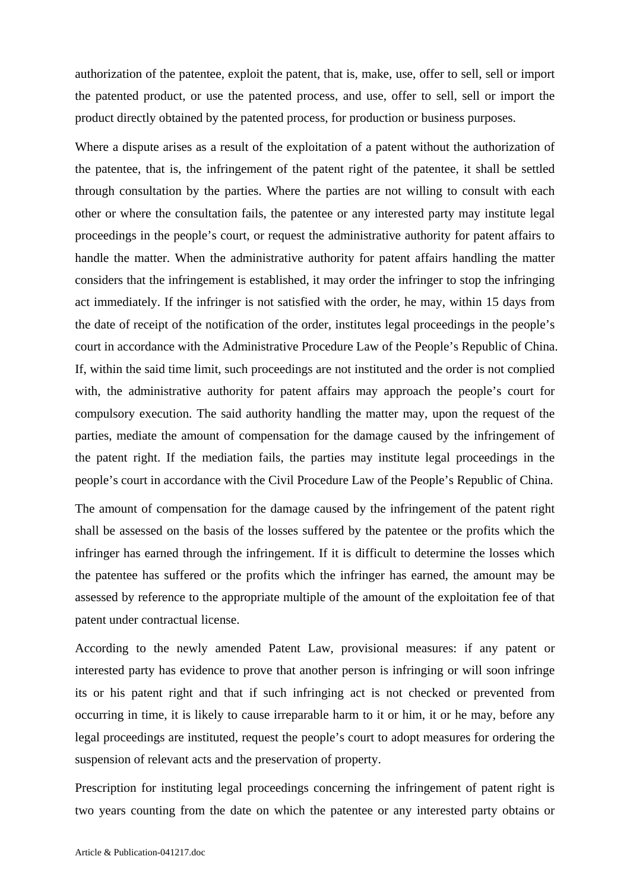authorization of the patentee, exploit the patent, that is, make, use, offer to sell, sell or import the patented product, or use the patented process, and use, offer to sell, sell or import the product directly obtained by the patented process, for production or business purposes.

Where a dispute arises as a result of the exploitation of a patent without the authorization of the patentee, that is, the infringement of the patent right of the patentee, it shall be settled through consultation by the parties. Where the parties are not willing to consult with each other or where the consultation fails, the patentee or any interested party may institute legal proceedings in the people's court, or request the administrative authority for patent affairs to handle the matter. When the administrative authority for patent affairs handling the matter considers that the infringement is established, it may order the infringer to stop the infringing act immediately. If the infringer is not satisfied with the order, he may, within 15 days from the date of receipt of the notification of the order, institutes legal proceedings in the people's court in accordance with the Administrative Procedure Law of the People's Republic of China. If, within the said time limit, such proceedings are not instituted and the order is not complied with, the administrative authority for patent affairs may approach the people's court for compulsory execution. The said authority handling the matter may, upon the request of the parties, mediate the amount of compensation for the damage caused by the infringement of the patent right. If the mediation fails, the parties may institute legal proceedings in the people's court in accordance with the Civil Procedure Law of the People's Republic of China.

The amount of compensation for the damage caused by the infringement of the patent right shall be assessed on the basis of the losses suffered by the patentee or the profits which the infringer has earned through the infringement. If it is difficult to determine the losses which the patentee has suffered or the profits which the infringer has earned, the amount may be assessed by reference to the appropriate multiple of the amount of the exploitation fee of that patent under contractual license.

According to the newly amended Patent Law, provisional measures: if any patent or interested party has evidence to prove that another person is infringing or will soon infringe its or his patent right and that if such infringing act is not checked or prevented from occurring in time, it is likely to cause irreparable harm to it or him, it or he may, before any legal proceedings are instituted, request the people's court to adopt measures for ordering the suspension of relevant acts and the preservation of property.

Prescription for instituting legal proceedings concerning the infringement of patent right is two years counting from the date on which the patentee or any interested party obtains or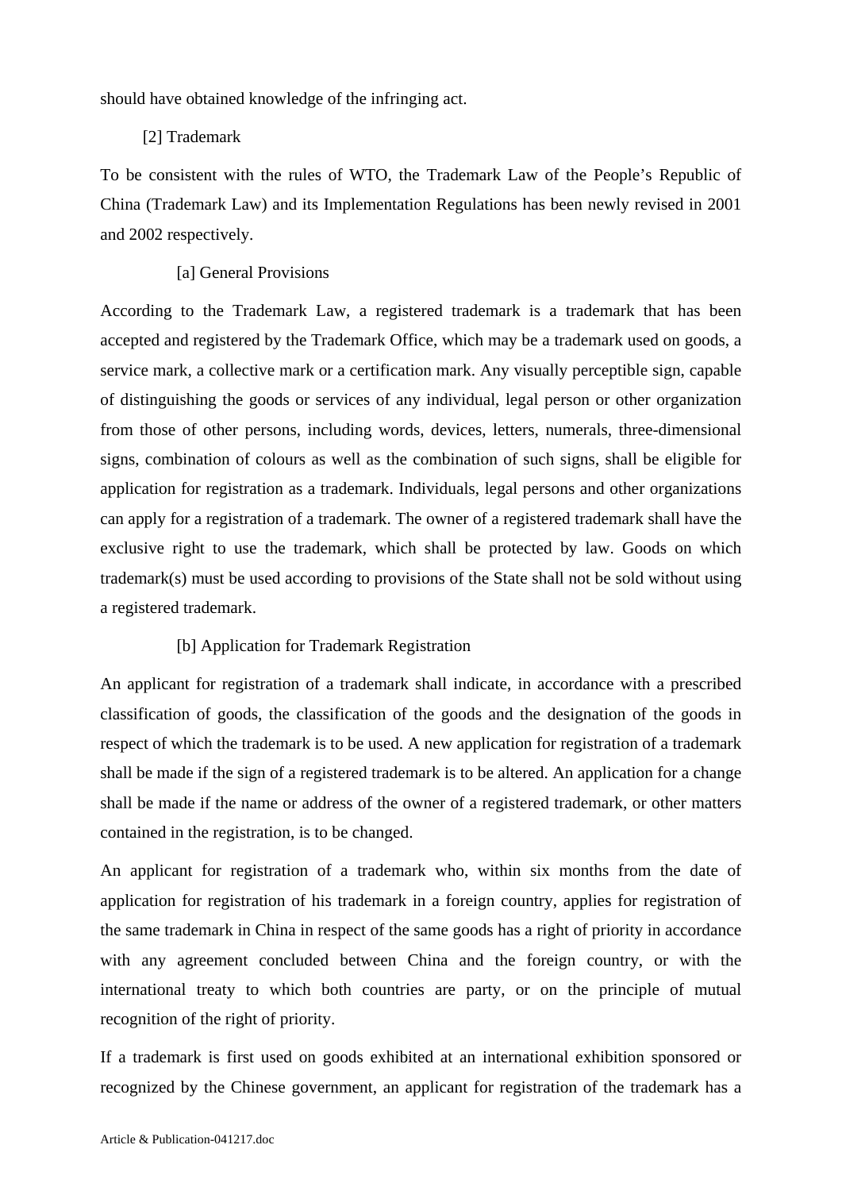should have obtained knowledge of the infringing act.

### [2] Trademark

To be consistent with the rules of WTO, the Trademark Law of the People's Republic of China (Trademark Law) and its Implementation Regulations has been newly revised in 2001 and 2002 respectively.

#### [a] General Provisions

According to the Trademark Law, a registered trademark is a trademark that has been accepted and registered by the Trademark Office, which may be a trademark used on goods, a service mark, a collective mark or a certification mark. Any visually perceptible sign, capable of distinguishing the goods or services of any individual, legal person or other organization from those of other persons, including words, devices, letters, numerals, three-dimensional signs, combination of colours as well as the combination of such signs, shall be eligible for application for registration as a trademark. Individuals, legal persons and other organizations can apply for a registration of a trademark. The owner of a registered trademark shall have the exclusive right to use the trademark, which shall be protected by law. Goods on which trademark(s) must be used according to provisions of the State shall not be sold without using a registered trademark.

#### [b] Application for Trademark Registration

An applicant for registration of a trademark shall indicate, in accordance with a prescribed classification of goods, the classification of the goods and the designation of the goods in respect of which the trademark is to be used. A new application for registration of a trademark shall be made if the sign of a registered trademark is to be altered. An application for a change shall be made if the name or address of the owner of a registered trademark, or other matters contained in the registration, is to be changed.

An applicant for registration of a trademark who, within six months from the date of application for registration of his trademark in a foreign country, applies for registration of the same trademark in China in respect of the same goods has a right of priority in accordance with any agreement concluded between China and the foreign country, or with the international treaty to which both countries are party, or on the principle of mutual recognition of the right of priority.

If a trademark is first used on goods exhibited at an international exhibition sponsored or recognized by the Chinese government, an applicant for registration of the trademark has a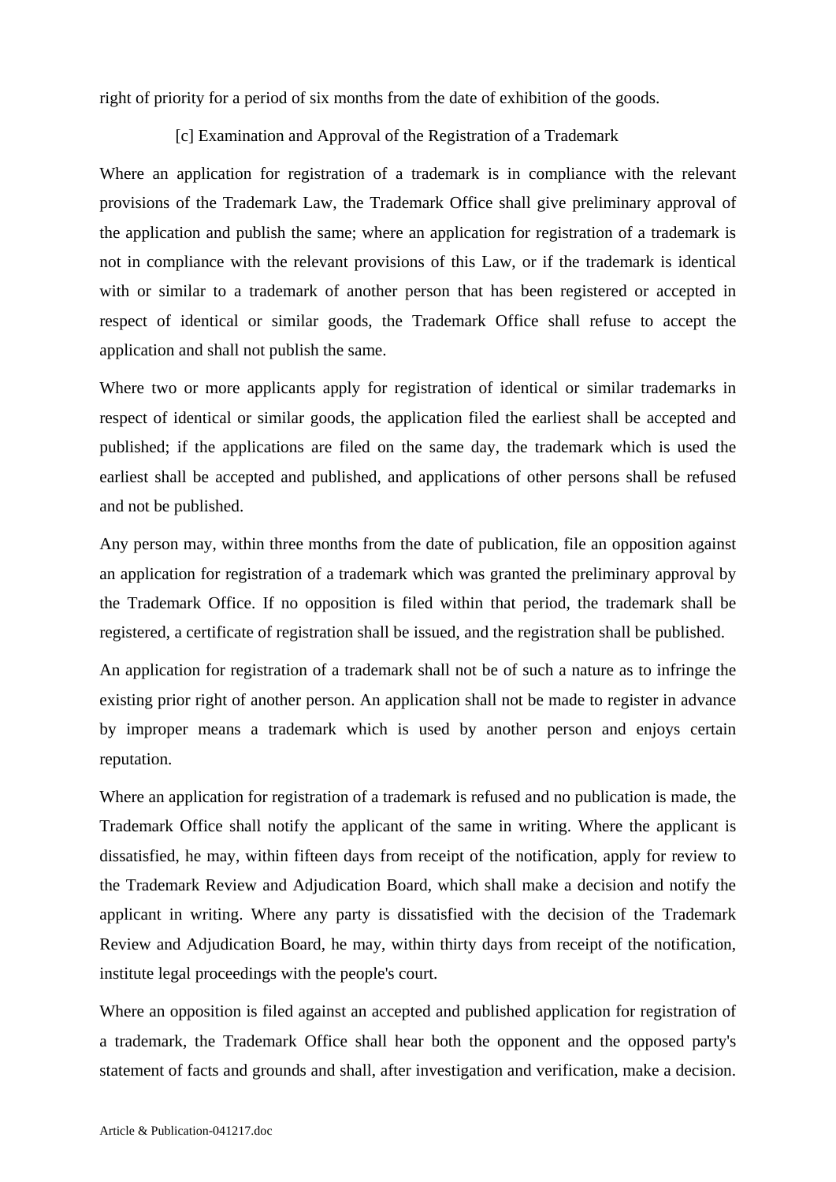right of priority for a period of six months from the date of exhibition of the goods.

### [c] Examination and Approval of the Registration of a Trademark

Where an application for registration of a trademark is in compliance with the relevant provisions of the Trademark Law, the Trademark Office shall give preliminary approval of the application and publish the same; where an application for registration of a trademark is not in compliance with the relevant provisions of this Law, or if the trademark is identical with or similar to a trademark of another person that has been registered or accepted in respect of identical or similar goods, the Trademark Office shall refuse to accept the application and shall not publish the same.

Where two or more applicants apply for registration of identical or similar trademarks in respect of identical or similar goods, the application filed the earliest shall be accepted and published; if the applications are filed on the same day, the trademark which is used the earliest shall be accepted and published, and applications of other persons shall be refused and not be published.

Any person may, within three months from the date of publication, file an opposition against an application for registration of a trademark which was granted the preliminary approval by the Trademark Office. If no opposition is filed within that period, the trademark shall be registered, a certificate of registration shall be issued, and the registration shall be published.

An application for registration of a trademark shall not be of such a nature as to infringe the existing prior right of another person. An application shall not be made to register in advance by improper means a trademark which is used by another person and enjoys certain reputation.

Where an application for registration of a trademark is refused and no publication is made, the Trademark Office shall notify the applicant of the same in writing. Where the applicant is dissatisfied, he may, within fifteen days from receipt of the notification, apply for review to the Trademark Review and Adjudication Board, which shall make a decision and notify the applicant in writing. Where any party is dissatisfied with the decision of the Trademark Review and Adjudication Board, he may, within thirty days from receipt of the notification, institute legal proceedings with the people's court.

Where an opposition is filed against an accepted and published application for registration of a trademark, the Trademark Office shall hear both the opponent and the opposed party's statement of facts and grounds and shall, after investigation and verification, make a decision.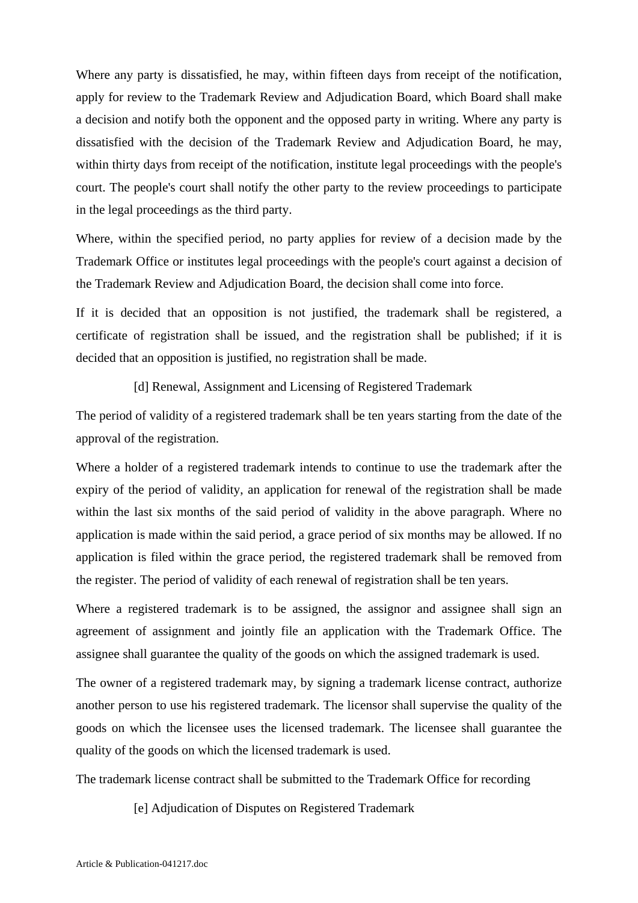Where any party is dissatisfied, he may, within fifteen days from receipt of the notification, apply for review to the Trademark Review and Adjudication Board, which Board shall make a decision and notify both the opponent and the opposed party in writing. Where any party is dissatisfied with the decision of the Trademark Review and Adjudication Board, he may, within thirty days from receipt of the notification, institute legal proceedings with the people's court. The people's court shall notify the other party to the review proceedings to participate in the legal proceedings as the third party.

Where, within the specified period, no party applies for review of a decision made by the Trademark Office or institutes legal proceedings with the people's court against a decision of the Trademark Review and Adjudication Board, the decision shall come into force.

If it is decided that an opposition is not justified, the trademark shall be registered, a certificate of registration shall be issued, and the registration shall be published; if it is decided that an opposition is justified, no registration shall be made.

### [d] Renewal, Assignment and Licensing of Registered Trademark

The period of validity of a registered trademark shall be ten years starting from the date of the approval of the registration.

Where a holder of a registered trademark intends to continue to use the trademark after the expiry of the period of validity, an application for renewal of the registration shall be made within the last six months of the said period of validity in the above paragraph. Where no application is made within the said period, a grace period of six months may be allowed. If no application is filed within the grace period, the registered trademark shall be removed from the register. The period of validity of each renewal of registration shall be ten years.

Where a registered trademark is to be assigned, the assignor and assignee shall sign an agreement of assignment and jointly file an application with the Trademark Office. The assignee shall guarantee the quality of the goods on which the assigned trademark is used.

The owner of a registered trademark may, by signing a trademark license contract, authorize another person to use his registered trademark. The licensor shall supervise the quality of the goods on which the licensee uses the licensed trademark. The licensee shall guarantee the quality of the goods on which the licensed trademark is used.

The trademark license contract shall be submitted to the Trademark Office for recording

### [e] Adjudication of Disputes on Registered Trademark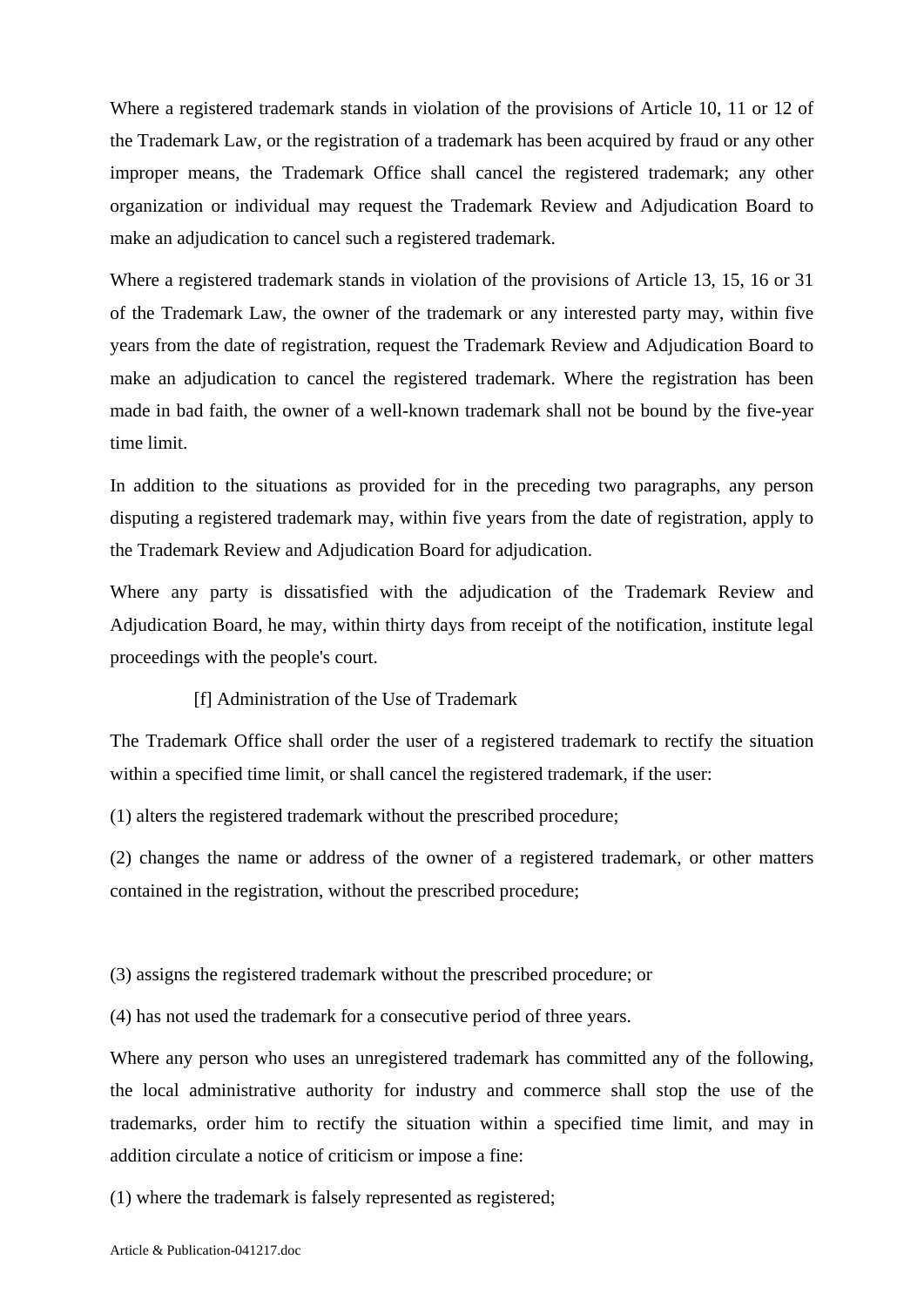Where a registered trademark stands in violation of the provisions of Article 10, 11 or 12 of the Trademark Law, or the registration of a trademark has been acquired by fraud or any other improper means, the Trademark Office shall cancel the registered trademark; any other organization or individual may request the Trademark Review and Adjudication Board to make an adjudication to cancel such a registered trademark.

Where a registered trademark stands in violation of the provisions of Article 13, 15, 16 or 31 of the Trademark Law, the owner of the trademark or any interested party may, within five years from the date of registration, request the Trademark Review and Adjudication Board to make an adjudication to cancel the registered trademark. Where the registration has been made in bad faith, the owner of a well-known trademark shall not be bound by the five-year time limit.

In addition to the situations as provided for in the preceding two paragraphs, any person disputing a registered trademark may, within five years from the date of registration, apply to the Trademark Review and Adjudication Board for adjudication.

Where any party is dissatisfied with the adjudication of the Trademark Review and Adjudication Board, he may, within thirty days from receipt of the notification, institute legal proceedings with the people's court.

### [f] Administration of the Use of Trademark

The Trademark Office shall order the user of a registered trademark to rectify the situation within a specified time limit, or shall cancel the registered trademark, if the user:

(1) alters the registered trademark without the prescribed procedure;

(2) changes the name or address of the owner of a registered trademark, or other matters contained in the registration, without the prescribed procedure;

(3) assigns the registered trademark without the prescribed procedure; or

(4) has not used the trademark for a consecutive period of three years.

Where any person who uses an unregistered trademark has committed any of the following, the local administrative authority for industry and commerce shall stop the use of the trademarks, order him to rectify the situation within a specified time limit, and may in addition circulate a notice of criticism or impose a fine:

(1) where the trademark is falsely represented as registered;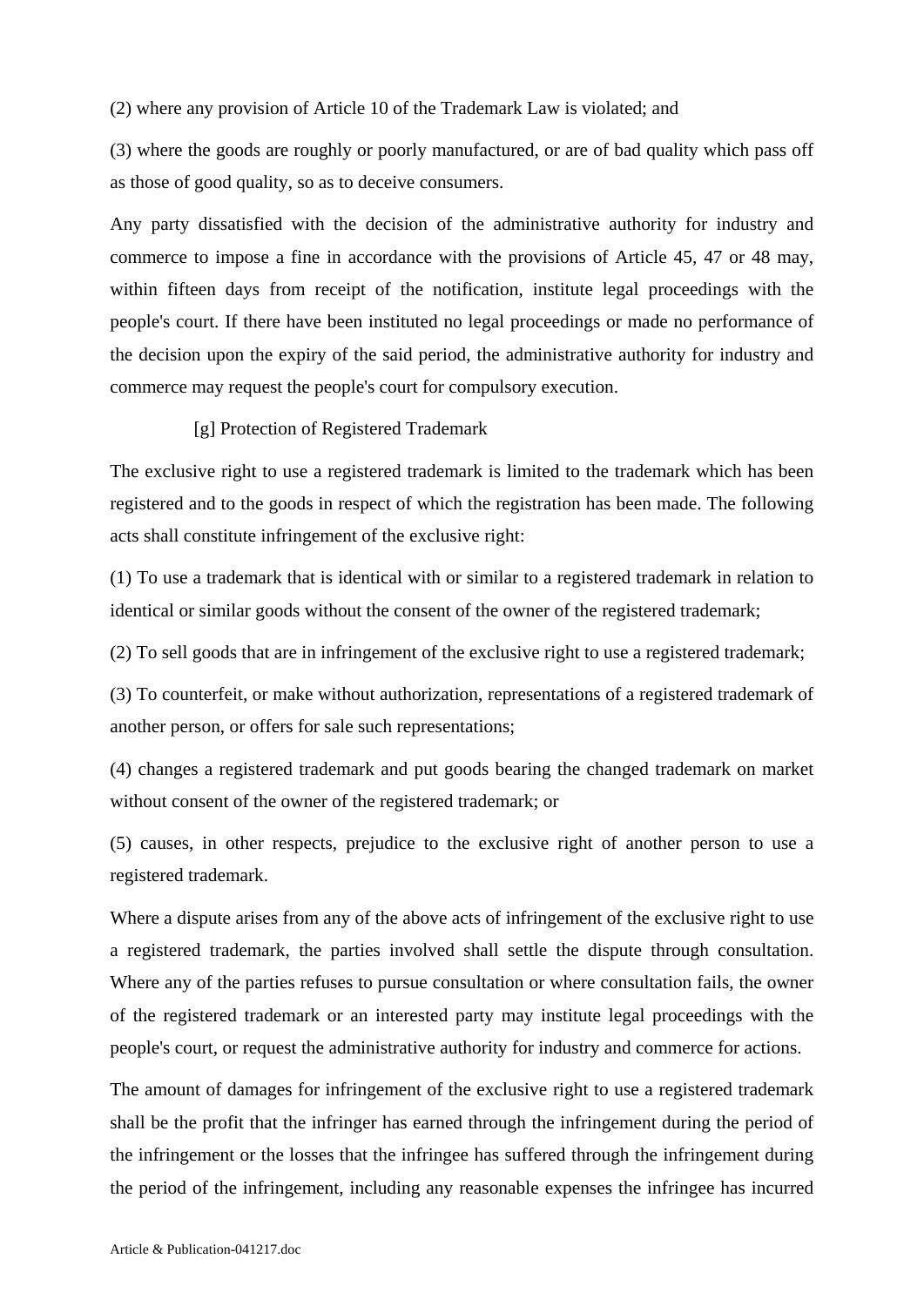(2) where any provision of Article 10 of the Trademark Law is violated; and

(3) where the goods are roughly or poorly manufactured, or are of bad quality which pass off as those of good quality, so as to deceive consumers.

Any party dissatisfied with the decision of the administrative authority for industry and commerce to impose a fine in accordance with the provisions of Article 45, 47 or 48 may, within fifteen days from receipt of the notification, institute legal proceedings with the people's court. If there have been instituted no legal proceedings or made no performance of the decision upon the expiry of the said period, the administrative authority for industry and commerce may request the people's court for compulsory execution.

[g] Protection of Registered Trademark

The exclusive right to use a registered trademark is limited to the trademark which has been registered and to the goods in respect of which the registration has been made. The following acts shall constitute infringement of the exclusive right:

(1) To use a trademark that is identical with or similar to a registered trademark in relation to identical or similar goods without the consent of the owner of the registered trademark;

(2) To sell goods that are in infringement of the exclusive right to use a registered trademark;

(3) To counterfeit, or make without authorization, representations of a registered trademark of another person, or offers for sale such representations;

(4) changes a registered trademark and put goods bearing the changed trademark on market without consent of the owner of the registered trademark; or

(5) causes, in other respects, prejudice to the exclusive right of another person to use a registered trademark.

Where a dispute arises from any of the above acts of infringement of the exclusive right to use a registered trademark, the parties involved shall settle the dispute through consultation. Where any of the parties refuses to pursue consultation or where consultation fails, the owner of the registered trademark or an interested party may institute legal proceedings with the people's court, or request the administrative authority for industry and commerce for actions.

The amount of damages for infringement of the exclusive right to use a registered trademark shall be the profit that the infringer has earned through the infringement during the period of the infringement or the losses that the infringee has suffered through the infringement during the period of the infringement, including any reasonable expenses the infringee has incurred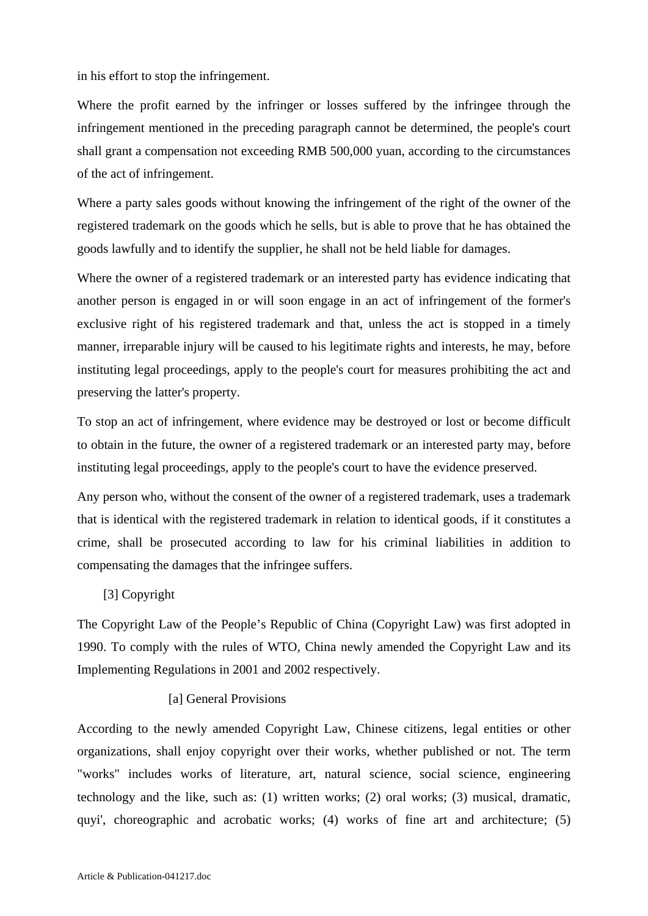in his effort to stop the infringement.

Where the profit earned by the infringer or losses suffered by the infringee through the infringement mentioned in the preceding paragraph cannot be determined, the people's court shall grant a compensation not exceeding RMB 500,000 yuan, according to the circumstances of the act of infringement.

Where a party sales goods without knowing the infringement of the right of the owner of the registered trademark on the goods which he sells, but is able to prove that he has obtained the goods lawfully and to identify the supplier, he shall not be held liable for damages.

Where the owner of a registered trademark or an interested party has evidence indicating that another person is engaged in or will soon engage in an act of infringement of the former's exclusive right of his registered trademark and that, unless the act is stopped in a timely manner, irreparable injury will be caused to his legitimate rights and interests, he may, before instituting legal proceedings, apply to the people's court for measures prohibiting the act and preserving the latter's property.

To stop an act of infringement, where evidence may be destroyed or lost or become difficult to obtain in the future, the owner of a registered trademark or an interested party may, before instituting legal proceedings, apply to the people's court to have the evidence preserved.

Any person who, without the consent of the owner of a registered trademark, uses a trademark that is identical with the registered trademark in relation to identical goods, if it constitutes a crime, shall be prosecuted according to law for his criminal liabilities in addition to compensating the damages that the infringee suffers.

### [3] Copyright

The Copyright Law of the People's Republic of China (Copyright Law) was first adopted in 1990. To comply with the rules of WTO, China newly amended the Copyright Law and its Implementing Regulations in 2001 and 2002 respectively.

#### [a] General Provisions

According to the newly amended Copyright Law, Chinese citizens, legal entities or other organizations, shall enjoy copyright over their works, whether published or not. The term "works" includes works of literature, art, natural science, social science, engineering technology and the like, such as: (1) written works; (2) oral works; (3) musical, dramatic, quyi', choreographic and acrobatic works; (4) works of fine art and architecture; (5)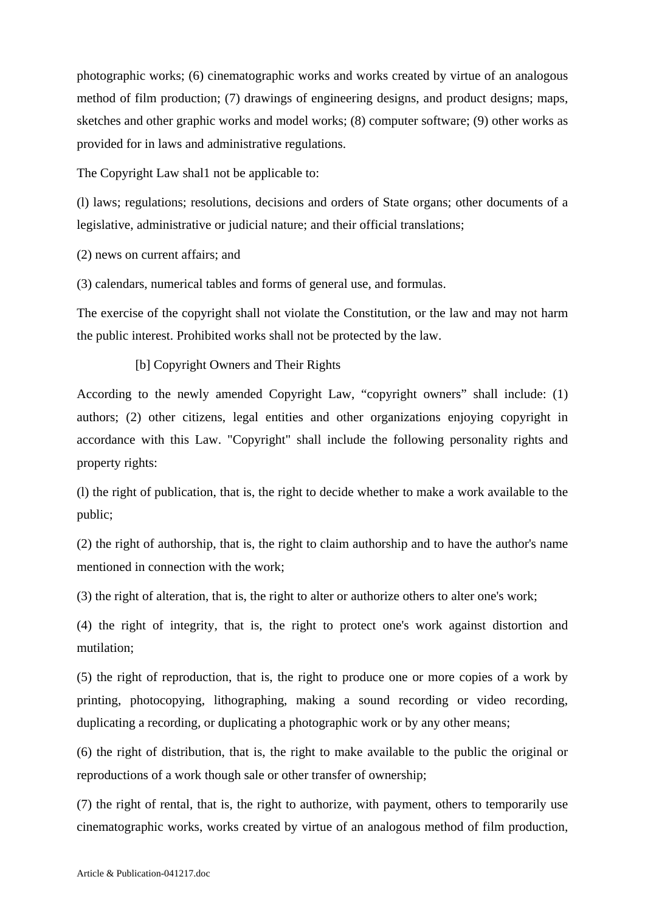photographic works; (6) cinematographic works and works created by virtue of an analogous method of film production; (7) drawings of engineering designs, and product designs; maps, sketches and other graphic works and model works; (8) computer software; (9) other works as provided for in laws and administrative regulations.

The Copyright Law shal1 not be applicable to:

(l) laws; regulations; resolutions, decisions and orders of State organs; other documents of a legislative, administrative or judicial nature; and their official translations;

(2) news on current affairs; and

(3) calendars, numerical tables and forms of general use, and formulas.

The exercise of the copyright shall not violate the Constitution, or the law and may not harm the public interest. Prohibited works shall not be protected by the law.

[b] Copyright Owners and Their Rights

According to the newly amended Copyright Law, “copyright owners” shall include: (1) authors; (2) other citizens, legal entities and other organizations enjoying copyright in accordance with this Law. "Copyright" shall include the following personality rights and property rights:

(l) the right of publication, that is, the right to decide whether to make a work available to the public;

(2) the right of authorship, that is, the right to claim authorship and to have the author's name mentioned in connection with the work;

(3) the right of alteration, that is, the right to alter or authorize others to alter one's work;

(4) the right of integrity, that is, the right to protect one's work against distortion and mutilation;

(5) the right of reproduction, that is, the right to produce one or more copies of a work by printing, photocopying, lithographing, making a sound recording or video recording, duplicating a recording, or duplicating a photographic work or by any other means;

(6) the right of distribution, that is, the right to make available to the public the original or reproductions of a work though sale or other transfer of ownership;

(7) the right of rental, that is, the right to authorize, with payment, others to temporarily use cinematographic works, works created by virtue of an analogous method of film production,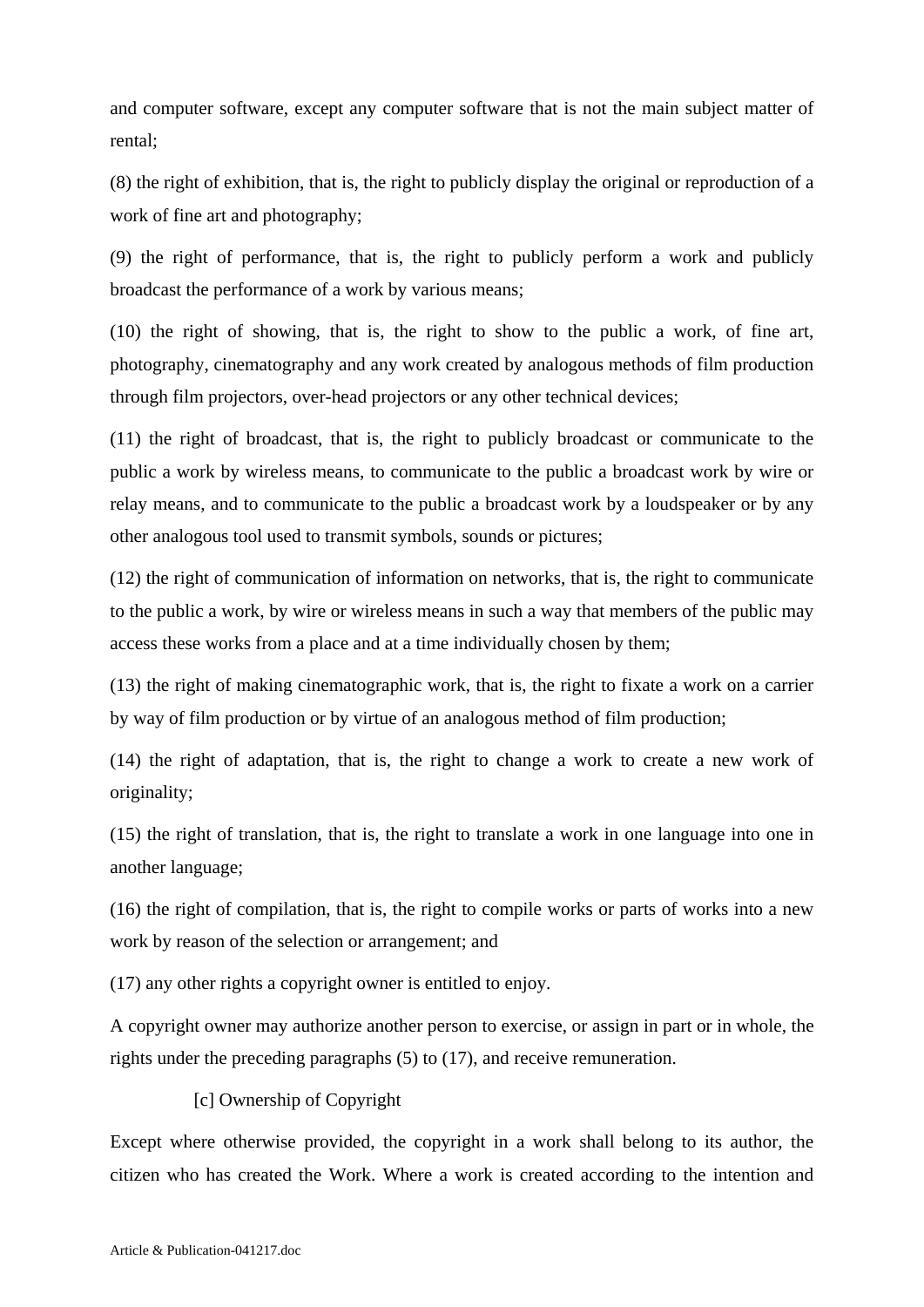and computer software, except any computer software that is not the main subject matter of rental;

(8) the right of exhibition, that is, the right to publicly display the original or reproduction of a work of fine art and photography;

(9) the right of performance, that is, the right to publicly perform a work and publicly broadcast the performance of a work by various means;

(10) the right of showing, that is, the right to show to the public a work, of fine art, photography, cinematography and any work created by analogous methods of film production through film projectors, over-head projectors or any other technical devices;

(11) the right of broadcast, that is, the right to publicly broadcast or communicate to the public a work by wireless means, to communicate to the public a broadcast work by wire or relay means, and to communicate to the public a broadcast work by a loudspeaker or by any other analogous tool used to transmit symbols, sounds or pictures;

(12) the right of communication of information on networks, that is, the right to communicate to the public a work, by wire or wireless means in such a way that members of the public may access these works from a place and at a time individually chosen by them;

(13) the right of making cinematographic work, that is, the right to fixate a work on a carrier by way of film production or by virtue of an analogous method of film production;

(14) the right of adaptation, that is, the right to change a work to create a new work of originality;

(15) the right of translation, that is, the right to translate a work in one language into one in another language;

(16) the right of compilation, that is, the right to compile works or parts of works into a new work by reason of the selection or arrangement; and

(17) any other rights a copyright owner is entitled to enjoy.

A copyright owner may authorize another person to exercise, or assign in part or in whole, the rights under the preceding paragraphs (5) to (17), and receive remuneration.

[c] Ownership of Copyright

Except where otherwise provided, the copyright in a work shall belong to its author, the citizen who has created the Work. Where a work is created according to the intention and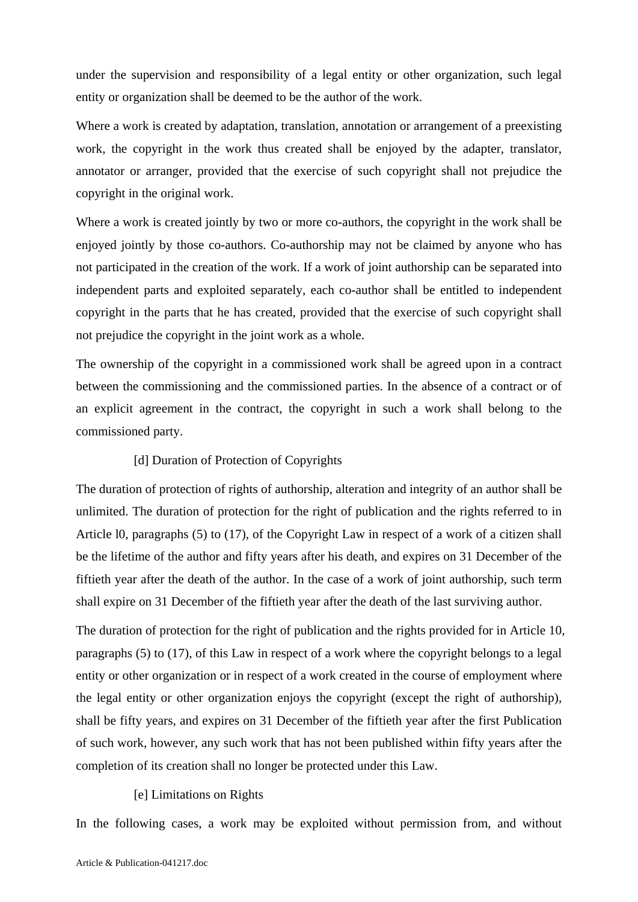under the supervision and responsibility of a legal entity or other organization, such legal entity or organization shall be deemed to be the author of the work.

Where a work is created by adaptation, translation, annotation or arrangement of a preexisting work, the copyright in the work thus created shall be enjoyed by the adapter, translator, annotator or arranger, provided that the exercise of such copyright shall not prejudice the copyright in the original work.

Where a work is created jointly by two or more co-authors, the copyright in the work shall be enjoyed jointly by those co-authors. Co-authorship may not be claimed by anyone who has not participated in the creation of the work. If a work of joint authorship can be separated into independent parts and exploited separately, each co-author shall be entitled to independent copyright in the parts that he has created, provided that the exercise of such copyright shall not prejudice the copyright in the joint work as a whole.

The ownership of the copyright in a commissioned work shall be agreed upon in a contract between the commissioning and the commissioned parties. In the absence of a contract or of an explicit agreement in the contract, the copyright in such a work shall belong to the commissioned party.

[d] Duration of Protection of Copyrights

The duration of protection of rights of authorship, alteration and integrity of an author shall be unlimited. The duration of protection for the right of publication and the rights referred to in Article l0, paragraphs (5) to (17), of the Copyright Law in respect of a work of a citizen shall be the lifetime of the author and fifty years after his death, and expires on 31 December of the fiftieth year after the death of the author. In the case of a work of joint authorship, such term shall expire on 31 December of the fiftieth year after the death of the last surviving author.

The duration of protection for the right of publication and the rights provided for in Article 10, paragraphs (5) to (17), of this Law in respect of a work where the copyright belongs to a legal entity or other organization or in respect of a work created in the course of employment where the legal entity or other organization enjoys the copyright (except the right of authorship), shall be fifty years, and expires on 31 December of the fiftieth year after the first Publication of such work, however, any such work that has not been published within fifty years after the completion of its creation shall no longer be protected under this Law.

[e] Limitations on Rights

In the following cases, a work may be exploited without permission from, and without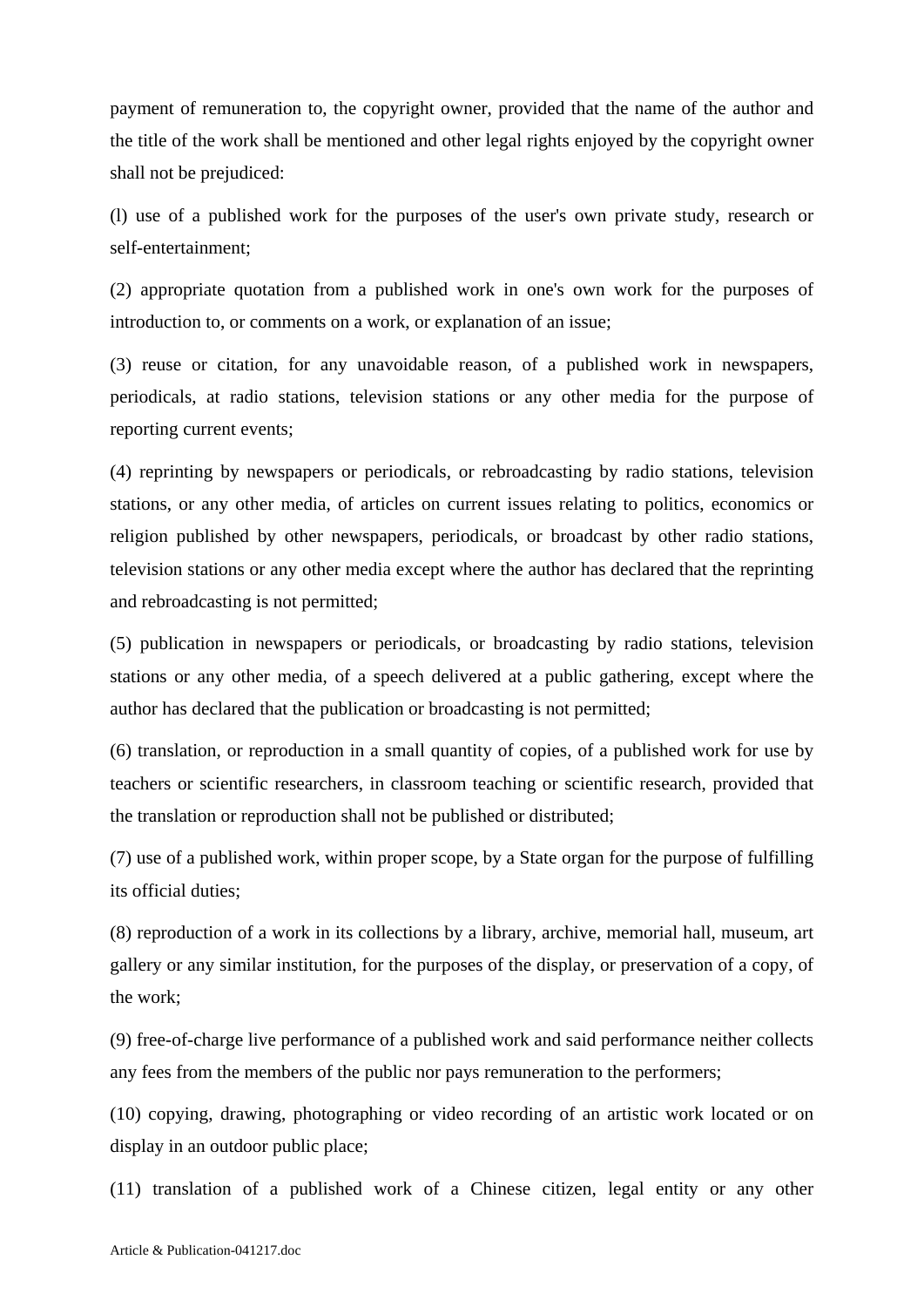payment of remuneration to, the copyright owner, provided that the name of the author and the title of the work shall be mentioned and other legal rights enjoyed by the copyright owner shall not be prejudiced:

(l) use of a published work for the purposes of the user's own private study, research or self-entertainment;

(2) appropriate quotation from a published work in one's own work for the purposes of introduction to, or comments on a work, or explanation of an issue;

(3) reuse or citation, for any unavoidable reason, of a published work in newspapers, periodicals, at radio stations, television stations or any other media for the purpose of reporting current events;

(4) reprinting by newspapers or periodicals, or rebroadcasting by radio stations, television stations, or any other media, of articles on current issues relating to politics, economics or religion published by other newspapers, periodicals, or broadcast by other radio stations, television stations or any other media except where the author has declared that the reprinting and rebroadcasting is not permitted;

(5) publication in newspapers or periodicals, or broadcasting by radio stations, television stations or any other media, of a speech delivered at a public gathering, except where the author has declared that the publication or broadcasting is not permitted;

(6) translation, or reproduction in a small quantity of copies, of a published work for use by teachers or scientific researchers, in classroom teaching or scientific research, provided that the translation or reproduction shall not be published or distributed;

(7) use of a published work, within proper scope, by a State organ for the purpose of fulfilling its official duties;

(8) reproduction of a work in its collections by a library, archive, memorial hall, museum, art gallery or any similar institution, for the purposes of the display, or preservation of a copy, of the work;

(9) free-of-charge live performance of a published work and said performance neither collects any fees from the members of the public nor pays remuneration to the performers;

(10) copying, drawing, photographing or video recording of an artistic work located or on display in an outdoor public place;

(11) translation of a published work of a Chinese citizen, legal entity or any other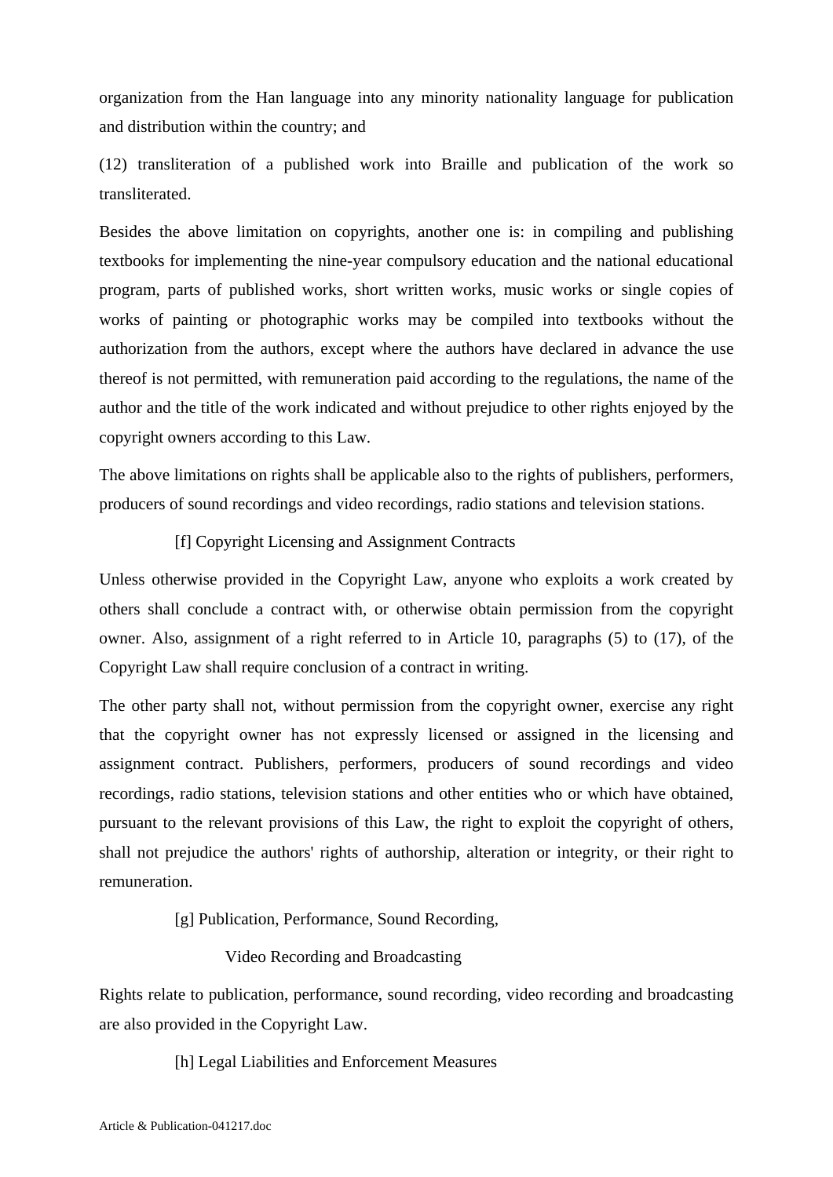organization from the Han language into any minority nationality language for publication and distribution within the country; and

(12) transliteration of a published work into Braille and publication of the work so transliterated.

Besides the above limitation on copyrights, another one is: in compiling and publishing textbooks for implementing the nine-year compulsory education and the national educational program, parts of published works, short written works, music works or single copies of works of painting or photographic works may be compiled into textbooks without the authorization from the authors, except where the authors have declared in advance the use thereof is not permitted, with remuneration paid according to the regulations, the name of the author and the title of the work indicated and without prejudice to other rights enjoyed by the copyright owners according to this Law.

The above limitations on rights shall be applicable also to the rights of publishers, performers, producers of sound recordings and video recordings, radio stations and television stations.

### [f] Copyright Licensing and Assignment Contracts

Unless otherwise provided in the Copyright Law, anyone who exploits a work created by others shall conclude a contract with, or otherwise obtain permission from the copyright owner. Also, assignment of a right referred to in Article 10, paragraphs (5) to (17), of the Copyright Law shall require conclusion of a contract in writing.

The other party shall not, without permission from the copyright owner, exercise any right that the copyright owner has not expressly licensed or assigned in the licensing and assignment contract. Publishers, performers, producers of sound recordings and video recordings, radio stations, television stations and other entities who or which have obtained, pursuant to the relevant provisions of this Law, the right to exploit the copyright of others, shall not prejudice the authors' rights of authorship, alteration or integrity, or their right to remuneration.

### [g] Publication, Performance, Sound Recording, Video Recording and Broadcasting

Rights relate to publication, performance, sound recording, video recording and broadcasting are also provided in the Copyright Law.

### [h] Legal Liabilities and Enforcement Measures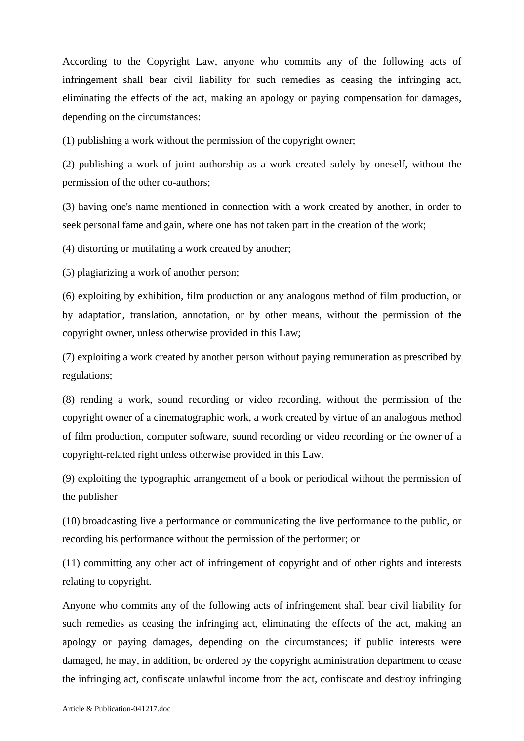According to the Copyright Law, anyone who commits any of the following acts of infringement shall bear civil liability for such remedies as ceasing the infringing act, eliminating the effects of the act, making an apology or paying compensation for damages, depending on the circumstances:

(1) publishing a work without the permission of the copyright owner;

(2) publishing a work of joint authorship as a work created solely by oneself, without the permission of the other co-authors;

(3) having one's name mentioned in connection with a work created by another, in order to seek personal fame and gain, where one has not taken part in the creation of the work;

(4) distorting or mutilating a work created by another;

(5) plagiarizing a work of another person;

(6) exploiting by exhibition, film production or any analogous method of film production, or by adaptation, translation, annotation, or by other means, without the permission of the copyright owner, unless otherwise provided in this Law;

(7) exploiting a work created by another person without paying remuneration as prescribed by regulations;

(8) rending a work, sound recording or video recording, without the permission of the copyright owner of a cinematographic work, a work created by virtue of an analogous method of film production, computer software, sound recording or video recording or the owner of a copyright-related right unless otherwise provided in this Law.

(9) exploiting the typographic arrangement of a book or periodical without the permission of the publisher

(10) broadcasting live a performance or communicating the live performance to the public, or recording his performance without the permission of the performer; or

(11) committing any other act of infringement of copyright and of other rights and interests relating to copyright.

Anyone who commits any of the following acts of infringement shall bear civil liability for such remedies as ceasing the infringing act, eliminating the effects of the act, making an apology or paying damages, depending on the circumstances; if public interests were damaged, he may, in addition, be ordered by the copyright administration department to cease the infringing act, confiscate unlawful income from the act, confiscate and destroy infringing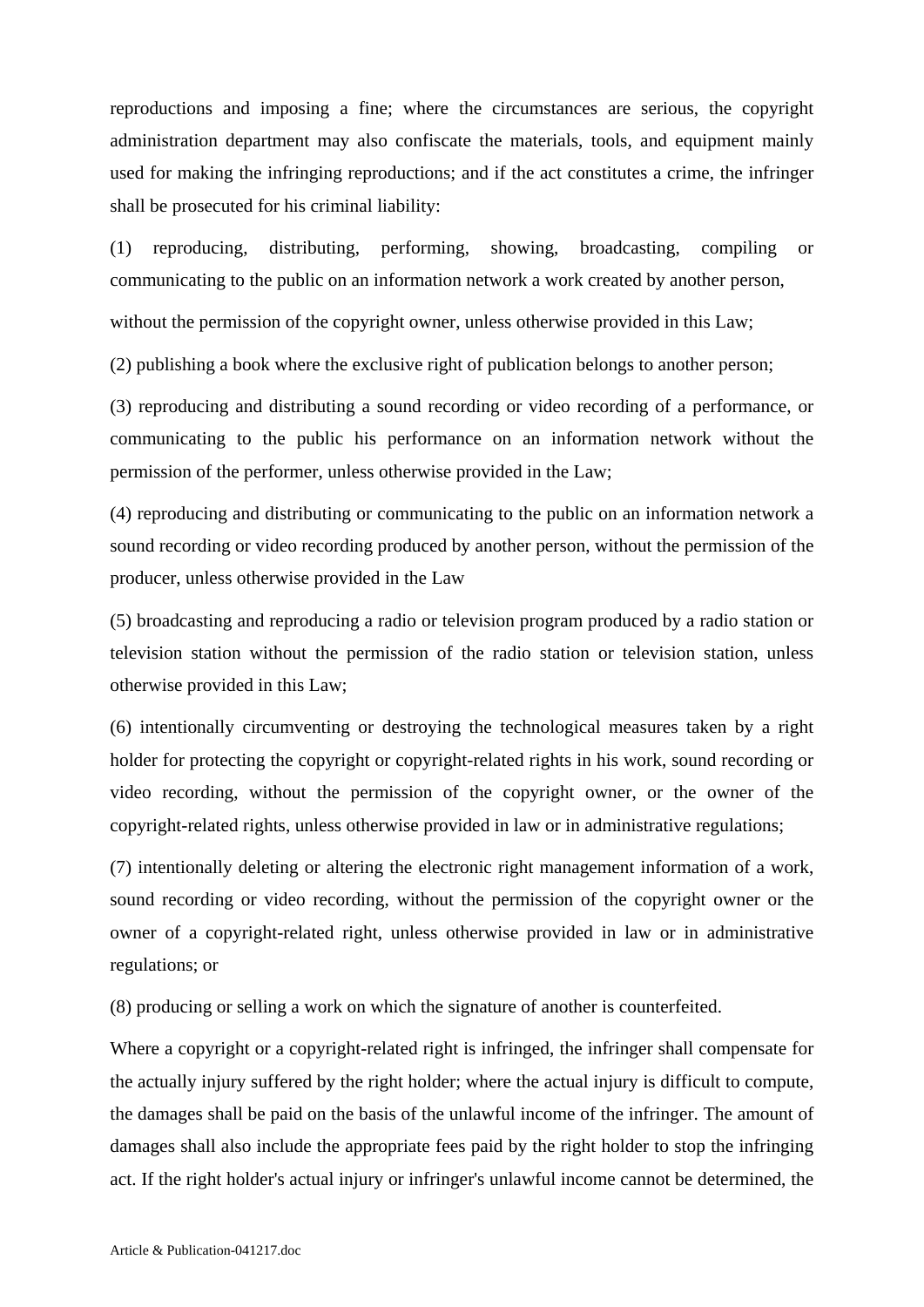reproductions and imposing a fine; where the circumstances are serious, the copyright administration department may also confiscate the materials, tools, and equipment mainly used for making the infringing reproductions; and if the act constitutes a crime, the infringer shall be prosecuted for his criminal liability:

(1) reproducing, distributing, performing, showing, broadcasting, compiling or communicating to the public on an information network a work created by another person,

without the permission of the copyright owner, unless otherwise provided in this Law;

(2) publishing a book where the exclusive right of publication belongs to another person;

(3) reproducing and distributing a sound recording or video recording of a performance, or communicating to the public his performance on an information network without the permission of the performer, unless otherwise provided in the Law;

(4) reproducing and distributing or communicating to the public on an information network a sound recording or video recording produced by another person, without the permission of the producer, unless otherwise provided in the Law

(5) broadcasting and reproducing a radio or television program produced by a radio station or television station without the permission of the radio station or television station, unless otherwise provided in this Law;

(6) intentionally circumventing or destroying the technological measures taken by a right holder for protecting the copyright or copyright-related rights in his work, sound recording or video recording, without the permission of the copyright owner, or the owner of the copyright-related rights, unless otherwise provided in law or in administrative regulations;

(7) intentionally deleting or altering the electronic right management information of a work, sound recording or video recording, without the permission of the copyright owner or the owner of a copyright-related right, unless otherwise provided in law or in administrative regulations; or

(8) producing or selling a work on which the signature of another is counterfeited.

Where a copyright or a copyright-related right is infringed, the infringer shall compensate for the actually injury suffered by the right holder; where the actual injury is difficult to compute, the damages shall be paid on the basis of the unlawful income of the infringer. The amount of damages shall also include the appropriate fees paid by the right holder to stop the infringing act. If the right holder's actual injury or infringer's unlawful income cannot be determined, the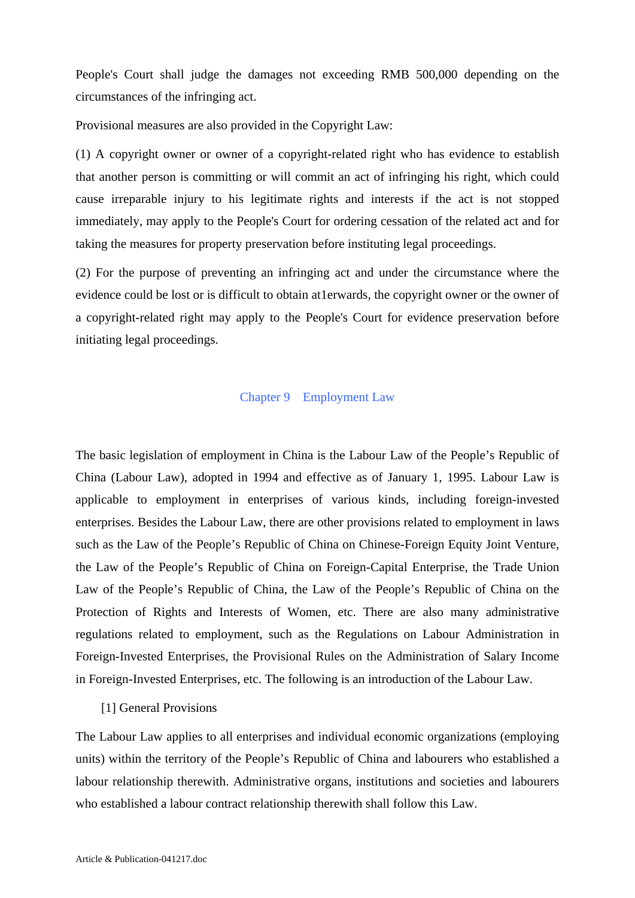People's Court shall judge the damages not exceeding RMB 500,000 depending on the circumstances of the infringing act.

Provisional measures are also provided in the Copyright Law:

(1) A copyright owner or owner of a copyright-related right who has evidence to establish that another person is committing or will commit an act of infringing his right, which could cause irreparable injury to his legitimate rights and interests if the act is not stopped immediately, may apply to the People's Court for ordering cessation of the related act and for taking the measures for property preservation before instituting legal proceedings.

(2) For the purpose of preventing an infringing act and under the circumstance where the evidence could be lost or is difficult to obtain at1erwards, the copyright owner or the owner of a copyright-related right may apply to the People's Court for evidence preservation before initiating legal proceedings.

## Chapter 9 Employment Law

The basic legislation of employment in China is the Labour Law of the People's Republic of China (Labour Law), adopted in 1994 and effective as of January 1, 1995. Labour Law is applicable to employment in enterprises of various kinds, including foreign-invested enterprises. Besides the Labour Law, there are other provisions related to employment in laws such as the Law of the People's Republic of China on Chinese-Foreign Equity Joint Venture, the Law of the People's Republic of China on Foreign-Capital Enterprise, the Trade Union Law of the People's Republic of China, the Law of the People's Republic of China on the Protection of Rights and Interests of Women, etc. There are also many administrative regulations related to employment, such as the Regulations on Labour Administration in Foreign-Invested Enterprises, the Provisional Rules on the Administration of Salary Income in Foreign-Invested Enterprises, etc. The following is an introduction of the Labour Law.

### [1] General Provisions

The Labour Law applies to all enterprises and individual economic organizations (employing units) within the territory of the People's Republic of China and labourers who established a labour relationship therewith. Administrative organs, institutions and societies and labourers who established a labour contract relationship therewith shall follow this Law.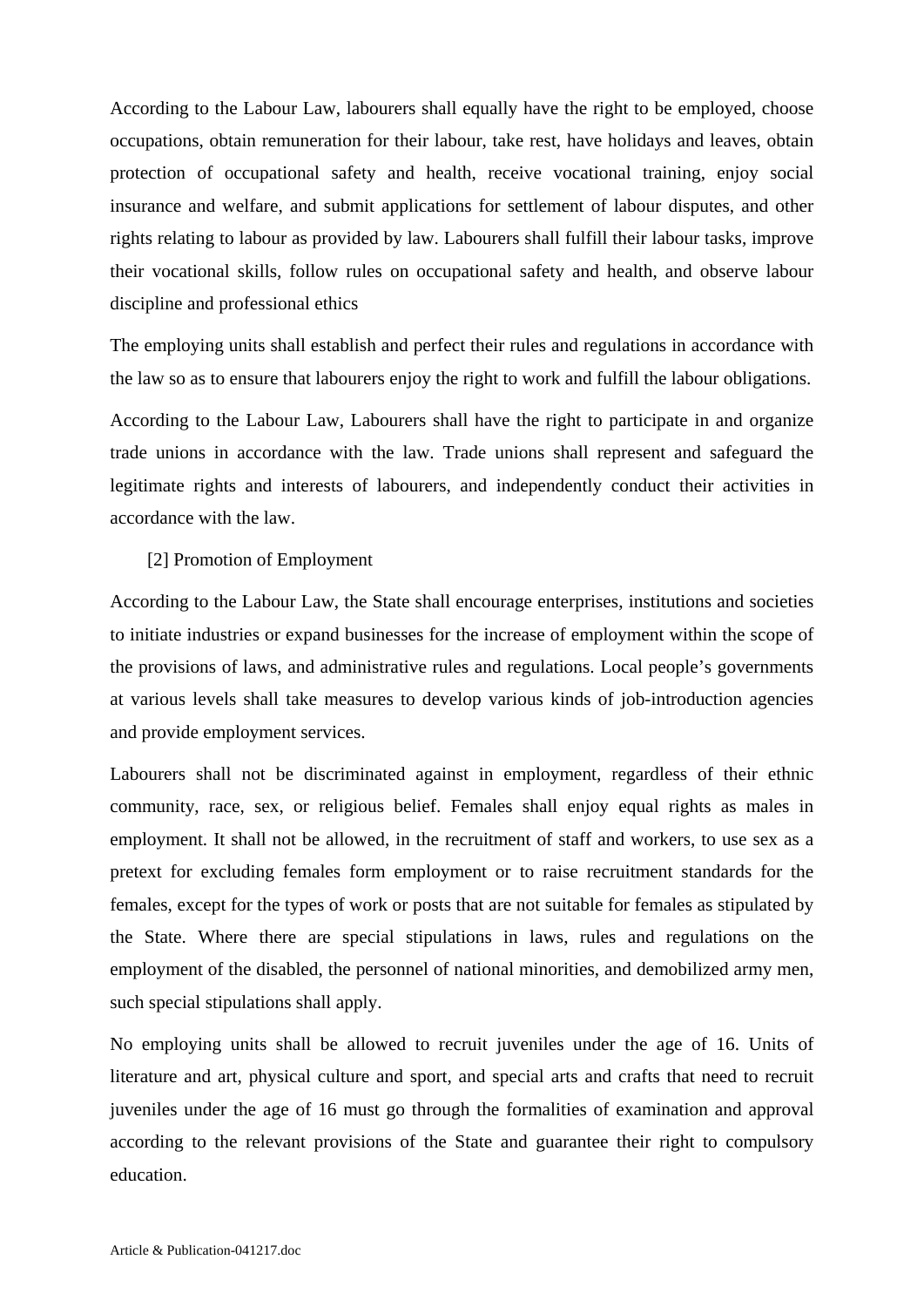According to the Labour Law, labourers shall equally have the right to be employed, choose occupations, obtain remuneration for their labour, take rest, have holidays and leaves, obtain protection of occupational safety and health, receive vocational training, enjoy social insurance and welfare, and submit applications for settlement of labour disputes, and other rights relating to labour as provided by law. Labourers shall fulfill their labour tasks, improve their vocational skills, follow rules on occupational safety and health, and observe labour discipline and professional ethics

The employing units shall establish and perfect their rules and regulations in accordance with the law so as to ensure that labourers enjoy the right to work and fulfill the labour obligations.

According to the Labour Law, Labourers shall have the right to participate in and organize trade unions in accordance with the law. Trade unions shall represent and safeguard the legitimate rights and interests of labourers, and independently conduct their activities in accordance with the law.

[2] Promotion of Employment

According to the Labour Law, the State shall encourage enterprises, institutions and societies to initiate industries or expand businesses for the increase of employment within the scope of the provisions of laws, and administrative rules and regulations. Local people's governments at various levels shall take measures to develop various kinds of job-introduction agencies and provide employment services.

Labourers shall not be discriminated against in employment, regardless of their ethnic community, race, sex, or religious belief. Females shall enjoy equal rights as males in employment. It shall not be allowed, in the recruitment of staff and workers, to use sex as a pretext for excluding females form employment or to raise recruitment standards for the females, except for the types of work or posts that are not suitable for females as stipulated by the State. Where there are special stipulations in laws, rules and regulations on the employment of the disabled, the personnel of national minorities, and demobilized army men, such special stipulations shall apply.

No employing units shall be allowed to recruit juveniles under the age of 16. Units of literature and art, physical culture and sport, and special arts and crafts that need to recruit juveniles under the age of 16 must go through the formalities of examination and approval according to the relevant provisions of the State and guarantee their right to compulsory education.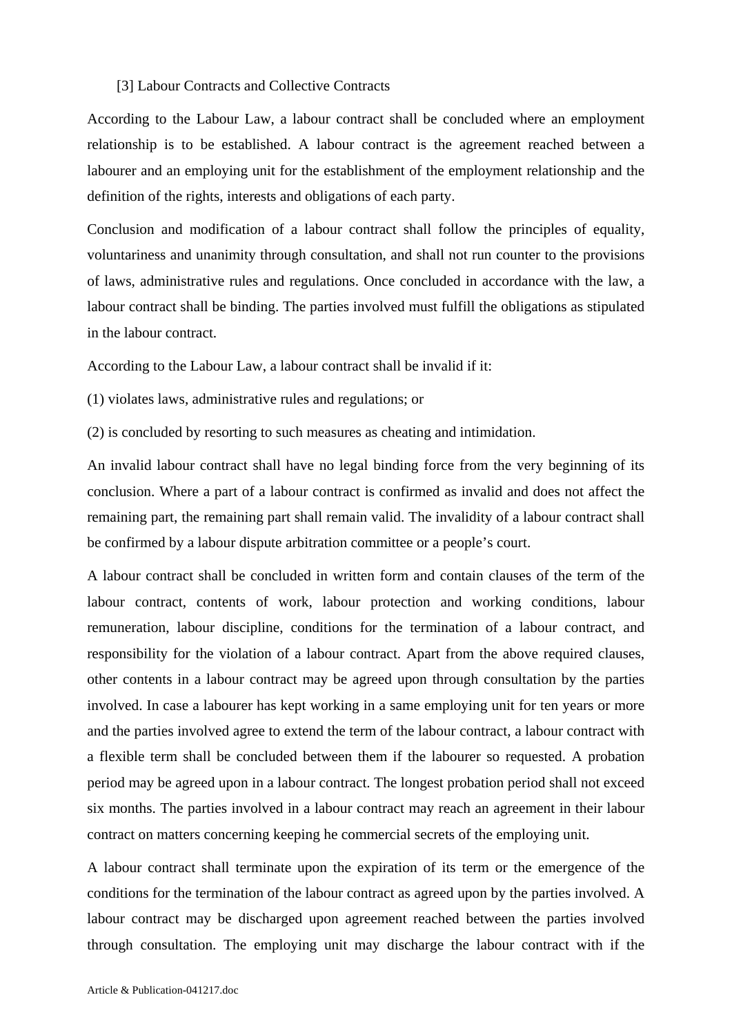[3] Labour Contracts and Collective Contracts

According to the Labour Law, a labour contract shall be concluded where an employment relationship is to be established. A labour contract is the agreement reached between a labourer and an employing unit for the establishment of the employment relationship and the definition of the rights, interests and obligations of each party.

Conclusion and modification of a labour contract shall follow the principles of equality, voluntariness and unanimity through consultation, and shall not run counter to the provisions of laws, administrative rules and regulations. Once concluded in accordance with the law, a labour contract shall be binding. The parties involved must fulfill the obligations as stipulated in the labour contract.

According to the Labour Law, a labour contract shall be invalid if it:

(1) violates laws, administrative rules and regulations; or

(2) is concluded by resorting to such measures as cheating and intimidation.

An invalid labour contract shall have no legal binding force from the very beginning of its conclusion. Where a part of a labour contract is confirmed as invalid and does not affect the remaining part, the remaining part shall remain valid. The invalidity of a labour contract shall be confirmed by a labour dispute arbitration committee or a people's court.

A labour contract shall be concluded in written form and contain clauses of the term of the labour contract, contents of work, labour protection and working conditions, labour remuneration, labour discipline, conditions for the termination of a labour contract, and responsibility for the violation of a labour contract. Apart from the above required clauses, other contents in a labour contract may be agreed upon through consultation by the parties involved. In case a labourer has kept working in a same employing unit for ten years or more and the parties involved agree to extend the term of the labour contract, a labour contract with a flexible term shall be concluded between them if the labourer so requested. A probation period may be agreed upon in a labour contract. The longest probation period shall not exceed six months. The parties involved in a labour contract may reach an agreement in their labour contract on matters concerning keeping he commercial secrets of the employing unit.

A labour contract shall terminate upon the expiration of its term or the emergence of the conditions for the termination of the labour contract as agreed upon by the parties involved. A labour contract may be discharged upon agreement reached between the parties involved through consultation. The employing unit may discharge the labour contract with if the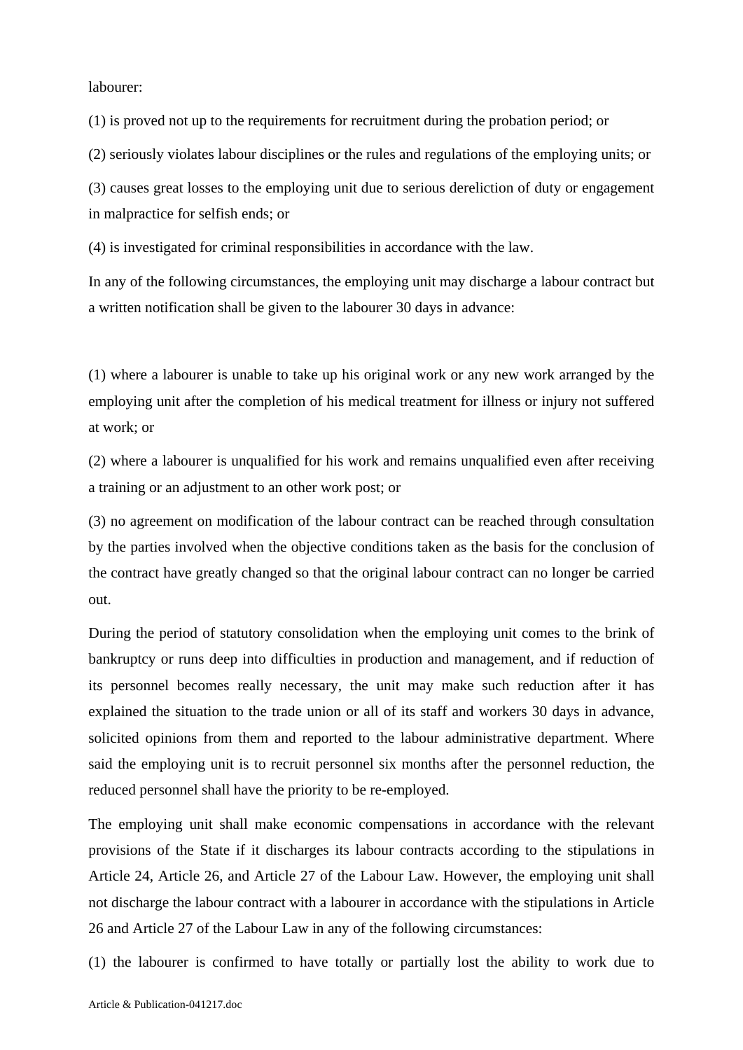labourer:

(1) is proved not up to the requirements for recruitment during the probation period; or

(2) seriously violates labour disciplines or the rules and regulations of the employing units; or

(3) causes great losses to the employing unit due to serious dereliction of duty or engagement in malpractice for selfish ends; or

(4) is investigated for criminal responsibilities in accordance with the law.

In any of the following circumstances, the employing unit may discharge a labour contract but a written notification shall be given to the labourer 30 days in advance:

(1) where a labourer is unable to take up his original work or any new work arranged by the employing unit after the completion of his medical treatment for illness or injury not suffered at work; or

(2) where a labourer is unqualified for his work and remains unqualified even after receiving a training or an adjustment to an other work post; or

(3) no agreement on modification of the labour contract can be reached through consultation by the parties involved when the objective conditions taken as the basis for the conclusion of the contract have greatly changed so that the original labour contract can no longer be carried out.

During the period of statutory consolidation when the employing unit comes to the brink of bankruptcy or runs deep into difficulties in production and management, and if reduction of its personnel becomes really necessary, the unit may make such reduction after it has explained the situation to the trade union or all of its staff and workers 30 days in advance, solicited opinions from them and reported to the labour administrative department. Where said the employing unit is to recruit personnel six months after the personnel reduction, the reduced personnel shall have the priority to be re-employed.

The employing unit shall make economic compensations in accordance with the relevant provisions of the State if it discharges its labour contracts according to the stipulations in Article 24, Article 26, and Article 27 of the Labour Law. However, the employing unit shall not discharge the labour contract with a labourer in accordance with the stipulations in Article 26 and Article 27 of the Labour Law in any of the following circumstances:

(1) the labourer is confirmed to have totally or partially lost the ability to work due to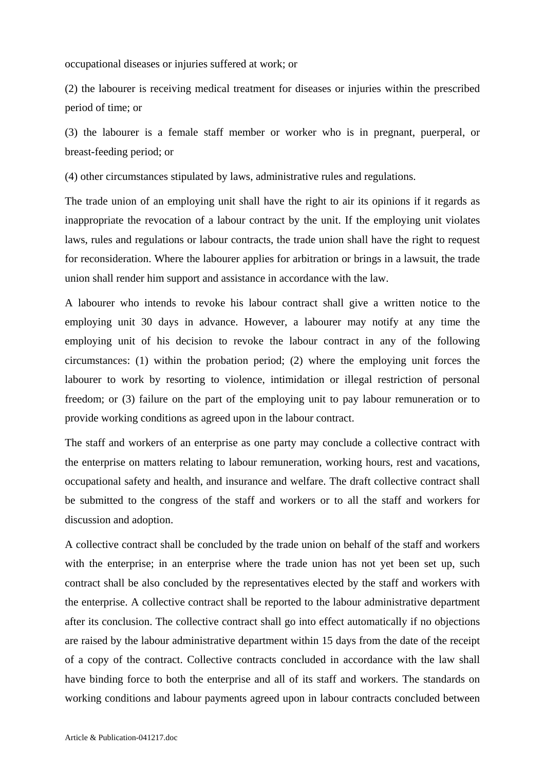occupational diseases or injuries suffered at work; or

(2) the labourer is receiving medical treatment for diseases or injuries within the prescribed period of time; or

(3) the labourer is a female staff member or worker who is in pregnant, puerperal, or breast-feeding period; or

(4) other circumstances stipulated by laws, administrative rules and regulations.

The trade union of an employing unit shall have the right to air its opinions if it regards as inappropriate the revocation of a labour contract by the unit. If the employing unit violates laws, rules and regulations or labour contracts, the trade union shall have the right to request for reconsideration. Where the labourer applies for arbitration or brings in a lawsuit, the trade union shall render him support and assistance in accordance with the law.

A labourer who intends to revoke his labour contract shall give a written notice to the employing unit 30 days in advance. However, a labourer may notify at any time the employing unit of his decision to revoke the labour contract in any of the following circumstances: (1) within the probation period; (2) where the employing unit forces the labourer to work by resorting to violence, intimidation or illegal restriction of personal freedom; or (3) failure on the part of the employing unit to pay labour remuneration or to provide working conditions as agreed upon in the labour contract.

The staff and workers of an enterprise as one party may conclude a collective contract with the enterprise on matters relating to labour remuneration, working hours, rest and vacations, occupational safety and health, and insurance and welfare. The draft collective contract shall be submitted to the congress of the staff and workers or to all the staff and workers for discussion and adoption.

A collective contract shall be concluded by the trade union on behalf of the staff and workers with the enterprise; in an enterprise where the trade union has not yet been set up, such contract shall be also concluded by the representatives elected by the staff and workers with the enterprise. A collective contract shall be reported to the labour administrative department after its conclusion. The collective contract shall go into effect automatically if no objections are raised by the labour administrative department within 15 days from the date of the receipt of a copy of the contract. Collective contracts concluded in accordance with the law shall have binding force to both the enterprise and all of its staff and workers. The standards on working conditions and labour payments agreed upon in labour contracts concluded between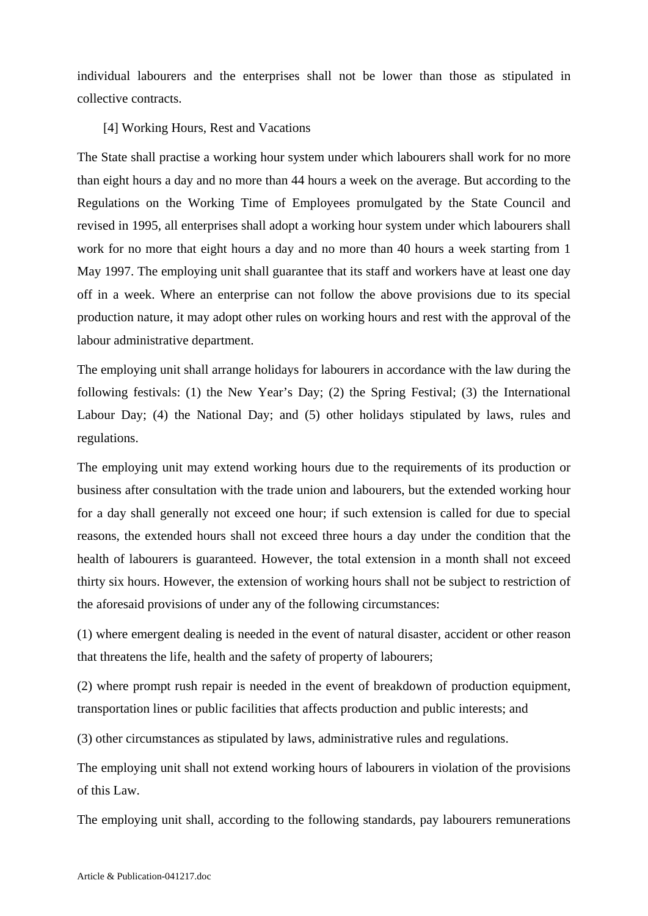individual labourers and the enterprises shall not be lower than those as stipulated in collective contracts.

[4] Working Hours, Rest and Vacations

The State shall practise a working hour system under which labourers shall work for no more than eight hours a day and no more than 44 hours a week on the average. But according to the Regulations on the Working Time of Employees promulgated by the State Council and revised in 1995, all enterprises shall adopt a working hour system under which labourers shall work for no more that eight hours a day and no more than 40 hours a week starting from 1 May 1997. The employing unit shall guarantee that its staff and workers have at least one day off in a week. Where an enterprise can not follow the above provisions due to its special production nature, it may adopt other rules on working hours and rest with the approval of the labour administrative department.

The employing unit shall arrange holidays for labourers in accordance with the law during the following festivals: (1) the New Year's Day; (2) the Spring Festival; (3) the International Labour Day; (4) the National Day; and (5) other holidays stipulated by laws, rules and regulations.

The employing unit may extend working hours due to the requirements of its production or business after consultation with the trade union and labourers, but the extended working hour for a day shall generally not exceed one hour; if such extension is called for due to special reasons, the extended hours shall not exceed three hours a day under the condition that the health of labourers is guaranteed. However, the total extension in a month shall not exceed thirty six hours. However, the extension of working hours shall not be subject to restriction of the aforesaid provisions of under any of the following circumstances:

(1) where emergent dealing is needed in the event of natural disaster, accident or other reason that threatens the life, health and the safety of property of labourers;

(2) where prompt rush repair is needed in the event of breakdown of production equipment, transportation lines or public facilities that affects production and public interests; and

(3) other circumstances as stipulated by laws, administrative rules and regulations.

The employing unit shall not extend working hours of labourers in violation of the provisions of this Law.

The employing unit shall, according to the following standards, pay labourers remunerations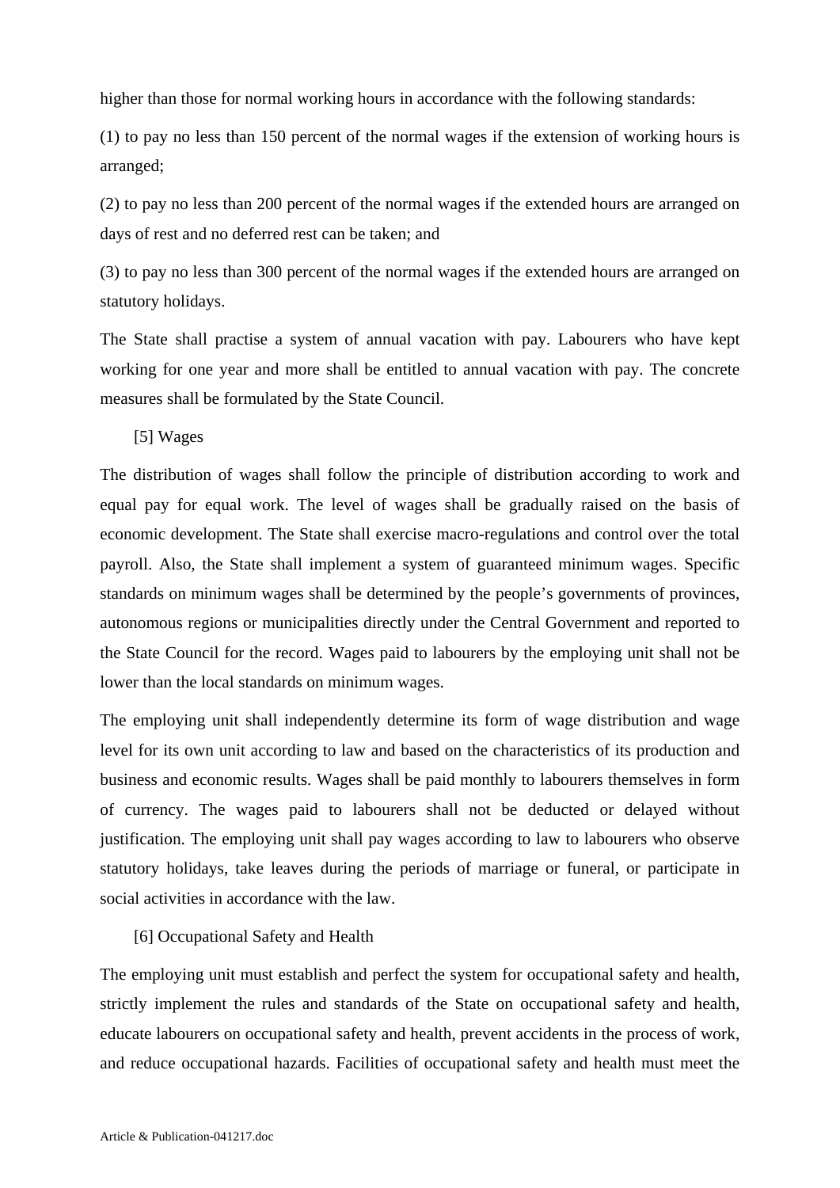higher than those for normal working hours in accordance with the following standards:

(1) to pay no less than 150 percent of the normal wages if the extension of working hours is arranged;

(2) to pay no less than 200 percent of the normal wages if the extended hours are arranged on days of rest and no deferred rest can be taken; and

(3) to pay no less than 300 percent of the normal wages if the extended hours are arranged on statutory holidays.

The State shall practise a system of annual vacation with pay. Labourers who have kept working for one year and more shall be entitled to annual vacation with pay. The concrete measures shall be formulated by the State Council.

[5] Wages

The distribution of wages shall follow the principle of distribution according to work and equal pay for equal work. The level of wages shall be gradually raised on the basis of economic development. The State shall exercise macro-regulations and control over the total payroll. Also, the State shall implement a system of guaranteed minimum wages. Specific standards on minimum wages shall be determined by the people's governments of provinces, autonomous regions or municipalities directly under the Central Government and reported to the State Council for the record. Wages paid to labourers by the employing unit shall not be lower than the local standards on minimum wages.

The employing unit shall independently determine its form of wage distribution and wage level for its own unit according to law and based on the characteristics of its production and business and economic results. Wages shall be paid monthly to labourers themselves in form of currency. The wages paid to labourers shall not be deducted or delayed without justification. The employing unit shall pay wages according to law to labourers who observe statutory holidays, take leaves during the periods of marriage or funeral, or participate in social activities in accordance with the law.

[6] Occupational Safety and Health

The employing unit must establish and perfect the system for occupational safety and health, strictly implement the rules and standards of the State on occupational safety and health, educate labourers on occupational safety and health, prevent accidents in the process of work, and reduce occupational hazards. Facilities of occupational safety and health must meet the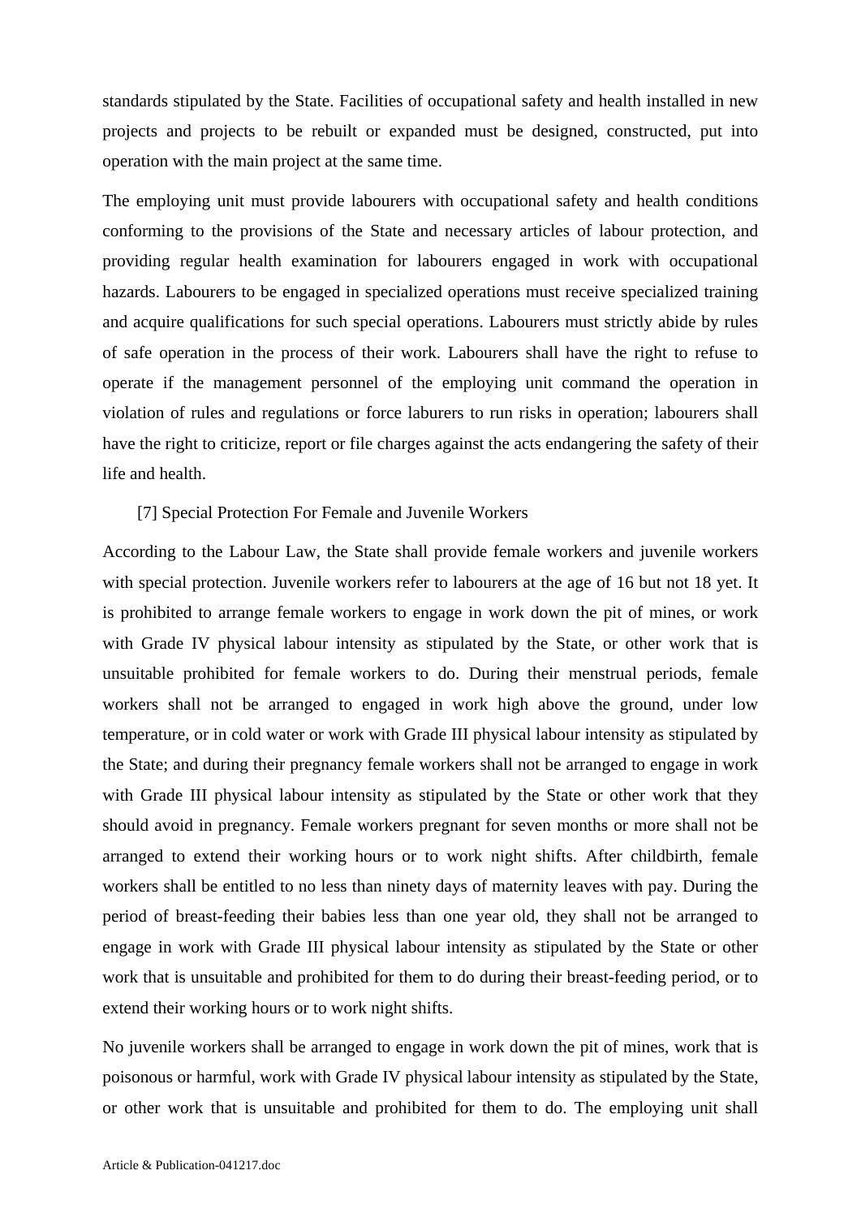standards stipulated by the State. Facilities of occupational safety and health installed in new projects and projects to be rebuilt or expanded must be designed, constructed, put into operation with the main project at the same time.

The employing unit must provide labourers with occupational safety and health conditions conforming to the provisions of the State and necessary articles of labour protection, and providing regular health examination for labourers engaged in work with occupational hazards. Labourers to be engaged in specialized operations must receive specialized training and acquire qualifications for such special operations. Labourers must strictly abide by rules of safe operation in the process of their work. Labourers shall have the right to refuse to operate if the management personnel of the employing unit command the operation in violation of rules and regulations or force laburers to run risks in operation; labourers shall have the right to criticize, report or file charges against the acts endangering the safety of their life and health.

[7] Special Protection For Female and Juvenile Workers

According to the Labour Law, the State shall provide female workers and juvenile workers with special protection. Juvenile workers refer to labourers at the age of 16 but not 18 yet. It is prohibited to arrange female workers to engage in work down the pit of mines, or work with Grade IV physical labour intensity as stipulated by the State, or other work that is unsuitable prohibited for female workers to do. During their menstrual periods, female workers shall not be arranged to engaged in work high above the ground, under low temperature, or in cold water or work with Grade III physical labour intensity as stipulated by the State; and during their pregnancy female workers shall not be arranged to engage in work with Grade III physical labour intensity as stipulated by the State or other work that they should avoid in pregnancy. Female workers pregnant for seven months or more shall not be arranged to extend their working hours or to work night shifts. After childbirth, female workers shall be entitled to no less than ninety days of maternity leaves with pay. During the period of breast-feeding their babies less than one year old, they shall not be arranged to engage in work with Grade III physical labour intensity as stipulated by the State or other work that is unsuitable and prohibited for them to do during their breast-feeding period, or to extend their working hours or to work night shifts.

No juvenile workers shall be arranged to engage in work down the pit of mines, work that is poisonous or harmful, work with Grade IV physical labour intensity as stipulated by the State, or other work that is unsuitable and prohibited for them to do. The employing unit shall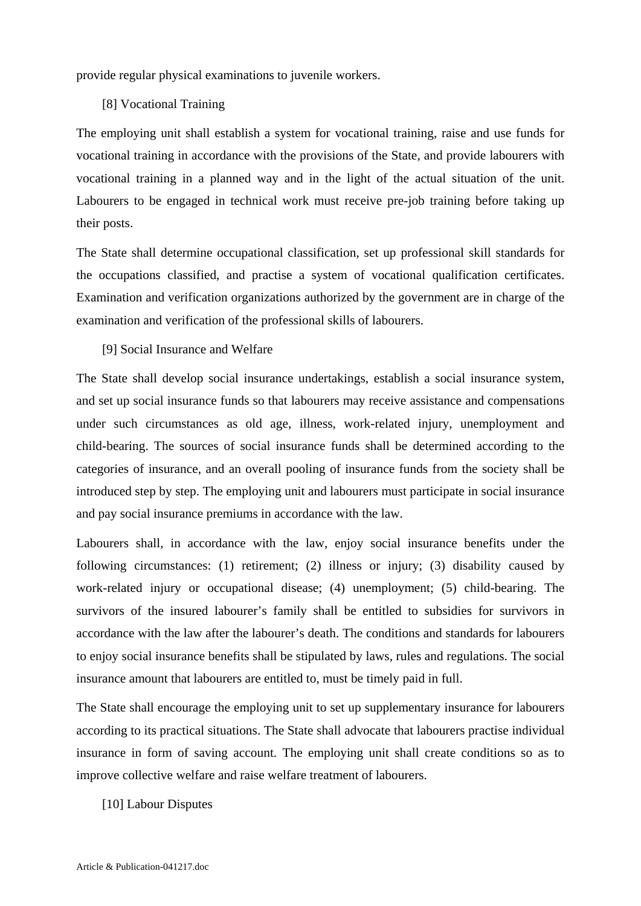provide regular physical examinations to juvenile workers.

[8] Vocational Training

The employing unit shall establish a system for vocational training, raise and use funds for vocational training in accordance with the provisions of the State, and provide labourers with vocational training in a planned way and in the light of the actual situation of the unit. Labourers to be engaged in technical work must receive pre-job training before taking up their posts.

The State shall determine occupational classification, set up professional skill standards for the occupations classified, and practise a system of vocational qualification certificates. Examination and verification organizations authorized by the government are in charge of the examination and verification of the professional skills of labourers.

[9] Social Insurance and Welfare

The State shall develop social insurance undertakings, establish a social insurance system, and set up social insurance funds so that labourers may receive assistance and compensations under such circumstances as old age, illness, work-related injury, unemployment and child-bearing. The sources of social insurance funds shall be determined according to the categories of insurance, and an overall pooling of insurance funds from the society shall be introduced step by step. The employing unit and labourers must participate in social insurance and pay social insurance premiums in accordance with the law.

Labourers shall, in accordance with the law, enjoy social insurance benefits under the following circumstances: (1) retirement; (2) illness or injury; (3) disability caused by work-related injury or occupational disease; (4) unemployment; (5) child-bearing. The survivors of the insured labourer's family shall be entitled to subsidies for survivors in accordance with the law after the labourer's death. The conditions and standards for labourers to enjoy social insurance benefits shall be stipulated by laws, rules and regulations. The social insurance amount that labourers are entitled to, must be timely paid in full.

The State shall encourage the employing unit to set up supplementary insurance for labourers according to its practical situations. The State shall advocate that labourers practise individual insurance in form of saving account. The employing unit shall create conditions so as to improve collective welfare and raise welfare treatment of labourers.

[10] Labour Disputes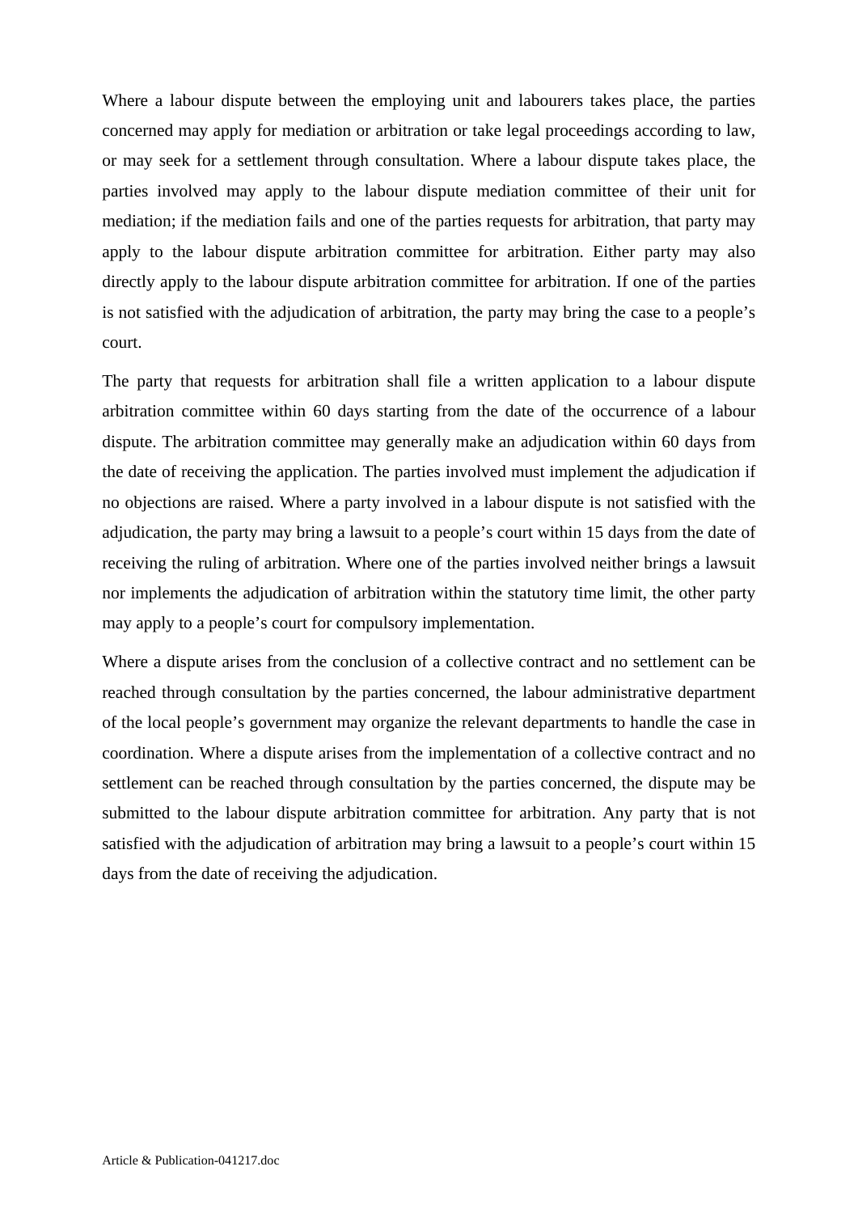Where a labour dispute between the employing unit and labourers takes place, the parties concerned may apply for mediation or arbitration or take legal proceedings according to law, or may seek for a settlement through consultation. Where a labour dispute takes place, the parties involved may apply to the labour dispute mediation committee of their unit for mediation; if the mediation fails and one of the parties requests for arbitration, that party may apply to the labour dispute arbitration committee for arbitration. Either party may also directly apply to the labour dispute arbitration committee for arbitration. If one of the parties is not satisfied with the adjudication of arbitration, the party may bring the case to a people's court.

The party that requests for arbitration shall file a written application to a labour dispute arbitration committee within 60 days starting from the date of the occurrence of a labour dispute. The arbitration committee may generally make an adjudication within 60 days from the date of receiving the application. The parties involved must implement the adjudication if no objections are raised. Where a party involved in a labour dispute is not satisfied with the adjudication, the party may bring a lawsuit to a people's court within 15 days from the date of receiving the ruling of arbitration. Where one of the parties involved neither brings a lawsuit nor implements the adjudication of arbitration within the statutory time limit, the other party may apply to a people's court for compulsory implementation.

Where a dispute arises from the conclusion of a collective contract and no settlement can be reached through consultation by the parties concerned, the labour administrative department of the local people's government may organize the relevant departments to handle the case in coordination. Where a dispute arises from the implementation of a collective contract and no settlement can be reached through consultation by the parties concerned, the dispute may be submitted to the labour dispute arbitration committee for arbitration. Any party that is not satisfied with the adjudication of arbitration may bring a lawsuit to a people's court within 15 days from the date of receiving the adjudication.